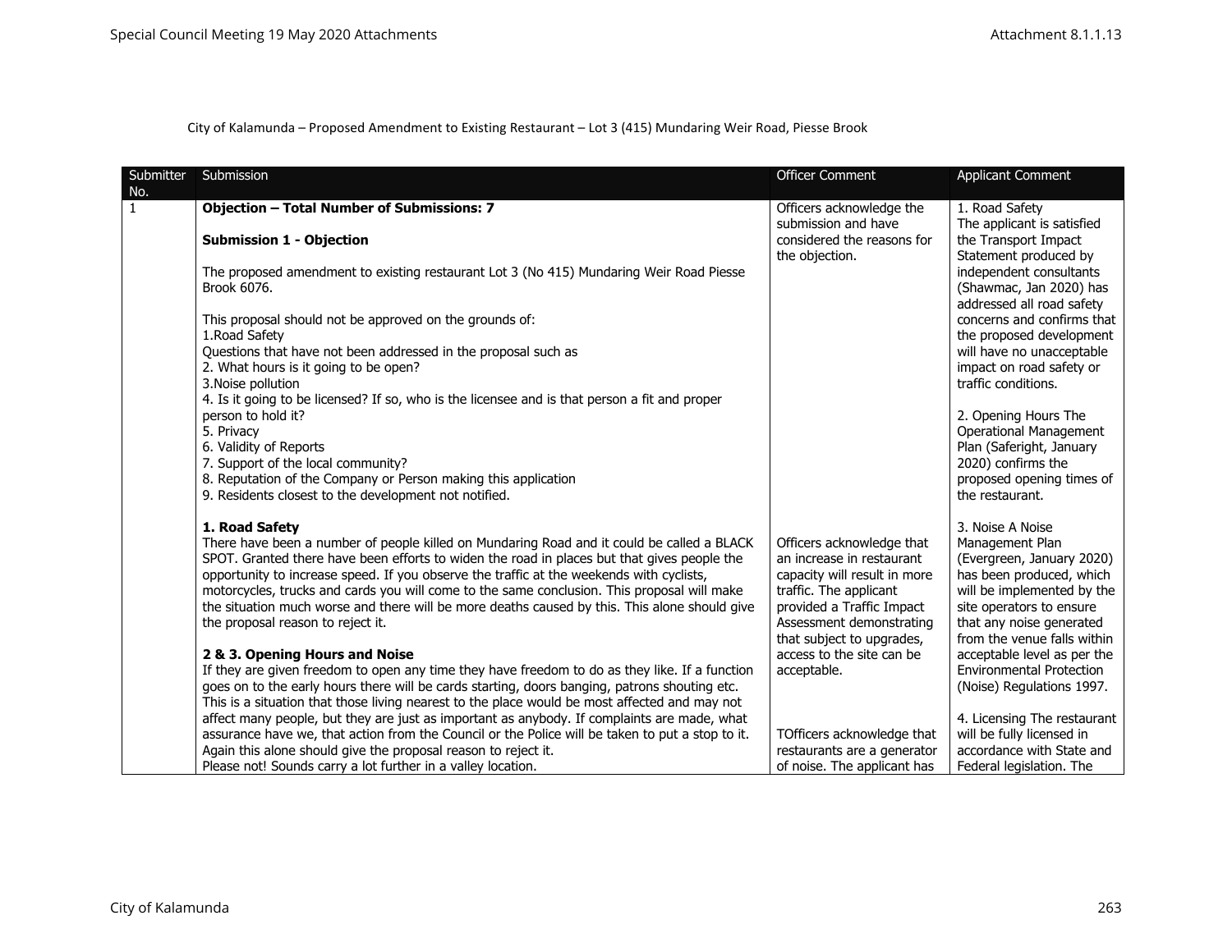City of Kalamunda – Proposed Amendment to Existing Restaurant – Lot 3 (415) Mundaring Weir Road, Piesse Brook

| Submitter No. | Submission | Officer Comment | Applicant Comment |
|---|---|---|---|
| 1 | **Objection – Total Number of Submissions: 7**<br><br>**Submission 1 - Objection**<br><br>The proposed amendment to existing restaurant Lot 3 (No 415) Mundaring Weir Road Piesse Brook 6076.<br><br>This proposal should not be approved on the grounds of:<br>1.Road Safety<br>Questions that have not been addressed in the proposal such as<br>2. What hours is it going to be open?<br>3.Noise pollution<br>4. Is it going to be licensed? If so, who is the licensee and is that person a fit and proper person to hold it?<br>5. Privacy<br>6. Validity of Reports<br>7. Support of the local community?<br>8. Reputation of the Company or Person making this application<br>9. Residents closest to the development not notified.<br><br>**1. Road Safety**<br>There have been a number of people killed on Mundaring Road and it could be called a BLACK SPOT. Granted there have been efforts to widen the road in places but that gives people the opportunity to increase speed. If you observe the traffic at the weekends with cyclists, motorcycles, trucks and cards you will come to the same conclusion. This proposal will make the situation much worse and there will be more deaths caused by this. This alone should give the proposal reason to reject it.<br><br>**2 & 3. Opening Hours and Noise**<br>If they are given freedom to open any time they have freedom to do as they like. If a function goes on to the early hours there will be cards starting, doors banging, patrons shouting etc. This is a situation that those living nearest to the place would be most affected and may not affect many people, but they are just as important as anybody. If complaints are made, what assurance have we, that action from the Council or the Police will be taken to put a stop to it. Again this alone should give the proposal reason to reject it.<br>Please not! Sounds carry a lot further in a valley location. | Officers acknowledge the submission and have considered the reasons for the objection.<br><br>Officers acknowledge that an increase in restaurant capacity will result in more traffic. The applicant provided a Traffic Impact Assessment demonstrating that subject to upgrades, access to the site can be acceptable.<br><br>TOfficers acknowledge that restaurants are a generator of noise. The applicant has | 1. Road Safety<br>The applicant is satisfied the Transport Impact Statement produced by independent consultants (Shawmac, Jan 2020) has addressed all road safety concerns and confirms that the proposed development will have no unacceptable impact on road safety or traffic conditions.<br><br>2. Opening Hours The Operational Management Plan (Saferight, January 2020) confirms the proposed opening times of the restaurant.<br><br>3. Noise A Noise Management Plan (Evergreen, January 2020) has been produced, which will be implemented by the site operators to ensure that any noise generated from the venue falls within acceptable level as per the Environmental Protection (Noise) Regulations 1997.<br><br>4. Licensing The restaurant will be fully licensed in accordance with State and Federal legislation. The |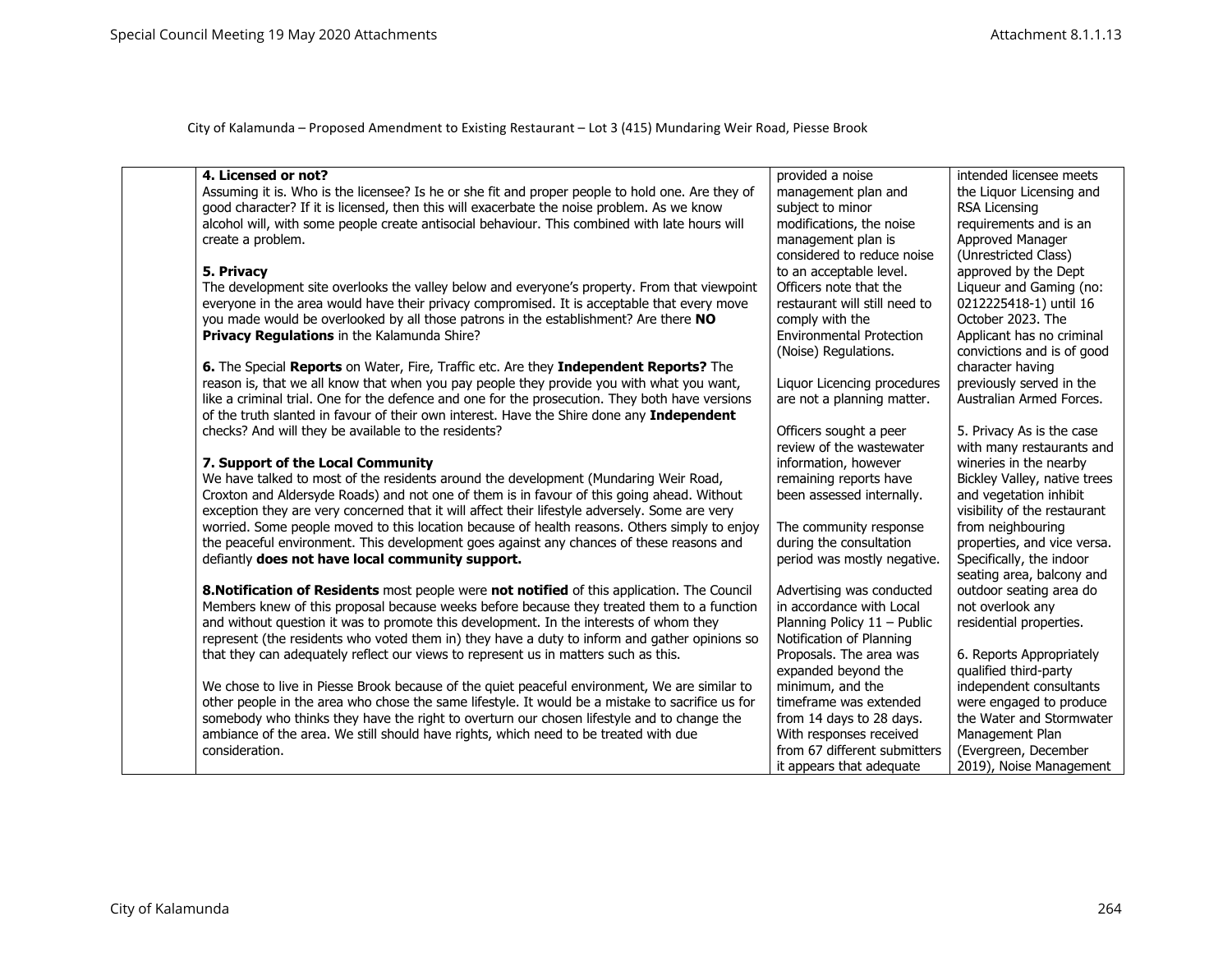City of Kalamunda – Proposed Amendment to Existing Restaurant – Lot 3 (415) Mundaring Weir Road, Piesse Brook

| | | | |
|---|---|---|---|
| | **4. Licensed or not?**<br>Assuming it is. Who is the licensee? Is he or she fit and proper people to hold one. Are they of good character? If it is licensed, then this will exacerbate the noise problem. As we know alcohol will, with some people create antisocial behaviour. This combined with late hours will create a problem.<br><br>**5. Privacy**<br>The development site overlooks the valley below and everyone's property. From that viewpoint everyone in the area would have their privacy compromised. It is acceptable that every move you made would be overlooked by all those patrons in the establishment? Are there **NO Privacy Regulations** in the Kalamunda Shire?<br><br>**6.** The Special **Reports** on Water, Fire, Traffic etc. Are they **Independent Reports?** The reason is, that we all know that when you pay people they provide you with what you want, like a criminal trial. One for the defence and one for the prosecution. They both have versions of the truth slanted in favour of their own interest. Have the Shire done any **Independent** checks? And will they be available to the residents?<br><br>**7. Support of the Local Community**<br>We have talked to most of the residents around the development (Mundaring Weir Road, Croxton and Aldersyde Roads) and not one of them is in favour of this going ahead. Without exception they are very concerned that it will affect their lifestyle adversely. Some are very worried. Some people moved to this location because of health reasons. Others simply to enjoy the peaceful environment. This development goes against any chances of these reasons and defiantly **does not have local community support.**<br><br>**8.Notification of Residents** most people were **not notified** of this application. The Council Members knew of this proposal because weeks before because they treated them to a function and without question it was to promote this development. In the interests of whom they represent (the residents who voted them in) they have a duty to inform and gather opinions so that they can adequately reflect our views to represent us in matters such as this.<br><br>We chose to live in Piesse Brook because of the quiet peaceful environment, We are similar to other people in the area who chose the same lifestyle. It would be a mistake to sacrifice us for somebody who thinks they have the right to overturn our chosen lifestyle and to change the ambiance of the area. We still should have rights, which need to be treated with due consideration. | provided a noise management plan and subject to minor modifications, the noise management plan is considered to reduce noise to an acceptable level. Officers note that the restaurant will still need to comply with the Environmental Protection (Noise) Regulations.<br><br>Liquor Licencing procedures are not a planning matter.<br><br>Officers sought a peer review of the wastewater information, however remaining reports have been assessed internally.<br><br>The community response during the consultation period was mostly negative.<br><br>Advertising was conducted in accordance with Local Planning Policy 11 – Public Notification of Planning Proposals. The area was expanded beyond the minimum, and the timeframe was extended from 14 days to 28 days. With responses received from 67 different submitters it appears that adequate | intended licensee meets the Liquor Licensing and RSA Licensing requirements and is an Approved Manager (Unrestricted Class) approved by the Dept Liqueur and Gaming (no: 0212225418-1) until 16 October 2023. The Applicant has no criminal convictions and is of good character having previously served in the Australian Armed Forces.<br><br>5. Privacy As is the case with many restaurants and wineries in the nearby Bickley Valley, native trees and vegetation inhibit visibility of the restaurant from neighbouring properties, and vice versa. Specifically, the indoor seating area, balcony and outdoor seating area do not overlook any residential properties.<br><br>6. Reports Appropriately qualified third-party independent consultants were engaged to produce the Water and Stormwater Management Plan (Evergreen, December 2019), Noise Management |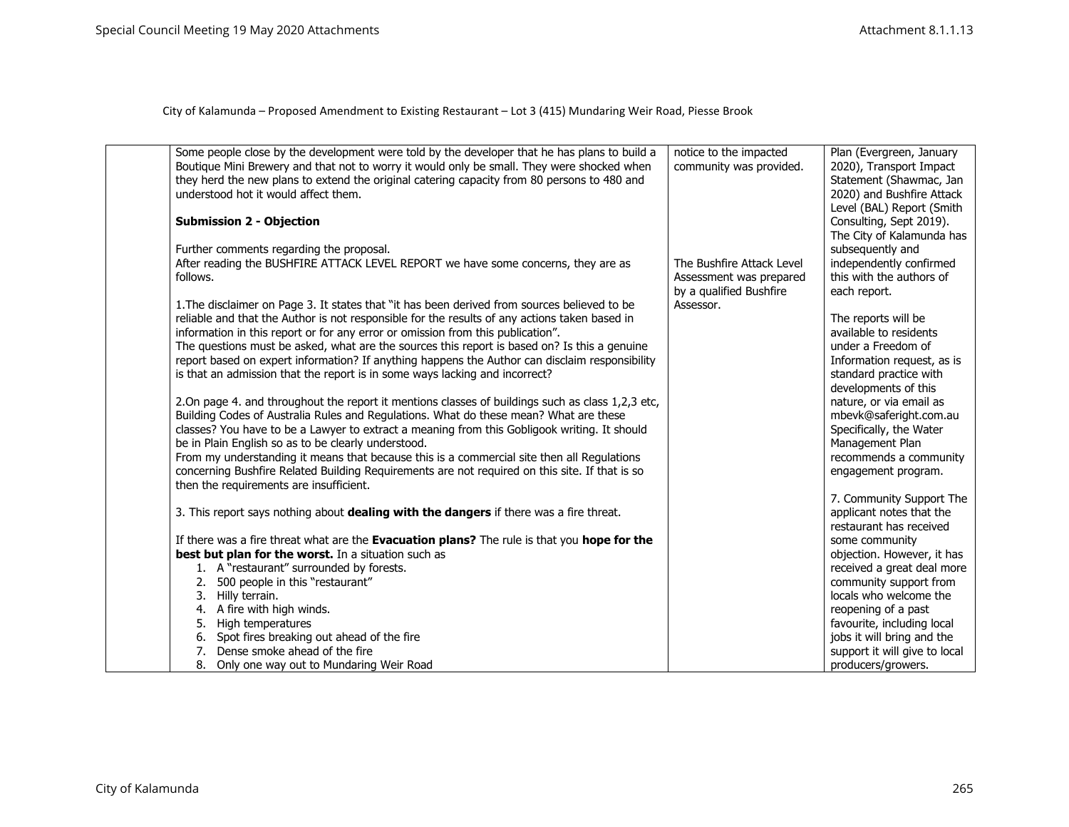City of Kalamunda – Proposed Amendment to Existing Restaurant – Lot 3 (415) Mundaring Weir Road, Piesse Brook

| | | | |
|---|---|---|---|
| | Some people close by the development were told by the developer that he has plans to build a Boutique Mini Brewery and that not to worry it would only be small. They were shocked when they herd the new plans to extend the original catering capacity from 80 persons to 480 and understood hot it would affect them.<br><br>**Submission 2 - Objection**<br><br>Further comments regarding the proposal.<br>After reading the BUSHFIRE ATTACK LEVEL REPORT we have some concerns, they are as follows.<br><br>1.The disclaimer on Page 3. It states that "it has been derived from sources believed to be reliable and that the Author is not responsible for the results of any actions taken based in information in this report or for any error or omission from this publication".<br>The questions must be asked, what are the sources this report is based on? Is this a genuine report based on expert information? If anything happens the Author can disclaim responsibility is that an admission that the report is in some ways lacking and incorrect?<br><br>2.On page 4. and throughout the report it mentions classes of buildings such as class 1,2,3 etc, Building Codes of Australia Rules and Regulations. What do these mean? What are these classes? You have to be a Lawyer to extract a meaning from this Gobligook writing. It should be in Plain English so as to be clearly understood.<br>From my understanding it means that because this is a commercial site then all Regulations concerning Bushfire Related Building Requirements are not required on this site. If that is so then the requirements are insufficient.<br><br>3. This report says nothing about **dealing with the dangers** if there was a fire threat.<br><br>If there was a fire threat what are the **Evacuation plans?** The rule is that you **hope for the best but plan for the worst.** In a situation such as<br>1. A "restaurant" surrounded by forests.<br>2. 500 people in this "restaurant"<br>3. Hilly terrain.<br>4. A fire with high winds.<br>5. High temperatures<br>6. Spot fires breaking out ahead of the fire<br>7. Dense smoke ahead of the fire<br>8. Only one way out to Mundaring Weir Road | notice to the impacted community was provided.<br><br><br><br><br><br>The Bushfire Attack Level Assessment was prepared by a qualified Bushfire Assessor. | Plan (Evergreen, January 2020), Transport Impact Statement (Shawmac, Jan 2020) and Bushfire Attack Level (BAL) Report (Smith Consulting, Sept 2019). The City of Kalamunda has subsequently and independently confirmed this with the authors of each report.<br><br>The reports will be available to residents under a Freedom of Information request, as is standard practice with developments of this nature, or via email as mbevk@saferight.com.au Specifically, the Water Management Plan recommends a community engagement program.<br><br>7. Community Support The applicant notes that the restaurant has received some community objection. However, it has received a great deal more community support from locals who welcome the reopening of a past favourite, including local jobs it will bring and the support it will give to local producers/growers. |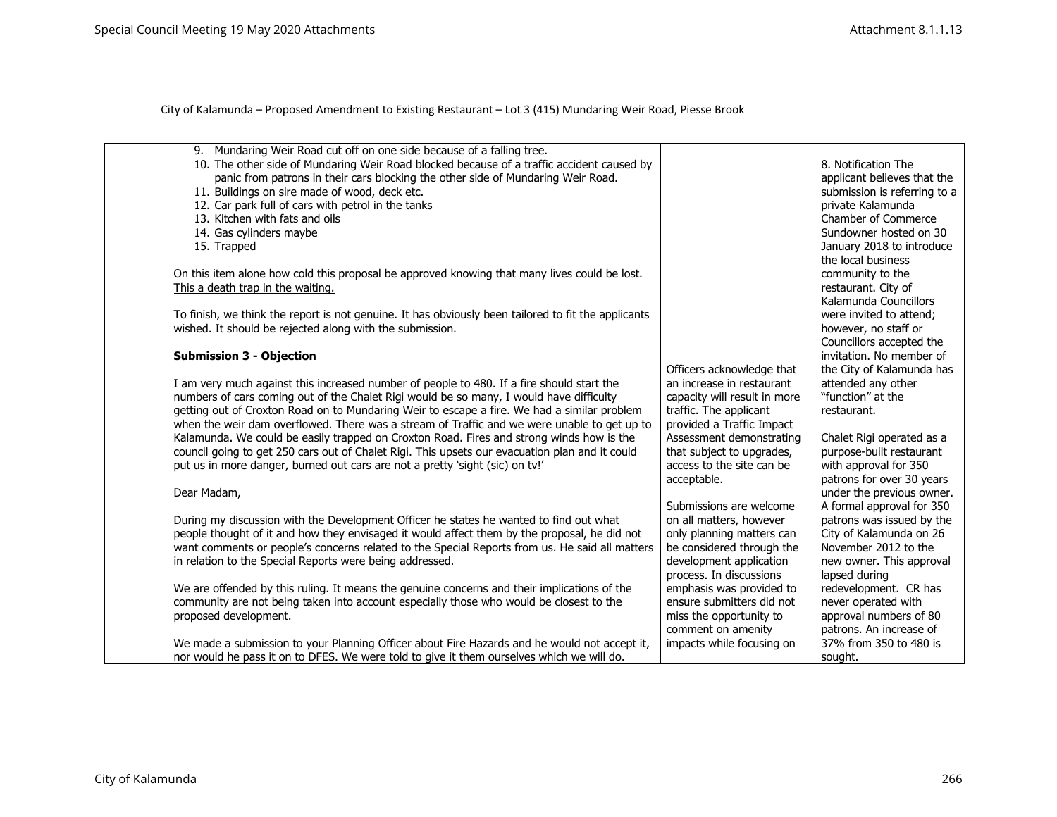City of Kalamunda – Proposed Amendment to Existing Restaurant – Lot 3 (415) Mundaring Weir Road, Piesse Brook

| | | | |
|---|---|---|---|
| | 9. Mundaring Weir Road cut off on one side because of a falling tree.<br>10. The other side of Mundaring Weir Road blocked because of a traffic accident caused by panic from patrons in their cars blocking the other side of Mundaring Weir Road.<br>11. Buildings on sire made of wood, deck etc.<br>12. Car park full of cars with petrol in the tanks<br>13. Kitchen with fats and oils<br>14. Gas cylinders maybe<br>15. Trapped<br><br>On this item alone how cold this proposal be approved knowing that many lives could be lost. <u>This a death trap in the waiting.</u><br><br>To finish, we think the report is not genuine. It has obviously been tailored to fit the applicants wished. It should be rejected along with the submission.<br><br>**Submission 3 - Objection**<br><br>I am very much against this increased number of people to 480. If a fire should start the numbers of cars coming out of the Chalet Rigi would be so many, I would have difficulty getting out of Croxton Road on to Mundaring Weir to escape a fire. We had a similar problem when the weir dam overflowed. There was a stream of Traffic and we were unable to get up to Kalamunda. We could be easily trapped on Croxton Road. Fires and strong winds how is the council going to get 250 cars out of Chalet Rigi. This upsets our evacuation plan and it could put us in more danger, burned out cars are not a pretty 'sight (sic) on tv!'<br><br>Dear Madam,<br><br>During my discussion with the Development Officer he states he wanted to find out what people thought of it and how they envisaged it would affect them by the proposal, he did not want comments or people's concerns related to the Special Reports from us. He said all matters in relation to the Special Reports were being addressed.<br><br>We are offended by this ruling. It means the genuine concerns and their implications of the community are not being taken into account especially those who would be closest to the proposed development.<br><br>We made a submission to your Planning Officer about Fire Hazards and he would not accept it, nor would he pass it on to DFES. We were told to give it them ourselves which we will do. | Officers acknowledge that an increase in restaurant capacity will result in more traffic. The applicant provided a Traffic Impact Assessment demonstrating that subject to upgrades, access to the site can be acceptable.<br><br>Submissions are welcome on all matters, however only planning matters can be considered through the development application process. In discussions emphasis was provided to ensure submitters did not miss the opportunity to comment on amenity impacts while focusing on | 8. Notification The applicant believes that the submission is referring to a private Kalamunda Chamber of Commerce Sundowner hosted on 30 January 2018 to introduce the local business community to the restaurant. City of Kalamunda Councillors were invited to attend; however, no staff or Councillors accepted the invitation. No member of the City of Kalamunda has attended any other "function" at the restaurant.<br><br>Chalet Rigi operated as a purpose-built restaurant with approval for 350 patrons for over 30 years under the previous owner. A formal approval for 350 patrons was issued by the City of Kalamunda on 26 November 2012 to the new owner. This approval lapsed during redevelopment. CR has never operated with approval numbers of 80 patrons. An increase of 37% from 350 to 480 is sought. |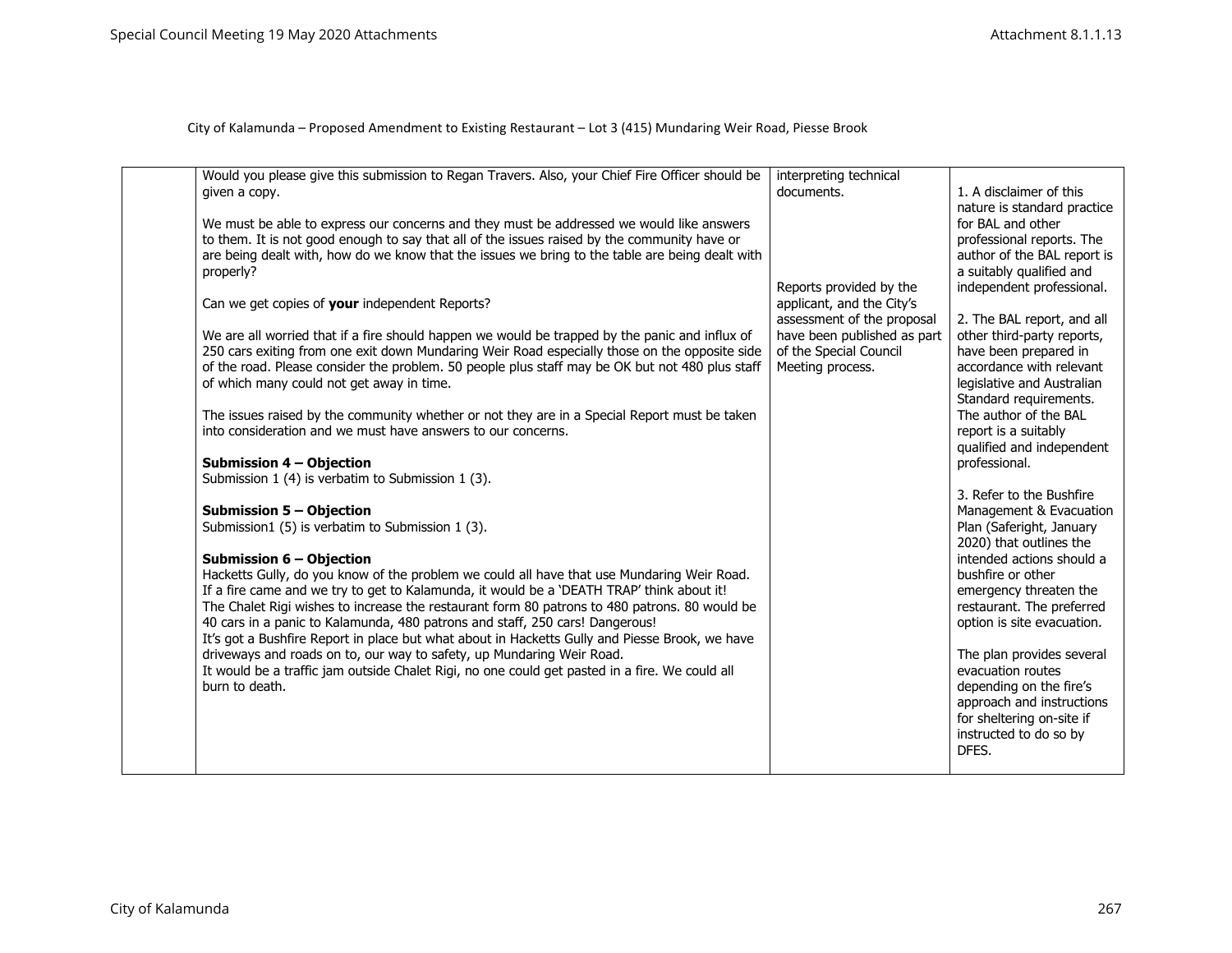City of Kalamunda – Proposed Amendment to Existing Restaurant – Lot 3 (415) Mundaring Weir Road, Piesse Brook

| | | | |
|---|---|---|---|
| | Would you please give this submission to Regan Travers. Also, your Chief Fire Officer should be given a copy.<br><br>We must be able to express our concerns and they must be addressed we would like answers to them. It is not good enough to say that all of the issues raised by the community have or are being dealt with, how do we know that the issues we bring to the table are being dealt with properly?<br><br>Can we get copies of **your** independent Reports?<br><br>We are all worried that if a fire should happen we would be trapped by the panic and influx of 250 cars exiting from one exit down Mundaring Weir Road especially those on the opposite side of the road. Please consider the problem. 50 people plus staff may be OK but not 480 plus staff of which many could not get away in time.<br><br>The issues raised by the community whether or not they are in a Special Report must be taken into consideration and we must have answers to our concerns.<br><br>**Submission 4 – Objection**<br>Submission 1 (4) is verbatim to Submission 1 (3).<br><br>**Submission 5 – Objection**<br>Submission1 (5) is verbatim to Submission 1 (3).<br><br>**Submission 6 – Objection**<br>Hacketts Gully, do you know of the problem we could all have that use Mundaring Weir Road. If a fire came and we try to get to Kalamunda, it would be a 'DEATH TRAP' think about it! The Chalet Rigi wishes to increase the restaurant form 80 patrons to 480 patrons. 80 would be 40 cars in a panic to Kalamunda, 480 patrons and staff, 250 cars! Dangerous!<br>It's got a Bushfire Report in place but what about in Hacketts Gully and Piesse Brook, we have driveways and roads on to, our way to safety, up Mundaring Weir Road.<br>It would be a traffic jam outside Chalet Rigi, no one could get pasted in a fire. We could all burn to death. | interpreting technical documents.<br><br>Reports provided by the applicant, and the City's assessment of the proposal have been published as part of the Special Council Meeting process. | 1. A disclaimer of this nature is standard practice for BAL and other professional reports. The author of the BAL report is a suitably qualified and independent professional.<br><br>2. The BAL report, and all other third-party reports, have been prepared in accordance with relevant legislative and Australian Standard requirements. The author of the BAL report is a suitably qualified and independent professional.<br><br>3. Refer to the Bushfire Management & Evacuation Plan (Saferight, January 2020) that outlines the intended actions should a bushfire or other emergency threaten the restaurant. The preferred option is site evacuation.<br><br>The plan provides several evacuation routes depending on the fire's approach and instructions for sheltering on-site if instructed to do so by DFES. |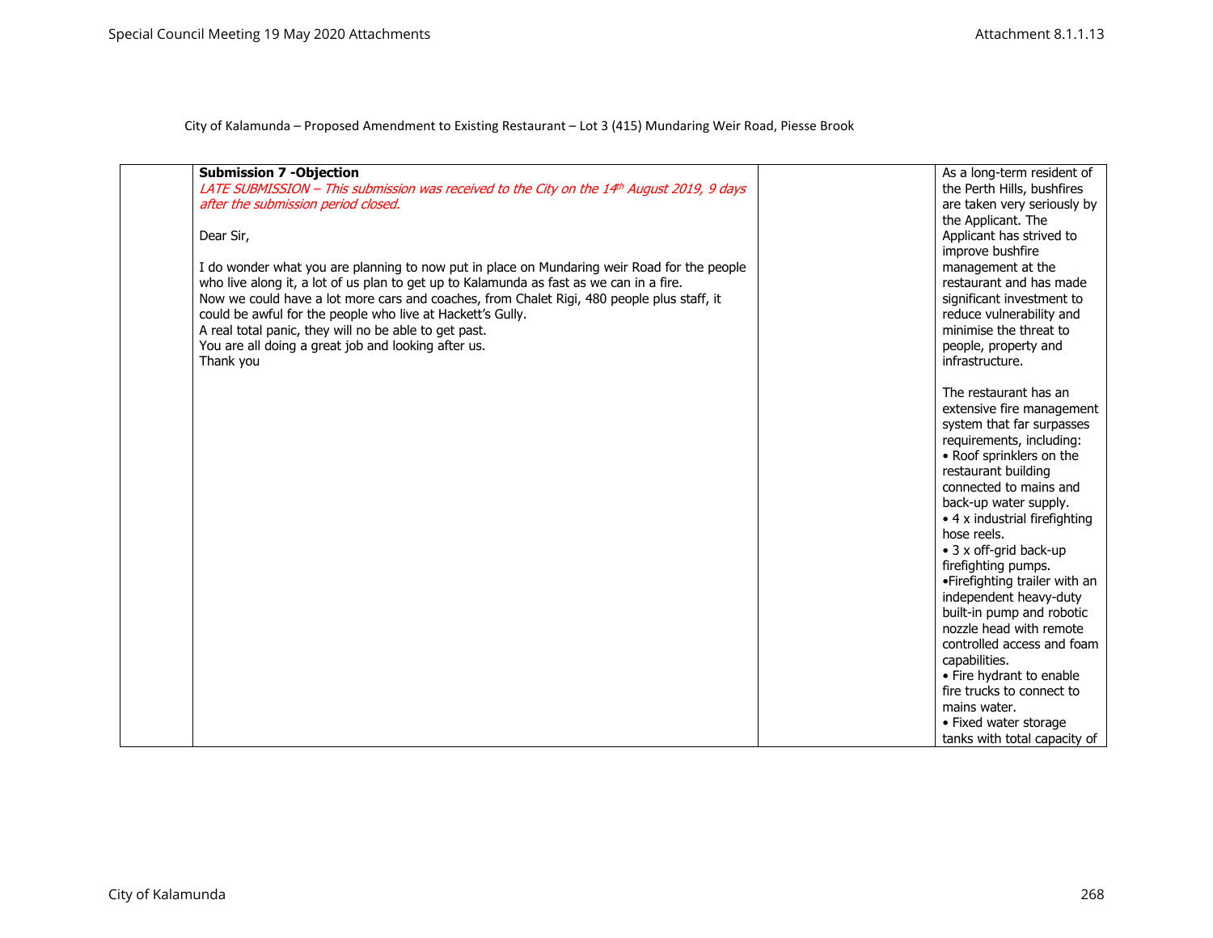City of Kalamunda – Proposed Amendment to Existing Restaurant – Lot 3 (415) Mundaring Weir Road, Piesse Brook

| | | | |
|---|---|---|---|
| | **Submission 7 -Objection**<br>*LATE SUBMISSION – This submission was received to the City on the 14th August 2019, 9 days after the submission period closed.*<br><br>Dear Sir,<br><br>I do wonder what you are planning to now put in place on Mundaring weir Road for the people who live along it, a lot of us plan to get up to Kalamunda as fast as we can in a fire.<br>Now we could have a lot more cars and coaches, from Chalet Rigi, 480 people plus staff, it could be awful for the people who live at Hackett's Gully.<br>A real total panic, they will no be able to get past.<br>You are all doing a great job and looking after us.<br>Thank you | | As a long-term resident of the Perth Hills, bushfires are taken very seriously by the Applicant. The Applicant has strived to improve bushfire management at the restaurant and has made significant investment to reduce vulnerability and minimise the threat to people, property and infrastructure.<br><br>The restaurant has an extensive fire management system that far surpasses requirements, including:<br>• Roof sprinklers on the restaurant building connected to mains and back-up water supply.<br>• 4 x industrial firefighting hose reels.<br>• 3 x off-grid back-up firefighting pumps.<br>•Firefighting trailer with an independent heavy-duty built-in pump and robotic nozzle head with remote controlled access and foam capabilities.<br>• Fire hydrant to enable fire trucks to connect to mains water.<br>• Fixed water storage tanks with total capacity of |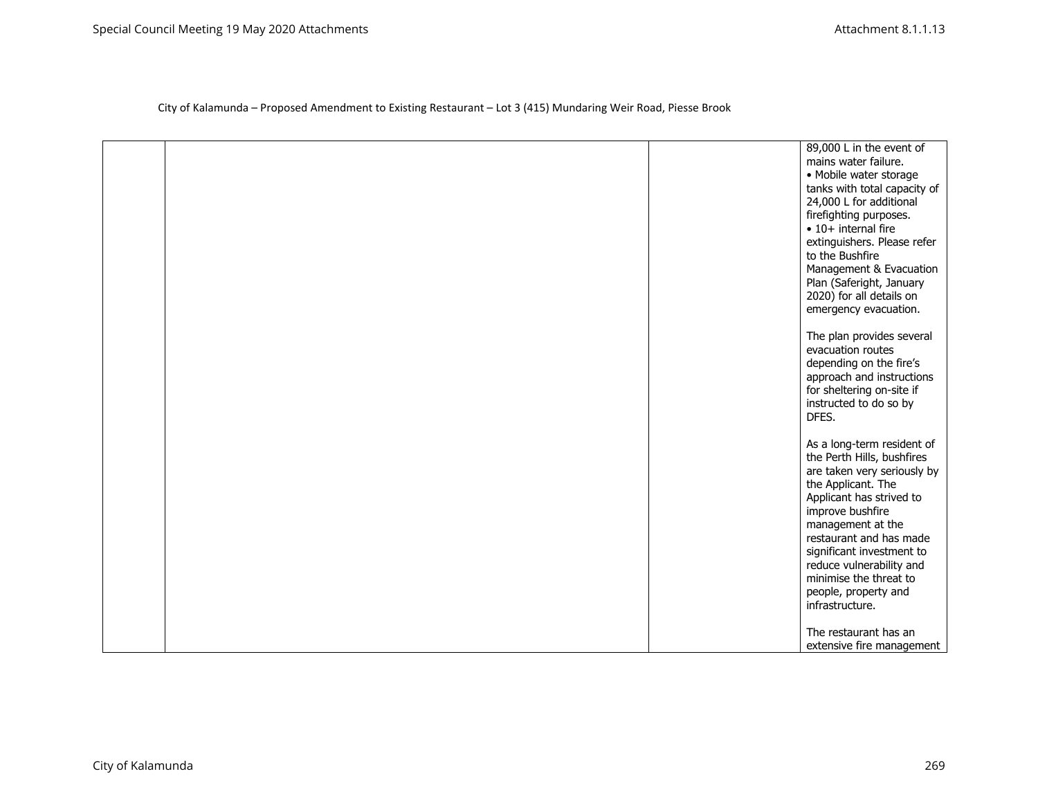City of Kalamunda – Proposed Amendment to Existing Restaurant – Lot 3 (415) Mundaring Weir Road, Piesse Brook

| | | | |
|---|---|---|---|
| | | | 89,000 L in the event of mains water failure.<br>• Mobile water storage tanks with total capacity of 24,000 L for additional firefighting purposes.<br>• 10+ internal fire extinguishers. Please refer to the Bushfire Management & Evacuation Plan (Saferight, January 2020) for all details on emergency evacuation.<br><br>The plan provides several evacuation routes depending on the fire's approach and instructions for sheltering on-site if instructed to do so by DFES.<br><br>As a long-term resident of the Perth Hills, bushfires are taken very seriously by the Applicant. The Applicant has strived to improve bushfire management at the restaurant and has made significant investment to reduce vulnerability and minimise the threat to people, property and infrastructure.<br><br>The restaurant has an extensive fire management |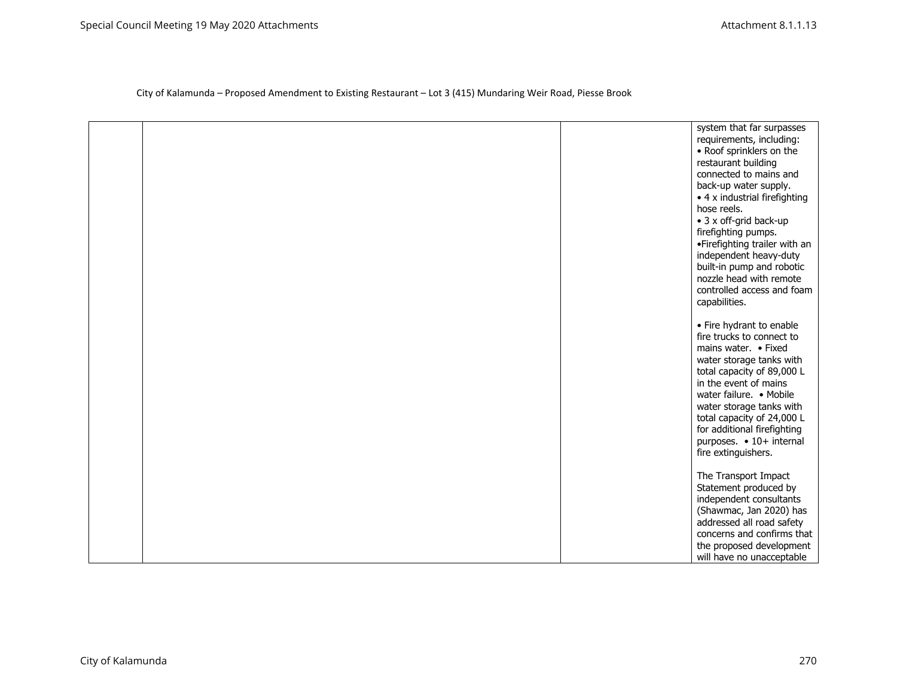City of Kalamunda – Proposed Amendment to Existing Restaurant – Lot 3 (415) Mundaring Weir Road, Piesse Brook

| | | | |
|---|---|---|---|
| | | | system that far surpasses requirements, including: • Roof sprinklers on the restaurant building connected to mains and back-up water supply. • 4 x industrial firefighting hose reels. • 3 x off-grid back-up firefighting pumps. •Firefighting trailer with an independent heavy-duty built-in pump and robotic nozzle head with remote controlled access and foam capabilities.<br><br>• Fire hydrant to enable fire trucks to connect to mains water. • Fixed water storage tanks with total capacity of 89,000 L in the event of mains water failure. • Mobile water storage tanks with total capacity of 24,000 L for additional firefighting purposes. • 10+ internal fire extinguishers.<br><br>The Transport Impact Statement produced by independent consultants (Shawmac, Jan 2020) has addressed all road safety concerns and confirms that the proposed development will have no unacceptable |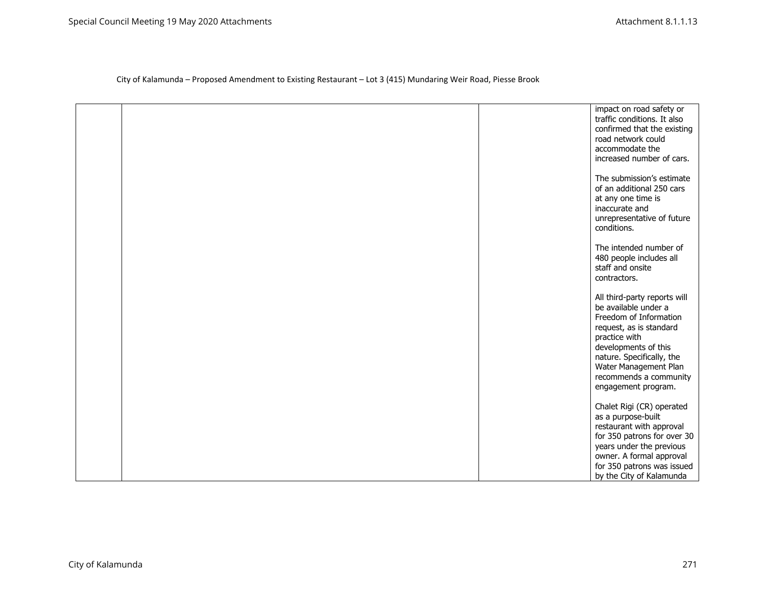City of Kalamunda – Proposed Amendment to Existing Restaurant – Lot 3 (415) Mundaring Weir Road, Piesse Brook

| | | | |
|---|---|---|---|
| | | | impact on road safety or traffic conditions. It also confirmed that the existing road network could accommodate the increased number of cars.<br><br>The submission's estimate of an additional 250 cars at any one time is inaccurate and unrepresentative of future conditions.<br><br>The intended number of 480 people includes all staff and onsite contractors.<br><br>All third-party reports will be available under a Freedom of Information request, as is standard practice with developments of this nature. Specifically, the Water Management Plan recommends a community engagement program.<br><br>Chalet Rigi (CR) operated as a purpose-built restaurant with approval for 350 patrons for over 30 years under the previous owner. A formal approval for 350 patrons was issued by the City of Kalamunda |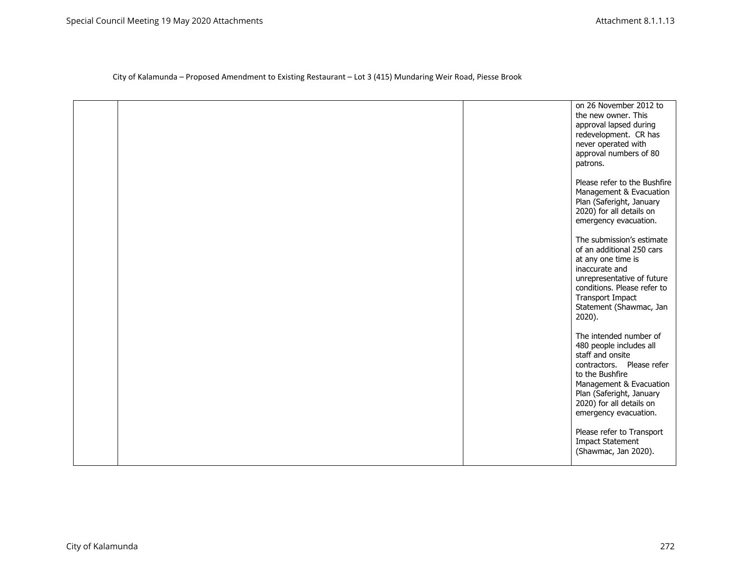City of Kalamunda – Proposed Amendment to Existing Restaurant – Lot 3 (415) Mundaring Weir Road, Piesse Brook

| | | | |
|---|---|---|---|
| | | | on 26 November 2012 to the new owner. This approval lapsed during redevelopment. CR has never operated with approval numbers of 80 patrons.<br><br>Please refer to the Bushfire Management & Evacuation Plan (Saferight, January 2020) for all details on emergency evacuation.<br><br>The submission's estimate of an additional 250 cars at any one time is inaccurate and unrepresentative of future conditions. Please refer to Transport Impact Statement (Shawmac, Jan 2020).<br><br>The intended number of 480 people includes all staff and onsite contractors. Please refer to the Bushfire Management & Evacuation Plan (Saferight, January 2020) for all details on emergency evacuation.<br><br>Please refer to Transport Impact Statement (Shawmac, Jan 2020). |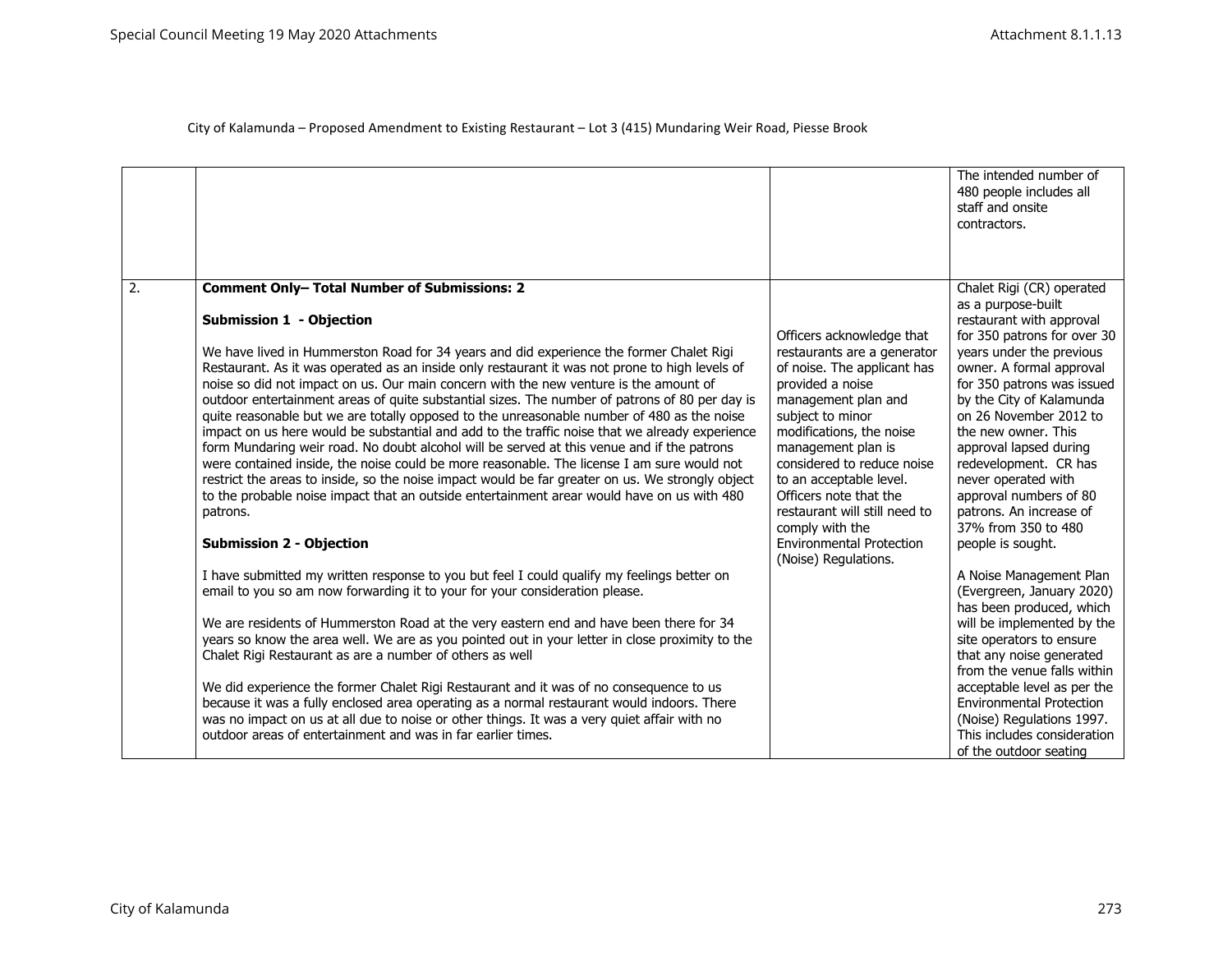City of Kalamunda – Proposed Amendment to Existing Restaurant – Lot 3 (415) Mundaring Weir Road, Piesse Brook

| | | | |
|---|---|---|---|
| | | | The intended number of 480 people includes all staff and onsite contractors. |
| 2. | **Comment Only– Total Number of Submissions: 2**<br><br>**Submission 1 - Objection**<br><br>We have lived in Hummerston Road for 34 years and did experience the former Chalet Rigi Restaurant. As it was operated as an inside only restaurant it was not prone to high levels of noise so did not impact on us. Our main concern with the new venture is the amount of outdoor entertainment areas of quite substantial sizes. The number of patrons of 80 per day is quite reasonable but we are totally opposed to the unreasonable number of 480 as the noise impact on us here would be substantial and add to the traffic noise that we already experience form Mundaring weir road. No doubt alcohol will be served at this venue and if the patrons were contained inside, the noise could be more reasonable. The license I am sure would not restrict the areas to inside, so the noise impact would be far greater on us. We strongly object to the probable noise impact that an outside entertainment arear would have on us with 480 patrons.<br><br>**Submission 2 - Objection**<br><br>I have submitted my written response to you but feel I could qualify my feelings better on email to you so am now forwarding it to your for your consideration please.<br><br>We are residents of Hummerston Road at the very eastern end and have been there for 34 years so know the area well. We are as you pointed out in your letter in close proximity to the Chalet Rigi Restaurant as are a number of others as well<br><br>We did experience the former Chalet Rigi Restaurant and it was of no consequence to us because it was a fully enclosed area operating as a normal restaurant would indoors. There was no impact on us at all due to noise or other things. It was a very quiet affair with no outdoor areas of entertainment and was in far earlier times. | Officers acknowledge that restaurants are a generator of noise. The applicant has provided a noise management plan and subject to minor modifications, the noise management plan is considered to reduce noise to an acceptable level. Officers note that the restaurant will still need to comply with the Environmental Protection (Noise) Regulations. | Chalet Rigi (CR) operated as a purpose-built restaurant with approval for 350 patrons for over 30 years under the previous owner. A formal approval for 350 patrons was issued by the City of Kalamunda on 26 November 2012 to the new owner. This approval lapsed during redevelopment. CR has never operated with approval numbers of 80 patrons. An increase of 37% from 350 to 480 people is sought.<br><br>A Noise Management Plan (Evergreen, January 2020) has been produced, which will be implemented by the site operators to ensure that any noise generated from the venue falls within acceptable level as per the Environmental Protection (Noise) Regulations 1997. This includes consideration of the outdoor seating |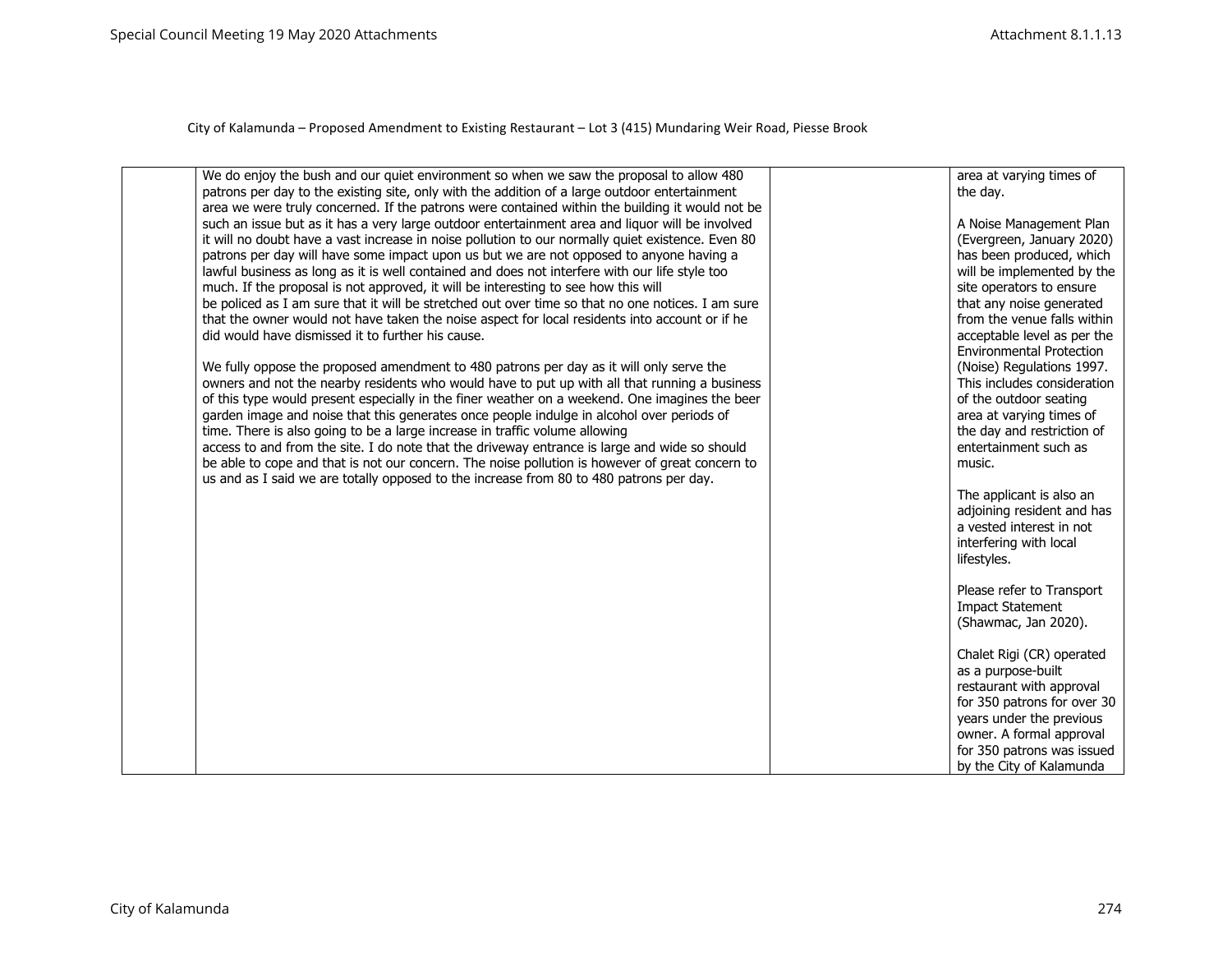City of Kalamunda – Proposed Amendment to Existing Restaurant – Lot 3 (415) Mundaring Weir Road, Piesse Brook

| | | | |
|---|---|---|---|
| | We do enjoy the bush and our quiet environment so when we saw the proposal to allow 480 patrons per day to the existing site, only with the addition of a large outdoor entertainment area we were truly concerned. If the patrons were contained within the building it would not be such an issue but as it has a very large outdoor entertainment area and liquor will be involved it will no doubt have a vast increase in noise pollution to our normally quiet existence. Even 80 patrons per day will have some impact upon us but we are not opposed to anyone having a lawful business as long as it is well contained and does not interfere with our life style too much. If the proposal is not approved, it will be interesting to see how this will be policed as I am sure that it will be stretched out over time so that no one notices. I am sure that the owner would not have taken the noise aspect for local residents into account or if he did would have dismissed it to further his cause.<br><br>We fully oppose the proposed amendment to 480 patrons per day as it will only serve the owners and not the nearby residents who would have to put up with all that running a business of this type would present especially in the finer weather on a weekend. One imagines the beer garden image and noise that this generates once people indulge in alcohol over periods of time. There is also going to be a large increase in traffic volume allowing access to and from the site. I do note that the driveway entrance is large and wide so should be able to cope and that is not our concern. The noise pollution is however of great concern to us and as I said we are totally opposed to the increase from 80 to 480 patrons per day. | | area at varying times of the day.<br><br>A Noise Management Plan (Evergreen, January 2020) has been produced, which will be implemented by the site operators to ensure that any noise generated from the venue falls within acceptable level as per the Environmental Protection (Noise) Regulations 1997. This includes consideration of the outdoor seating area at varying times of the day and restriction of entertainment such as music.<br><br>The applicant is also an adjoining resident and has a vested interest in not interfering with local lifestyles.<br><br>Please refer to Transport Impact Statement (Shawmac, Jan 2020).<br><br>Chalet Rigi (CR) operated as a purpose-built restaurant with approval for 350 patrons for over 30 years under the previous owner. A formal approval for 350 patrons was issued by the City of Kalamunda |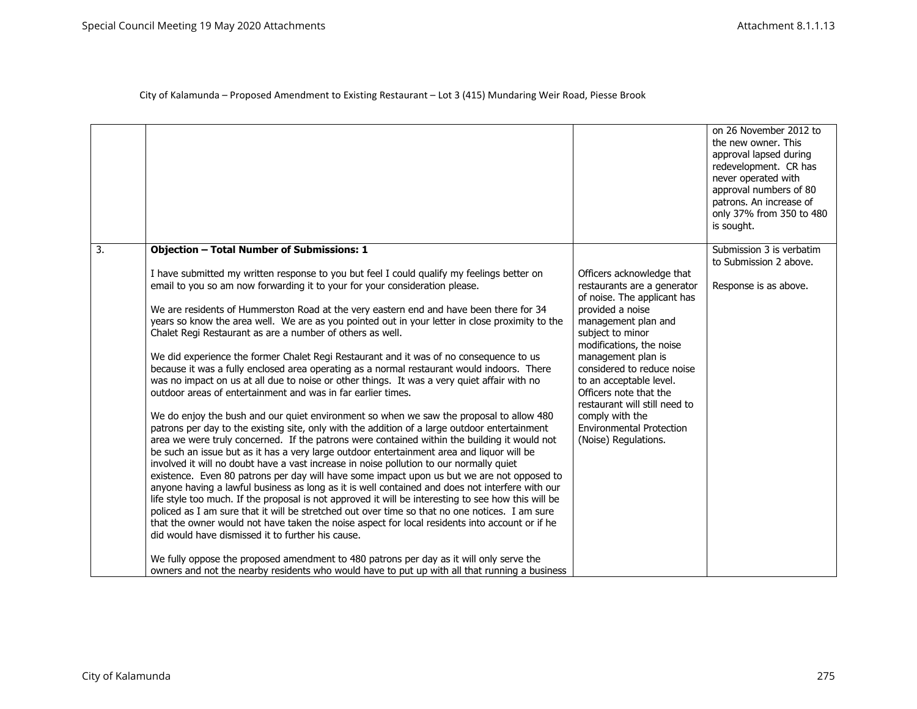City of Kalamunda – Proposed Amendment to Existing Restaurant – Lot 3 (415) Mundaring Weir Road, Piesse Brook

| | | | |
|---|---|---|---|
| | | | on 26 November 2012 to the new owner. This approval lapsed during redevelopment. CR has never operated with approval numbers of 80 patrons. An increase of only 37% from 350 to 480 is sought. |
| 3. | **Objection – Total Number of Submissions: 1**<br><br>I have submitted my written response to you but feel I could qualify my feelings better on email to you so am now forwarding it to your for your consideration please.<br><br>We are residents of Hummerston Road at the very eastern end and have been there for 34 years so know the area well. We are as you pointed out in your letter in close proximity to the Chalet Regi Restaurant as are a number of others as well.<br><br>We did experience the former Chalet Regi Restaurant and it was of no consequence to us because it was a fully enclosed area operating as a normal restaurant would indoors. There was no impact on us at all due to noise or other things. It was a very quiet affair with no outdoor areas of entertainment and was in far earlier times.<br><br>We do enjoy the bush and our quiet environment so when we saw the proposal to allow 480 patrons per day to the existing site, only with the addition of a large outdoor entertainment area we were truly concerned. If the patrons were contained within the building it would not be such an issue but as it has a very large outdoor entertainment area and liquor will be involved it will no doubt have a vast increase in noise pollution to our normally quiet existence. Even 80 patrons per day will have some impact upon us but we are not opposed to anyone having a lawful business as long as it is well contained and does not interfere with our life style too much. If the proposal is not approved it will be interesting to see how this will be policed as I am sure that it will be stretched out over time so that no one notices. I am sure that the owner would not have taken the noise aspect for local residents into account or if he did would have dismissed it to further his cause.<br><br>We fully oppose the proposed amendment to 480 patrons per day as it will only serve the owners and not the nearby residents who would have to put up with all that running a business | Officers acknowledge that restaurants are a generator of noise. The applicant has provided a noise management plan and subject to minor modifications, the noise management plan is considered to reduce noise to an acceptable level. Officers note that the restaurant will still need to comply with the Environmental Protection (Noise) Regulations. | Submission 3 is verbatim to Submission 2 above.<br><br>Response is as above. |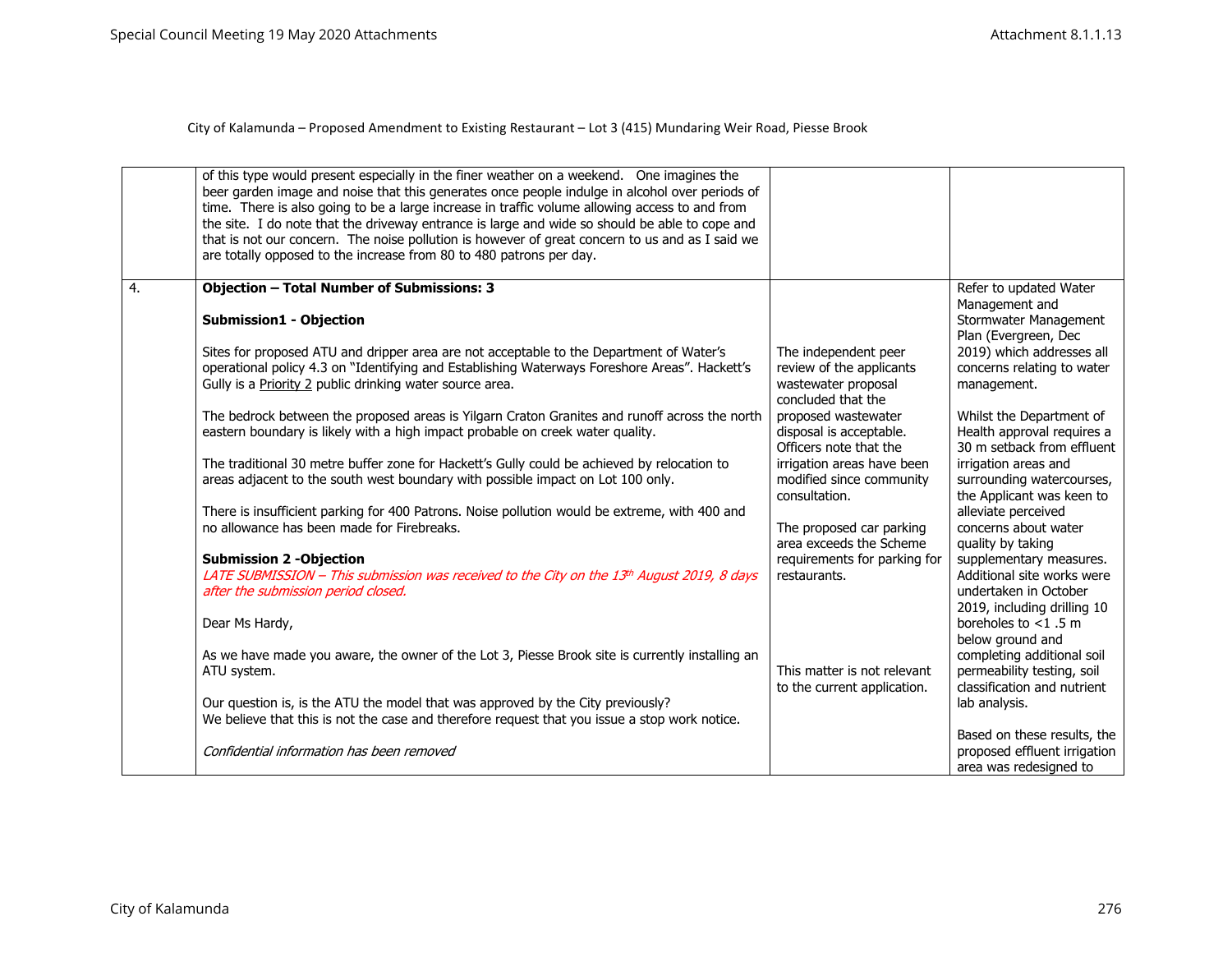City of Kalamunda – Proposed Amendment to Existing Restaurant – Lot 3 (415) Mundaring Weir Road, Piesse Brook

| | | | |
|---|---|---|---|
| | of this type would present especially in the finer weather on a weekend. One imagines the beer garden image and noise that this generates once people indulge in alcohol over periods of time. There is also going to be a large increase in traffic volume allowing access to and from the site. I do note that the driveway entrance is large and wide so should be able to cope and that is not our concern. The noise pollution is however of great concern to us and as I said we are totally opposed to the increase from 80 to 480 patrons per day. | | |
| 4. | **Objection – Total Number of Submissions: 3**<br><br>**Submission1 - Objection**<br><br>Sites for proposed ATU and dripper area are not acceptable to the Department of Water's operational policy 4.3 on "Identifying and Establishing Waterways Foreshore Areas". Hackett's Gully is a Priority 2 public drinking water source area.<br><br>The bedrock between the proposed areas is Yilgarn Craton Granites and runoff across the north eastern boundary is likely with a high impact probable on creek water quality.<br><br>The traditional 30 metre buffer zone for Hackett's Gully could be achieved by relocation to areas adjacent to the south west boundary with possible impact on Lot 100 only.<br><br>There is insufficient parking for 400 Patrons. Noise pollution would be extreme, with 400 and no allowance has been made for Firebreaks.<br><br>**Submission 2 -Objection**<br>*LATE SUBMISSION – This submission was received to the City on the 13th August 2019, 8 days after the submission period closed.*<br><br>Dear Ms Hardy,<br><br>As we have made you aware, the owner of the Lot 3, Piesse Brook site is currently installing an ATU system.<br><br>Our question is, is the ATU the model that was approved by the City previously?<br>We believe that this is not the case and therefore request that you issue a stop work notice.<br><br>*Confidential information has been removed* | The independent peer review of the applicants wastewater proposal concluded that the proposed wastewater disposal is acceptable. Officers note that the irrigation areas have been modified since community consultation.<br><br>The proposed car parking area exceeds the Scheme requirements for parking for restaurants.<br><br>This matter is not relevant to the current application. | Refer to updated Water Management and Stormwater Management Plan (Evergreen, Dec 2019) which addresses all concerns relating to water management.<br><br>Whilst the Department of Health approval requires a 30 m setback from effluent irrigation areas and surrounding watercourses, the Applicant was keen to alleviate perceived concerns about water quality by taking supplementary measures. Additional site works were undertaken in October 2019, including drilling 10 boreholes to <1 .5 m below ground and completing additional soil permeability testing, soil classification and nutrient lab analysis.<br><br>Based on these results, the proposed effluent irrigation area was redesigned to |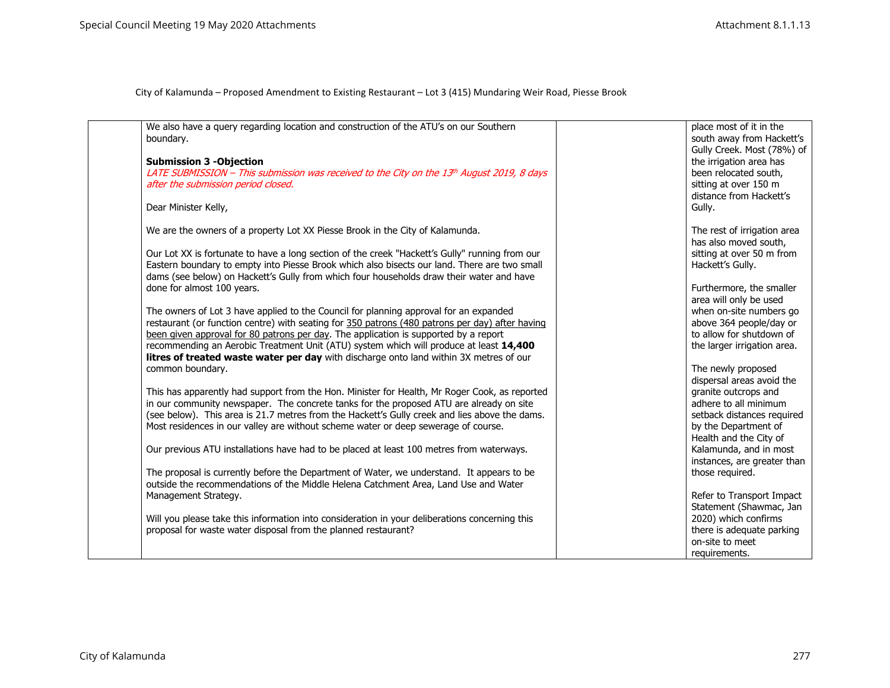City of Kalamunda – Proposed Amendment to Existing Restaurant – Lot 3 (415) Mundaring Weir Road, Piesse Brook

| | | | |
|---|---|---|---|
| | We also have a query regarding location and construction of the ATU's on our Southern boundary.<br><br>**Submission 3 -Objection**<br>*LATE SUBMISSION – This submission was received to the City on the 13th August 2019, 8 days after the submission period closed.*<br><br>Dear Minister Kelly,<br><br>We are the owners of a property Lot XX Piesse Brook in the City of Kalamunda.<br><br>Our Lot XX is fortunate to have a long section of the creek "Hackett's Gully" running from our Eastern boundary to empty into Piesse Brook which also bisects our land. There are two small dams (see below) on Hackett's Gully from which four households draw their water and have done for almost 100 years.<br><br>The owners of Lot 3 have applied to the Council for planning approval for an expanded restaurant (or function centre) with seating for 350 patrons (480 patrons per day) after having been given approval for 80 patrons per day. The application is supported by a report recommending an Aerobic Treatment Unit (ATU) system which will produce at least **14,400 litres of treated waste water per day** with discharge onto land within 3X metres of our common boundary.<br><br>This has apparently had support from the Hon. Minister for Health, Mr Roger Cook, as reported in our community newspaper. The concrete tanks for the proposed ATU are already on site (see below). This area is 21.7 metres from the Hackett's Gully creek and lies above the dams. Most residences in our valley are without scheme water or deep sewerage of course.<br><br>Our previous ATU installations have had to be placed at least 100 metres from waterways.<br><br>The proposal is currently before the Department of Water, we understand. It appears to be outside the recommendations of the Middle Helena Catchment Area, Land Use and Water Management Strategy.<br><br>Will you please take this information into consideration in your deliberations concerning this proposal for waste water disposal from the planned restaurant? | | place most of it in the south away from Hackett's Gully Creek. Most (78%) of the irrigation area has been relocated south, sitting at over 150 m distance from Hackett's Gully.<br><br>The rest of irrigation area has also moved south, sitting at over 50 m from Hackett's Gully.<br><br>Furthermore, the smaller area will only be used when on-site numbers go above 364 people/day or to allow for shutdown of the larger irrigation area.<br><br>The newly proposed dispersal areas avoid the granite outcrops and adhere to all minimum setback distances required by the Department of Health and the City of Kalamunda, and in most instances, are greater than those required.<br><br>Refer to Transport Impact Statement (Shawmac, Jan 2020) which confirms there is adequate parking on-site to meet requirements. |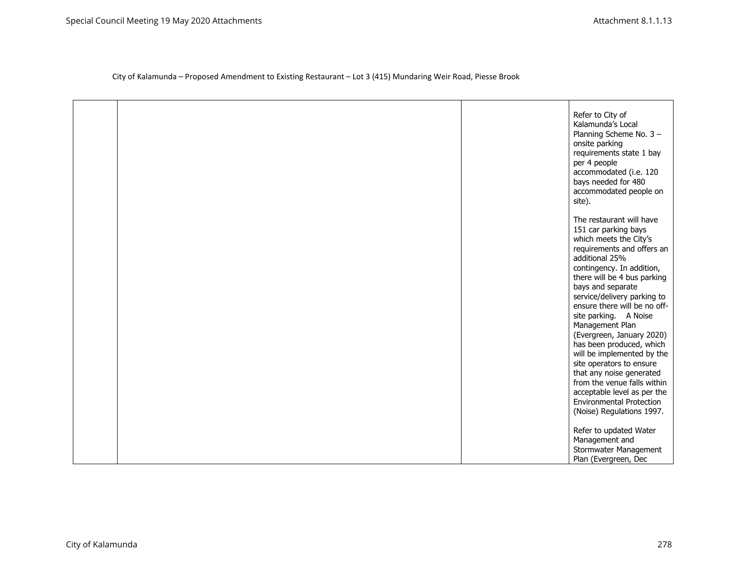City of Kalamunda – Proposed Amendment to Existing Restaurant – Lot 3 (415) Mundaring Weir Road, Piesse Brook

| | | | |
|---|---|---|---|
| | | | Refer to City of Kalamunda's Local Planning Scheme No. 3 – onsite parking requirements state 1 bay per 4 people accommodated (i.e. 120 bays needed for 480 accommodated people on site).<br><br>The restaurant will have 151 car parking bays which meets the City's requirements and offers an additional 25% contingency. In addition, there will be 4 bus parking bays and separate service/delivery parking to ensure there will be no off-site parking. A Noise Management Plan (Evergreen, January 2020) has been produced, which will be implemented by the site operators to ensure that any noise generated from the venue falls within acceptable level as per the Environmental Protection (Noise) Regulations 1997.<br><br>Refer to updated Water Management and Stormwater Management Plan (Evergreen, Dec |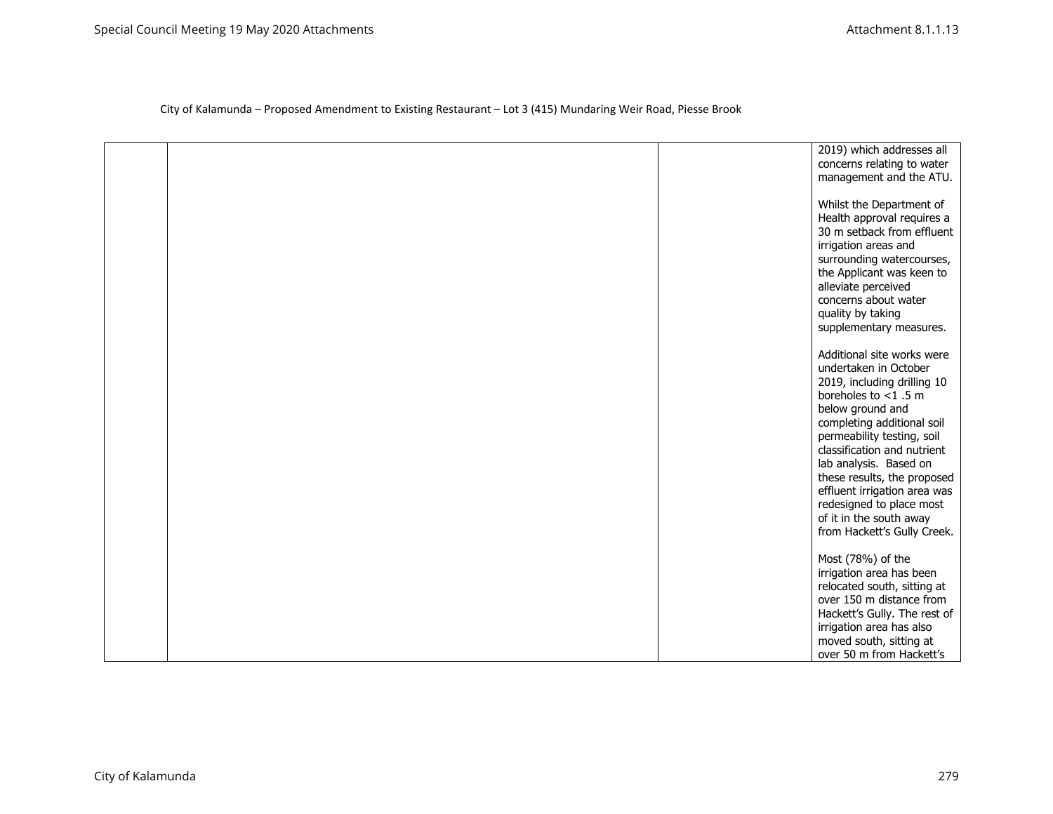City of Kalamunda – Proposed Amendment to Existing Restaurant – Lot 3 (415) Mundaring Weir Road, Piesse Brook

| | | | |
|---|---|---|---|
| | | | 2019) which addresses all concerns relating to water management and the ATU.<br><br>Whilst the Department of Health approval requires a 30 m setback from effluent irrigation areas and surrounding watercourses, the Applicant was keen to alleviate perceived concerns about water quality by taking supplementary measures.<br><br>Additional site works were undertaken in October 2019, including drilling 10 boreholes to <1 .5 m below ground and completing additional soil permeability testing, soil classification and nutrient lab analysis. Based on these results, the proposed effluent irrigation area was redesigned to place most of it in the south away from Hackett's Gully Creek.<br><br>Most (78%) of the irrigation area has been relocated south, sitting at over 150 m distance from Hackett's Gully. The rest of irrigation area has also moved south, sitting at over 50 m from Hackett's |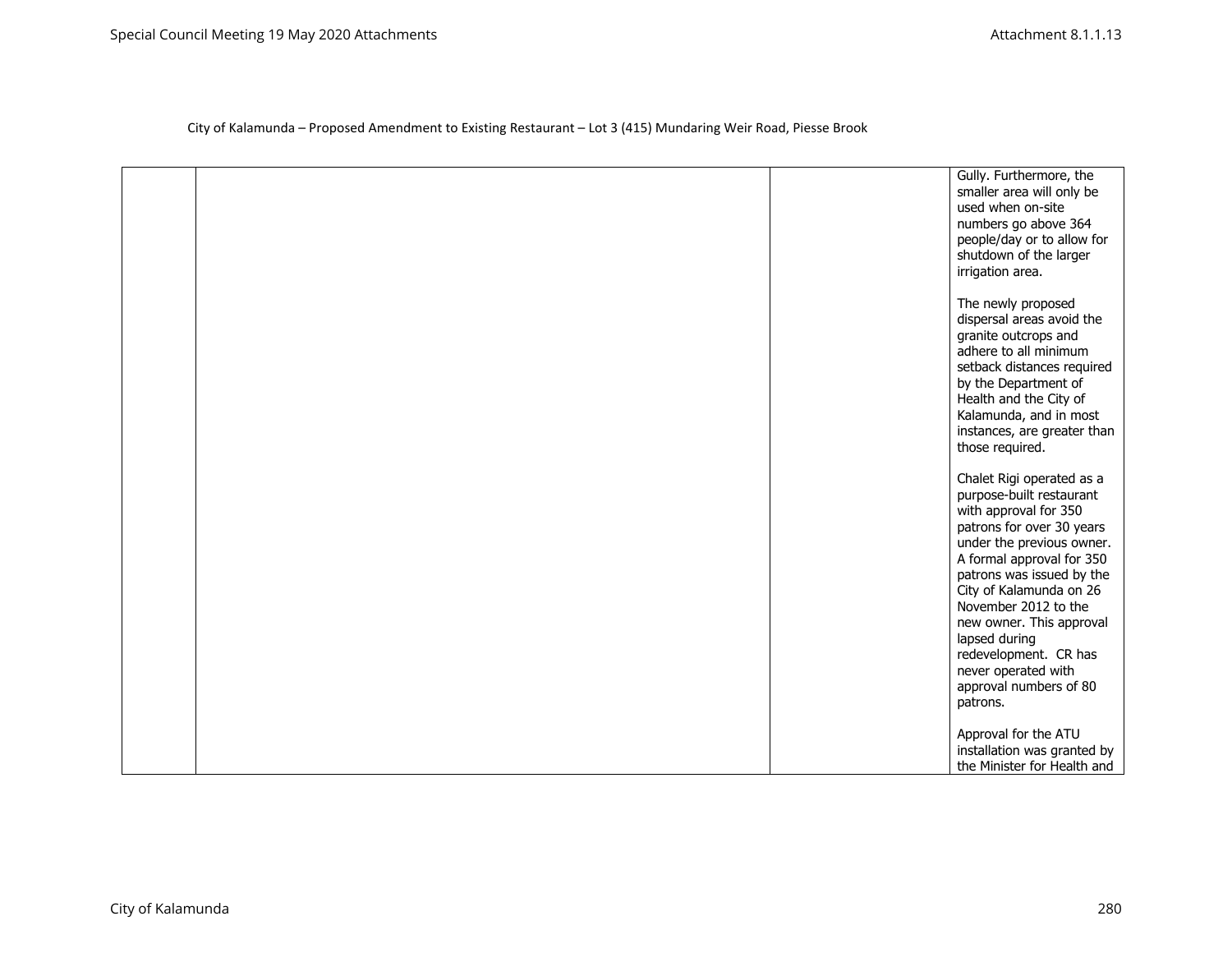City of Kalamunda – Proposed Amendment to Existing Restaurant – Lot 3 (415) Mundaring Weir Road, Piesse Brook

| | | | |
|---|---|---|---|
| | | | Gully. Furthermore, the smaller area will only be used when on-site numbers go above 364 people/day or to allow for shutdown of the larger irrigation area.<br><br>The newly proposed dispersal areas avoid the granite outcrops and adhere to all minimum setback distances required by the Department of Health and the City of Kalamunda, and in most instances, are greater than those required.<br><br>Chalet Rigi operated as a purpose-built restaurant with approval for 350 patrons for over 30 years under the previous owner. A formal approval for 350 patrons was issued by the City of Kalamunda on 26 November 2012 to the new owner. This approval lapsed during redevelopment. CR has never operated with approval numbers of 80 patrons.<br><br>Approval for the ATU installation was granted by the Minister for Health and |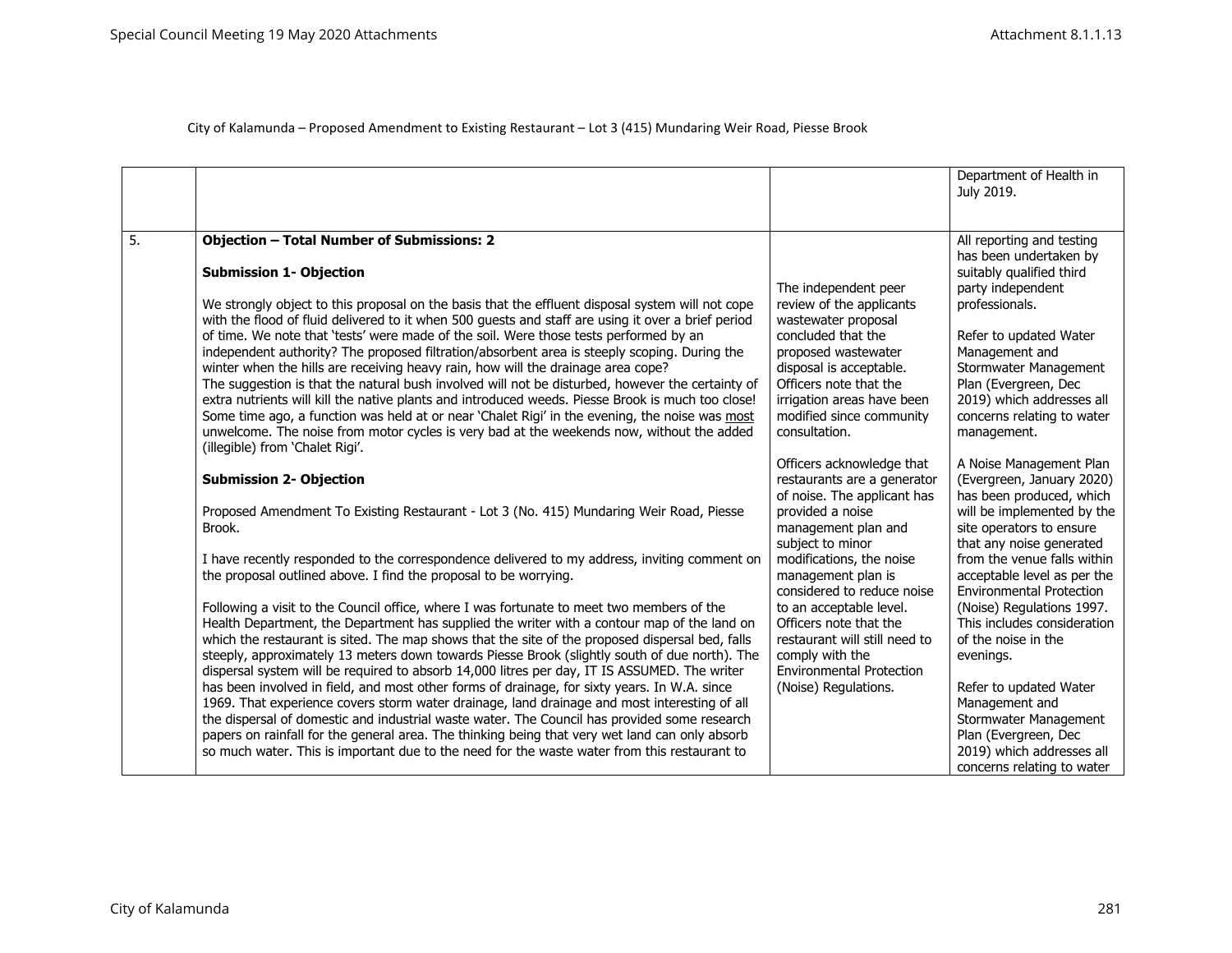City of Kalamunda – Proposed Amendment to Existing Restaurant – Lot 3 (415) Mundaring Weir Road, Piesse Brook

| | | | |
|---|---|---|---|
| | | | Department of Health in July 2019. |
| 5. | **Objection – Total Number of Submissions: 2**<br><br>**Submission 1- Objection**<br><br>We strongly object to this proposal on the basis that the effluent disposal system will not cope with the flood of fluid delivered to it when 500 guests and staff are using it over a brief period of time. We note that 'tests' were made of the soil. Were those tests performed by an independent authority? The proposed filtration/absorbent area is steeply scoping. During the winter when the hills are receiving heavy rain, how will the drainage area cope?<br>The suggestion is that the natural bush involved will not be disturbed, however the certainty of extra nutrients will kill the native plants and introduced weeds. Piesse Brook is much too close! Some time ago, a function was held at or near 'Chalet Rigi' in the evening, the noise was most unwelcome. The noise from motor cycles is very bad at the weekends now, without the added (illegible) from 'Chalet Rigi'.<br><br>**Submission 2- Objection**<br><br>Proposed Amendment To Existing Restaurant - Lot 3 (No. 415) Mundaring Weir Road, Piesse Brook.<br><br>I have recently responded to the correspondence delivered to my address, inviting comment on the proposal outlined above. I find the proposal to be worrying.<br><br>Following a visit to the Council office, where I was fortunate to meet two members of the Health Department, the Department has supplied the writer with a contour map of the land on which the restaurant is sited. The map shows that the site of the proposed dispersal bed, falls steeply, approximately 13 meters down towards Piesse Brook (slightly south of due north). The dispersal system will be required to absorb 14,000 litres per day, IT IS ASSUMED. The writer has been involved in field, and most other forms of drainage, for sixty years. In W.A. since 1969. That experience covers storm water drainage, land drainage and most interesting of all the dispersal of domestic and industrial waste water. The Council has provided some research papers on rainfall for the general area. The thinking being that very wet land can only absorb so much water. This is important due to the need for the waste water from this restaurant to | The independent peer review of the applicants wastewater proposal concluded that the proposed wastewater disposal is acceptable. Officers note that the irrigation areas have been modified since community consultation.<br><br>Officers acknowledge that restaurants are a generator of noise. The applicant has provided a noise management plan and subject to minor modifications, the noise management plan is considered to reduce noise to an acceptable level. Officers note that the restaurant will still need to comply with the Environmental Protection (Noise) Regulations. | All reporting and testing has been undertaken by suitably qualified third party independent professionals.<br><br>Refer to updated Water Management and Stormwater Management Plan (Evergreen, Dec 2019) which addresses all concerns relating to water management.<br><br>A Noise Management Plan (Evergreen, January 2020) has been produced, which will be implemented by the site operators to ensure that any noise generated from the venue falls within acceptable level as per the Environmental Protection (Noise) Regulations 1997. This includes consideration of the noise in the evenings.<br><br>Refer to updated Water Management and Stormwater Management Plan (Evergreen, Dec 2019) which addresses all concerns relating to water |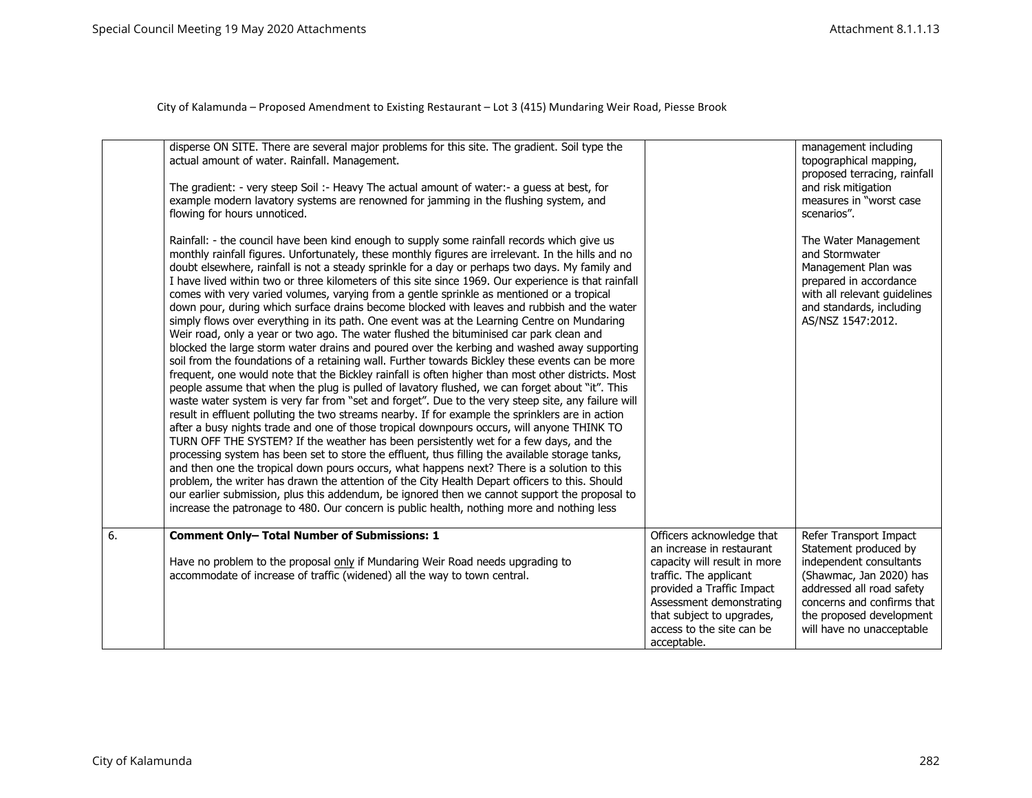City of Kalamunda – Proposed Amendment to Existing Restaurant – Lot 3 (415) Mundaring Weir Road, Piesse Brook

| | | | |
|---|---|---|---|
| | disperse ON SITE. There are several major problems for this site. The gradient. Soil type the actual amount of water. Rainfall. Management.<br><br>The gradient: - very steep Soil :- Heavy The actual amount of water:- a guess at best, for example modern lavatory systems are renowned for jamming in the flushing system, and flowing for hours unnoticed.<br><br>Rainfall: - the council have been kind enough to supply some rainfall records which give us monthly rainfall figures. Unfortunately, these monthly figures are irrelevant. In the hills and no doubt elsewhere, rainfall is not a steady sprinkle for a day or perhaps two days. My family and I have lived within two or three kilometers of this site since 1969. Our experience is that rainfall comes with very varied volumes, varying from a gentle sprinkle as mentioned or a tropical down pour, during which surface drains become blocked with leaves and rubbish and the water simply flows over everything in its path. One event was at the Learning Centre on Mundaring Weir road, only a year or two ago. The water flushed the bituminised car park clean and blocked the large storm water drains and poured over the kerbing and washed away supporting soil from the foundations of a retaining wall. Further towards Bickley these events can be more frequent, one would note that the Bickley rainfall is often higher than most other districts. Most people assume that when the plug is pulled of lavatory flushed, we can forget about "it". This waste water system is very far from "set and forget". Due to the very steep site, any failure will result in effluent polluting the two streams nearby. If for example the sprinklers are in action after a busy nights trade and one of those tropical downpours occurs, will anyone THINK TO TURN OFF THE SYSTEM? If the weather has been persistently wet for a few days, and the processing system has been set to store the effluent, thus filling the available storage tanks, and then one the tropical down pours occurs, what happens next? There is a solution to this problem, the writer has drawn the attention of the City Health Depart officers to this. Should our earlier submission, plus this addendum, be ignored then we cannot support the proposal to increase the patronage to 480. Our concern is public health, nothing more and nothing less | | management including topographical mapping, proposed terracing, rainfall and risk mitigation measures in "worst case scenarios".<br><br>The Water Management and Stormwater Management Plan was prepared in accordance with all relevant guidelines and standards, including AS/NSZ 1547:2012. |
| 6. | **Comment Only– Total Number of Submissions: 1**<br><br>Have no problem to the proposal only if Mundaring Weir Road needs upgrading to accommodate of increase of traffic (widened) all the way to town central. | Officers acknowledge that an increase in restaurant capacity will result in more traffic. The applicant provided a Traffic Impact Assessment demonstrating that subject to upgrades, access to the site can be acceptable. | Refer Transport Impact Statement produced by independent consultants (Shawmac, Jan 2020) has addressed all road safety concerns and confirms that the proposed development will have no unacceptable |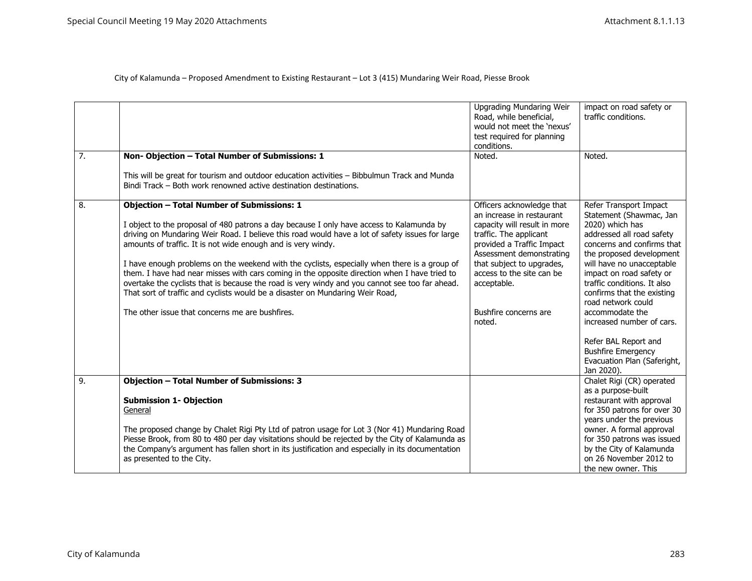City of Kalamunda – Proposed Amendment to Existing Restaurant – Lot 3 (415) Mundaring Weir Road, Piesse Brook

| | | | |
|---|---|---|---|
| | | Upgrading Mundaring Weir Road, while beneficial, would not meet the 'nexus' test required for planning conditions. | impact on road safety or traffic conditions. |
| 7. | **Non- Objection – Total Number of Submissions: 1**<br><br>This will be great for tourism and outdoor education activities – Bibbulmun Track and Munda Bindi Track – Both work renowned active destination destinations. | Noted. | Noted. |
| 8. | **Objection – Total Number of Submissions: 1**<br><br>I object to the proposal of 480 patrons a day because I only have access to Kalamunda by driving on Mundaring Weir Road. I believe this road would have a lot of safety issues for large amounts of traffic. It is not wide enough and is very windy.<br><br>I have enough problems on the weekend with the cyclists, especially when there is a group of them. I have had near misses with cars coming in the opposite direction when I have tried to overtake the cyclists that is because the road is very windy and you cannot see too far ahead. That sort of traffic and cyclists would be a disaster on Mundaring Weir Road,<br><br>The other issue that concerns me are bushfires. | Officers acknowledge that an increase in restaurant capacity will result in more traffic. The applicant provided a Traffic Impact Assessment demonstrating that subject to upgrades, access to the site can be acceptable.<br><br>Bushfire concerns are noted. | Refer Transport Impact Statement (Shawmac, Jan 2020) which has addressed all road safety concerns and confirms that the proposed development will have no unacceptable impact on road safety or traffic conditions. It also confirms that the existing road network could accommodate the increased number of cars.<br><br>Refer BAL Report and Bushfire Emergency Evacuation Plan (Saferight, Jan 2020). |
| 9. | **Objection – Total Number of Submissions: 3**<br><br>**Submission 1- Objection**<br>General<br><br>The proposed change by Chalet Rigi Pty Ltd of patron usage for Lot 3 (Nor 41) Mundaring Road Piesse Brook, from 80 to 480 per day visitations should be rejected by the City of Kalamunda as the Company's argument has fallen short in its justification and especially in its documentation as presented to the City. | | Chalet Rigi (CR) operated as a purpose-built restaurant with approval for 350 patrons for over 30 years under the previous owner. A formal approval for 350 patrons was issued by the City of Kalamunda on 26 November 2012 to the new owner. This |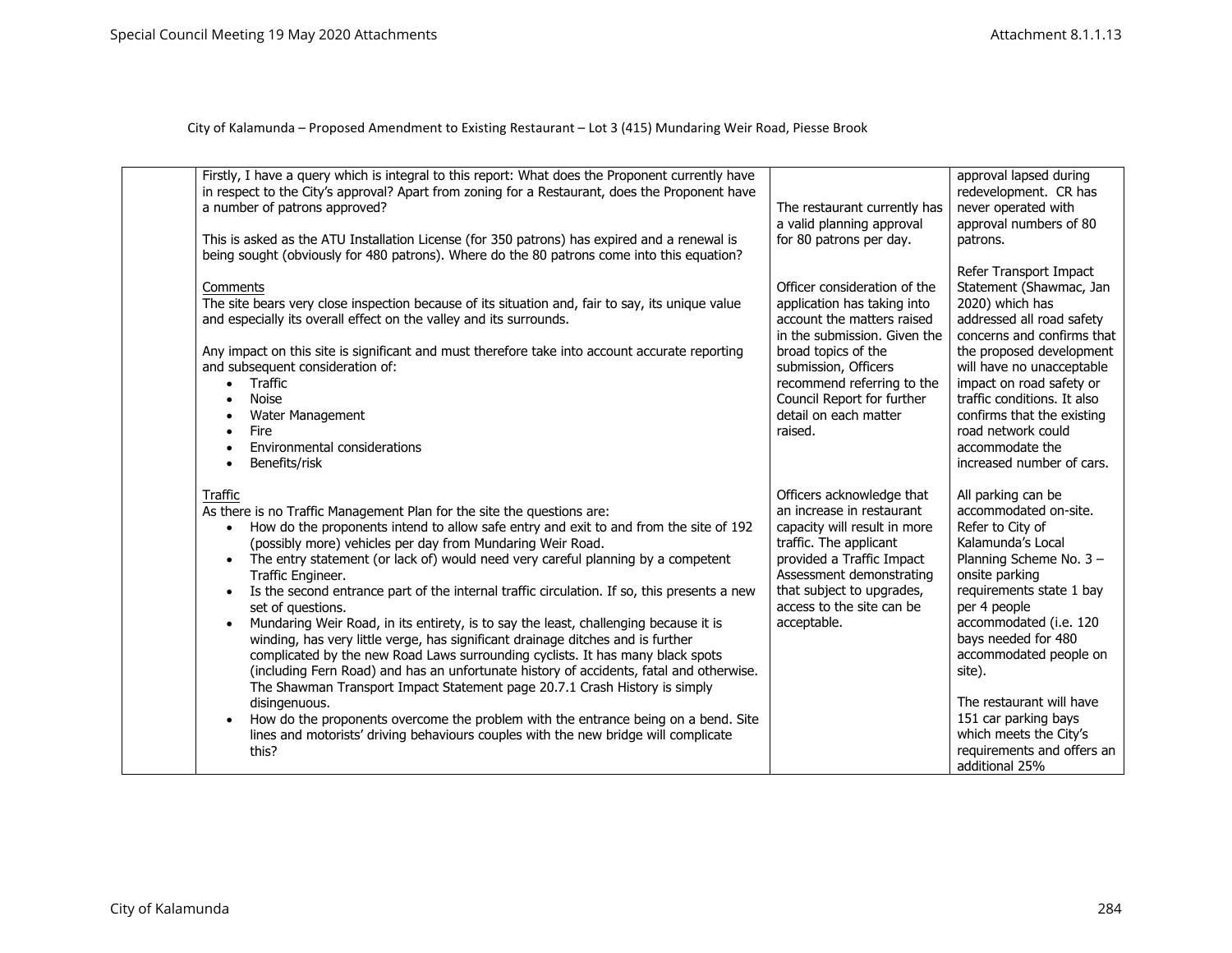City of Kalamunda – Proposed Amendment to Existing Restaurant – Lot 3 (415) Mundaring Weir Road, Piesse Brook

| | | | |
|---|---|---|---|
| | Firstly, I have a query which is integral to this report: What does the Proponent currently have in respect to the City's approval? Apart from zoning for a Restaurant, does the Proponent have a number of patrons approved?<br><br>This is asked as the ATU Installation License (for 350 patrons) has expired and a renewal is being sought (obviously for 480 patrons). Where do the 80 patrons come into this equation?<br><br>Comments<br>The site bears very close inspection because of its situation and, fair to say, its unique value and especially its overall effect on the valley and its surrounds.<br><br>Any impact on this site is significant and must therefore take into account accurate reporting and subsequent consideration of:<br>• Traffic<br>• Noise<br>• Water Management<br>• Fire<br>• Environmental considerations<br>• Benefits/risk<br><br>Traffic<br>As there is no Traffic Management Plan for the site the questions are:<br>• How do the proponents intend to allow safe entry and exit to and from the site of 192 (possibly more) vehicles per day from Mundaring Weir Road.<br>• The entry statement (or lack of) would need very careful planning by a competent Traffic Engineer.<br>• Is the second entrance part of the internal traffic circulation. If so, this presents a new set of questions.<br>• Mundaring Weir Road, in its entirety, is to say the least, challenging because it is winding, has very little verge, has significant drainage ditches and is further complicated by the new Road Laws surrounding cyclists. It has many black spots (including Fern Road) and has an unfortunate history of accidents, fatal and otherwise. The Shawman Transport Impact Statement page 20.7.1 Crash History is simply disingenuous.<br>• How do the proponents overcome the problem with the entrance being on a bend. Site lines and motorists' driving behaviours couples with the new bridge will complicate this? | The restaurant currently has a valid planning approval for 80 patrons per day.<br><br>Officer consideration of the application has taking into account the matters raised in the submission. Given the broad topics of the submission, Officers recommend referring to the Council Report for further detail on each matter raised.<br><br>Officers acknowledge that an increase in restaurant capacity will result in more traffic. The applicant provided a Traffic Impact Assessment demonstrating that subject to upgrades, access to the site can be acceptable. | approval lapsed during redevelopment. CR has never operated with approval numbers of 80 patrons.<br><br>Refer Transport Impact Statement (Shawmac, Jan 2020) which has addressed all road safety concerns and confirms that the proposed development will have no unacceptable impact on road safety or traffic conditions. It also confirms that the existing road network could accommodate the increased number of cars.<br><br>All parking can be accommodated on-site. Refer to City of Kalamunda's Local Planning Scheme No. 3 – onsite parking requirements state 1 bay per 4 people accommodated (i.e. 120 bays needed for 480 accommodated people on site).<br><br>The restaurant will have 151 car parking bays which meets the City's requirements and offers an additional 25% |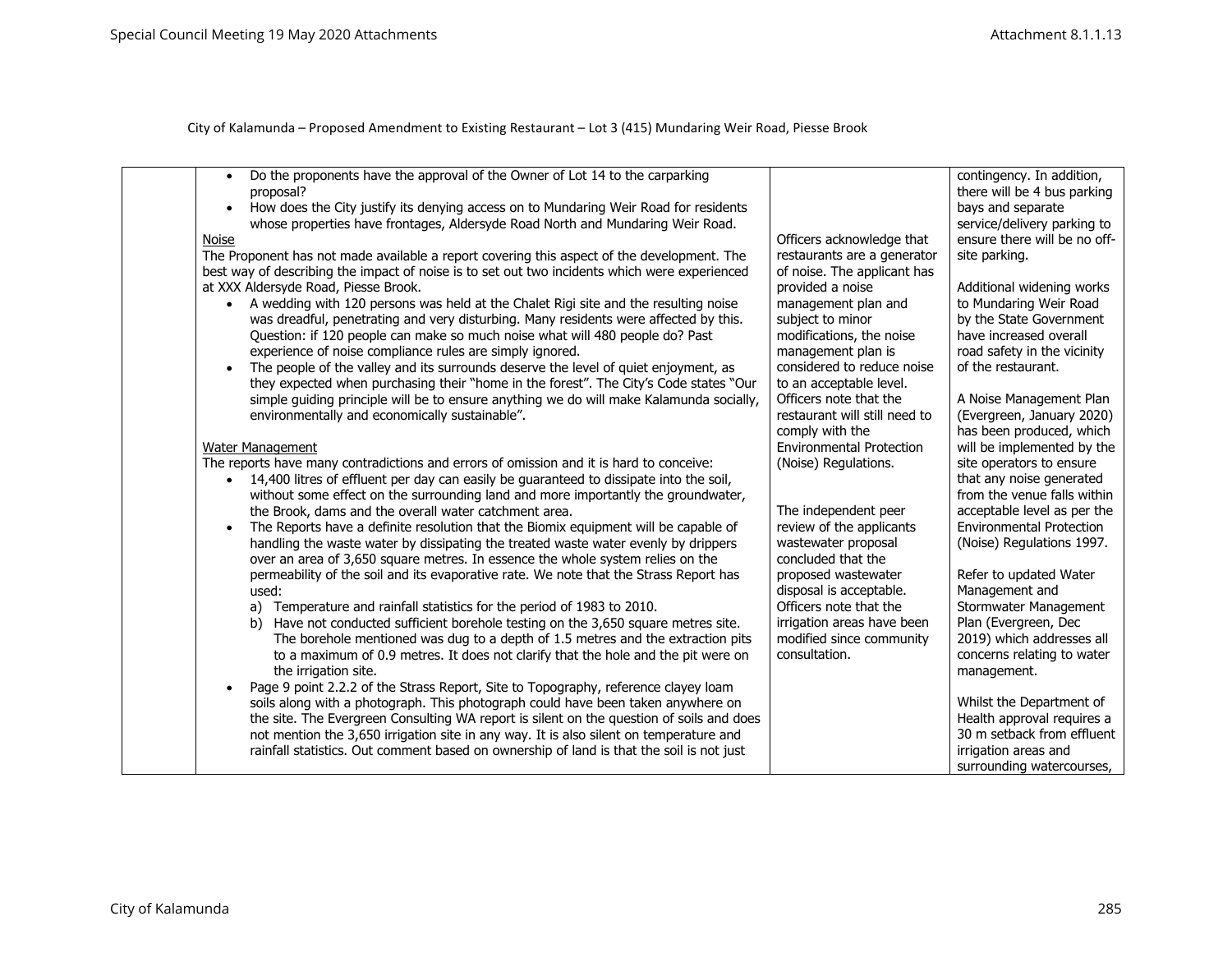City of Kalamunda – Proposed Amendment to Existing Restaurant – Lot 3 (415) Mundaring Weir Road, Piesse Brook

| | | | |
|---|---|---|---|
| | • Do the proponents have the approval of the Owner of Lot 14 to the carparking proposal?<br>• How does the City justify its denying access on to Mundaring Weir Road for residents whose properties have frontages, Aldersyde Road North and Mundaring Weir Road.<br><br><u>Noise</u><br>The Proponent has not made available a report covering this aspect of the development. The best way of describing the impact of noise is to set out two incidents which were experienced at XXX Aldersyde Road, Piesse Brook.<br>• A wedding with 120 persons was held at the Chalet Rigi site and the resulting noise was dreadful, penetrating and very disturbing. Many residents were affected by this. Question: if 120 people can make so much noise what will 480 people do? Past experience of noise compliance rules are simply ignored.<br>• The people of the valley and its surrounds deserve the level of quiet enjoyment, as they expected when purchasing their "home in the forest". The City's Code states "Our simple guiding principle will be to ensure anything we do will make Kalamunda socially, environmentally and economically sustainable".<br><br><u>Water Management</u><br>The reports have many contradictions and errors of omission and it is hard to conceive:<br>• 14,400 litres of effluent per day can easily be guaranteed to dissipate into the soil, without some effect on the surrounding land and more importantly the groundwater, the Brook, dams and the overall water catchment area.<br>• The Reports have a definite resolution that the Biomix equipment will be capable of handling the waste water by dissipating the treated waste water evenly by drippers over an area of 3,650 square metres. In essence the whole system relies on the permeability of the soil and its evaporative rate. We note that the Strass Report has used:<br>a) Temperature and rainfall statistics for the period of 1983 to 2010.<br>b) Have not conducted sufficient borehole testing on the 3,650 square metres site. The borehole mentioned was dug to a depth of 1.5 metres and the extraction pits to a maximum of 0.9 metres. It does not clarify that the hole and the pit were on the irrigation site.<br>• Page 9 point 2.2.2 of the Strass Report, Site to Topography, reference clayey loam soils along with a photograph. This photograph could have been taken anywhere on the site. The Evergreen Consulting WA report is silent on the question of soils and does not mention the 3,650 irrigation site in any way. It is also silent on temperature and rainfall statistics. Out comment based on ownership of land is that the soil is not just | Officers acknowledge that restaurants are a generator of noise. The applicant has provided a noise management plan and subject to minor modifications, the noise management plan is considered to reduce noise to an acceptable level. Officers note that the restaurant will still need to comply with the Environmental Protection (Noise) Regulations.<br><br>The independent peer review of the applicants wastewater proposal concluded that the proposed wastewater disposal is acceptable. Officers note that the irrigation areas have been modified since community consultation. | contingency. In addition, there will be 4 bus parking bays and separate service/delivery parking to ensure there will be no off-site parking.<br><br>Additional widening works to Mundaring Weir Road by the State Government have increased overall road safety in the vicinity of the restaurant.<br><br>A Noise Management Plan (Evergreen, January 2020) has been produced, which will be implemented by the site operators to ensure that any noise generated from the venue falls within acceptable level as per the Environmental Protection (Noise) Regulations 1997.<br><br>Refer to updated Water Management and Stormwater Management Plan (Evergreen, Dec 2019) which addresses all concerns relating to water management.<br><br>Whilst the Department of Health approval requires a 30 m setback from effluent irrigation areas and surrounding watercourses, |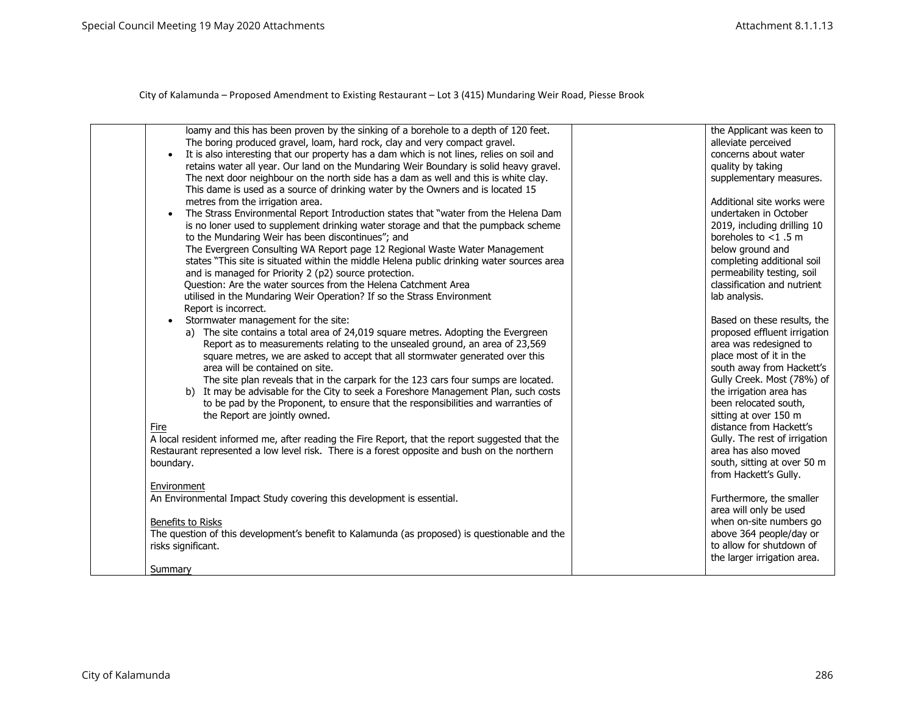City of Kalamunda – Proposed Amendment to Existing Restaurant – Lot 3 (415) Mundaring Weir Road, Piesse Brook

| | | | |
|---|---|---|---|
| | loamy and this has been proven by the sinking of a borehole to a depth of 120 feet. The boring produced gravel, loam, hard rock, clay and very compact gravel.<br>• It is also interesting that our property has a dam which is not lines, relies on soil and retains water all year. Our land on the Mundaring Weir Boundary is solid heavy gravel. The next door neighbour on the north side has a dam as well and this is white clay. This dame is used as a source of drinking water by the Owners and is located 15 metres from the irrigation area.<br>• The Strass Environmental Report Introduction states that "water from the Helena Dam is no loner used to supplement drinking water storage and that the pumpback scheme to the Mundaring Weir has been discontinues"; and<br>The Evergreen Consulting WA Report page 12 Regional Waste Water Management states "This site is situated within the middle Helena public drinking water sources area and is managed for Priority 2 (p2) source protection.<br>Question: Are the water sources from the Helena Catchment Area utilised in the Mundaring Weir Operation? If so the Strass Environment Report is incorrect.<br>• Stormwater management for the site:<br>a) The site contains a total area of 24,019 square metres. Adopting the Evergreen Report as to measurements relating to the unsealed ground, an area of 23,569 square metres, we are asked to accept that all stormwater generated over this area will be contained on site.<br>The site plan reveals that in the carpark for the 123 cars four sumps are located.<br>b) It may be advisable for the City to seek a Foreshore Management Plan, such costs to be pad by the Proponent, to ensure that the responsibilities and warranties of the Report are jointly owned.<br><u>Fire</u><br>A local resident informed me, after reading the Fire Report, that the report suggested that the Restaurant represented a low level risk. There is a forest opposite and bush on the northern boundary.<br><br><u>Environment</u><br>An Environmental Impact Study covering this development is essential.<br><br><u>Benefits to Risks</u><br>The question of this development's benefit to Kalamunda (as proposed) is questionable and the risks significant.<br><br><u>Summary</u> | | the Applicant was keen to alleviate perceived concerns about water quality by taking supplementary measures.<br><br>Additional site works were undertaken in October 2019, including drilling 10 boreholes to <1 .5 m below ground and completing additional soil permeability testing, soil classification and nutrient lab analysis.<br><br>Based on these results, the proposed effluent irrigation area was redesigned to place most of it in the south away from Hackett's Gully Creek. Most (78%) of the irrigation area has been relocated south, sitting at over 150 m distance from Hackett's Gully. The rest of irrigation area has also moved south, sitting at over 50 m from Hackett's Gully.<br><br>Furthermore, the smaller area will only be used when on-site numbers go above 364 people/day or to allow for shutdown of the larger irrigation area. |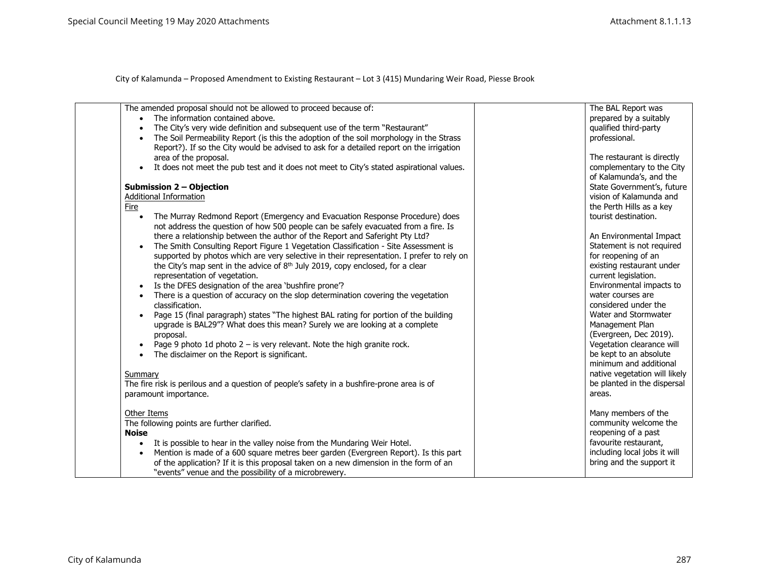City of Kalamunda – Proposed Amendment to Existing Restaurant – Lot 3 (415) Mundaring Weir Road, Piesse Brook

| | | | |
|---|---|---|---|
| | The amended proposal should not be allowed to proceed because of:<br>• The information contained above.<br>• The City's very wide definition and subsequent use of the term "Restaurant"<br>• The Soil Permeability Report (is this the adoption of the soil morphology in the Strass Report?). If so the City would be advised to ask for a detailed report on the irrigation area of the proposal.<br>• It does not meet the pub test and it does not meet to City's stated aspirational values.<br><br>**Submission 2 – Objection**<br>Additional Information<br>Fire<br>• The Murray Redmond Report (Emergency and Evacuation Response Procedure) does not address the question of how 500 people can be safely evacuated from a fire. Is there a relationship between the author of the Report and Saferight Pty Ltd?<br>• The Smith Consulting Report Figure 1 Vegetation Classification - Site Assessment is supported by photos which are very selective in their representation. I prefer to rely on the City's map sent in the advice of 8th July 2019, copy enclosed, for a clear representation of vegetation.<br>• Is the DFES designation of the area 'bushfire prone'?<br>• There is a question of accuracy on the slop determination covering the vegetation classification.<br>• Page 15 (final paragraph) states "The highest BAL rating for portion of the building upgrade is BAL29"? What does this mean? Surely we are looking at a complete proposal.<br>• Page 9 photo 1d photo 2 – is very relevant. Note the high granite rock.<br>• The disclaimer on the Report is significant.<br><br>Summary<br>The fire risk is perilous and a question of people's safety in a bushfire-prone area is of paramount importance.<br><br>Other Items<br>The following points are further clarified.<br>**Noise**<br>• It is possible to hear in the valley noise from the Mundaring Weir Hotel.<br>• Mention is made of a 600 square metres beer garden (Evergreen Report). Is this part of the application? If it is this proposal taken on a new dimension in the form of an "events" venue and the possibility of a microbrewery. | | The BAL Report was prepared by a suitably qualified third-party professional.<br><br>The restaurant is directly complementary to the City of Kalamunda's, and the State Government's, future vision of Kalamunda and the Perth Hills as a key tourist destination.<br><br>An Environmental Impact Statement is not required for reopening of an existing restaurant under current legislation. Environmental impacts to water courses are considered under the Water and Stormwater Management Plan (Evergreen, Dec 2019). Vegetation clearance will be kept to an absolute minimum and additional native vegetation will likely be planted in the dispersal areas.<br><br>Many members of the community welcome the reopening of a past favourite restaurant, including local jobs it will bring and the support it |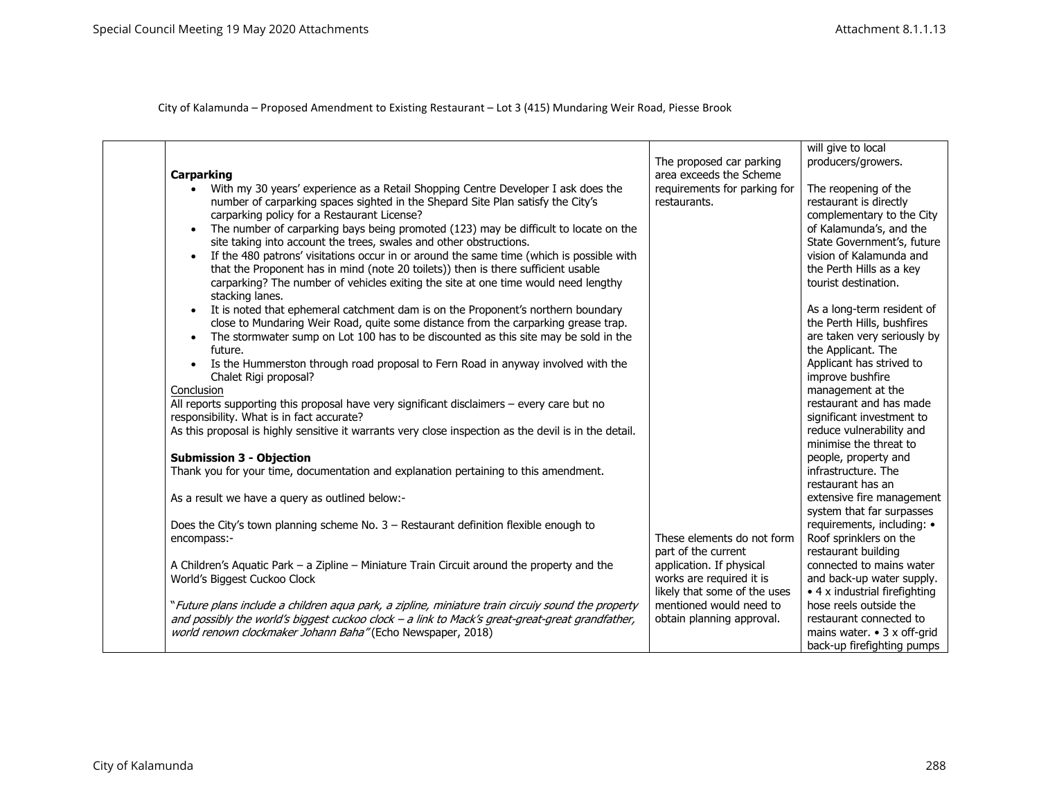City of Kalamunda – Proposed Amendment to Existing Restaurant – Lot 3 (415) Mundaring Weir Road, Piesse Brook

| | | | |
|---|---|---|---|
| | **Carparking**<br>• With my 30 years' experience as a Retail Shopping Centre Developer I ask does the number of carparking spaces sighted in the Shepard Site Plan satisfy the City's carparking policy for a Restaurant License?<br>• The number of carparking bays being promoted (123) may be difficult to locate on the site taking into account the trees, swales and other obstructions.<br>• If the 480 patrons' visitations occur in or around the same time (which is possible with that the Proponent has in mind (note 20 toilets)) then is there sufficient usable carparking? The number of vehicles exiting the site at one time would need lengthy stacking lanes.<br>• It is noted that ephemeral catchment dam is on the Proponent's northern boundary close to Mundaring Weir Road, quite some distance from the carparking grease trap.<br>• The stormwater sump on Lot 100 has to be discounted as this site may be sold in the future.<br>• Is the Hummerston through road proposal to Fern Road in anyway involved with the Chalet Rigi proposal?<br>Conclusion<br>All reports supporting this proposal have very significant disclaimers – every care but no responsibility. What is in fact accurate?<br>As this proposal is highly sensitive it warrants very close inspection as the devil is in the detail.<br><br>**Submission 3 - Objection**<br>Thank you for your time, documentation and explanation pertaining to this amendment.<br><br>As a result we have a query as outlined below:-<br><br>Does the City's town planning scheme No. 3 – Restaurant definition flexible enough to encompass:-<br><br>A Children's Aquatic Park – a Zipline – Miniature Train Circuit around the property and the World's Biggest Cuckoo Clock<br><br>"*Future plans include a children aqua park, a zipline, miniature train circuiy sound the property and possibly the world's biggest cuckoo clock – a link to Mack's great-great-great grandfather, world renown clockmaker Johann Baha"* (Echo Newspaper, 2018) | The proposed car parking area exceeds the Scheme requirements for parking for restaurants.<br><br>These elements do not form part of the current application. If physical works are required it is likely that some of the uses mentioned would need to obtain planning approval. | will give to local producers/growers.<br><br>The reopening of the restaurant is directly complementary to the City of Kalamunda's, and the State Government's, future vision of Kalamunda and the Perth Hills as a key tourist destination.<br><br>As a long-term resident of the Perth Hills, bushfires are taken very seriously by the Applicant. The Applicant has strived to improve bushfire management at the restaurant and has made significant investment to reduce vulnerability and minimise the threat to people, property and infrastructure. The restaurant has an extensive fire management system that far surpasses requirements, including: • Roof sprinklers on the restaurant building connected to mains water and back-up water supply. • 4 x industrial firefighting hose reels outside the restaurant connected to mains water. • 3 x off-grid back-up firefighting pumps |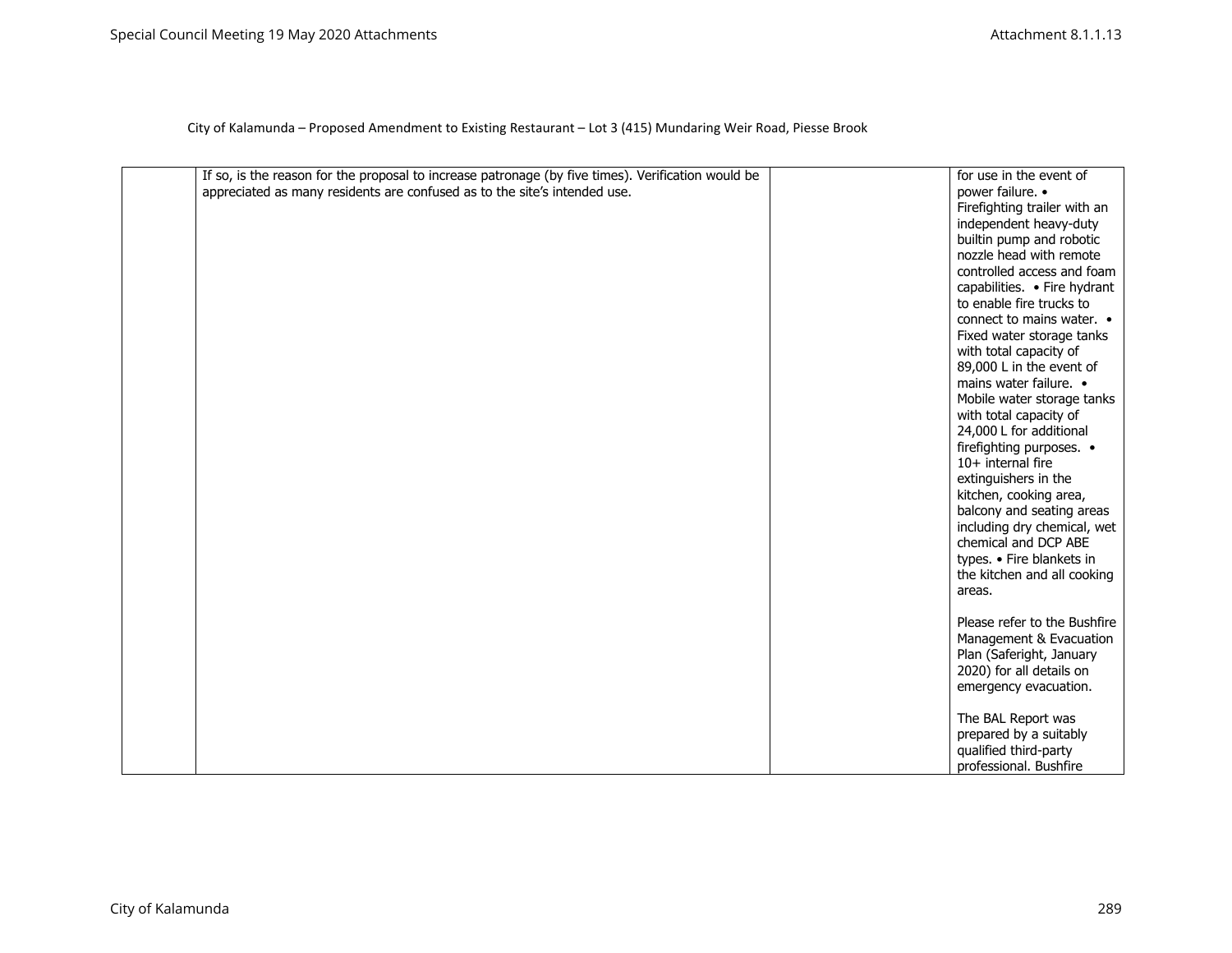City of Kalamunda – Proposed Amendment to Existing Restaurant – Lot 3 (415) Mundaring Weir Road, Piesse Brook

| | | | |
|---|---|---|---|
| | If so, is the reason for the proposal to increase patronage (by five times). Verification would be appreciated as many residents are confused as to the site's intended use. | | for use in the event of power failure. • Firefighting trailer with an independent heavy-duty builtin pump and robotic nozzle head with remote controlled access and foam capabilities. • Fire hydrant to enable fire trucks to connect to mains water. • Fixed water storage tanks with total capacity of 89,000 L in the event of mains water failure. • Mobile water storage tanks with total capacity of 24,000 L for additional firefighting purposes. • 10+ internal fire extinguishers in the kitchen, cooking area, balcony and seating areas including dry chemical, wet chemical and DCP ABE types. • Fire blankets in the kitchen and all cooking areas.<br><br>Please refer to the Bushfire Management & Evacuation Plan (Saferight, January 2020) for all details on emergency evacuation.<br><br>The BAL Report was prepared by a suitably qualified third-party professional. Bushfire |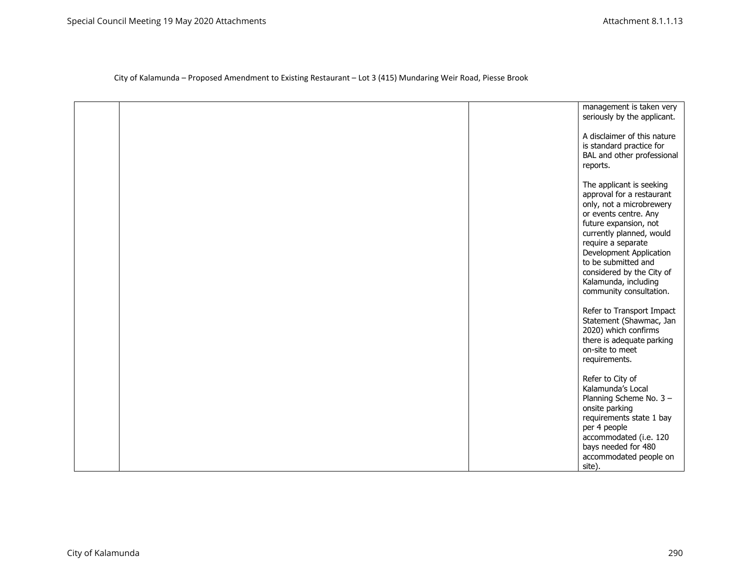City of Kalamunda – Proposed Amendment to Existing Restaurant – Lot 3 (415) Mundaring Weir Road, Piesse Brook

| | | | |
|---|---|---|---|
| | | | management is taken very seriously by the applicant.<br><br>A disclaimer of this nature is standard practice for BAL and other professional reports.<br><br>The applicant is seeking approval for a restaurant only, not a microbrewery or events centre. Any future expansion, not currently planned, would require a separate Development Application to be submitted and considered by the City of Kalamunda, including community consultation.<br><br>Refer to Transport Impact Statement (Shawmac, Jan 2020) which confirms there is adequate parking on-site to meet requirements.<br><br>Refer to City of Kalamunda's Local Planning Scheme No. 3 – onsite parking requirements state 1 bay per 4 people accommodated (i.e. 120 bays needed for 480 accommodated people on site). |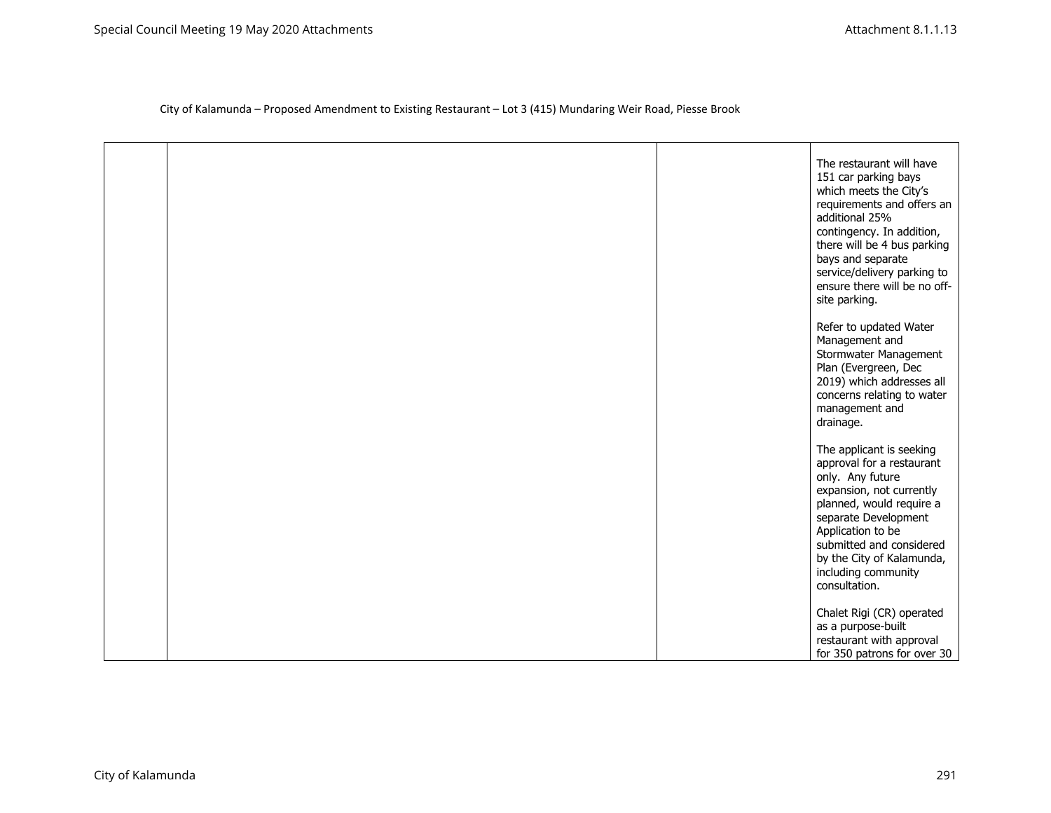City of Kalamunda – Proposed Amendment to Existing Restaurant – Lot 3 (415) Mundaring Weir Road, Piesse Brook

| | | | |
|---|---|---|---|
| | | | The restaurant will have 151 car parking bays which meets the City's requirements and offers an additional 25% contingency. In addition, there will be 4 bus parking bays and separate service/delivery parking to ensure there will be no off-site parking.<br><br>Refer to updated Water Management and Stormwater Management Plan (Evergreen, Dec 2019) which addresses all concerns relating to water management and drainage.<br><br>The applicant is seeking approval for a restaurant only. Any future expansion, not currently planned, would require a separate Development Application to be submitted and considered by the City of Kalamunda, including community consultation.<br><br>Chalet Rigi (CR) operated as a purpose-built restaurant with approval for 350 patrons for over 30 |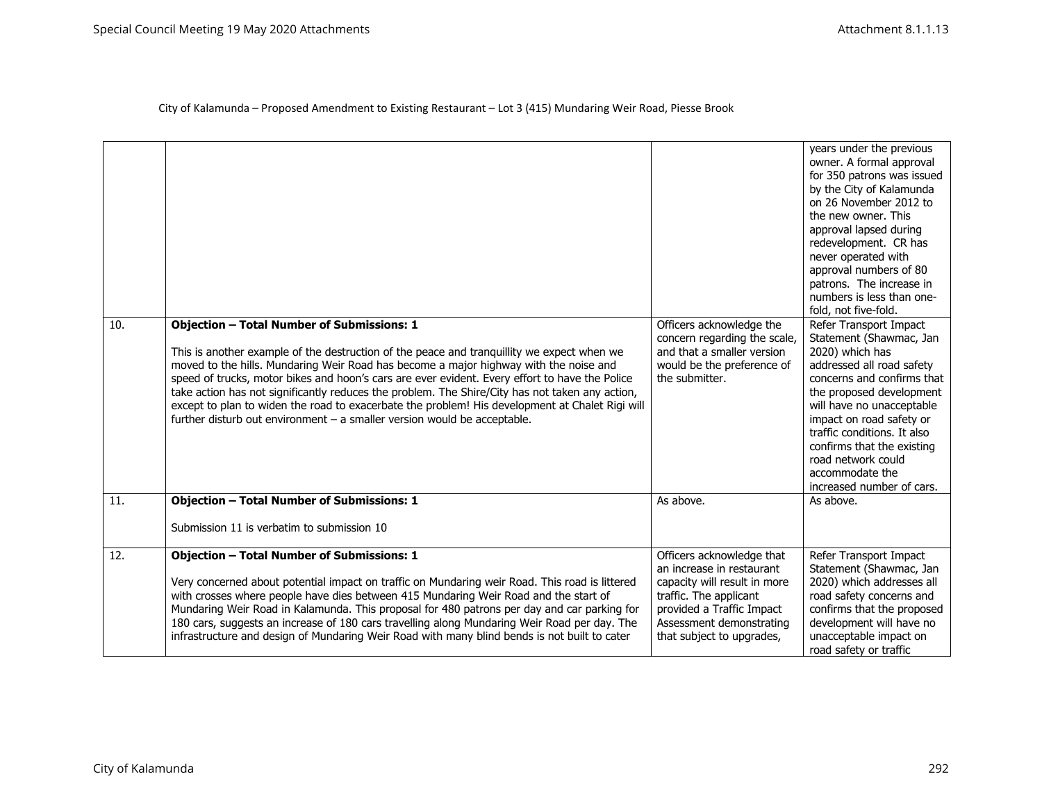City of Kalamunda – Proposed Amendment to Existing Restaurant – Lot 3 (415) Mundaring Weir Road, Piesse Brook

| | | | |
|---|---|---|---|
| | | | years under the previous owner. A formal approval for 350 patrons was issued by the City of Kalamunda on 26 November 2012 to the new owner. This approval lapsed during redevelopment. CR has never operated with approval numbers of 80 patrons. The increase in numbers is less than one-fold, not five-fold. |
| 10. | **Objection – Total Number of Submissions: 1**<br><br>This is another example of the destruction of the peace and tranquillity we expect when we moved to the hills. Mundaring Weir Road has become a major highway with the noise and speed of trucks, motor bikes and hoon's cars are ever evident. Every effort to have the Police take action has not significantly reduces the problem. The Shire/City has not taken any action, except to plan to widen the road to exacerbate the problem! His development at Chalet Rigi will further disturb out environment – a smaller version would be acceptable. | Officers acknowledge the concern regarding the scale, and that a smaller version would be the preference of the submitter. | Refer Transport Impact Statement (Shawmac, Jan 2020) which has addressed all road safety concerns and confirms that the proposed development will have no unacceptable impact on road safety or traffic conditions. It also confirms that the existing road network could accommodate the increased number of cars. |
| 11. | **Objection – Total Number of Submissions: 1**<br><br>Submission 11 is verbatim to submission 10 | As above. | As above. |
| 12. | **Objection – Total Number of Submissions: 1**<br><br>Very concerned about potential impact on traffic on Mundaring weir Road. This road is littered with crosses where people have dies between 415 Mundaring Weir Road and the start of Mundaring Weir Road in Kalamunda. This proposal for 480 patrons per day and car parking for 180 cars, suggests an increase of 180 cars travelling along Mundaring Weir Road per day. The infrastructure and design of Mundaring Weir Road with many blind bends is not built to cater | Officers acknowledge that an increase in restaurant capacity will result in more traffic. The applicant provided a Traffic Impact Assessment demonstrating that subject to upgrades, | Refer Transport Impact Statement (Shawmac, Jan 2020) which addresses all road safety concerns and confirms that the proposed development will have no unacceptable impact on road safety or traffic |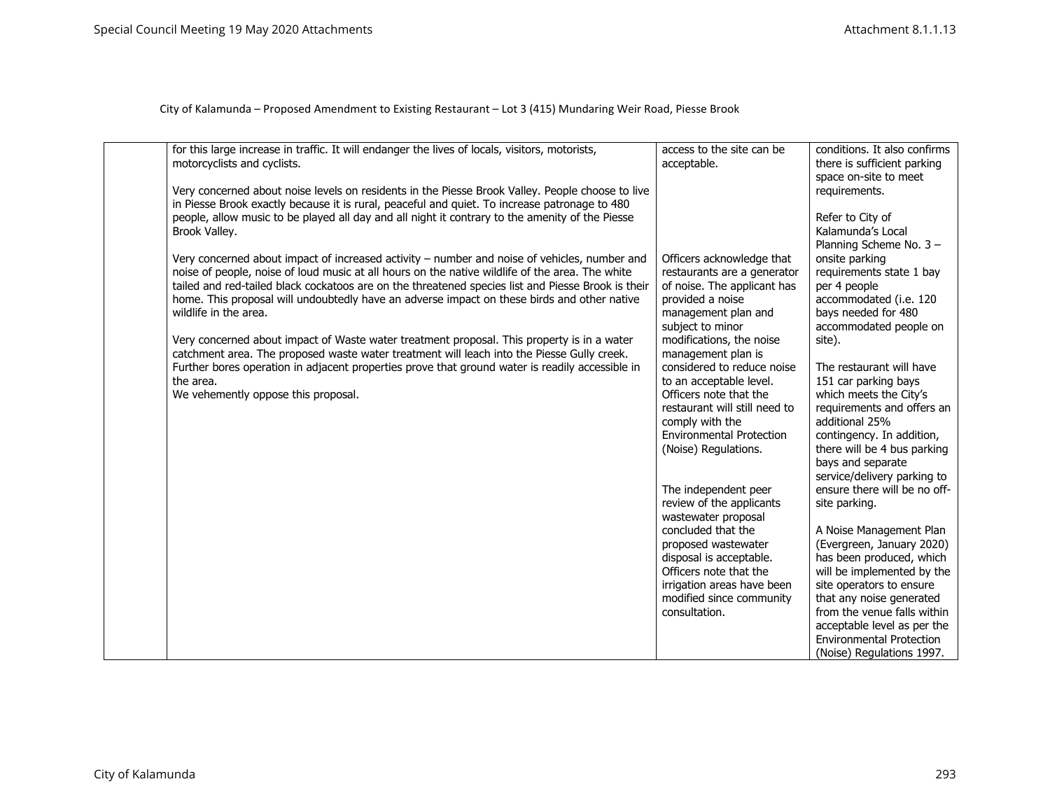City of Kalamunda – Proposed Amendment to Existing Restaurant – Lot 3 (415) Mundaring Weir Road, Piesse Brook

| | | | |
|---|---|---|---|
| | for this large increase in traffic. It will endanger the lives of locals, visitors, motorists, motorcyclists and cyclists.<br><br>Very concerned about noise levels on residents in the Piesse Brook Valley. People choose to live in Piesse Brook exactly because it is rural, peaceful and quiet. To increase patronage to 480 people, allow music to be played all day and all night it contrary to the amenity of the Piesse Brook Valley.<br><br>Very concerned about impact of increased activity – number and noise of vehicles, number and noise of people, noise of loud music at all hours on the native wildlife of the area. The white tailed and red-tailed black cockatoos are on the threatened species list and Piesse Brook is their home. This proposal will undoubtedly have an adverse impact on these birds and other native wildlife in the area.<br><br>Very concerned about impact of Waste water treatment proposal. This property is in a water catchment area. The proposed waste water treatment will leach into the Piesse Gully creek. Further bores operation in adjacent properties prove that ground water is readily accessible in the area.<br>We vehemently oppose this proposal. | access to the site can be acceptable.<br><br>Officers acknowledge that restaurants are a generator of noise. The applicant has provided a noise management plan and subject to minor modifications, the noise management plan is considered to reduce noise to an acceptable level. Officers note that the restaurant will still need to comply with the Environmental Protection (Noise) Regulations.<br><br>The independent peer review of the applicants wastewater proposal concluded that the proposed wastewater disposal is acceptable. Officers note that the irrigation areas have been modified since community consultation. | conditions. It also confirms there is sufficient parking space on-site to meet requirements.<br><br>Refer to City of Kalamunda's Local Planning Scheme No. 3 – onsite parking requirements state 1 bay per 4 people accommodated (i.e. 120 bays needed for 480 accommodated people on site).<br><br>The restaurant will have 151 car parking bays which meets the City's requirements and offers an additional 25% contingency. In addition, there will be 4 bus parking bays and separate service/delivery parking to ensure there will be no off-site parking.<br><br>A Noise Management Plan (Evergreen, January 2020) has been produced, which will be implemented by the site operators to ensure that any noise generated from the venue falls within acceptable level as per the Environmental Protection (Noise) Regulations 1997. |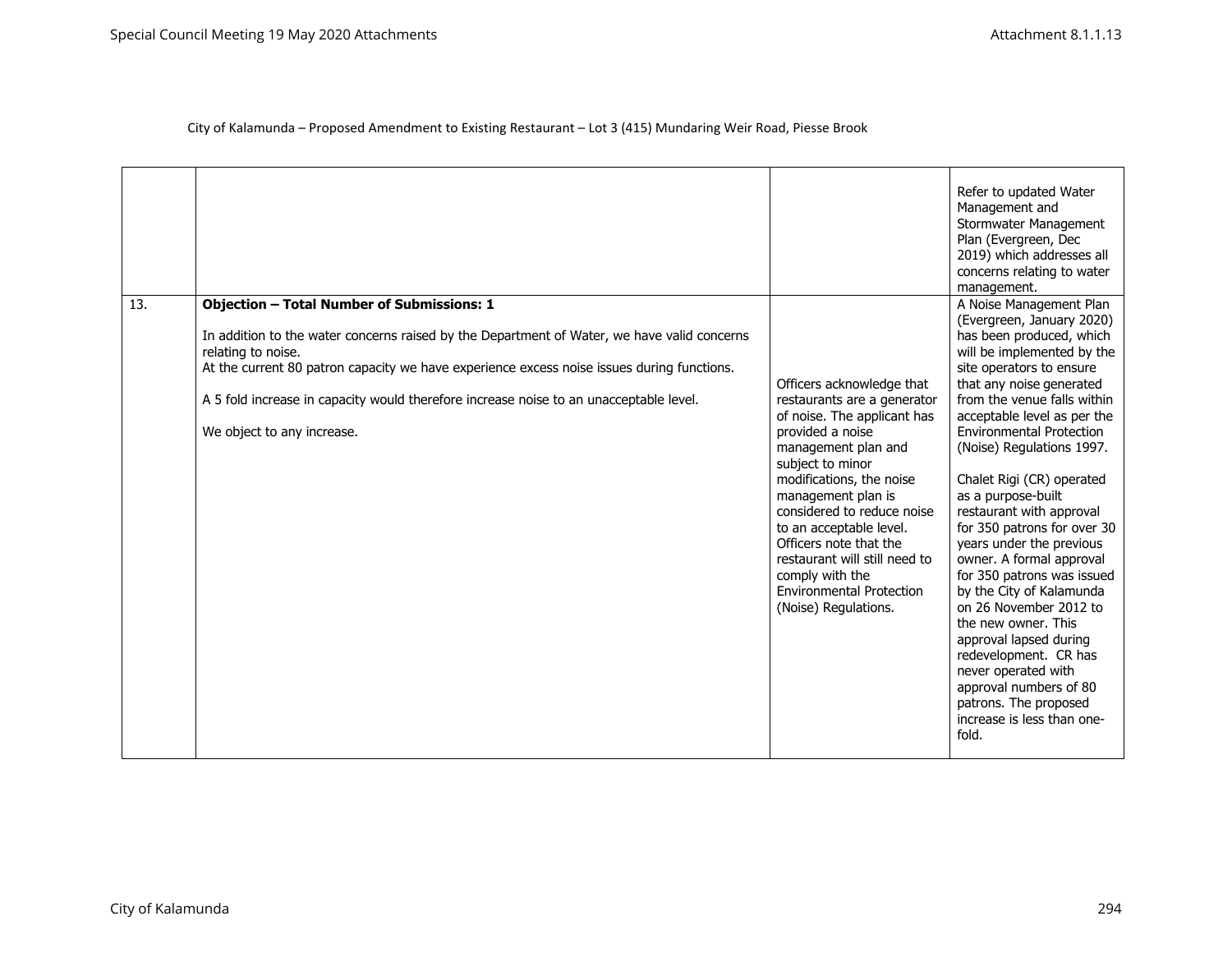City of Kalamunda – Proposed Amendment to Existing Restaurant – Lot 3 (415) Mundaring Weir Road, Piesse Brook

| | | | |
|---|---|---|---|
| | | | Refer to updated Water Management and Stormwater Management Plan (Evergreen, Dec 2019) which addresses all concerns relating to water management. |
| 13. | **Objection – Total Number of Submissions: 1**<br><br>In addition to the water concerns raised by the Department of Water, we have valid concerns relating to noise.<br>At the current 80 patron capacity we have experience excess noise issues during functions.<br><br>A 5 fold increase in capacity would therefore increase noise to an unacceptable level.<br><br>We object to any increase. | Officers acknowledge that restaurants are a generator of noise. The applicant has provided a noise management plan and subject to minor modifications, the noise management plan is considered to reduce noise to an acceptable level. Officers note that the restaurant will still need to comply with the Environmental Protection (Noise) Regulations. | A Noise Management Plan (Evergreen, January 2020) has been produced, which will be implemented by the site operators to ensure that any noise generated from the venue falls within acceptable level as per the Environmental Protection (Noise) Regulations 1997.<br><br>Chalet Rigi (CR) operated as a purpose-built restaurant with approval for 350 patrons for over 30 years under the previous owner. A formal approval for 350 patrons was issued by the City of Kalamunda on 26 November 2012 to the new owner. This approval lapsed during redevelopment. CR has never operated with approval numbers of 80 patrons. The proposed increase is less than one-fold. |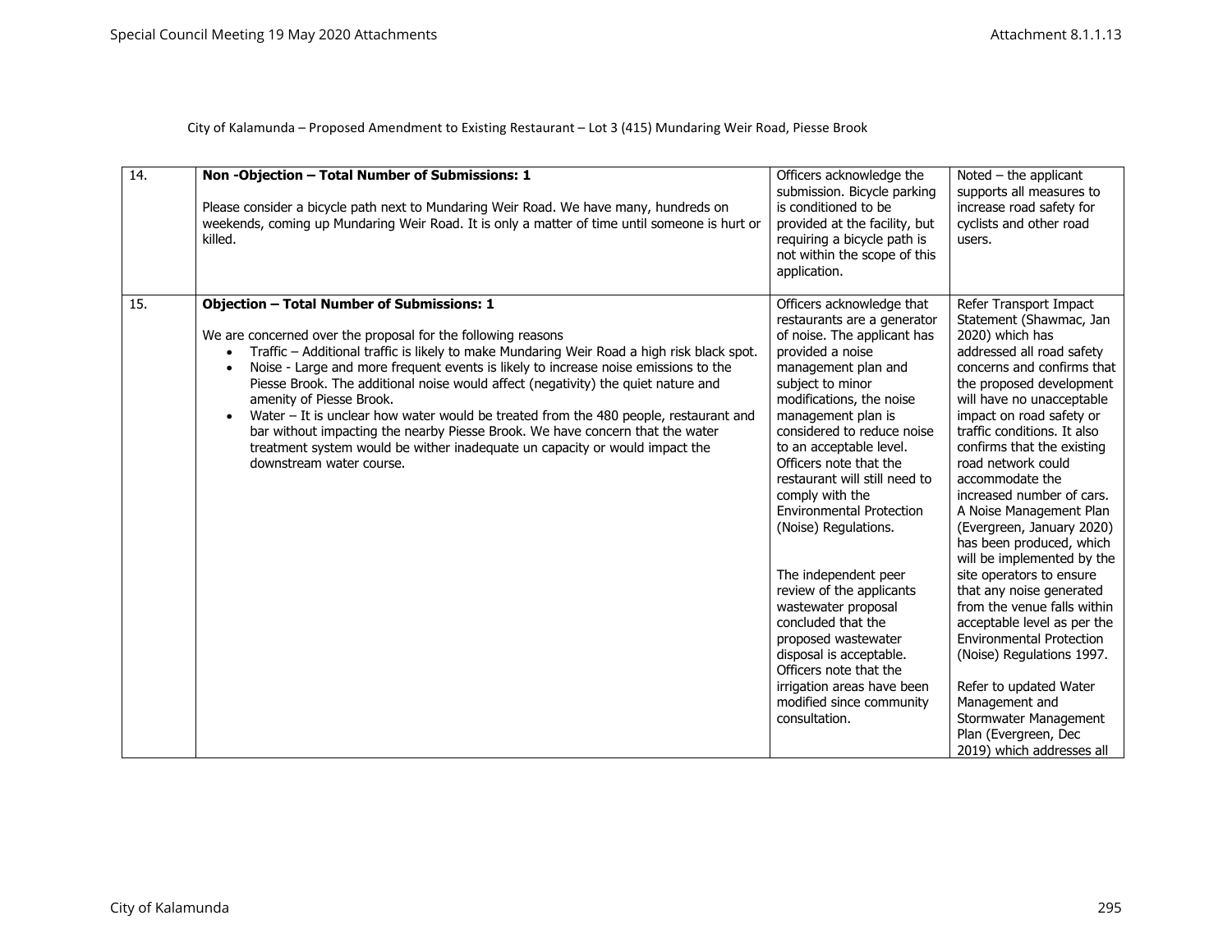City of Kalamunda – Proposed Amendment to Existing Restaurant – Lot 3 (415) Mundaring Weir Road, Piesse Brook

| | | | |
|---|---|---|---|
| 14. | **Non -Objection – Total Number of Submissions: 1**<br><br>Please consider a bicycle path next to Mundaring Weir Road. We have many, hundreds on weekends, coming up Mundaring Weir Road. It is only a matter of time until someone is hurt or killed. | Officers acknowledge the submission. Bicycle parking is conditioned to be provided at the facility, but requiring a bicycle path is not within the scope of this application. | Noted – the applicant supports all measures to increase road safety for cyclists and other road users. |
| 15. | **Objection – Total Number of Submissions: 1**<br><br>We are concerned over the proposal for the following reasons<br>• Traffic – Additional traffic is likely to make Mundaring Weir Road a high risk black spot.<br>• Noise - Large and more frequent events is likely to increase noise emissions to the Piesse Brook. The additional noise would affect (negativity) the quiet nature and amenity of Piesse Brook.<br>• Water – It is unclear how water would be treated from the 480 people, restaurant and bar without impacting the nearby Piesse Brook. We have concern that the water treatment system would be wither inadequate un capacity or would impact the downstream water course. | Officers acknowledge that restaurants are a generator of noise. The applicant has provided a noise management plan and subject to minor modifications, the noise management plan is considered to reduce noise to an acceptable level. Officers note that the restaurant will still need to comply with the Environmental Protection (Noise) Regulations.<br><br>The independent peer review of the applicants wastewater proposal concluded that the proposed wastewater disposal is acceptable. Officers note that the irrigation areas have been modified since community consultation. | Refer Transport Impact Statement (Shawmac, Jan 2020) which has addressed all road safety concerns and confirms that the proposed development will have no unacceptable impact on road safety or traffic conditions. It also confirms that the existing road network could accommodate the increased number of cars. A Noise Management Plan (Evergreen, January 2020) has been produced, which will be implemented by the site operators to ensure that any noise generated from the venue falls within acceptable level as per the Environmental Protection (Noise) Regulations 1997.<br><br>Refer to updated Water Management and Stormwater Management Plan (Evergreen, Dec 2019) which addresses all |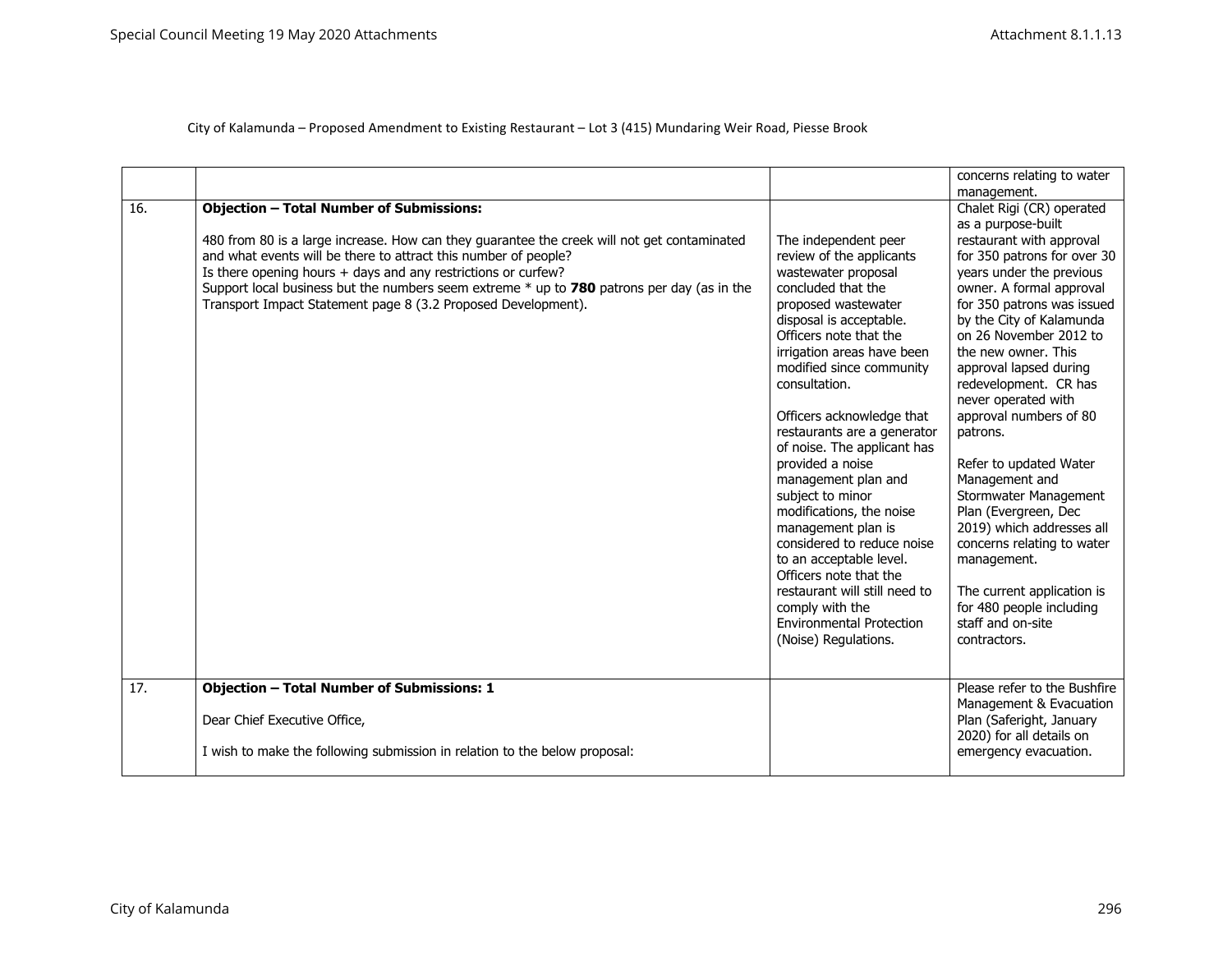City of Kalamunda – Proposed Amendment to Existing Restaurant – Lot 3 (415) Mundaring Weir Road, Piesse Brook

| | | | |
|---|---|---|---|
| | | | concerns relating to water management. |
| 16. | **Objection – Total Number of Submissions:**<br><br>480 from 80 is a large increase. How can they guarantee the creek will not get contaminated and what events will be there to attract this number of people?<br>Is there opening hours + days and any restrictions or curfew?<br>Support local business but the numbers seem extreme * up to **780** patrons per day (as in the Transport Impact Statement page 8 (3.2 Proposed Development). | The independent peer review of the applicants wastewater proposal concluded that the proposed wastewater disposal is acceptable. Officers note that the irrigation areas have been modified since community consultation.<br><br>Officers acknowledge that restaurants are a generator of noise. The applicant has provided a noise management plan and subject to minor modifications, the noise management plan is considered to reduce noise to an acceptable level. Officers note that the restaurant will still need to comply with the Environmental Protection (Noise) Regulations. | Chalet Rigi (CR) operated as a purpose-built restaurant with approval for 350 patrons for over 30 years under the previous owner. A formal approval for 350 patrons was issued by the City of Kalamunda on 26 November 2012 to the new owner. This approval lapsed during redevelopment. CR has never operated with approval numbers of 80 patrons.<br><br>Refer to updated Water Management and Stormwater Management Plan (Evergreen, Dec 2019) which addresses all concerns relating to water management.<br><br>The current application is for 480 people including staff and on-site contractors. |
| 17. | **Objection – Total Number of Submissions: 1**<br><br>Dear Chief Executive Office,<br><br>I wish to make the following submission in relation to the below proposal: | | Please refer to the Bushfire Management & Evacuation Plan (Saferight, January 2020) for all details on emergency evacuation. |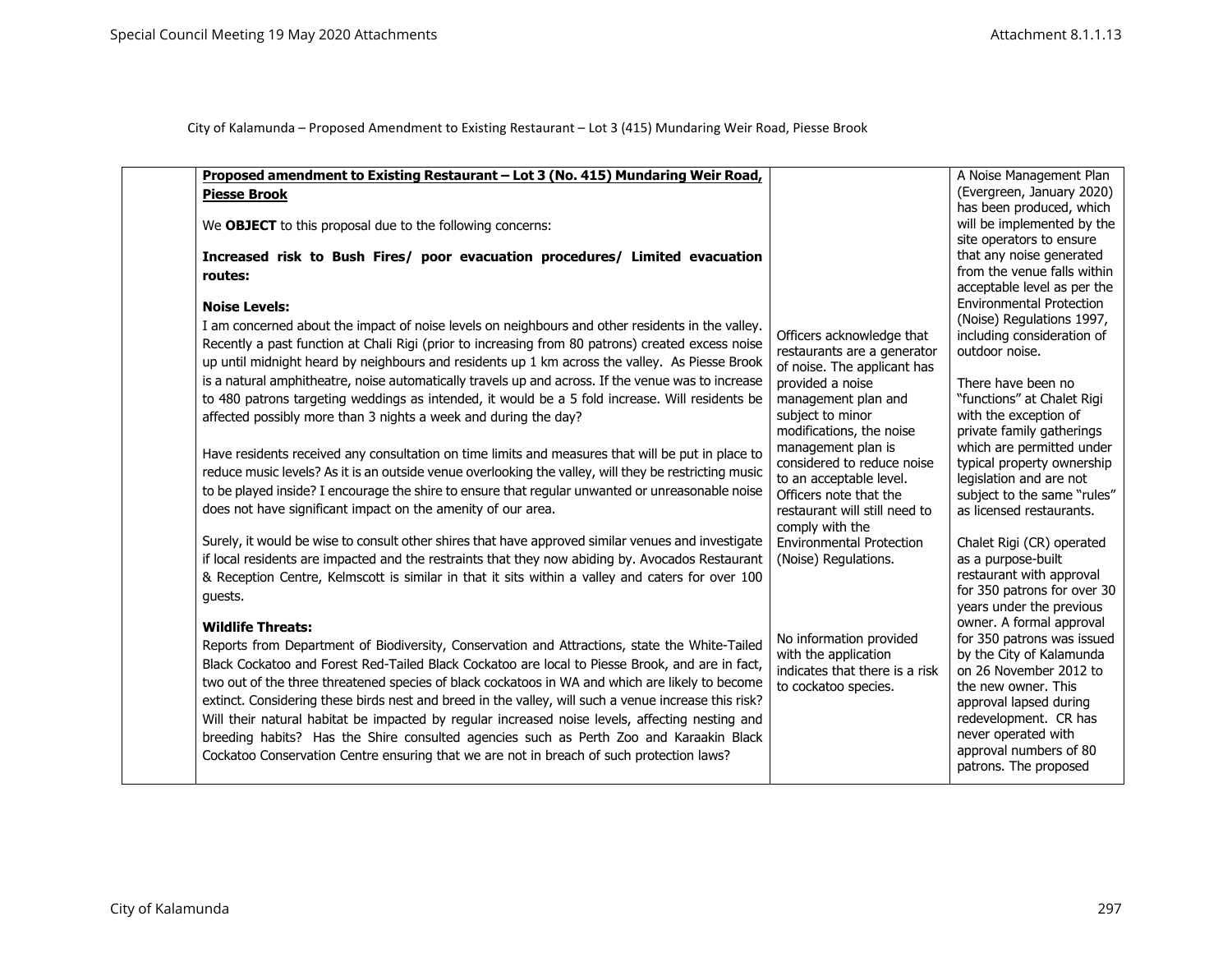City of Kalamunda – Proposed Amendment to Existing Restaurant – Lot 3 (415) Mundaring Weir Road, Piesse Brook

| | | | |
|---|---|---|---|
| | **Proposed amendment to Existing Restaurant – Lot 3 (No. 415) Mundaring Weir Road, Piesse Brook**<br><br>We **OBJECT** to this proposal due to the following concerns:<br><br>**Increased risk to Bush Fires/ poor evacuation procedures/ Limited evacuation routes:**<br><br>**Noise Levels:**<br>I am concerned about the impact of noise levels on neighbours and other residents in the valley. Recently a past function at Chali Rigi (prior to increasing from 80 patrons) created excess noise up until midnight heard by neighbours and residents up 1 km across the valley. As Piesse Brook is a natural amphitheatre, noise automatically travels up and across. If the venue was to increase to 480 patrons targeting weddings as intended, it would be a 5 fold increase. Will residents be affected possibly more than 3 nights a week and during the day?<br><br>Have residents received any consultation on time limits and measures that will be put in place to reduce music levels? As it is an outside venue overlooking the valley, will they be restricting music to be played inside? I encourage the shire to ensure that regular unwanted or unreasonable noise does not have significant impact on the amenity of our area.<br><br>Surely, it would be wise to consult other shires that have approved similar venues and investigate if local residents are impacted and the restraints that they now abiding by. Avocados Restaurant & Reception Centre, Kelmscott is similar in that it sits within a valley and caters for over 100 guests.<br><br>**Wildlife Threats:**<br>Reports from Department of Biodiversity, Conservation and Attractions, state the White-Tailed Black Cockatoo and Forest Red-Tailed Black Cockatoo are local to Piesse Brook, and are in fact, two out of the three threatened species of black cockatoos in WA and which are likely to become extinct. Considering these birds nest and breed in the valley, will such a venue increase this risk? Will their natural habitat be impacted by regular increased noise levels, affecting nesting and breeding habits? Has the Shire consulted agencies such as Perth Zoo and Karaakin Black Cockatoo Conservation Centre ensuring that we are not in breach of such protection laws? | Officers acknowledge that restaurants are a generator of noise. The applicant has provided a noise management plan and subject to minor modifications, the noise management plan is considered to reduce noise to an acceptable level. Officers note that the restaurant will still need to comply with the Environmental Protection (Noise) Regulations.<br><br>No information provided with the application indicates that there is a risk to cockatoo species. | A Noise Management Plan (Evergreen, January 2020) has been produced, which will be implemented by the site operators to ensure that any noise generated from the venue falls within acceptable level as per the Environmental Protection (Noise) Regulations 1997, including consideration of outdoor noise.<br><br>There have been no "functions" at Chalet Rigi with the exception of private family gatherings which are permitted under typical property ownership legislation and are not subject to the same "rules" as licensed restaurants.<br><br>Chalet Rigi (CR) operated as a purpose-built restaurant with approval for 350 patrons for over 30 years under the previous owner. A formal approval for 350 patrons was issued by the City of Kalamunda on 26 November 2012 to the new owner. This approval lapsed during redevelopment. CR has never operated with approval numbers of 80 patrons. The proposed |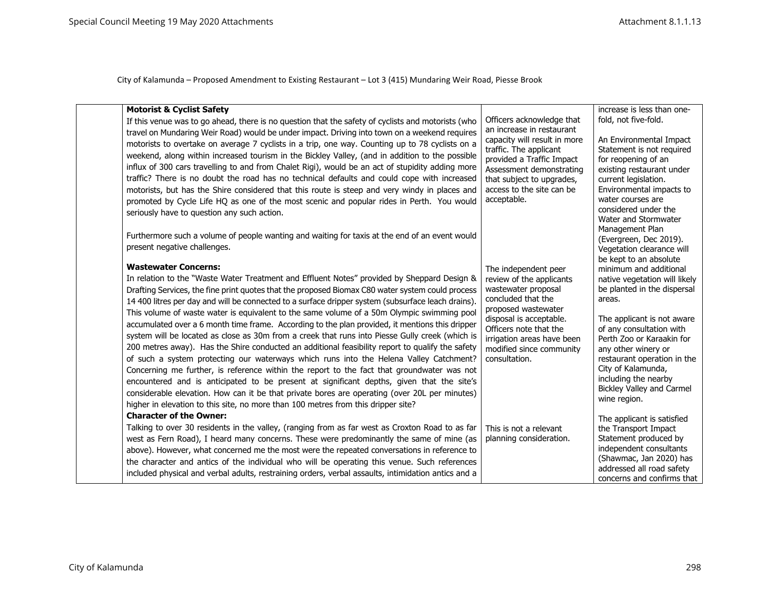City of Kalamunda – Proposed Amendment to Existing Restaurant – Lot 3 (415) Mundaring Weir Road, Piesse Brook

| | | | |
|---|---|---|---|
| | **Motorist & Cyclist Safety**<br>If this venue was to go ahead, there is no question that the safety of cyclists and motorists (who travel on Mundaring Weir Road) would be under impact. Driving into town on a weekend requires motorists to overtake on average 7 cyclists in a trip, one way. Counting up to 78 cyclists on a weekend, along within increased tourism in the Bickley Valley, (and in addition to the possible influx of 300 cars travelling to and from Chalet Rigi), would be an act of stupidity adding more traffic? There is no doubt the road has no technical defaults and could cope with increased motorists, but has the Shire considered that this route is steep and very windy in places and promoted by Cycle Life HQ as one of the most scenic and popular rides in Perth. You would seriously have to question any such action.<br><br>Furthermore such a volume of people wanting and waiting for taxis at the end of an event would present negative challenges.<br><br>**Wastewater Concerns:**<br>In relation to the "Waste Water Treatment and Effluent Notes" provided by Sheppard Design & Drafting Services, the fine print quotes that the proposed Biomax C80 water system could process 14 400 litres per day and will be connected to a surface dripper system (subsurface leach drains). This volume of waste water is equivalent to the same volume of a 50m Olympic swimming pool accumulated over a 6 month time frame. According to the plan provided, it mentions this dripper system will be located as close as 30m from a creek that runs into Piesse Gully creek (which is 200 metres away). Has the Shire conducted an additional feasibility report to qualify the safety of such a system protecting our waterways which runs into the Helena Valley Catchment? Concerning me further, is reference within the report to the fact that groundwater was not encountered and is anticipated to be present at significant depths, given that the site's considerable elevation. How can it be that private bores are operating (over 20L per minutes) higher in elevation to this site, no more than 100 metres from this dripper site?<br>**Character of the Owner:**<br>Talking to over 30 residents in the valley, (ranging from as far west as Croxton Road to as far west as Fern Road), I heard many concerns. These were predominantly the same of mine (as above). However, what concerned me the most were the repeated conversations in reference to the character and antics of the individual who will be operating this venue. Such references included physical and verbal adults, restraining orders, verbal assaults, intimidation antics and a | Officers acknowledge that an increase in restaurant capacity will result in more traffic. The applicant provided a Traffic Impact Assessment demonstrating that subject to upgrades, access to the site can be acceptable.<br><br>The independent peer review of the applicants wastewater proposal concluded that the proposed wastewater disposal is acceptable. Officers note that the irrigation areas have been modified since community consultation.<br><br>This is not a relevant planning consideration. | increase is less than one-fold, not five-fold.<br><br>An Environmental Impact Statement is not required for reopening of an existing restaurant under current legislation. Environmental impacts to water courses are considered under the Water and Stormwater Management Plan (Evergreen, Dec 2019). Vegetation clearance will be kept to an absolute minimum and additional native vegetation will likely be planted in the dispersal areas.<br><br>The applicant is not aware of any consultation with Perth Zoo or Karaakin for any other winery or restaurant operation in the City of Kalamunda, including the nearby Bickley Valley and Carmel wine region.<br><br>The applicant is satisfied the Transport Impact Statement produced by independent consultants (Shawmac, Jan 2020) has addressed all road safety concerns and confirms that |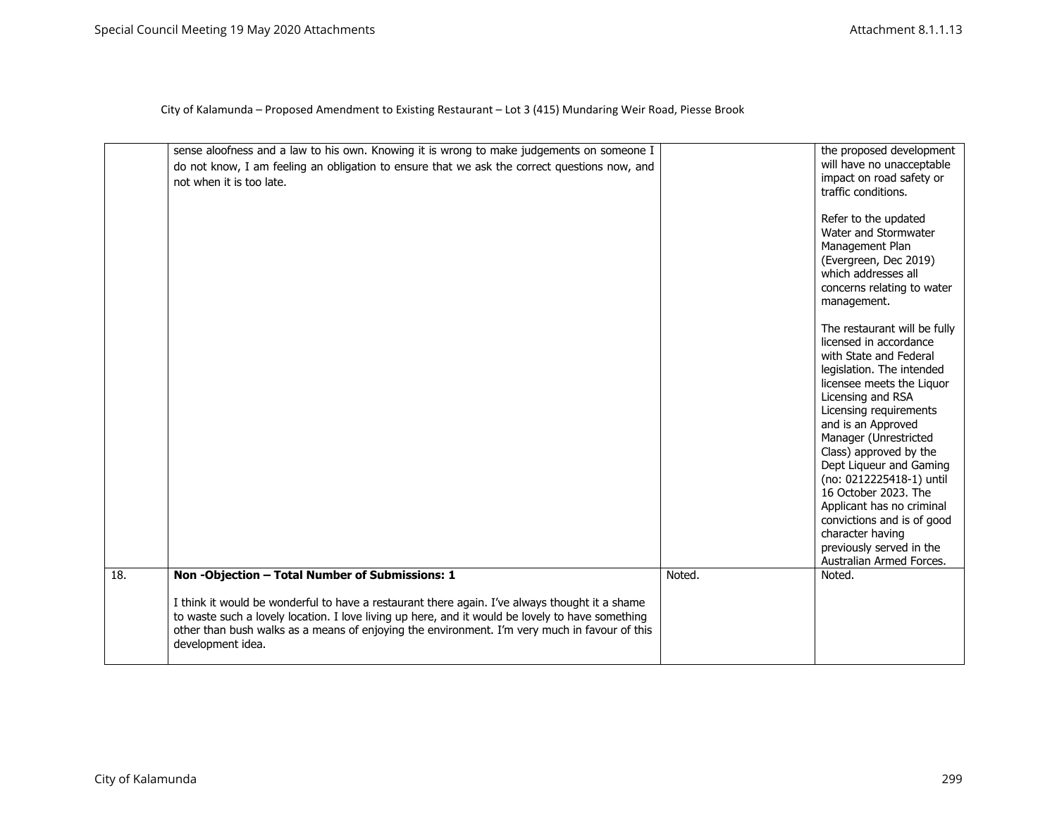City of Kalamunda – Proposed Amendment to Existing Restaurant – Lot 3 (415) Mundaring Weir Road, Piesse Brook

| | | | |
|---|---|---|---|
| | sense aloofness and a law to his own. Knowing it is wrong to make judgements on someone I do not know, I am feeling an obligation to ensure that we ask the correct questions now, and not when it is too late. | | the proposed development will have no unacceptable impact on road safety or traffic conditions.<br><br>Refer to the updated Water and Stormwater Management Plan (Evergreen, Dec 2019) which addresses all concerns relating to water management.<br><br>The restaurant will be fully licensed in accordance with State and Federal legislation. The intended licensee meets the Liquor Licensing and RSA Licensing requirements and is an Approved Manager (Unrestricted Class) approved by the Dept Liqueur and Gaming (no: 0212225418-1) until 16 October 2023. The Applicant has no criminal convictions and is of good character having previously served in the Australian Armed Forces. |
| 18. | **Non -Objection – Total Number of Submissions: 1**<br><br>I think it would be wonderful to have a restaurant there again. I've always thought it a shame to waste such a lovely location. I love living up here, and it would be lovely to have something other than bush walks as a means of enjoying the environment. I'm very much in favour of this development idea. | Noted. | Noted. |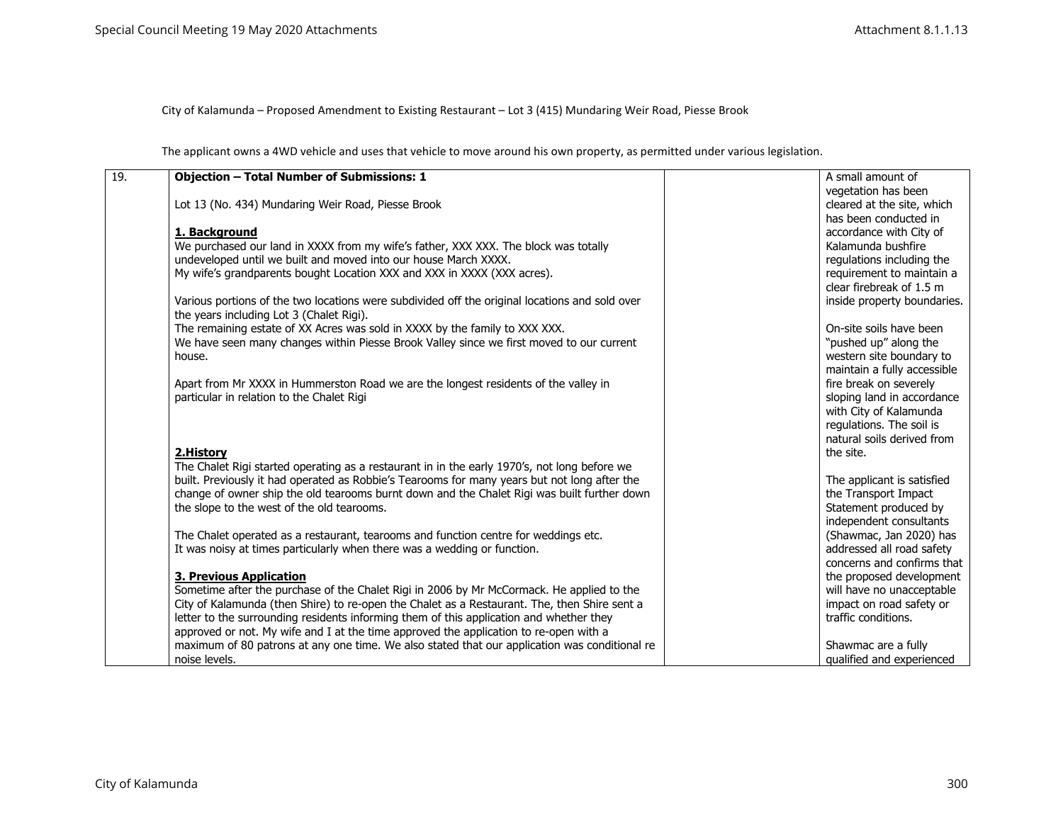City of Kalamunda – Proposed Amendment to Existing Restaurant – Lot 3 (415) Mundaring Weir Road, Piesse Brook

The applicant owns a 4WD vehicle and uses that vehicle to move around his own property, as permitted under various legislation.

| 19. | **Objection – Total Number of Submissions: 1**<br><br>Lot 13 (No. 434) Mundaring Weir Road, Piesse Brook<br><br>**1. Background**<br>We purchased our land in XXXX from my wife's father, XXX XXX. The block was totally undeveloped until we built and moved into our house March XXXX.<br>My wife's grandparents bought Location XXX and XXX in XXXX (XXX acres).<br><br>Various portions of the two locations were subdivided off the original locations and sold over the years including Lot 3 (Chalet Rigi).<br>The remaining estate of XX Acres was sold in XXXX by the family to XXX XXX.<br>We have seen many changes within Piesse Brook Valley since we first moved to our current house.<br><br>Apart from Mr XXXX in Hummerston Road we are the longest residents of the valley in particular in relation to the Chalet Rigi<br><br>**2.History**<br>The Chalet Rigi started operating as a restaurant in in the early 1970's, not long before we built. Previously it had operated as Robbie's Tearooms for many years but not long after the change of owner ship the old tearooms burnt down and the Chalet Rigi was built further down the slope to the west of the old tearooms.<br><br>The Chalet operated as a restaurant, tearooms and function centre for weddings etc.<br>It was noisy at times particularly when there was a wedding or function.<br><br>**3. Previous Application**<br>Sometime after the purchase of the Chalet Rigi in 2006 by Mr McCormack. He applied to the City of Kalamunda (then Shire) to re-open the Chalet as a Restaurant. The, then Shire sent a letter to the surrounding residents informing them of this application and whether they approved or not. My wife and I at the time approved the application to re-open with a maximum of 80 patrons at any one time. We also stated that our application was conditional re noise levels. | | A small amount of vegetation has been cleared at the site, which has been conducted in accordance with City of Kalamunda bushfire regulations including the requirement to maintain a clear firebreak of 1.5 m inside property boundaries.<br><br>On-site soils have been "pushed up" along the western site boundary to maintain a fully accessible fire break on severely sloping land in accordance with City of Kalamunda regulations. The soil is natural soils derived from the site.<br><br>The applicant is satisfied the Transport Impact Statement produced by independent consultants (Shawmac, Jan 2020) has addressed all road safety concerns and confirms that the proposed development will have no unacceptable impact on road safety or traffic conditions.<br><br>Shawmac are a fully qualified and experienced |
|---|---|---|---|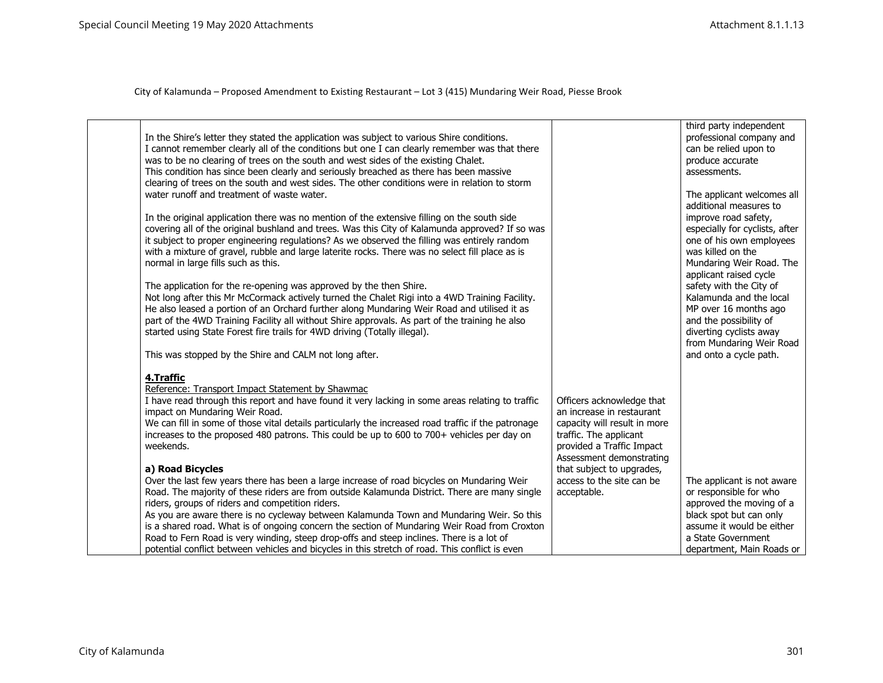City of Kalamunda – Proposed Amendment to Existing Restaurant – Lot 3 (415) Mundaring Weir Road, Piesse Brook

| | | | |
|---|---|---|---|
| | In the Shire's letter they stated the application was subject to various Shire conditions.<br>I cannot remember clearly all of the conditions but one I can clearly remember was that there was to be no clearing of trees on the south and west sides of the existing Chalet.<br>This condition has since been clearly and seriously breached as there has been massive clearing of trees on the south and west sides. The other conditions were in relation to storm water runoff and treatment of waste water.<br><br>In the original application there was no mention of the extensive filling on the south side covering all of the original bushland and trees. Was this City of Kalamunda approved? If so was it subject to proper engineering regulations? As we observed the filling was entirely random with a mixture of gravel, rubble and large laterite rocks. There was no select fill place as is normal in large fills such as this.<br><br>The application for the re-opening was approved by the then Shire.<br>Not long after this Mr McCormack actively turned the Chalet Rigi into a 4WD Training Facility. He also leased a portion of an Orchard further along Mundaring Weir Road and utilised it as part of the 4WD Training Facility all without Shire approvals. As part of the training he also started using State Forest fire trails for 4WD driving (Totally illegal).<br><br>This was stopped by the Shire and CALM not long after.<br><br>**4.Traffic**<br>Reference: Transport Impact Statement by Shawmac<br>I have read through this report and have found it very lacking in some areas relating to traffic impact on Mundaring Weir Road.<br>We can fill in some of those vital details particularly the increased road traffic if the patronage increases to the proposed 480 patrons. This could be up to 600 to 700+ vehicles per day on weekends.<br><br>**a) Road Bicycles**<br>Over the last few years there has been a large increase of road bicycles on Mundaring Weir Road. The majority of these riders are from outside Kalamunda District. There are many single riders, groups of riders and competition riders.<br>As you are aware there is no cycleway between Kalamunda Town and Mundaring Weir. So this is a shared road. What is of ongoing concern the section of Mundaring Weir Road from Croxton Road to Fern Road is very winding, steep drop-offs and steep inclines. There is a lot of potential conflict between vehicles and bicycles in this stretch of road. This conflict is even | Officers acknowledge that an increase in restaurant capacity will result in more traffic. The applicant provided a Traffic Impact Assessment demonstrating that subject to upgrades, access to the site can be acceptable. | third party independent professional company and can be relied upon to produce accurate assessments.<br><br>The applicant welcomes all additional measures to improve road safety, especially for cyclists, after one of his own employees was killed on the Mundaring Weir Road. The applicant raised cycle safety with the City of Kalamunda and the local MP over 16 months ago and the possibility of diverting cyclists away from Mundaring Weir Road and onto a cycle path.<br><br>The applicant is not aware or responsible for who approved the moving of a black spot but can only assume it would be either a State Government department, Main Roads or |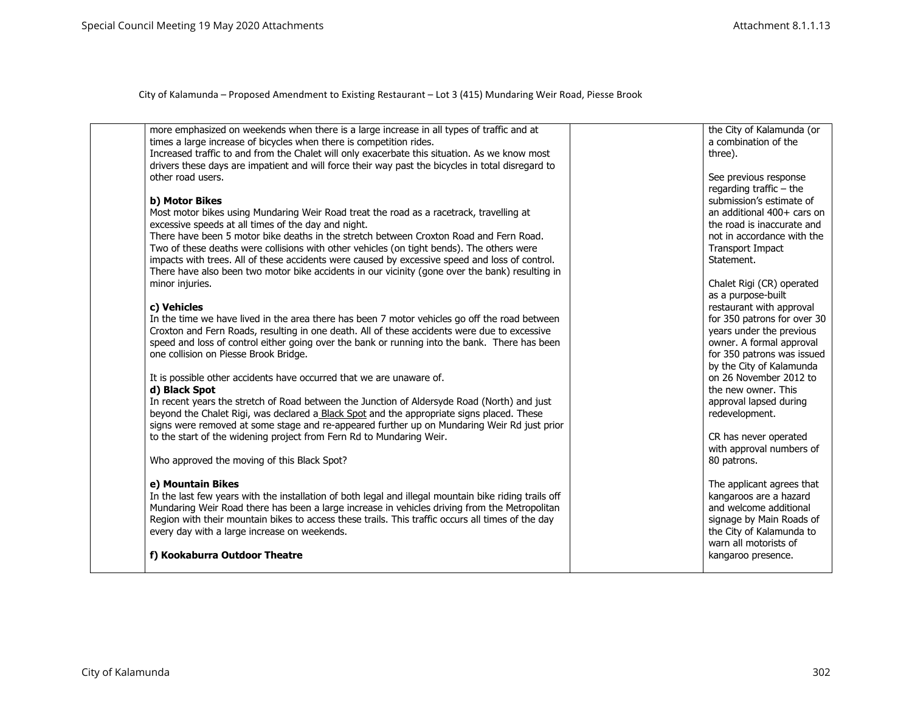City of Kalamunda – Proposed Amendment to Existing Restaurant – Lot 3 (415) Mundaring Weir Road, Piesse Brook

| | | | |
|---|---|---|---|
| | more emphasized on weekends when there is a large increase in all types of traffic and at times a large increase of bicycles when there is competition rides.<br>Increased traffic to and from the Chalet will only exacerbate this situation. As we know most drivers these days are impatient and will force their way past the bicycles in total disregard to other road users.<br><br>**b) Motor Bikes**<br>Most motor bikes using Mundaring Weir Road treat the road as a racetrack, travelling at excessive speeds at all times of the day and night.<br>There have been 5 motor bike deaths in the stretch between Croxton Road and Fern Road. Two of these deaths were collisions with other vehicles (on tight bends). The others were impacts with trees. All of these accidents were caused by excessive speed and loss of control. There have also been two motor bike accidents in our vicinity (gone over the bank) resulting in minor injuries.<br><br>**c) Vehicles**<br>In the time we have lived in the area there has been 7 motor vehicles go off the road between Croxton and Fern Roads, resulting in one death. All of these accidents were due to excessive speed and loss of control either going over the bank or running into the bank. There has been one collision on Piesse Brook Bridge.<br><br>It is possible other accidents have occurred that we are unaware of.<br>**d) Black Spot**<br>In recent years the stretch of Road between the Junction of Aldersyde Road (North) and just beyond the Chalet Rigi, was declared a Black Spot and the appropriate signs placed. These signs were removed at some stage and re-appeared further up on Mundaring Weir Rd just prior to the start of the widening project from Fern Rd to Mundaring Weir.<br><br>Who approved the moving of this Black Spot?<br><br>**e) Mountain Bikes**<br>In the last few years with the installation of both legal and illegal mountain bike riding trails off Mundaring Weir Road there has been a large increase in vehicles driving from the Metropolitan Region with their mountain bikes to access these trails. This traffic occurs all times of the day every day with a large increase on weekends.<br><br>**f) Kookaburra Outdoor Theatre** | | the City of Kalamunda (or a combination of the three).<br><br>See previous response regarding traffic – the submission's estimate of an additional 400+ cars on the road is inaccurate and not in accordance with the Transport Impact Statement.<br><br>Chalet Rigi (CR) operated as a purpose-built restaurant with approval for 350 patrons for over 30 years under the previous owner. A formal approval for 350 patrons was issued by the City of Kalamunda on 26 November 2012 to the new owner. This approval lapsed during redevelopment.<br><br>CR has never operated with approval numbers of 80 patrons.<br><br>The applicant agrees that kangaroos are a hazard and welcome additional signage by Main Roads of the City of Kalamunda to warn all motorists of kangaroo presence. |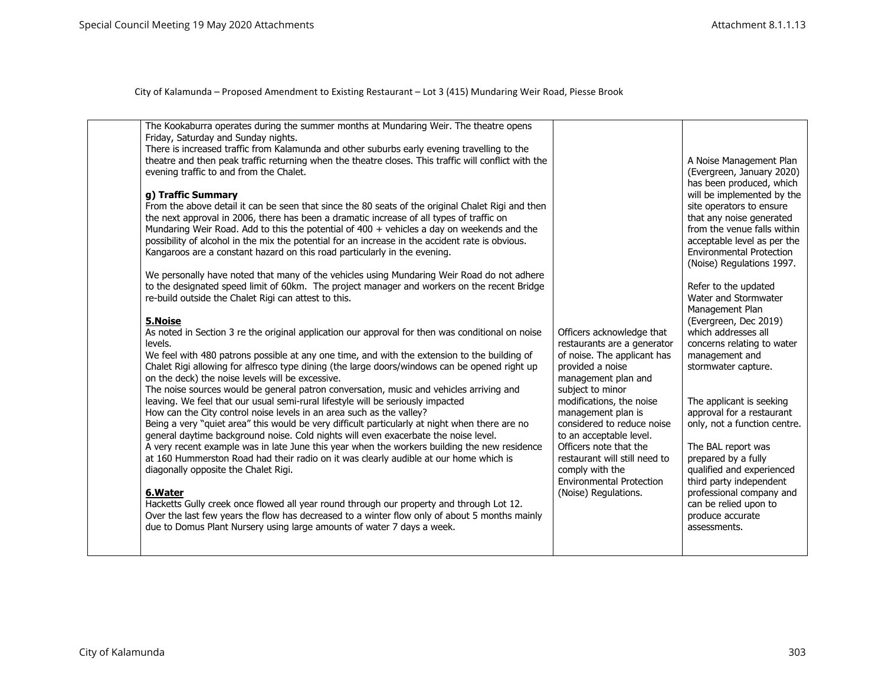City of Kalamunda – Proposed Amendment to Existing Restaurant – Lot 3 (415) Mundaring Weir Road, Piesse Brook

| | | | |
|---|---|---|---|
| | The Kookaburra operates during the summer months at Mundaring Weir. The theatre opens Friday, Saturday and Sunday nights.<br>There is increased traffic from Kalamunda and other suburbs early evening travelling to the theatre and then peak traffic returning when the theatre closes. This traffic will conflict with the evening traffic to and from the Chalet.<br><br>**g) Traffic Summary**<br>From the above detail it can be seen that since the 80 seats of the original Chalet Rigi and then the next approval in 2006, there has been a dramatic increase of all types of traffic on Mundaring Weir Road. Add to this the potential of 400 + vehicles a day on weekends and the possibility of alcohol in the mix the potential for an increase in the accident rate is obvious. Kangaroos are a constant hazard on this road particularly in the evening.<br><br>We personally have noted that many of the vehicles using Mundaring Weir Road do not adhere to the designated speed limit of 60km. The project manager and workers on the recent Bridge re-build outside the Chalet Rigi can attest to this.<br><br>**<u>5.Noise</u>**<br>As noted in Section 3 re the original application our approval for then was conditional on noise levels.<br>We feel with 480 patrons possible at any one time, and with the extension to the building of Chalet Rigi allowing for alfresco type dining (the large doors/windows can be opened right up on the deck) the noise levels will be excessive.<br>The noise sources would be general patron conversation, music and vehicles arriving and leaving. We feel that our usual semi-rural lifestyle will be seriously impacted<br>How can the City control noise levels in an area such as the valley?<br>Being a very "quiet area" this would be very difficult particularly at night when there are no general daytime background noise. Cold nights will even exacerbate the noise level.<br>A very recent example was in late June this year when the workers building the new residence at 160 Hummerston Road had their radio on it was clearly audible at our home which is diagonally opposite the Chalet Rigi.<br><br>**<u>6.Water</u>**<br>Hacketts Gully creek once flowed all year round through our property and through Lot 12. Over the last few years the flow has decreased to a winter flow only of about 5 months mainly due to Domus Plant Nursery using large amounts of water 7 days a week. | Officers acknowledge that restaurants are a generator of noise. The applicant has provided a noise management plan and subject to minor modifications, the noise management plan is considered to reduce noise to an acceptable level.<br>Officers note that the restaurant will still need to comply with the Environmental Protection (Noise) Regulations. | A Noise Management Plan (Evergreen, January 2020) has been produced, which will be implemented by the site operators to ensure that any noise generated from the venue falls within acceptable level as per the Environmental Protection (Noise) Regulations 1997.<br><br>Refer to the updated Water and Stormwater Management Plan (Evergreen, Dec 2019) which addresses all concerns relating to water management and stormwater capture.<br><br>The applicant is seeking approval for a restaurant only, not a function centre.<br><br>The BAL report was prepared by a fully qualified and experienced third party independent professional company and can be relied upon to produce accurate assessments. |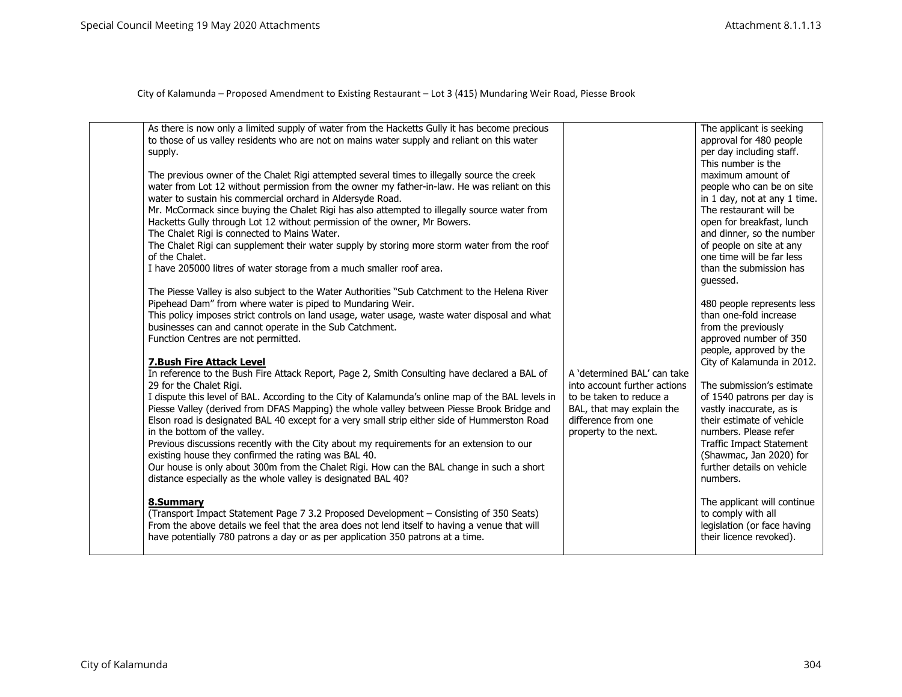City of Kalamunda – Proposed Amendment to Existing Restaurant – Lot 3 (415) Mundaring Weir Road, Piesse Brook

| | | | |
|---|---|---|---|
| | As there is now only a limited supply of water from the Hacketts Gully it has become precious to those of us valley residents who are not on mains water supply and reliant on this water supply.<br><br>The previous owner of the Chalet Rigi attempted several times to illegally source the creek water from Lot 12 without permission from the owner my father-in-law. He was reliant on this water to sustain his commercial orchard in Aldersyde Road.<br>Mr. McCormack since buying the Chalet Rigi has also attempted to illegally source water from Hacketts Gully through Lot 12 without permission of the owner, Mr Bowers.<br>The Chalet Rigi is connected to Mains Water.<br>The Chalet Rigi can supplement their water supply by storing more storm water from the roof of the Chalet.<br>I have 205000 litres of water storage from a much smaller roof area.<br><br>The Piesse Valley is also subject to the Water Authorities "Sub Catchment to the Helena River Pipehead Dam" from where water is piped to Mundaring Weir.<br>This policy imposes strict controls on land usage, water usage, waste water disposal and what businesses can and cannot operate in the Sub Catchment.<br>Function Centres are not permitted.<br><br>**7.Bush Fire Attack Level**<br>In reference to the Bush Fire Attack Report, Page 2, Smith Consulting have declared a BAL of 29 for the Chalet Rigi.<br>I dispute this level of BAL. According to the City of Kalamunda's online map of the BAL levels in Piesse Valley (derived from DFAS Mapping) the whole valley between Piesse Brook Bridge and Elson road is designated BAL 40 except for a very small strip either side of Hummerston Road in the bottom of the valley.<br>Previous discussions recently with the City about my requirements for an extension to our existing house they confirmed the rating was BAL 40.<br>Our house is only about 300m from the Chalet Rigi. How can the BAL change in such a short distance especially as the whole valley is designated BAL 40?<br><br>**8.Summary**<br>(Transport Impact Statement Page 7 3.2 Proposed Development – Consisting of 350 Seats)<br>From the above details we feel that the area does not lend itself to having a venue that will have potentially 780 patrons a day or as per application 350 patrons at a time. | A 'determined BAL' can take into account further actions to be taken to reduce a BAL, that may explain the difference from one property to the next. | The applicant is seeking approval for 480 people per day including staff. This number is the maximum amount of people who can be on site in 1 day, not at any 1 time. The restaurant will be open for breakfast, lunch and dinner, so the number of people on site at any one time will be far less than the submission has guessed.<br><br>480 people represents less than one-fold increase from the previously approved number of 350 people, approved by the City of Kalamunda in 2012.<br><br>The submission's estimate of 1540 patrons per day is vastly inaccurate, as is their estimate of vehicle numbers. Please refer Traffic Impact Statement (Shawmac, Jan 2020) for further details on vehicle numbers.<br><br>The applicant will continue to comply with all legislation (or face having their licence revoked). |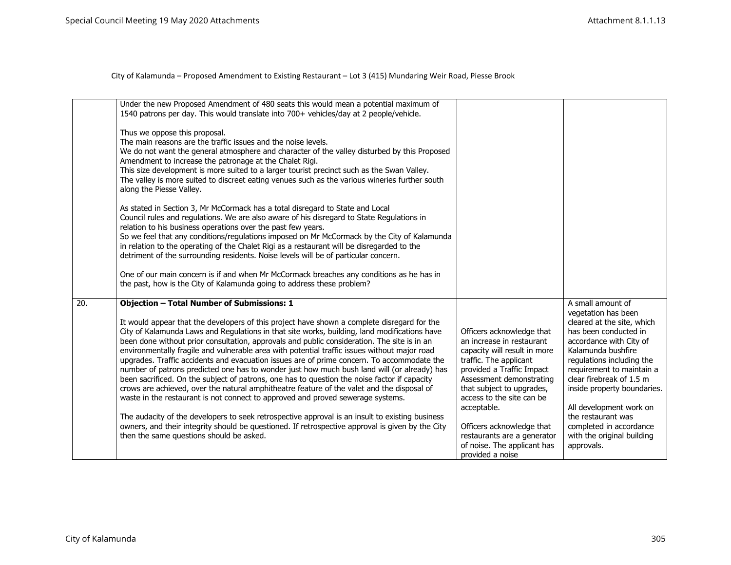City of Kalamunda – Proposed Amendment to Existing Restaurant – Lot 3 (415) Mundaring Weir Road, Piesse Brook

| | | | |
|---|---|---|---|
| | Under the new Proposed Amendment of 480 seats this would mean a potential maximum of 1540 patrons per day. This would translate into 700+ vehicles/day at 2 people/vehicle.<br><br>Thus we oppose this proposal.<br>The main reasons are the traffic issues and the noise levels.<br>We do not want the general atmosphere and character of the valley disturbed by this Proposed Amendment to increase the patronage at the Chalet Rigi.<br>This size development is more suited to a larger tourist precinct such as the Swan Valley.<br>The valley is more suited to discreet eating venues such as the various wineries further south along the Piesse Valley.<br><br>As stated in Section 3, Mr McCormack has a total disregard to State and Local Council rules and regulations. We are also aware of his disregard to State Regulations in relation to his business operations over the past few years.<br>So we feel that any conditions/regulations imposed on Mr McCormack by the City of Kalamunda in relation to the operating of the Chalet Rigi as a restaurant will be disregarded to the detriment of the surrounding residents. Noise levels will be of particular concern.<br><br>One of our main concern is if and when Mr McCormack breaches any conditions as he has in the past, how is the City of Kalamunda going to address these problem? | | |
| 20. | **Objection – Total Number of Submissions: 1**<br><br>It would appear that the developers of this project have shown a complete disregard for the City of Kalamunda Laws and Regulations in that site works, building, land modifications have been done without prior consultation, approvals and public consideration. The site is in an environmentally fragile and vulnerable area with potential traffic issues without major road upgrades. Traffic accidents and evacuation issues are of prime concern. To accommodate the number of patrons predicted one has to wonder just how much bush land will (or already) has been sacrificed. On the subject of patrons, one has to question the noise factor if capacity crows are achieved, over the natural amphitheatre feature of the valet and the disposal of waste in the restaurant is not connect to approved and proved sewerage systems.<br><br>The audacity of the developers to seek retrospective approval is an insult to existing business owners, and their integrity should be questioned. If retrospective approval is given by the City then the same questions should be asked. | Officers acknowledge that an increase in restaurant capacity will result in more traffic. The applicant provided a Traffic Impact Assessment demonstrating that subject to upgrades, access to the site can be acceptable.<br><br>Officers acknowledge that restaurants are a generator of noise. The applicant has provided a noise | A small amount of vegetation has been cleared at the site, which has been conducted in accordance with City of Kalamunda bushfire regulations including the requirement to maintain a clear firebreak of 1.5 m inside property boundaries.<br><br>All development work on the restaurant was completed in accordance with the original building approvals. |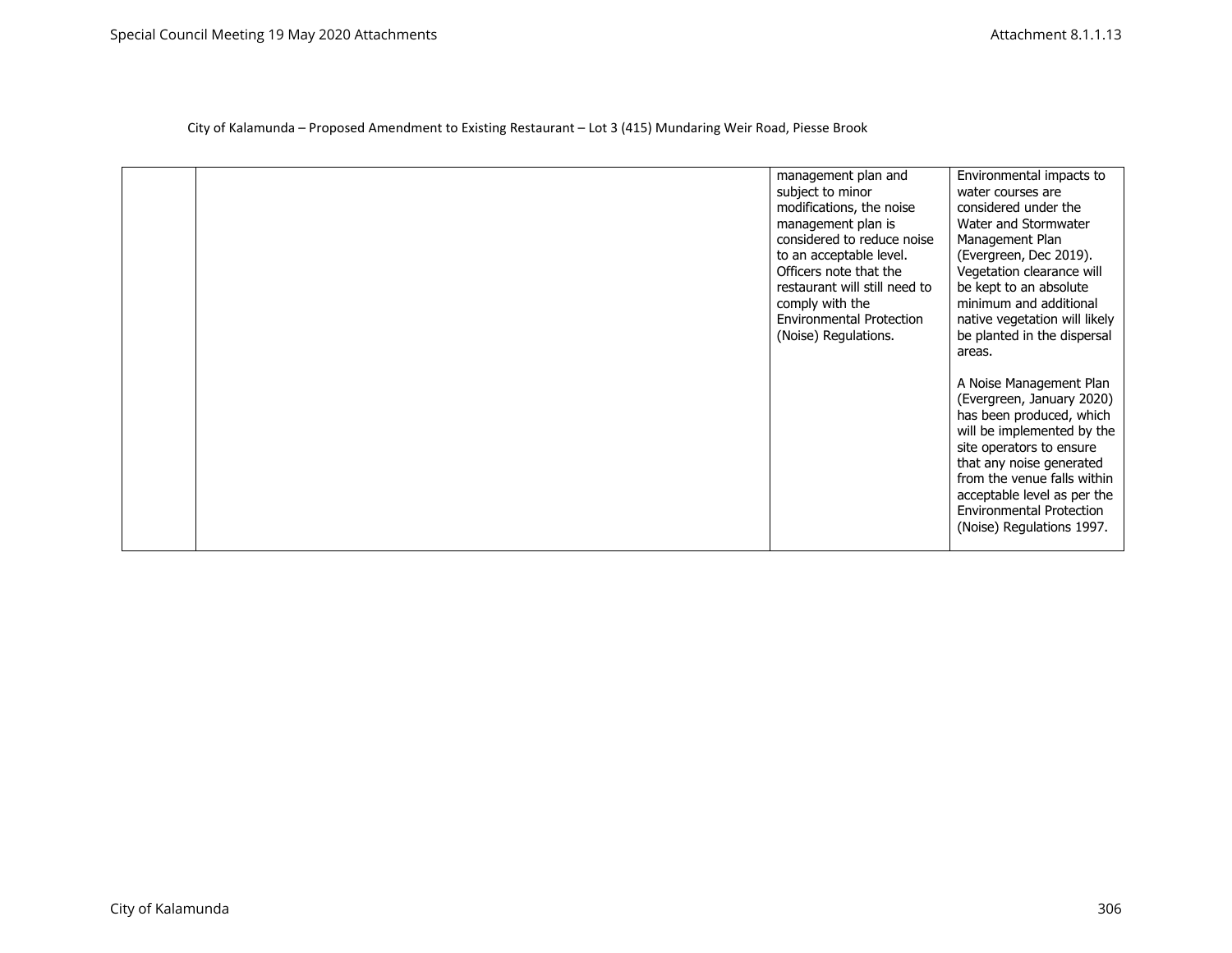City of Kalamunda – Proposed Amendment to Existing Restaurant – Lot 3 (415) Mundaring Weir Road, Piesse Brook

| | | | |
|---|---|---|---|
| | | management plan and subject to minor modifications, the noise management plan is considered to reduce noise to an acceptable level. Officers note that the restaurant will still need to comply with the Environmental Protection (Noise) Regulations. | Environmental impacts to water courses are considered under the Water and Stormwater Management Plan (Evergreen, Dec 2019). Vegetation clearance will be kept to an absolute minimum and additional native vegetation will likely be planted in the dispersal areas.<br><br>A Noise Management Plan (Evergreen, January 2020) has been produced, which will be implemented by the site operators to ensure that any noise generated from the venue falls within acceptable level as per the Environmental Protection (Noise) Regulations 1997. |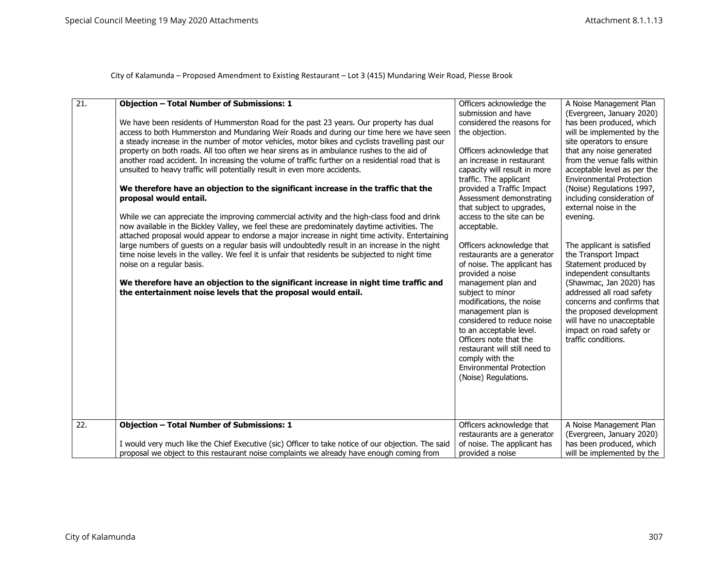City of Kalamunda – Proposed Amendment to Existing Restaurant – Lot 3 (415) Mundaring Weir Road, Piesse Brook

| | | | |
|---|---|---|---|
| 21. | **Objection – Total Number of Submissions: 1**<br><br>We have been residents of Hummerston Road for the past 23 years. Our property has dual access to both Hummerston and Mundaring Weir Roads and during our time here we have seen a steady increase in the number of motor vehicles, motor bikes and cyclists travelling past our property on both roads. All too often we hear sirens as in ambulance rushes to the aid of another road accident. In increasing the volume of traffic further on a residential road that is unsuited to heavy traffic will potentially result in even more accidents.<br><br>**We therefore have an objection to the significant increase in the traffic that the proposal would entail.**<br><br>While we can appreciate the improving commercial activity and the high-class food and drink now available in the Bickley Valley, we feel these are predominately daytime activities. The attached proposal would appear to endorse a major increase in night time activity. Entertaining large numbers of guests on a regular basis will undoubtedly result in an increase in the night time noise levels in the valley. We feel it is unfair that residents be subjected to night time noise on a regular basis.<br><br>**We therefore have an objection to the significant increase in night time traffic and the entertainment noise levels that the proposal would entail.** | Officers acknowledge the submission and have considered the reasons for the objection.<br><br>Officers acknowledge that an increase in restaurant capacity will result in more traffic. The applicant provided a Traffic Impact Assessment demonstrating that subject to upgrades, access to the site can be acceptable.<br><br>Officers acknowledge that restaurants are a generator of noise. The applicant has provided a noise management plan and subject to minor modifications, the noise management plan is considered to reduce noise to an acceptable level. Officers note that the restaurant will still need to comply with the Environmental Protection (Noise) Regulations. | A Noise Management Plan (Evergreen, January 2020) has been produced, which will be implemented by the site operators to ensure that any noise generated from the venue falls within acceptable level as per the Environmental Protection (Noise) Regulations 1997, including consideration of external noise in the evening.<br><br>The applicant is satisfied the Transport Impact Statement produced by independent consultants (Shawmac, Jan 2020) has addressed all road safety concerns and confirms that the proposed development will have no unacceptable impact on road safety or traffic conditions. |
| 22. | **Objection – Total Number of Submissions: 1**<br><br>I would very much like the Chief Executive (sic) Officer to take notice of our objection. The said proposal we object to this restaurant noise complaints we already have enough coming from | Officers acknowledge that restaurants are a generator of noise. The applicant has provided a noise | A Noise Management Plan (Evergreen, January 2020) has been produced, which will be implemented by the |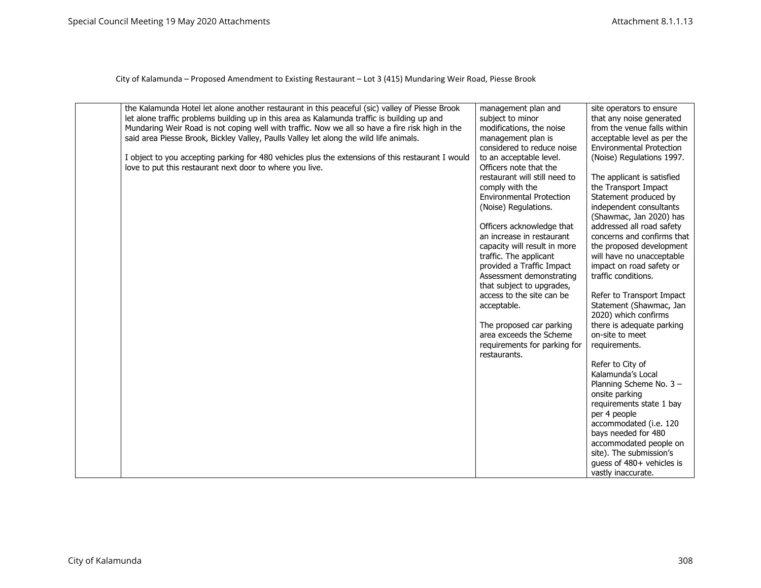City of Kalamunda – Proposed Amendment to Existing Restaurant – Lot 3 (415) Mundaring Weir Road, Piesse Brook

| | | | |
|---|---|---|---|
| | the Kalamunda Hotel let alone another restaurant in this peaceful (sic) valley of Piesse Brook let alone traffic problems building up in this area as Kalamunda traffic is building up and Mundaring Weir Road is not coping well with traffic. Now we all so have a fire risk high in the said area Piesse Brook, Bickley Valley, Paulls Valley let along the wild life animals.<br><br>I object to you accepting parking for 480 vehicles plus the extensions of this restaurant I would love to put this restaurant next door to where you live. | management plan and subject to minor modifications, the noise management plan is considered to reduce noise to an acceptable level. Officers note that the restaurant will still need to comply with the Environmental Protection (Noise) Regulations.<br><br>Officers acknowledge that an increase in restaurant capacity will result in more traffic. The applicant provided a Traffic Impact Assessment demonstrating that subject to upgrades, access to the site can be acceptable.<br><br>The proposed car parking area exceeds the Scheme requirements for parking for restaurants. | site operators to ensure that any noise generated from the venue falls within acceptable level as per the Environmental Protection (Noise) Regulations 1997.<br><br>The applicant is satisfied the Transport Impact Statement produced by independent consultants (Shawmac, Jan 2020) has addressed all road safety concerns and confirms that the proposed development will have no unacceptable impact on road safety or traffic conditions.<br><br>Refer to Transport Impact Statement (Shawmac, Jan 2020) which confirms there is adequate parking on-site to meet requirements.<br><br>Refer to City of Kalamunda's Local Planning Scheme No. 3 – onsite parking requirements state 1 bay per 4 people accommodated (i.e. 120 bays needed for 480 accommodated people on site). The submission's guess of 480+ vehicles is vastly inaccurate. |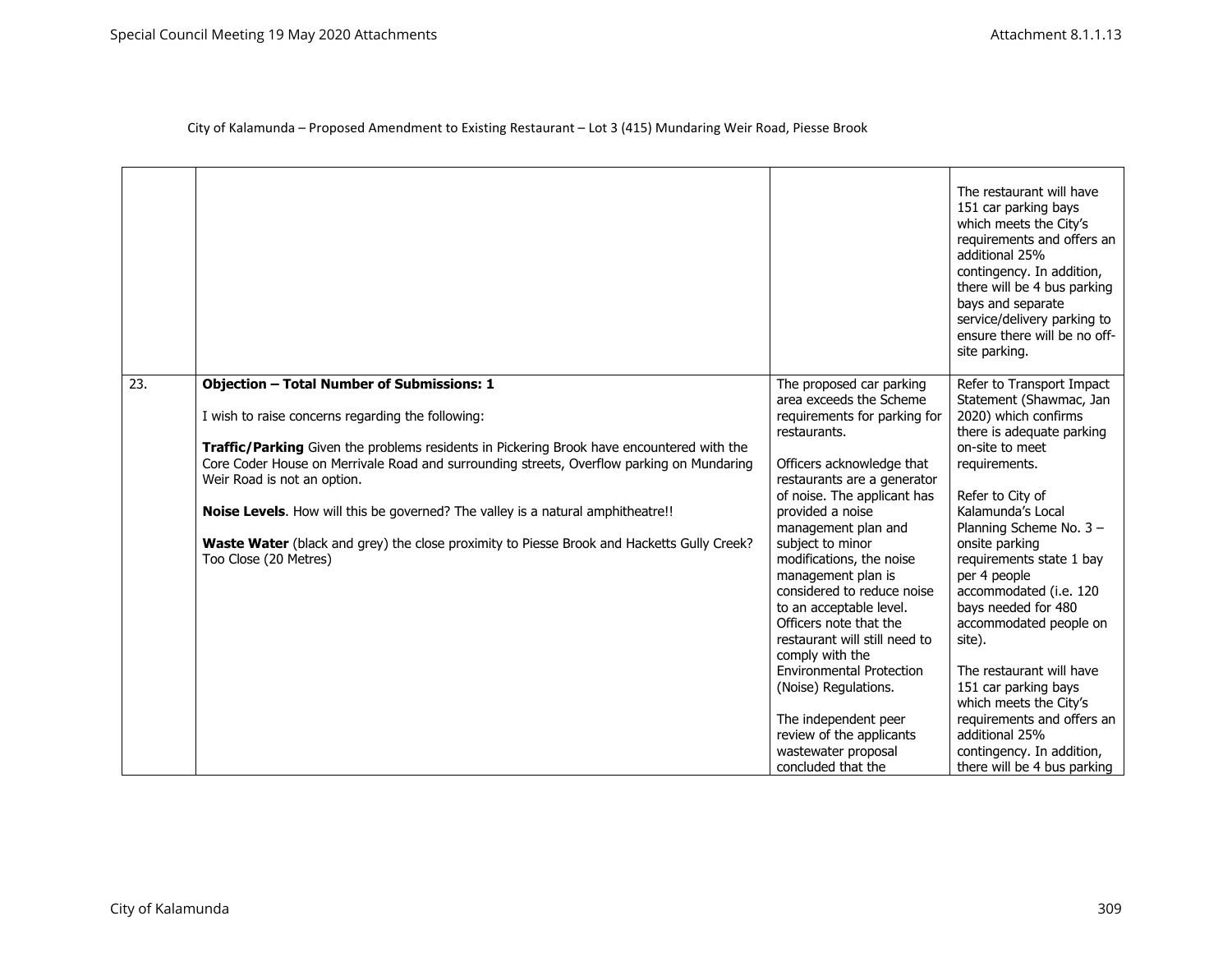City of Kalamunda – Proposed Amendment to Existing Restaurant – Lot 3 (415) Mundaring Weir Road, Piesse Brook

| | | | |
|---|---|---|---|
| | | | The restaurant will have 151 car parking bays which meets the City's requirements and offers an additional 25% contingency. In addition, there will be 4 bus parking bays and separate service/delivery parking to ensure there will be no off-site parking. |
| 23. | **Objection – Total Number of Submissions: 1**<br><br>I wish to raise concerns regarding the following:<br><br>**Traffic/Parking** Given the problems residents in Pickering Brook have encountered with the Core Coder House on Merrivale Road and surrounding streets, Overflow parking on Mundaring Weir Road is not an option.<br><br>**Noise Levels**. How will this be governed? The valley is a natural amphitheatre!!<br><br>**Waste Water** (black and grey) the close proximity to Piesse Brook and Hacketts Gully Creek? Too Close (20 Metres) | The proposed car parking area exceeds the Scheme requirements for parking for restaurants.<br><br>Officers acknowledge that restaurants are a generator of noise. The applicant has provided a noise management plan and subject to minor modifications, the noise management plan is considered to reduce noise to an acceptable level. Officers note that the restaurant will still need to comply with the Environmental Protection (Noise) Regulations.<br><br>The independent peer review of the applicants wastewater proposal concluded that the | Refer to Transport Impact Statement (Shawmac, Jan 2020) which confirms there is adequate parking on-site to meet requirements.<br><br>Refer to City of Kalamunda's Local Planning Scheme No. 3 – onsite parking requirements state 1 bay per 4 people accommodated (i.e. 120 bays needed for 480 accommodated people on site).<br><br>The restaurant will have 151 car parking bays which meets the City's requirements and offers an additional 25% contingency. In addition, there will be 4 bus parking |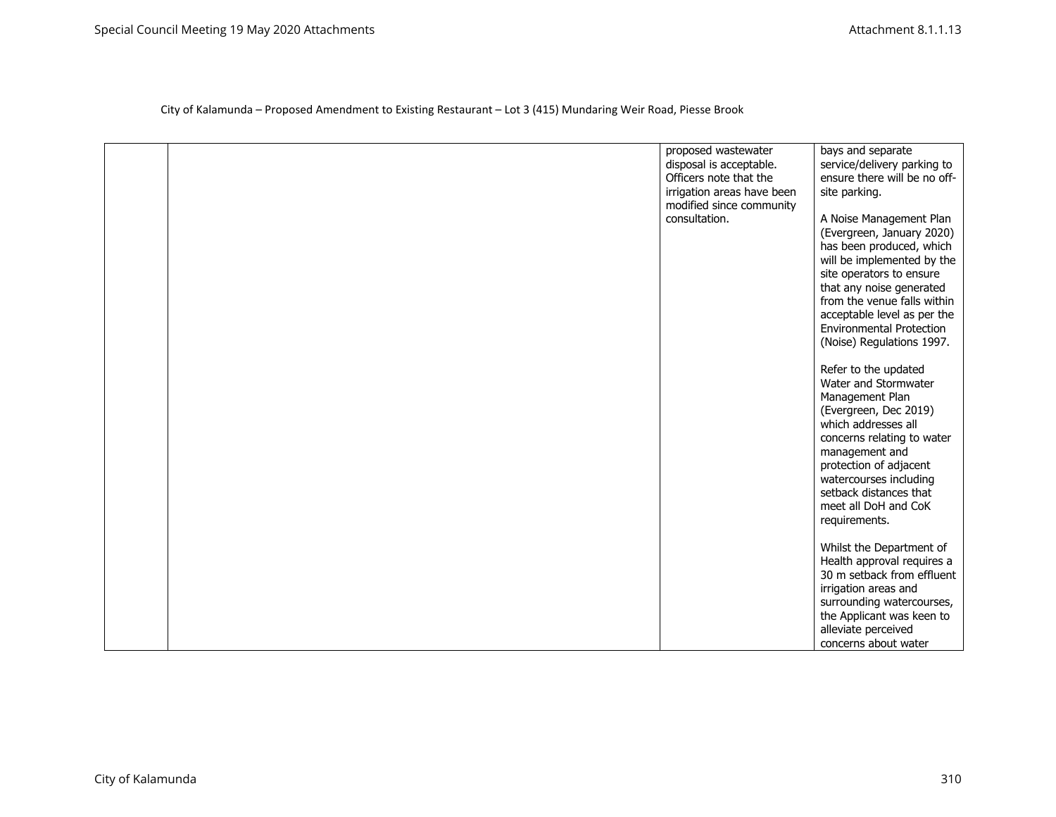City of Kalamunda – Proposed Amendment to Existing Restaurant – Lot 3 (415) Mundaring Weir Road, Piesse Brook

| | | | |
|---|---|---|---|
| | | proposed wastewater disposal is acceptable. Officers note that the irrigation areas have been modified since community consultation. | bays and separate service/delivery parking to ensure there will be no off-site parking.<br><br>A Noise Management Plan (Evergreen, January 2020) has been produced, which will be implemented by the site operators to ensure that any noise generated from the venue falls within acceptable level as per the Environmental Protection (Noise) Regulations 1997.<br><br>Refer to the updated Water and Stormwater Management Plan (Evergreen, Dec 2019) which addresses all concerns relating to water management and protection of adjacent watercourses including setback distances that meet all DoH and CoK requirements.<br><br>Whilst the Department of Health approval requires a 30 m setback from effluent irrigation areas and surrounding watercourses, the Applicant was keen to alleviate perceived concerns about water |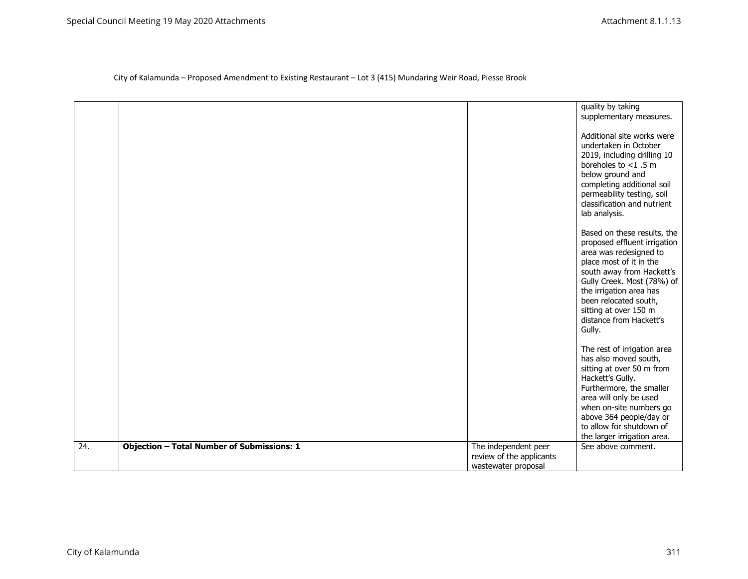City of Kalamunda – Proposed Amendment to Existing Restaurant – Lot 3 (415) Mundaring Weir Road, Piesse Brook

| | | | |
|---|---|---|---|
| | | | quality by taking supplementary measures.<br><br>Additional site works were undertaken in October 2019, including drilling 10 boreholes to <1 .5 m below ground and completing additional soil permeability testing, soil classification and nutrient lab analysis.<br><br>Based on these results, the proposed effluent irrigation area was redesigned to place most of it in the south away from Hackett's Gully Creek. Most (78%) of the irrigation area has been relocated south, sitting at over 150 m distance from Hackett's Gully.<br><br>The rest of irrigation area has also moved south, sitting at over 50 m from Hackett's Gully. Furthermore, the smaller area will only be used when on-site numbers go above 364 people/day or to allow for shutdown of the larger irrigation area. |
| 24. | **Objection – Total Number of Submissions: 1** | The independent peer review of the applicants wastewater proposal | See above comment. |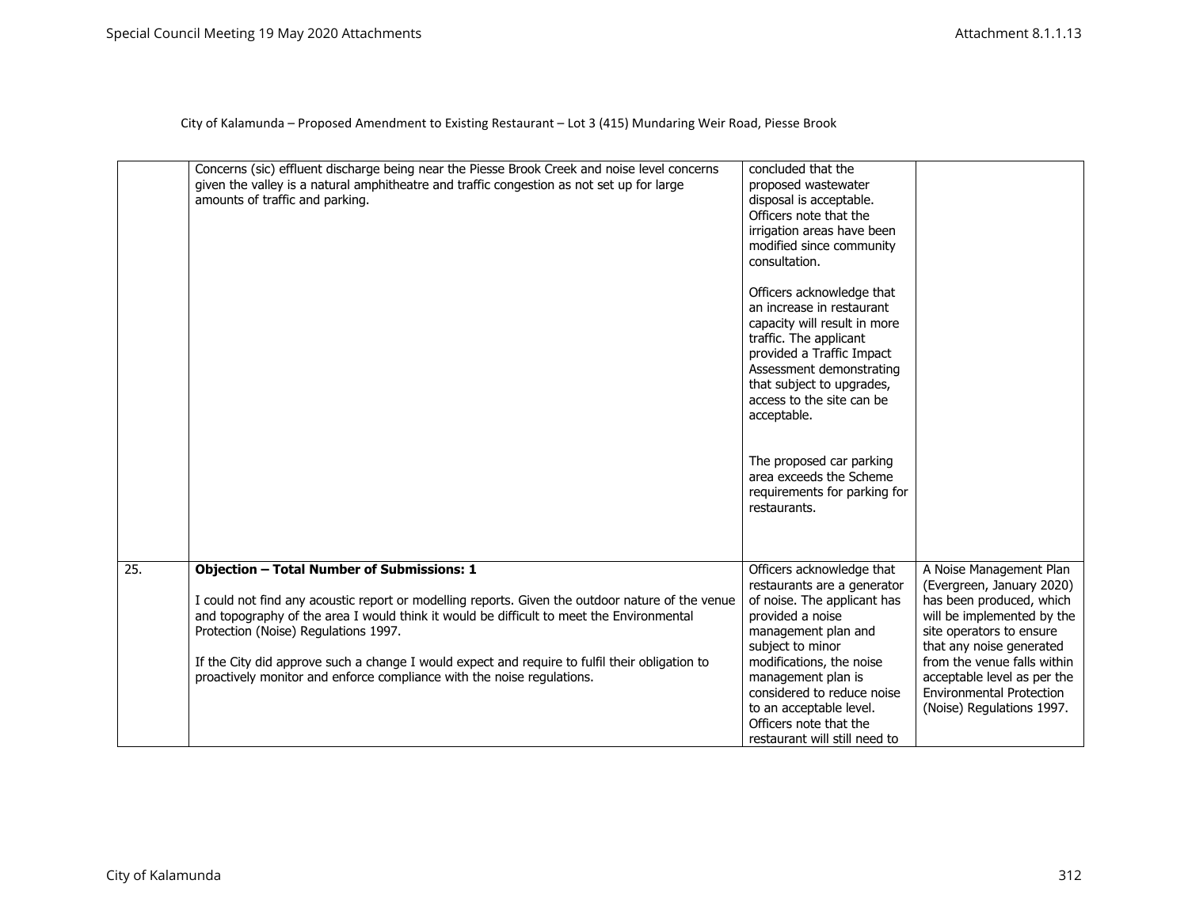City of Kalamunda – Proposed Amendment to Existing Restaurant – Lot 3 (415) Mundaring Weir Road, Piesse Brook

| | | | |
|---|---|---|---|
| | Concerns (sic) effluent discharge being near the Piesse Brook Creek and noise level concerns given the valley is a natural amphitheatre and traffic congestion as not set up for large amounts of traffic and parking. | concluded that the proposed wastewater disposal is acceptable. Officers note that the irrigation areas have been modified since community consultation.<br><br>Officers acknowledge that an increase in restaurant capacity will result in more traffic. The applicant provided a Traffic Impact Assessment demonstrating that subject to upgrades, access to the site can be acceptable.<br><br>The proposed car parking area exceeds the Scheme requirements for parking for restaurants. | |
| 25. | **Objection – Total Number of Submissions: 1**<br><br>I could not find any acoustic report or modelling reports. Given the outdoor nature of the venue and topography of the area I would think it would be difficult to meet the Environmental Protection (Noise) Regulations 1997.<br><br>If the City did approve such a change I would expect and require to fulfil their obligation to proactively monitor and enforce compliance with the noise regulations. | Officers acknowledge that restaurants are a generator of noise. The applicant has provided a noise management plan and subject to minor modifications, the noise management plan is considered to reduce noise to an acceptable level. Officers note that the restaurant will still need to | A Noise Management Plan (Evergreen, January 2020) has been produced, which will be implemented by the site operators to ensure that any noise generated from the venue falls within acceptable level as per the Environmental Protection (Noise) Regulations 1997. |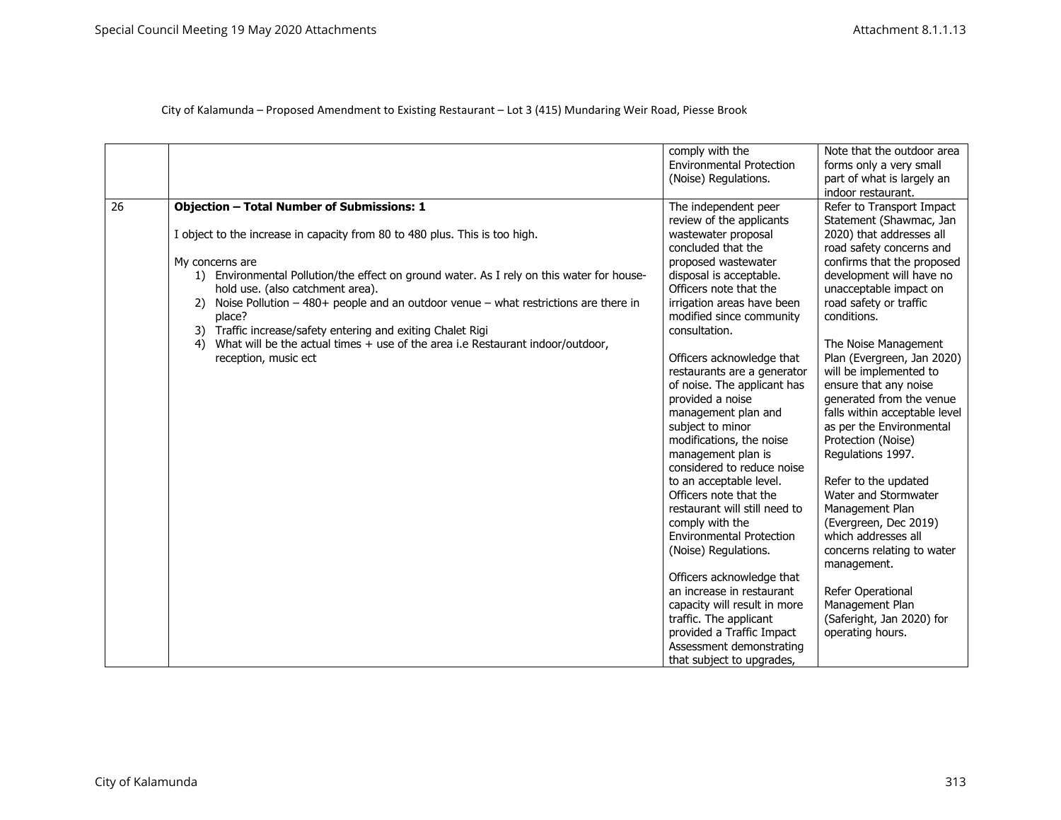City of Kalamunda – Proposed Amendment to Existing Restaurant – Lot 3 (415) Mundaring Weir Road, Piesse Brook

| | | | |
|---|---|---|---|
| | | comply with the Environmental Protection (Noise) Regulations. | Note that the outdoor area forms only a very small part of what is largely an indoor restaurant. |
| 26 | **Objection – Total Number of Submissions: 1**<br><br>I object to the increase in capacity from 80 to 480 plus. This is too high.<br><br>My concerns are<br>1) Environmental Pollution/the effect on ground water. As I rely on this water for house-hold use. (also catchment area).<br>2) Noise Pollution – 480+ people and an outdoor venue – what restrictions are there in place?<br>3) Traffic increase/safety entering and exiting Chalet Rigi<br>4) What will be the actual times + use of the area i.e Restaurant indoor/outdoor, reception, music ect | The independent peer review of the applicants wastewater proposal concluded that the proposed wastewater disposal is acceptable. Officers note that the irrigation areas have been modified since community consultation.<br><br>Officers acknowledge that restaurants are a generator of noise. The applicant has provided a noise management plan and subject to minor modifications, the noise management plan is considered to reduce noise to an acceptable level. Officers note that the restaurant will still need to comply with the Environmental Protection (Noise) Regulations.<br><br>Officers acknowledge that an increase in restaurant capacity will result in more traffic. The applicant provided a Traffic Impact Assessment demonstrating that subject to upgrades, | Refer to Transport Impact Statement (Shawmac, Jan 2020) that addresses all road safety concerns and confirms that the proposed development will have no unacceptable impact on road safety or traffic conditions.<br><br>The Noise Management Plan (Evergreen, Jan 2020) will be implemented to ensure that any noise generated from the venue falls within acceptable level as per the Environmental Protection (Noise) Regulations 1997.<br><br>Refer to the updated Water and Stormwater Management Plan (Evergreen, Dec 2019) which addresses all concerns relating to water management.<br><br>Refer Operational Management Plan (Saferight, Jan 2020) for operating hours. |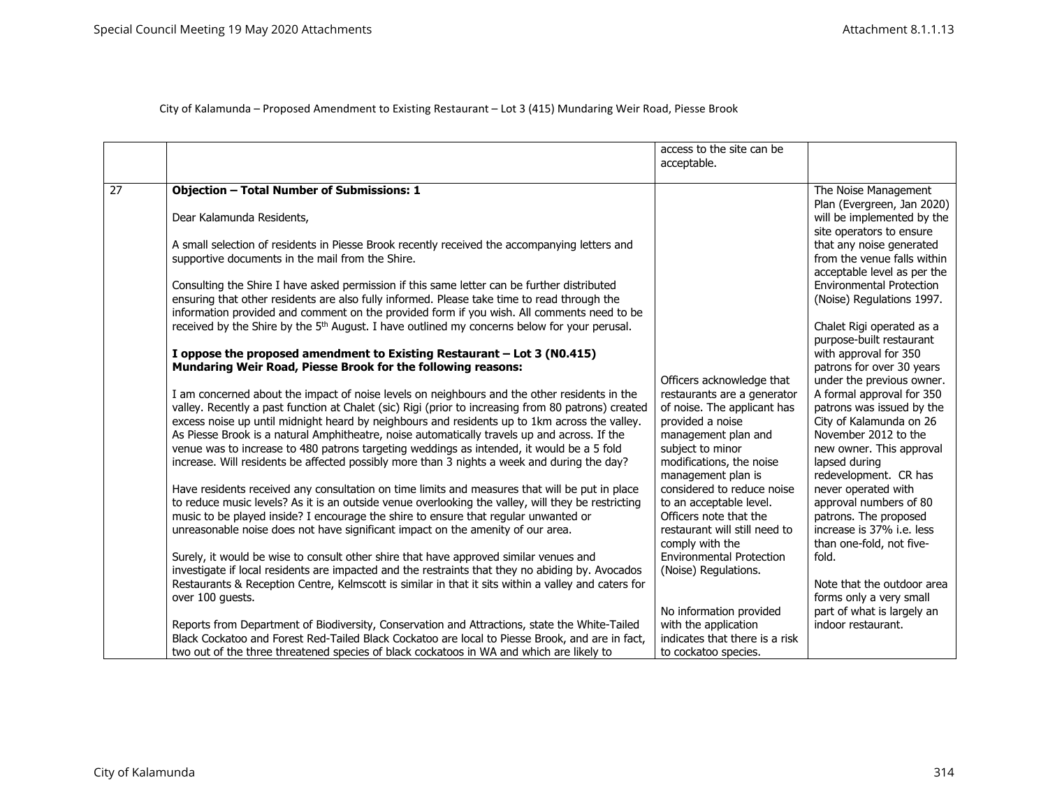City of Kalamunda – Proposed Amendment to Existing Restaurant – Lot 3 (415) Mundaring Weir Road, Piesse Brook

| | | | |
|---|---|---|---|
| | | access to the site can be acceptable. | |
| 27 | **Objection – Total Number of Submissions: 1**<br><br>Dear Kalamunda Residents,<br><br>A small selection of residents in Piesse Brook recently received the accompanying letters and supportive documents in the mail from the Shire.<br><br>Consulting the Shire I have asked permission if this same letter can be further distributed ensuring that other residents are also fully informed. Please take time to read through the information provided and comment on the provided form if you wish. All comments need to be received by the Shire by the 5th August. I have outlined my concerns below for your perusal.<br><br>**I oppose the proposed amendment to Existing Restaurant – Lot 3 (N0.415) Mundaring Weir Road, Piesse Brook for the following reasons:**<br><br>I am concerned about the impact of noise levels on neighbours and the other residents in the valley. Recently a past function at Chalet (sic) Rigi (prior to increasing from 80 patrons) created excess noise up until midnight heard by neighbours and residents up to 1km across the valley. As Piesse Brook is a natural Amphitheatre, noise automatically travels up and across. If the venue was to increase to 480 patrons targeting weddings as intended, it would be a 5 fold increase. Will residents be affected possibly more than 3 nights a week and during the day?<br><br>Have residents received any consultation on time limits and measures that will be put in place to reduce music levels? As it is an outside venue overlooking the valley, will they be restricting music to be played inside? I encourage the shire to ensure that regular unwanted or unreasonable noise does not have significant impact on the amenity of our area.<br><br>Surely, it would be wise to consult other shire that have approved similar venues and investigate if local residents are impacted and the restraints that they no abiding by. Avocados Restaurants & Reception Centre, Kelmscott is similar in that it sits within a valley and caters for over 100 guests.<br><br>Reports from Department of Biodiversity, Conservation and Attractions, state the White-Tailed Black Cockatoo and Forest Red-Tailed Black Cockatoo are local to Piesse Brook, and are in fact, two out of the three threatened species of black cockatoos in WA and which are likely to | Officers acknowledge that restaurants are a generator of noise. The applicant has provided a noise management plan and subject to minor modifications, the noise management plan is considered to reduce noise to an acceptable level. Officers note that the restaurant will still need to comply with the Environmental Protection (Noise) Regulations.<br><br>No information provided with the application indicates that there is a risk to cockatoo species. | The Noise Management Plan (Evergreen, Jan 2020) will be implemented by the site operators to ensure that any noise generated from the venue falls within acceptable level as per the Environmental Protection (Noise) Regulations 1997.<br><br>Chalet Rigi operated as a purpose-built restaurant with approval for 350 patrons for over 30 years under the previous owner. A formal approval for 350 patrons was issued by the City of Kalamunda on 26 November 2012 to the new owner. This approval lapsed during redevelopment. CR has never operated with approval numbers of 80 patrons. The proposed increase is 37% i.e. less than one-fold, not five-fold.<br><br>Note that the outdoor area forms only a very small part of what is largely an indoor restaurant. |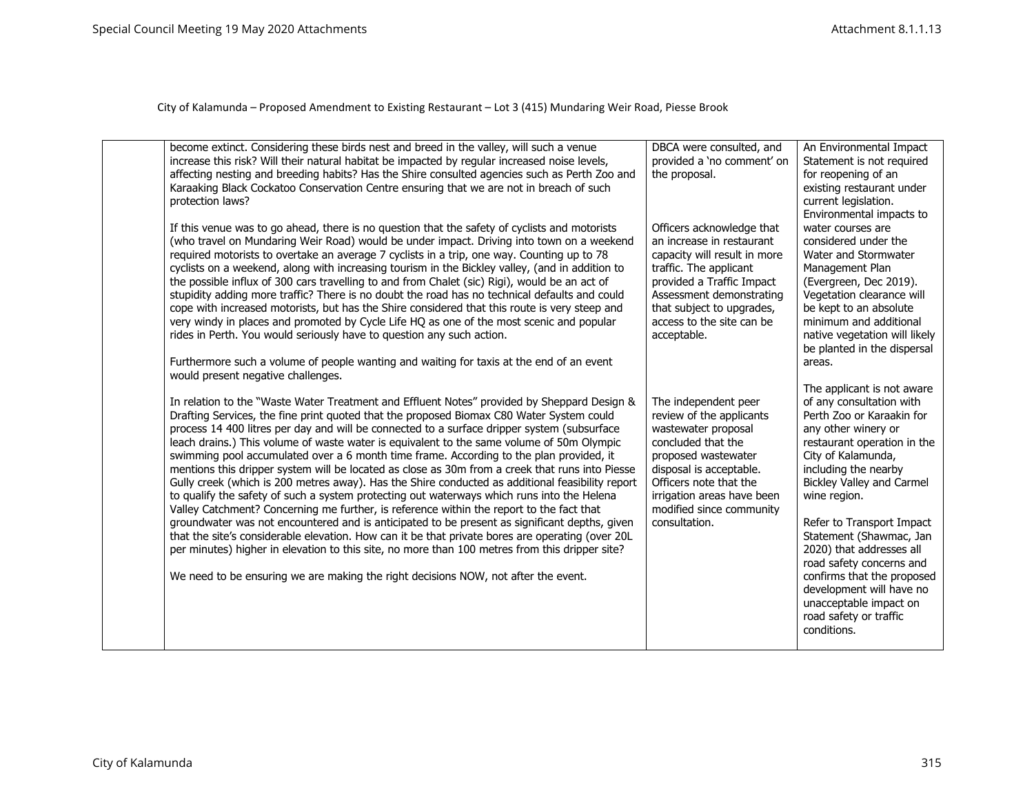City of Kalamunda – Proposed Amendment to Existing Restaurant – Lot 3 (415) Mundaring Weir Road, Piesse Brook

| | | | |
|---|---|---|---|
| | become extinct. Considering these birds nest and breed in the valley, will such a venue increase this risk? Will their natural habitat be impacted by regular increased noise levels, affecting nesting and breeding habits? Has the Shire consulted agencies such as Perth Zoo and Karaaking Black Cockatoo Conservation Centre ensuring that we are not in breach of such protection laws?<br><br>If this venue was to go ahead, there is no question that the safety of cyclists and motorists (who travel on Mundaring Weir Road) would be under impact. Driving into town on a weekend required motorists to overtake an average 7 cyclists in a trip, one way. Counting up to 78 cyclists on a weekend, along with increasing tourism in the Bickley valley, (and in addition to the possible influx of 300 cars travelling to and from Chalet (sic) Rigi), would be an act of stupidity adding more traffic? There is no doubt the road has no technical defaults and could cope with increased motorists, but has the Shire considered that this route is very steep and very windy in places and promoted by Cycle Life HQ as one of the most scenic and popular rides in Perth. You would seriously have to question any such action.<br><br>Furthermore such a volume of people wanting and waiting for taxis at the end of an event would present negative challenges.<br><br>In relation to the "Waste Water Treatment and Effluent Notes" provided by Sheppard Design & Drafting Services, the fine print quoted that the proposed Biomax C80 Water System could process 14 400 litres per day and will be connected to a surface dripper system (subsurface leach drains.) This volume of waste water is equivalent to the same volume of 50m Olympic swimming pool accumulated over a 6 month time frame. According to the plan provided, it mentions this dripper system will be located as close as 30m from a creek that runs into Piesse Gully creek (which is 200 metres away). Has the Shire conducted as additional feasibility report to qualify the safety of such a system protecting out waterways which runs into the Helena Valley Catchment? Concerning me further, is reference within the report to the fact that groundwater was not encountered and is anticipated to be present as significant depths, given that the site's considerable elevation. How can it be that private bores are operating (over 20L per minutes) higher in elevation to this site, no more than 100 metres from this dripper site?<br><br>We need to be ensuring we are making the right decisions NOW, not after the event. | DBCA were consulted, and provided a 'no comment' on the proposal.<br><br>Officers acknowledge that an increase in restaurant capacity will result in more traffic. The applicant provided a Traffic Impact Assessment demonstrating that subject to upgrades, access to the site can be acceptable.<br><br>The independent peer review of the applicants wastewater proposal concluded that the proposed wastewater disposal is acceptable. Officers note that the irrigation areas have been modified since community consultation. | An Environmental Impact Statement is not required for reopening of an existing restaurant under current legislation. Environmental impacts to water courses are considered under the Water and Stormwater Management Plan (Evergreen, Dec 2019). Vegetation clearance will be kept to an absolute minimum and additional native vegetation will likely be planted in the dispersal areas.<br><br>The applicant is not aware of any consultation with Perth Zoo or Karaakin for any other winery or restaurant operation in the City of Kalamunda, including the nearby Bickley Valley and Carmel wine region.<br><br>Refer to Transport Impact Statement (Shawmac, Jan 2020) that addresses all road safety concerns and confirms that the proposed development will have no unacceptable impact on road safety or traffic conditions. |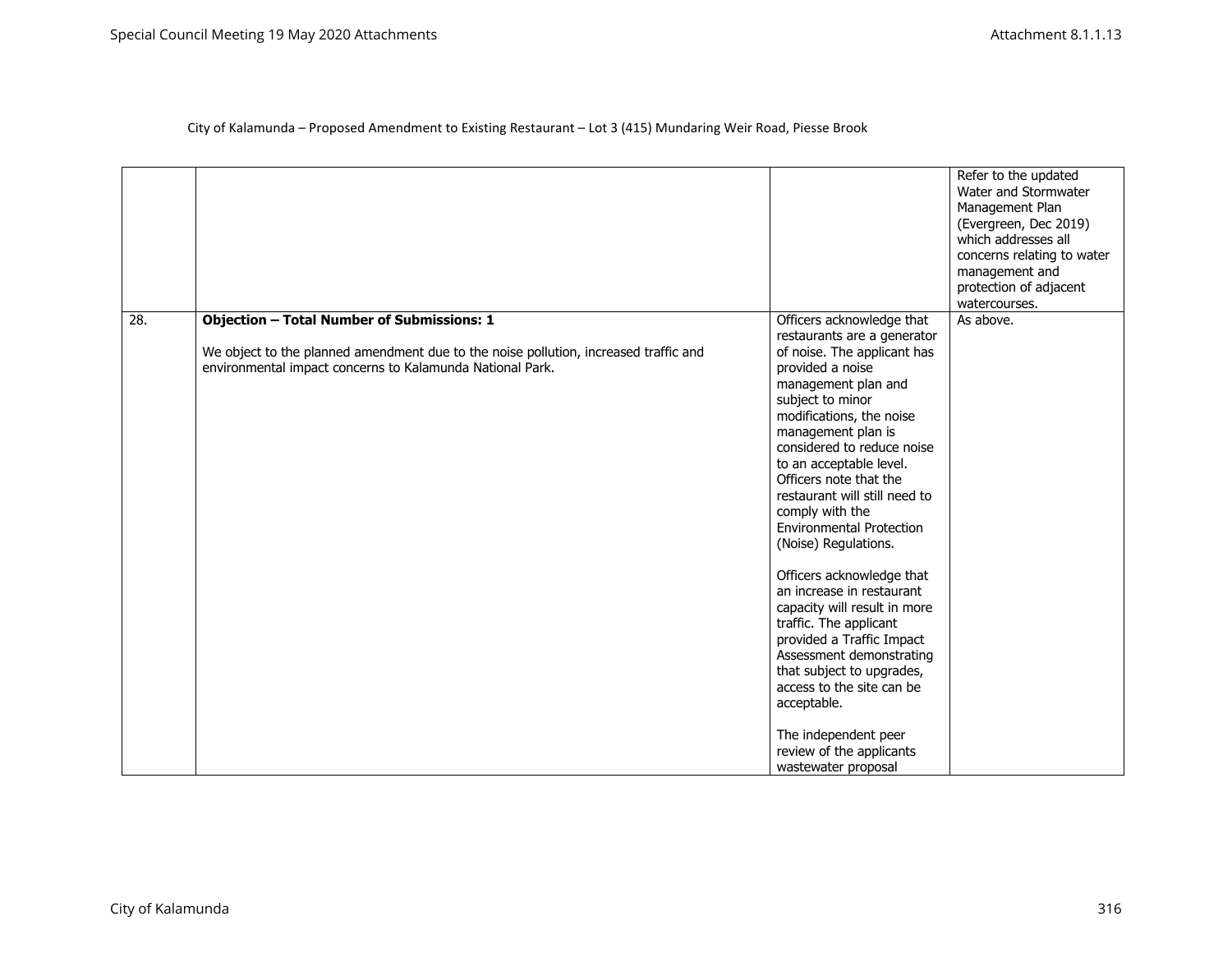City of Kalamunda – Proposed Amendment to Existing Restaurant – Lot 3 (415) Mundaring Weir Road, Piesse Brook

| | | | |
|---|---|---|---|
| | | | Refer to the updated Water and Stormwater Management Plan (Evergreen, Dec 2019) which addresses all concerns relating to water management and protection of adjacent watercourses. |
| 28. | **Objection – Total Number of Submissions: 1**<br><br>We object to the planned amendment due to the noise pollution, increased traffic and environmental impact concerns to Kalamunda National Park. | Officers acknowledge that restaurants are a generator of noise. The applicant has provided a noise management plan and subject to minor modifications, the noise management plan is considered to reduce noise to an acceptable level. Officers note that the restaurant will still need to comply with the Environmental Protection (Noise) Regulations.<br><br>Officers acknowledge that an increase in restaurant capacity will result in more traffic. The applicant provided a Traffic Impact Assessment demonstrating that subject to upgrades, access to the site can be acceptable.<br><br>The independent peer review of the applicants wastewater proposal | As above. |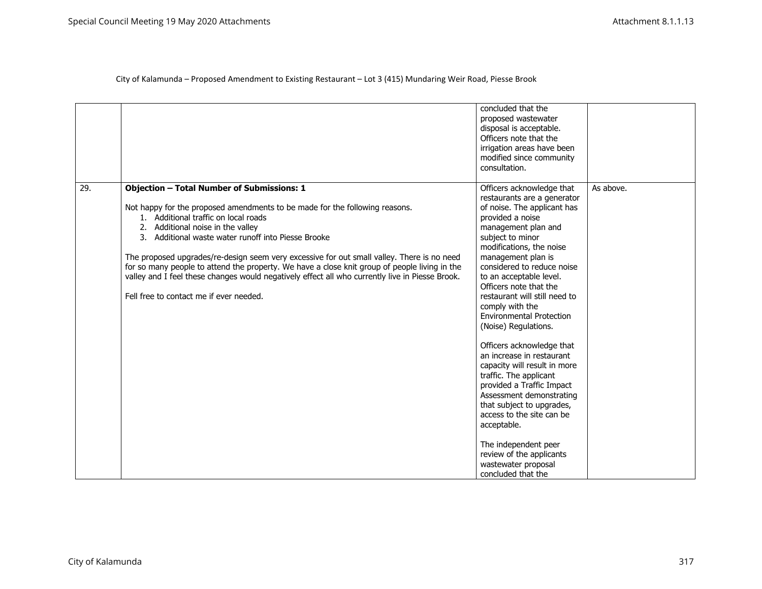City of Kalamunda – Proposed Amendment to Existing Restaurant – Lot 3 (415) Mundaring Weir Road, Piesse Brook

| | | | |
|---|---|---|---|
| | | concluded that the proposed wastewater disposal is acceptable. Officers note that the irrigation areas have been modified since community consultation. | |
| 29. | **Objection – Total Number of Submissions: 1**<br><br>Not happy for the proposed amendments to be made for the following reasons.<br>1. Additional traffic on local roads<br>2. Additional noise in the valley<br>3. Additional waste water runoff into Piesse Brooke<br><br>The proposed upgrades/re-design seem very excessive for out small valley. There is no need for so many people to attend the property. We have a close knit group of people living in the valley and I feel these changes would negatively effect all who currently live in Piesse Brook.<br><br>Fell free to contact me if ever needed. | Officers acknowledge that restaurants are a generator of noise. The applicant has provided a noise management plan and subject to minor modifications, the noise management plan is considered to reduce noise to an acceptable level. Officers note that the restaurant will still need to comply with the Environmental Protection (Noise) Regulations.<br><br>Officers acknowledge that an increase in restaurant capacity will result in more traffic. The applicant provided a Traffic Impact Assessment demonstrating that subject to upgrades, access to the site can be acceptable.<br><br>The independent peer review of the applicants wastewater proposal concluded that the | As above. |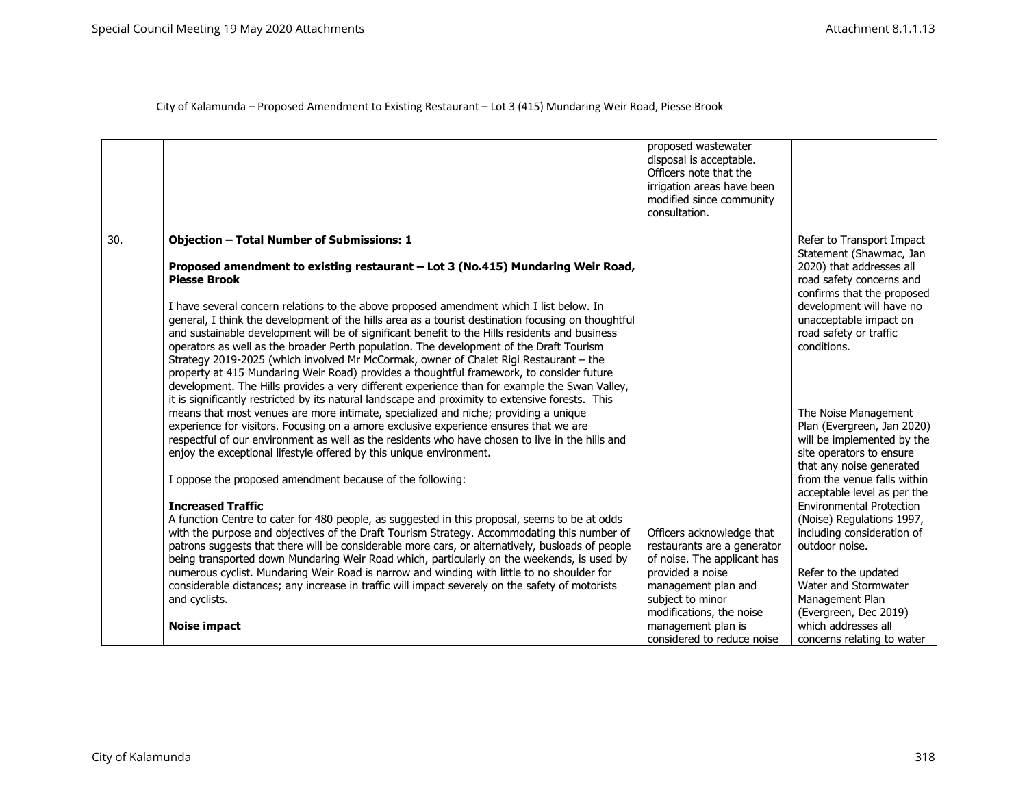City of Kalamunda – Proposed Amendment to Existing Restaurant – Lot 3 (415) Mundaring Weir Road, Piesse Brook

| | | | |
|---|---|---|---|
| | | proposed wastewater disposal is acceptable. Officers note that the irrigation areas have been modified since community consultation. | |
| 30. | **Objection – Total Number of Submissions: 1**<br><br>**Proposed amendment to existing restaurant – Lot 3 (No.415) Mundaring Weir Road, Piesse Brook**<br><br>I have several concern relations to the above proposed amendment which I list below. In general, I think the development of the hills area as a tourist destination focusing on thoughtful and sustainable development will be of significant benefit to the Hills residents and business operators as well as the broader Perth population. The development of the Draft Tourism Strategy 2019-2025 (which involved Mr McCormak, owner of Chalet Rigi Restaurant – the property at 415 Mundaring Weir Road) provides a thoughtful framework, to consider future development. The Hills provides a very different experience than for example the Swan Valley, it is significantly restricted by its natural landscape and proximity to extensive forests. This means that most venues are more intimate, specialized and niche; providing a unique experience for visitors. Focusing on a amore exclusive experience ensures that we are respectful of our environment as well as the residents who have chosen to live in the hills and enjoy the exceptional lifestyle offered by this unique environment.<br><br>I oppose the proposed amendment because of the following:<br><br>**Increased Traffic**<br>A function Centre to cater for 480 people, as suggested in this proposal, seems to be at odds with the purpose and objectives of the Draft Tourism Strategy. Accommodating this number of patrons suggests that there will be considerable more cars, or alternatively, busloads of people being transported down Mundaring Weir Road which, particularly on the weekends, is used by numerous cyclist. Mundaring Weir Road is narrow and winding with little to no shoulder for considerable distances; any increase in traffic will impact severely on the safety of motorists and cyclists.<br><br>**Noise impact** | Officers acknowledge that restaurants are a generator of noise. The applicant has provided a noise management plan and subject to minor modifications, the noise management plan is considered to reduce noise | Refer to Transport Impact Statement (Shawmac, Jan 2020) that addresses all road safety concerns and confirms that the proposed development will have no unacceptable impact on road safety or traffic conditions.<br><br>The Noise Management Plan (Evergreen, Jan 2020) will be implemented by the site operators to ensure that any noise generated from the venue falls within acceptable level as per the Environmental Protection (Noise) Regulations 1997, including consideration of outdoor noise.<br><br>Refer to the updated Water and Stormwater Management Plan (Evergreen, Dec 2019) which addresses all concerns relating to water |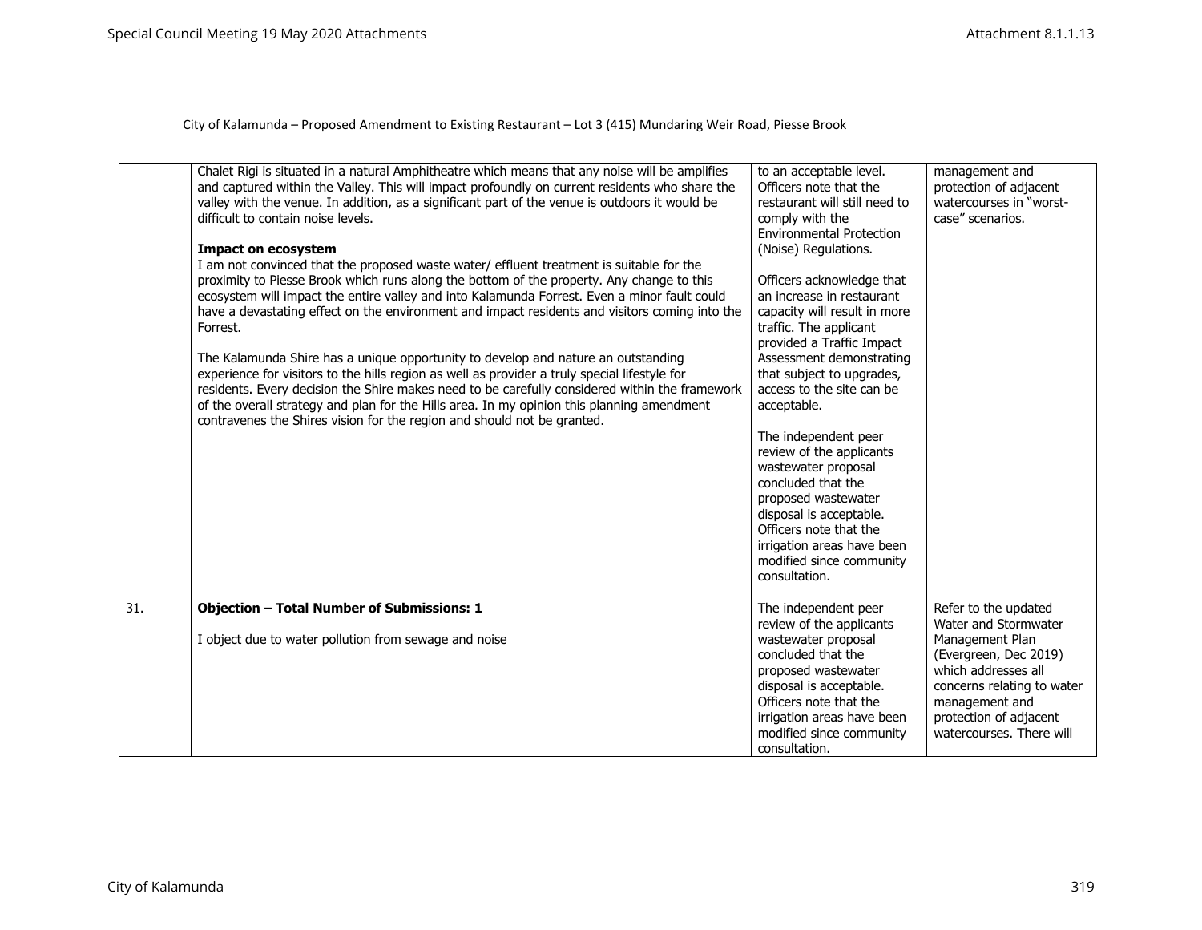City of Kalamunda – Proposed Amendment to Existing Restaurant – Lot 3 (415) Mundaring Weir Road, Piesse Brook

| | | | |
|---|---|---|---|
| | Chalet Rigi is situated in a natural Amphitheatre which means that any noise will be amplifies and captured within the Valley. This will impact profoundly on current residents who share the valley with the venue. In addition, as a significant part of the venue is outdoors it would be difficult to contain noise levels.<br><br>**Impact on ecosystem**<br>I am not convinced that the proposed waste water/ effluent treatment is suitable for the proximity to Piesse Brook which runs along the bottom of the property. Any change to this ecosystem will impact the entire valley and into Kalamunda Forrest. Even a minor fault could have a devastating effect on the environment and impact residents and visitors coming into the Forrest.<br><br>The Kalamunda Shire has a unique opportunity to develop and nature an outstanding experience for visitors to the hills region as well as provider a truly special lifestyle for residents. Every decision the Shire makes need to be carefully considered within the framework of the overall strategy and plan for the Hills area. In my opinion this planning amendment contravenes the Shires vision for the region and should not be granted. | to an acceptable level. Officers note that the restaurant will still need to comply with the Environmental Protection (Noise) Regulations.<br><br>Officers acknowledge that an increase in restaurant capacity will result in more traffic. The applicant provided a Traffic Impact Assessment demonstrating that subject to upgrades, access to the site can be acceptable.<br><br>The independent peer review of the applicants wastewater proposal concluded that the proposed wastewater disposal is acceptable. Officers note that the irrigation areas have been modified since community consultation. | management and protection of adjacent watercourses in "worst-case" scenarios. |
| 31. | **Objection – Total Number of Submissions: 1**<br><br>I object due to water pollution from sewage and noise | The independent peer review of the applicants wastewater proposal concluded that the proposed wastewater disposal is acceptable. Officers note that the irrigation areas have been modified since community consultation. | Refer to the updated Water and Stormwater Management Plan (Evergreen, Dec 2019) which addresses all concerns relating to water management and protection of adjacent watercourses. There will |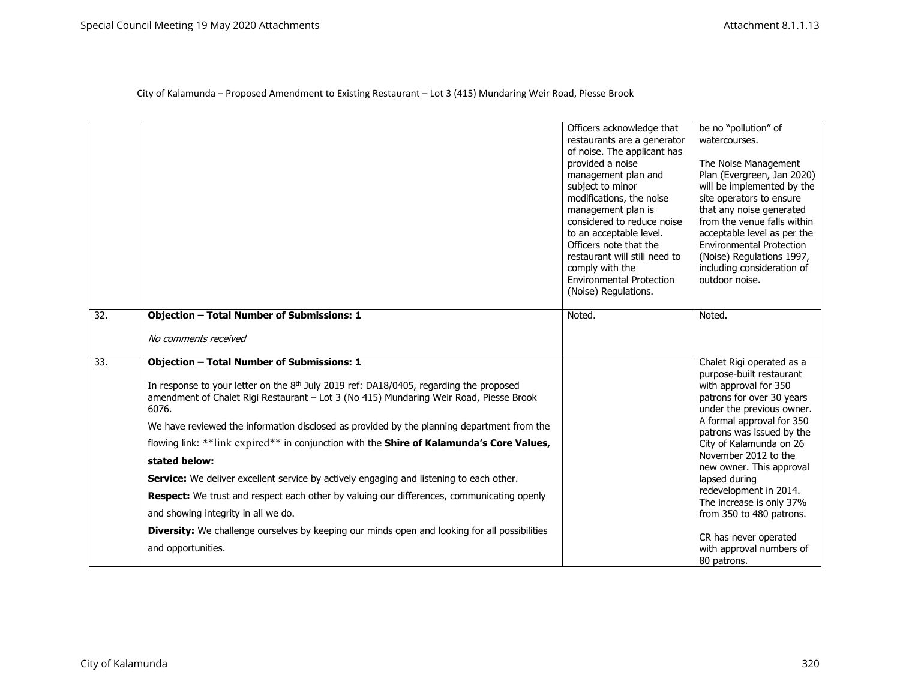City of Kalamunda – Proposed Amendment to Existing Restaurant – Lot 3 (415) Mundaring Weir Road, Piesse Brook

| | | | |
|---|---|---|---|
| | | Officers acknowledge that restaurants are a generator of noise. The applicant has provided a noise management plan and subject to minor modifications, the noise management plan is considered to reduce noise to an acceptable level. Officers note that the restaurant will still need to comply with the Environmental Protection (Noise) Regulations. | be no "pollution" of watercourses.<br><br>The Noise Management Plan (Evergreen, Jan 2020) will be implemented by the site operators to ensure that any noise generated from the venue falls within acceptable level as per the Environmental Protection (Noise) Regulations 1997, including consideration of outdoor noise. |
| 32. | **Objection – Total Number of Submissions: 1**<br><br>*No comments received* | Noted. | Noted. |
| 33. | **Objection – Total Number of Submissions: 1**<br><br>In response to your letter on the 8th July 2019 ref: DA18/0405, regarding the proposed amendment of Chalet Rigi Restaurant – Lot 3 (No 415) Mundaring Weir Road, Piesse Brook 6076.<br><br>We have reviewed the information disclosed as provided by the planning department from the flowing link: **link expired** in conjunction with the **Shire of Kalamunda's Core Values, stated below:**<br><br>**Service:** We deliver excellent service by actively engaging and listening to each other.<br><br>**Respect:** We trust and respect each other by valuing our differences, communicating openly and showing integrity in all we do.<br><br>**Diversity:** We challenge ourselves by keeping our minds open and looking for all possibilities and opportunities. | | Chalet Rigi operated as a purpose-built restaurant with approval for 350 patrons for over 30 years under the previous owner. A formal approval for 350 patrons was issued by the City of Kalamunda on 26 November 2012 to the new owner. This approval lapsed during redevelopment in 2014. The increase is only 37% from 350 to 480 patrons.<br><br>CR has never operated with approval numbers of 80 patrons. |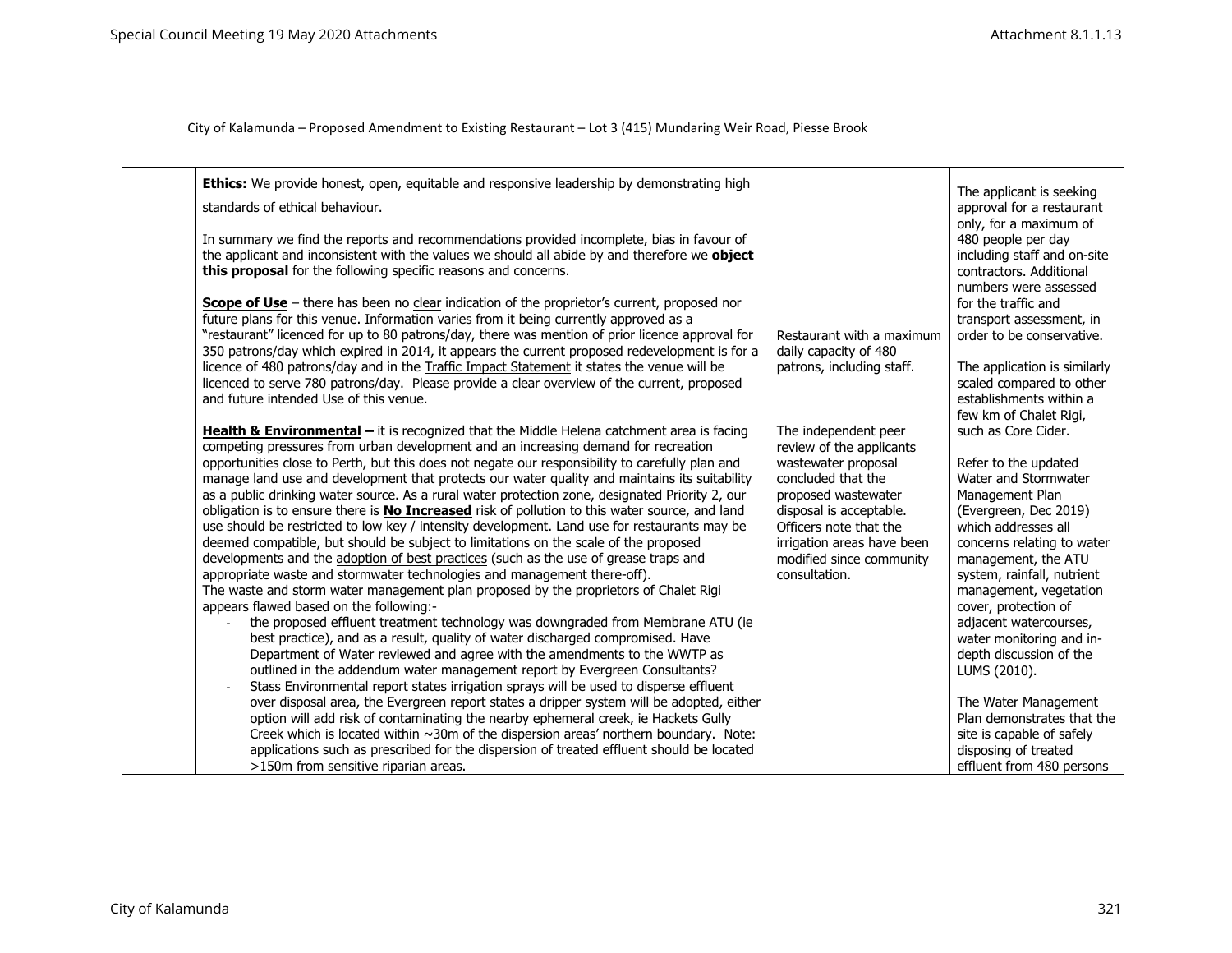City of Kalamunda – Proposed Amendment to Existing Restaurant – Lot 3 (415) Mundaring Weir Road, Piesse Brook

| | | | |
|---|---|---|---|
| | **Ethics:** We provide honest, open, equitable and responsive leadership by demonstrating high standards of ethical behaviour.<br><br>In summary we find the reports and recommendations provided incomplete, bias in favour of the applicant and inconsistent with the values we should all abide by and therefore we **object this proposal** for the following specific reasons and concerns.<br><br>**Scope of Use** – there has been no clear indication of the proprietor's current, proposed nor future plans for this venue. Information varies from it being currently approved as a "restaurant" licenced for up to 80 patrons/day, there was mention of prior licence approval for 350 patrons/day which expired in 2014, it appears the current proposed redevelopment is for a licence of 480 patrons/day and in the Traffic Impact Statement it states the venue will be licenced to serve 780 patrons/day. Please provide a clear overview of the current, proposed and future intended Use of this venue.<br><br>**Health & Environmental –** it is recognized that the Middle Helena catchment area is facing competing pressures from urban development and an increasing demand for recreation opportunities close to Perth, but this does not negate our responsibility to carefully plan and manage land use and development that protects our water quality and maintains its suitability as a public drinking water source. As a rural water protection zone, designated Priority 2, our obligation is to ensure there is **No Increased** risk of pollution to this water source, and land use should be restricted to low key / intensity development. Land use for restaurants may be deemed compatible, but should be subject to limitations on the scale of the proposed developments and the adoption of best practices (such as the use of grease traps and appropriate waste and stormwater technologies and management there-off).<br>The waste and storm water management plan proposed by the proprietors of Chalet Rigi appears flawed based on the following:-<br>- the proposed effluent treatment technology was downgraded from Membrane ATU (ie best practice), and as a result, quality of water discharged compromised. Have Department of Water reviewed and agree with the amendments to the WWTP as outlined in the addendum water management report by Evergreen Consultants?<br>- Stass Environmental report states irrigation sprays will be used to disperse effluent over disposal area, the Evergreen report states a dripper system will be adopted, either option will add risk of contaminating the nearby ephemeral creek, ie Hackets Gully Creek which is located within ~30m of the dispersion areas' northern boundary. Note: applications such as prescribed for the dispersion of treated effluent should be located >150m from sensitive riparian areas. | Restaurant with a maximum daily capacity of 480 patrons, including staff.<br><br>The independent peer review of the applicants wastewater proposal concluded that the proposed wastewater disposal is acceptable. Officers note that the irrigation areas have been modified since community consultation. | The applicant is seeking approval for a restaurant only, for a maximum of 480 people per day including staff and on-site contractors. Additional numbers were assessed for the traffic and transport assessment, in order to be conservative.<br><br>The application is similarly scaled compared to other establishments within a few km of Chalet Rigi, such as Core Cider.<br><br>Refer to the updated Water and Stormwater Management Plan (Evergreen, Dec 2019) which addresses all concerns relating to water management, the ATU system, rainfall, nutrient management, vegetation cover, protection of adjacent watercourses, water monitoring and in-depth discussion of the LUMS (2010).<br><br>The Water Management Plan demonstrates that the site is capable of safely disposing of treated effluent from 480 persons |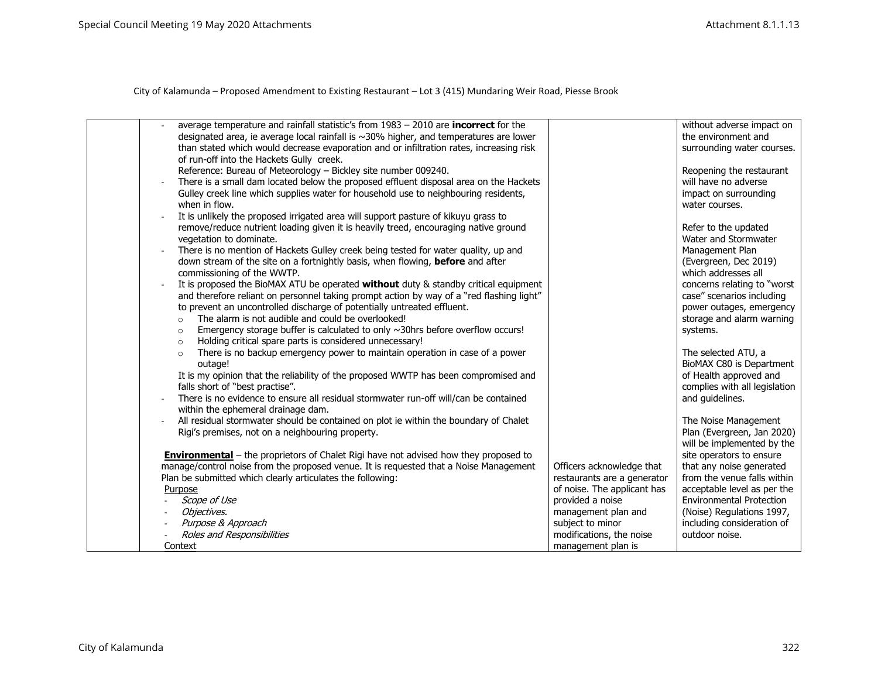City of Kalamunda – Proposed Amendment to Existing Restaurant – Lot 3 (415) Mundaring Weir Road, Piesse Brook

| | | | |
|---|---|---|---|
| | - average temperature and rainfall statistic's from 1983 – 2010 are **incorrect** for the designated area, ie average local rainfall is ~30% higher, and temperatures are lower than stated which would decrease evaporation and or infiltration rates, increasing risk of run-off into the Hackets Gully creek.<br>Reference: Bureau of Meteorology – Bickley site number 009240.<br>- There is a small dam located below the proposed effluent disposal area on the Hackets Gulley creek line which supplies water for household use to neighbouring residents, when in flow.<br>- It is unlikely the proposed irrigated area will support pasture of kikuyu grass to remove/reduce nutrient loading given it is heavily treed, encouraging native ground vegetation to dominate.<br>- There is no mention of Hackets Gulley creek being tested for water quality, up and down stream of the site on a fortnightly basis, when flowing, **before** and after commissioning of the WWTP.<br>- It is proposed the BioMAX ATU be operated **without** duty & standby critical equipment and therefore reliant on personnel taking prompt action by way of a "red flashing light" to prevent an uncontrolled discharge of potentially untreated effluent.<br>○ The alarm is not audible and could be overlooked!<br>○ Emergency storage buffer is calculated to only ~30hrs before overflow occurs!<br>○ Holding critical spare parts is considered unnecessary!<br>○ There is no backup emergency power to maintain operation in case of a power outage!<br>It is my opinion that the reliability of the proposed WWTP has been compromised and falls short of "best practise".<br>- There is no evidence to ensure all residual stormwater run-off will/can be contained within the ephemeral drainage dam.<br>- All residual stormwater should be contained on plot ie within the boundary of Chalet Rigi's premises, not on a neighbouring property.<br><br>**Environmental** – the proprietors of Chalet Rigi have not advised how they proposed to manage/control noise from the proposed venue. It is requested that a Noise Management Plan be submitted which clearly articulates the following:<br>Purpose<br>- *Scope of Use*<br>- *Objectives.*<br>- *Purpose & Approach*<br>- *Roles and Responsibilities*<br>Context | Officers acknowledge that restaurants are a generator of noise. The applicant has provided a noise management plan and subject to minor modifications, the noise management plan is | without adverse impact on the environment and surrounding water courses.<br><br>Reopening the restaurant will have no adverse impact on surrounding water courses.<br><br>Refer to the updated Water and Stormwater Management Plan (Evergreen, Dec 2019) which addresses all concerns relating to "worst case" scenarios including power outages, emergency storage and alarm warning systems.<br><br>The selected ATU, a BioMAX C80 is Department of Health approved and complies with all legislation and guidelines.<br><br>The Noise Management Plan (Evergreen, Jan 2020) will be implemented by the site operators to ensure that any noise generated from the venue falls within acceptable level as per the Environmental Protection (Noise) Regulations 1997, including consideration of outdoor noise. |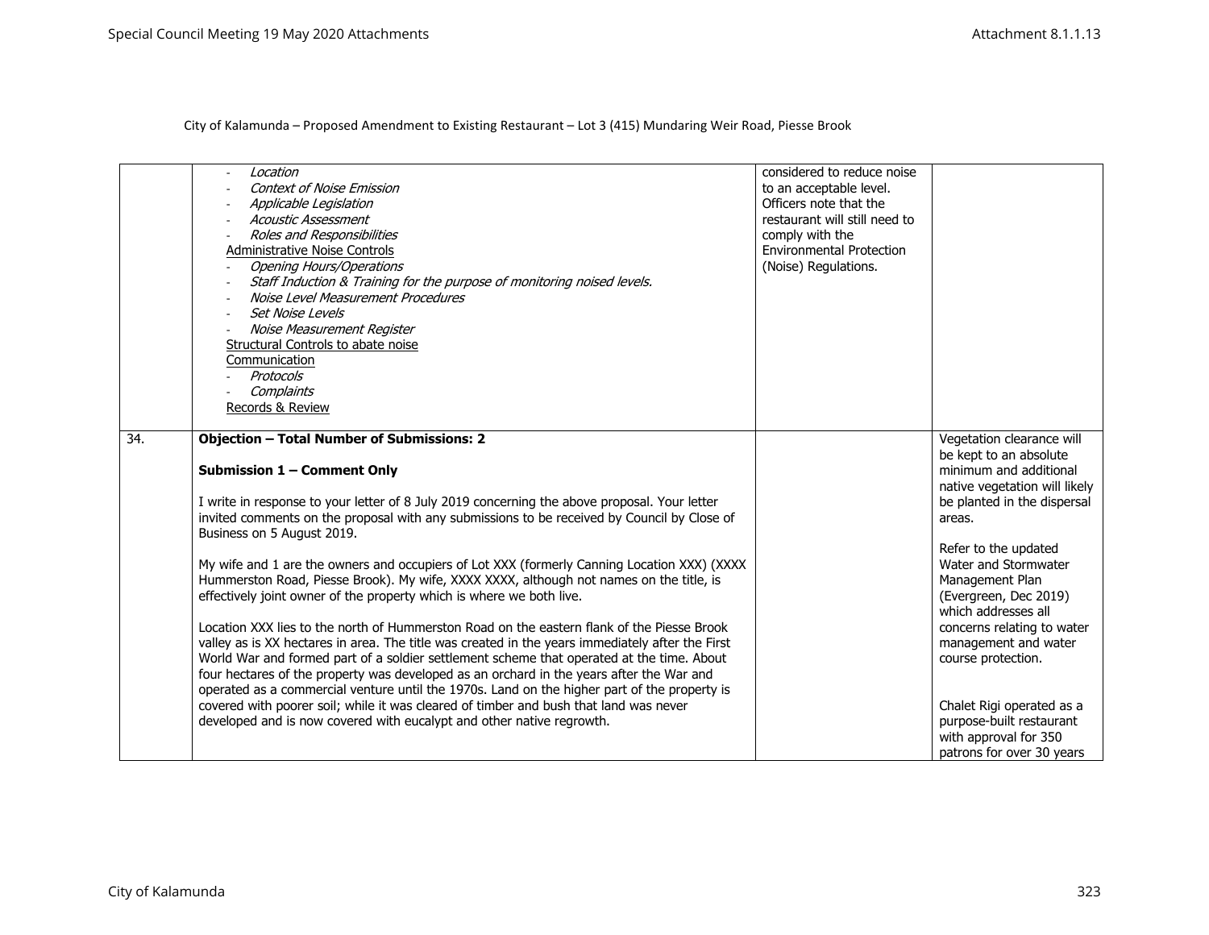City of Kalamunda – Proposed Amendment to Existing Restaurant – Lot 3 (415) Mundaring Weir Road, Piesse Brook

| | | | |
|---|---|---|---|
| | - *Location*<br>- *Context of Noise Emission*<br>- *Applicable Legislation*<br>- *Acoustic Assessment*<br>- *Roles and Responsibilities*<br><u>Administrative Noise Controls</u><br>- *Opening Hours/Operations*<br>- *Staff Induction & Training for the purpose of monitoring noised levels.*<br>- *Noise Level Measurement Procedures*<br>- *Set Noise Levels*<br>- *Noise Measurement Register*<br><u>Structural Controls to abate noise</u><br><u>Communication</u><br>- *Protocols*<br>- *Complaints*<br><u>Records & Review</u> | considered to reduce noise to an acceptable level. Officers note that the restaurant will still need to comply with the Environmental Protection (Noise) Regulations. | |
| 34. | **Objection – Total Number of Submissions: 2**<br><br>**Submission 1 – Comment Only**<br><br>I write in response to your letter of 8 July 2019 concerning the above proposal. Your letter invited comments on the proposal with any submissions to be received by Council by Close of Business on 5 August 2019.<br><br>My wife and 1 are the owners and occupiers of Lot XXX (formerly Canning Location XXX) (XXXX Hummerston Road, Piesse Brook). My wife, XXXX XXXX, although not names on the title, is effectively joint owner of the property which is where we both live.<br><br>Location XXX lies to the north of Hummerston Road on the eastern flank of the Piesse Brook valley as is XX hectares in area. The title was created in the years immediately after the First World War and formed part of a soldier settlement scheme that operated at the time. About four hectares of the property was developed as an orchard in the years after the War and operated as a commercial venture until the 1970s. Land on the higher part of the property is covered with poorer soil; while it was cleared of timber and bush that land was never developed and is now covered with eucalypt and other native regrowth. | | Vegetation clearance will be kept to an absolute minimum and additional native vegetation will likely be planted in the dispersal areas.<br><br>Refer to the updated Water and Stormwater Management Plan (Evergreen, Dec 2019) which addresses all concerns relating to water management and water course protection.<br><br>Chalet Rigi operated as a purpose-built restaurant with approval for 350 patrons for over 30 years |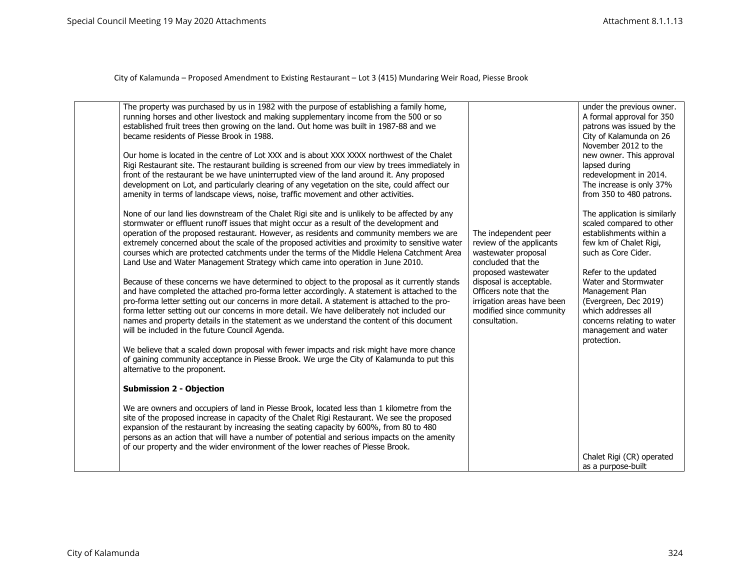City of Kalamunda – Proposed Amendment to Existing Restaurant – Lot 3 (415) Mundaring Weir Road, Piesse Brook

| | | | |
|---|---|---|---|
| | The property was purchased by us in 1982 with the purpose of establishing a family home, running horses and other livestock and making supplementary income from the 500 or so established fruit trees then growing on the land. Out home was built in 1987-88 and we became residents of Piesse Brook in 1988.<br><br>Our home is located in the centre of Lot XXX and is about XXX XXXX northwest of the Chalet Rigi Restaurant site. The restaurant building is screened from our view by trees immediately in front of the restaurant be we have uninterrupted view of the land around it. Any proposed development on Lot, and particularly clearing of any vegetation on the site, could affect our amenity in terms of landscape views, noise, traffic movement and other activities.<br><br>None of our land lies downstream of the Chalet Rigi site and is unlikely to be affected by any stormwater or effluent runoff issues that might occur as a result of the development and operation of the proposed restaurant. However, as residents and community members we are extremely concerned about the scale of the proposed activities and proximity to sensitive water courses which are protected catchments under the terms of the Middle Helena Catchment Area Land Use and Water Management Strategy which came into operation in June 2010.<br><br>Because of these concerns we have determined to object to the proposal as it currently stands and have completed the attached pro-forma letter accordingly. A statement is attached to the pro-forma letter setting out our concerns in more detail. A statement is attached to the pro-forma letter setting out our concerns in more detail. We have deliberately not included our names and property details in the statement as we understand the content of this document will be included in the future Council Agenda.<br><br>We believe that a scaled down proposal with fewer impacts and risk might have more chance of gaining community acceptance in Piesse Brook. We urge the City of Kalamunda to put this alternative to the proponent.<br><br>**Submission 2 - Objection**<br><br>We are owners and occupiers of land in Piesse Brook, located less than 1 kilometre from the site of the proposed increase in capacity of the Chalet Rigi Restaurant. We see the proposed expansion of the restaurant by increasing the seating capacity by 600%, from 80 to 480 persons as an action that will have a number of potential and serious impacts on the amenity of our property and the wider environment of the lower reaches of Piesse Brook. | The independent peer review of the applicants wastewater proposal concluded that the proposed wastewater disposal is acceptable. Officers note that the irrigation areas have been modified since community consultation. | under the previous owner. A formal approval for 350 patrons was issued by the City of Kalamunda on 26 November 2012 to the new owner. This approval lapsed during redevelopment in 2014. The increase is only 37% from 350 to 480 patrons.<br><br>The application is similarly scaled compared to other establishments within a few km of Chalet Rigi, such as Core Cider.<br><br>Refer to the updated Water and Stormwater Management Plan (Evergreen, Dec 2019) which addresses all concerns relating to water management and water protection.<br><br>Chalet Rigi (CR) operated as a purpose-built |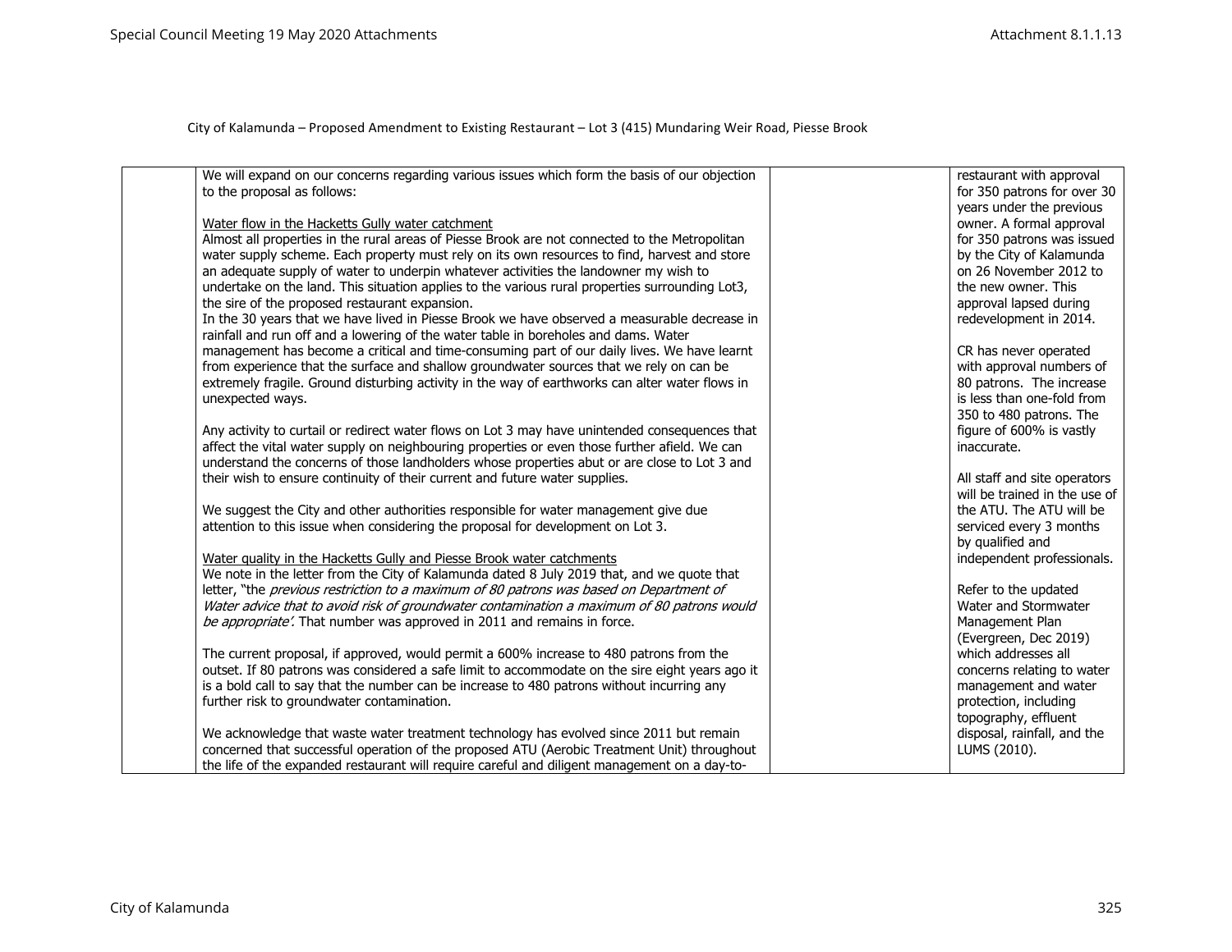City of Kalamunda – Proposed Amendment to Existing Restaurant – Lot 3 (415) Mundaring Weir Road, Piesse Brook

| | | | |
|---|---|---|---|
| | We will expand on our concerns regarding various issues which form the basis of our objection to the proposal as follows:<br><br><u>Water flow in the Hacketts Gully water catchment</u><br>Almost all properties in the rural areas of Piesse Brook are not connected to the Metropolitan water supply scheme. Each property must rely on its own resources to find, harvest and store an adequate supply of water to underpin whatever activities the landowner my wish to undertake on the land. This situation applies to the various rural properties surrounding Lot3, the sire of the proposed restaurant expansion.<br>In the 30 years that we have lived in Piesse Brook we have observed a measurable decrease in rainfall and run off and a lowering of the water table in boreholes and dams. Water management has become a critical and time-consuming part of our daily lives. We have learnt from experience that the surface and shallow groundwater sources that we rely on can be extremely fragile. Ground disturbing activity in the way of earthworks can alter water flows in unexpected ways.<br><br>Any activity to curtail or redirect water flows on Lot 3 may have unintended consequences that affect the vital water supply on neighbouring properties or even those further afield. We can understand the concerns of those landholders whose properties abut or are close to Lot 3 and their wish to ensure continuity of their current and future water supplies.<br><br>We suggest the City and other authorities responsible for water management give due attention to this issue when considering the proposal for development on Lot 3.<br><br><u>Water quality in the Hacketts Gully and Piesse Brook water catchments</u><br>We note in the letter from the City of Kalamunda dated 8 July 2019 that, and we quote that letter, "the *previous restriction to a maximum of 80 patrons was based on Department of Water advice that to avoid risk of groundwater contamination a maximum of 80 patrons would be appropriate'.* That number was approved in 2011 and remains in force.<br><br>The current proposal, if approved, would permit a 600% increase to 480 patrons from the outset. If 80 patrons was considered a safe limit to accommodate on the sire eight years ago it is a bold call to say that the number can be increase to 480 patrons without incurring any further risk to groundwater contamination.<br><br>We acknowledge that waste water treatment technology has evolved since 2011 but remain concerned that successful operation of the proposed ATU (Aerobic Treatment Unit) throughout the life of the expanded restaurant will require careful and diligent management on a day-to- | | restaurant with approval for 350 patrons for over 30 years under the previous owner. A formal approval for 350 patrons was issued by the City of Kalamunda on 26 November 2012 to the new owner. This approval lapsed during redevelopment in 2014.<br><br>CR has never operated with approval numbers of 80 patrons. The increase is less than one-fold from 350 to 480 patrons. The figure of 600% is vastly inaccurate.<br><br>All staff and site operators will be trained in the use of the ATU. The ATU will be serviced every 3 months by qualified and independent professionals.<br><br>Refer to the updated Water and Stormwater Management Plan (Evergreen, Dec 2019) which addresses all concerns relating to water management and water protection, including topography, effluent disposal, rainfall, and the LUMS (2010). |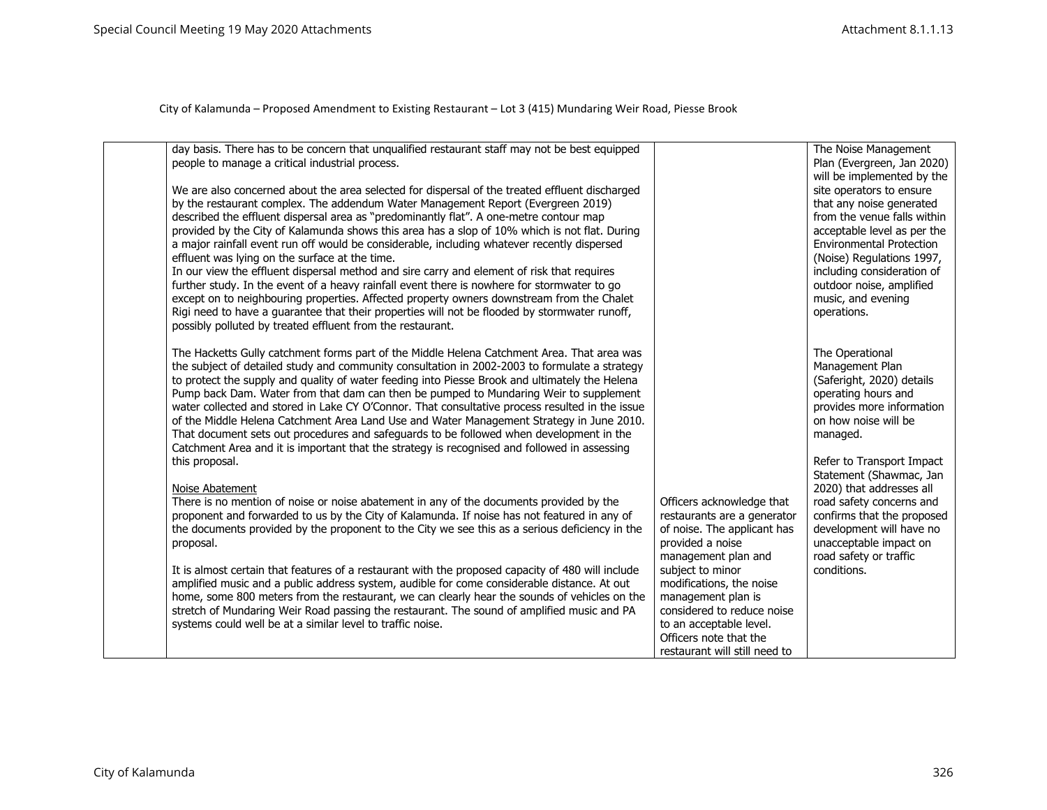City of Kalamunda – Proposed Amendment to Existing Restaurant – Lot 3 (415) Mundaring Weir Road, Piesse Brook

| | | | |
|---|---|---|---|
| | day basis. There has to be concern that unqualified restaurant staff may not be best equipped people to manage a critical industrial process.<br><br>We are also concerned about the area selected for dispersal of the treated effluent discharged by the restaurant complex. The addendum Water Management Report (Evergreen 2019) described the effluent dispersal area as "predominantly flat". A one-metre contour map provided by the City of Kalamunda shows this area has a slop of 10% which is not flat. During a major rainfall event run off would be considerable, including whatever recently dispersed effluent was lying on the surface at the time.<br>In our view the effluent dispersal method and sire carry and element of risk that requires further study. In the event of a heavy rainfall event there is nowhere for stormwater to go except on to neighbouring properties. Affected property owners downstream from the Chalet Rigi need to have a guarantee that their properties will not be flooded by stormwater runoff, possibly polluted by treated effluent from the restaurant.<br><br>The Hacketts Gully catchment forms part of the Middle Helena Catchment Area. That area was the subject of detailed study and community consultation in 2002-2003 to formulate a strategy to protect the supply and quality of water feeding into Piesse Brook and ultimately the Helena Pump back Dam. Water from that dam can then be pumped to Mundaring Weir to supplement water collected and stored in Lake CY O'Connor. That consultative process resulted in the issue of the Middle Helena Catchment Area Land Use and Water Management Strategy in June 2010. That document sets out procedures and safeguards to be followed when development in the Catchment Area and it is important that the strategy is recognised and followed in assessing this proposal.<br><br>Noise Abatement<br>There is no mention of noise or noise abatement in any of the documents provided by the proponent and forwarded to us by the City of Kalamunda. If noise has not featured in any of the documents provided by the proponent to the City we see this as a serious deficiency in the proposal.<br><br>It is almost certain that features of a restaurant with the proposed capacity of 480 will include amplified music and a public address system, audible for come considerable distance. At out home, some 800 meters from the restaurant, we can clearly hear the sounds of vehicles on the stretch of Mundaring Weir Road passing the restaurant. The sound of amplified music and PA systems could well be at a similar level to traffic noise. | Officers acknowledge that restaurants are a generator of noise. The applicant has provided a noise management plan and subject to minor modifications, the noise management plan is considered to reduce noise to an acceptable level. Officers note that the restaurant will still need to | The Noise Management Plan (Evergreen, Jan 2020) will be implemented by the site operators to ensure that any noise generated from the venue falls within acceptable level as per the Environmental Protection (Noise) Regulations 1997, including consideration of outdoor noise, amplified music, and evening operations.<br><br>The Operational Management Plan (Saferight, 2020) details operating hours and provides more information on how noise will be managed.<br><br>Refer to Transport Impact Statement (Shawmac, Jan 2020) that addresses all road safety concerns and confirms that the proposed development will have no unacceptable impact on road safety or traffic conditions. |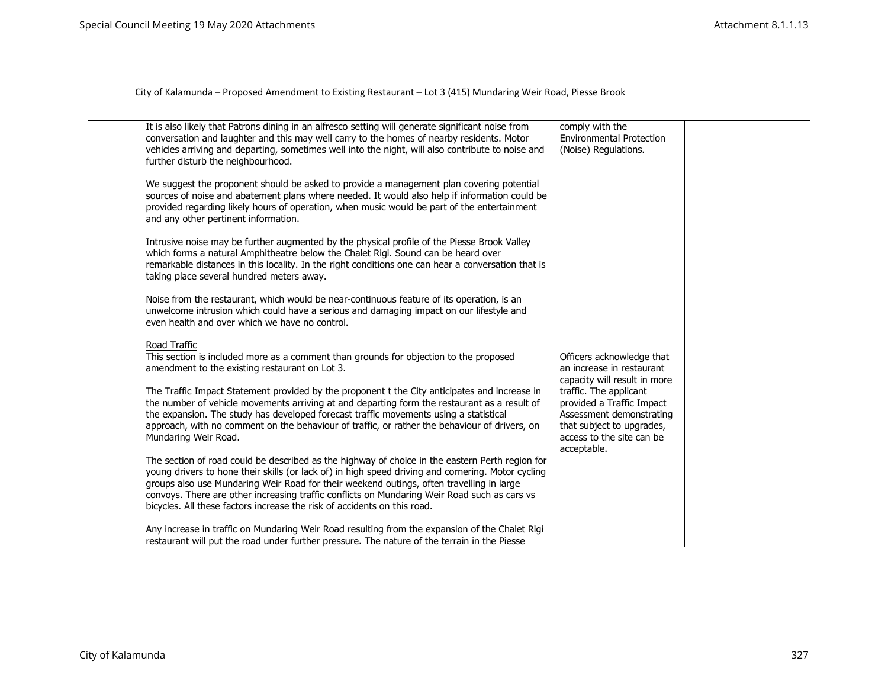City of Kalamunda – Proposed Amendment to Existing Restaurant – Lot 3 (415) Mundaring Weir Road, Piesse Brook

| | | | |
|---|---|---|---|
| | It is also likely that Patrons dining in an alfresco setting will generate significant noise from conversation and laughter and this may well carry to the homes of nearby residents. Motor vehicles arriving and departing, sometimes well into the night, will also contribute to noise and further disturb the neighbourhood.<br><br>We suggest the proponent should be asked to provide a management plan covering potential sources of noise and abatement plans where needed. It would also help if information could be provided regarding likely hours of operation, when music would be part of the entertainment and any other pertinent information.<br><br>Intrusive noise may be further augmented by the physical profile of the Piesse Brook Valley which forms a natural Amphitheatre below the Chalet Rigi. Sound can be heard over remarkable distances in this locality. In the right conditions one can hear a conversation that is taking place several hundred meters away.<br><br>Noise from the restaurant, which would be near-continuous feature of its operation, is an unwelcome intrusion which could have a serious and damaging impact on our lifestyle and even health and over which we have no control. | comply with the Environmental Protection (Noise) Regulations. | |
| | Road Traffic<br>This section is included more as a comment than grounds for objection to the proposed amendment to the existing restaurant on Lot 3.<br><br>The Traffic Impact Statement provided by the proponent t the City anticipates and increase in the number of vehicle movements arriving at and departing form the restaurant as a result of the expansion. The study has developed forecast traffic movements using a statistical approach, with no comment on the behaviour of traffic, or rather the behaviour of drivers, on Mundaring Weir Road.<br><br>The section of road could be described as the highway of choice in the eastern Perth region for young drivers to hone their skills (or lack of) in high speed driving and cornering. Motor cycling groups also use Mundaring Weir Road for their weekend outings, often travelling in large convoys. There are other increasing traffic conflicts on Mundaring Weir Road such as cars vs bicycles. All these factors increase the risk of accidents on this road.<br><br>Any increase in traffic on Mundaring Weir Road resulting from the expansion of the Chalet Rigi restaurant will put the road under further pressure. The nature of the terrain in the Piesse | Officers acknowledge that an increase in restaurant capacity will result in more traffic. The applicant provided a Traffic Impact Assessment demonstrating that subject to upgrades, access to the site can be acceptable. | |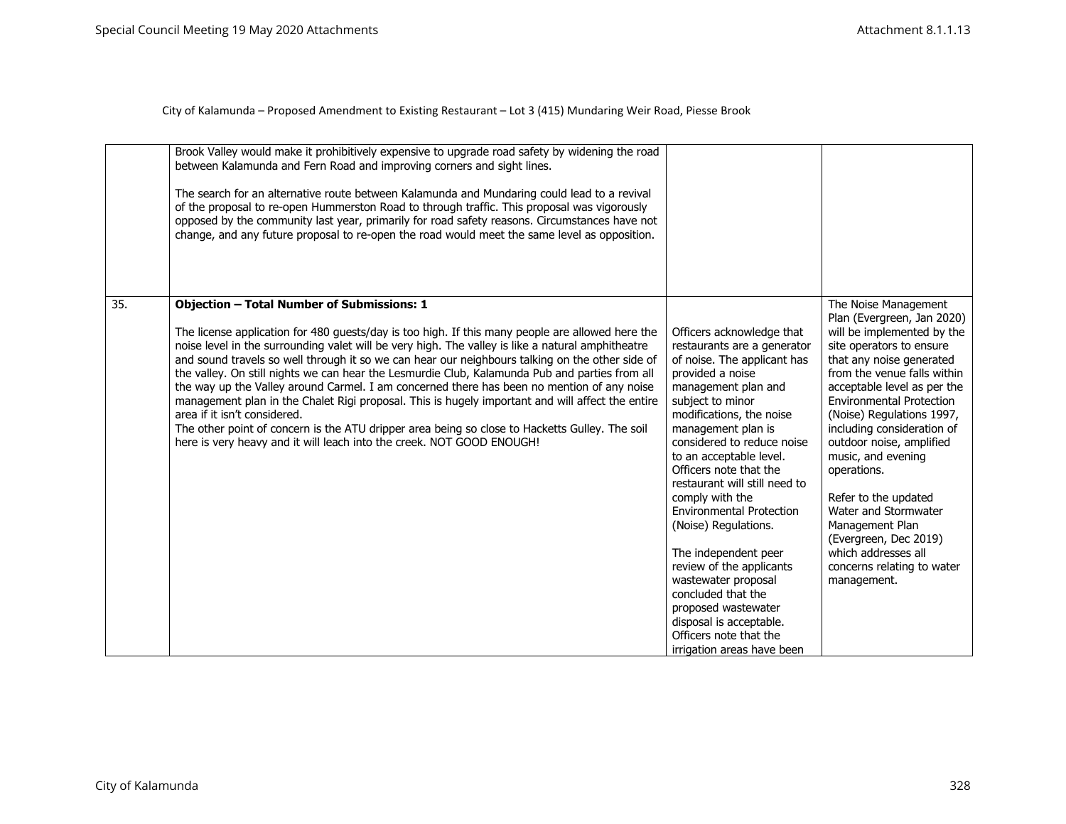City of Kalamunda – Proposed Amendment to Existing Restaurant – Lot 3 (415) Mundaring Weir Road, Piesse Brook

| | | | |
|---|---|---|---|
| | Brook Valley would make it prohibitively expensive to upgrade road safety by widening the road between Kalamunda and Fern Road and improving corners and sight lines.<br><br>The search for an alternative route between Kalamunda and Mundaring could lead to a revival of the proposal to re-open Hummerston Road to through traffic. This proposal was vigorously opposed by the community last year, primarily for road safety reasons. Circumstances have not change, and any future proposal to re-open the road would meet the same level as opposition. | | |
| 35. | **Objection – Total Number of Submissions: 1**<br><br>The license application for 480 guests/day is too high. If this many people are allowed here the noise level in the surrounding valet will be very high. The valley is like a natural amphitheatre and sound travels so well through it so we can hear our neighbours talking on the other side of the valley. On still nights we can hear the Lesmurdie Club, Kalamunda Pub and parties from all the way up the Valley around Carmel. I am concerned there has been no mention of any noise management plan in the Chalet Rigi proposal. This is hugely important and will affect the entire area if it isn't considered.<br>The other point of concern is the ATU dripper area being so close to Hacketts Gulley. The soil here is very heavy and it will leach into the creek. NOT GOOD ENOUGH! | Officers acknowledge that restaurants are a generator of noise. The applicant has provided a noise management plan and subject to minor modifications, the noise management plan is considered to reduce noise to an acceptable level. Officers note that the restaurant will still need to comply with the Environmental Protection (Noise) Regulations.<br><br>The independent peer review of the applicants wastewater proposal concluded that the proposed wastewater disposal is acceptable. Officers note that the irrigation areas have been | The Noise Management Plan (Evergreen, Jan 2020) will be implemented by the site operators to ensure that any noise generated from the venue falls within acceptable level as per the Environmental Protection (Noise) Regulations 1997, including consideration of outdoor noise, amplified music, and evening operations.<br><br>Refer to the updated Water and Stormwater Management Plan (Evergreen, Dec 2019) which addresses all concerns relating to water management. |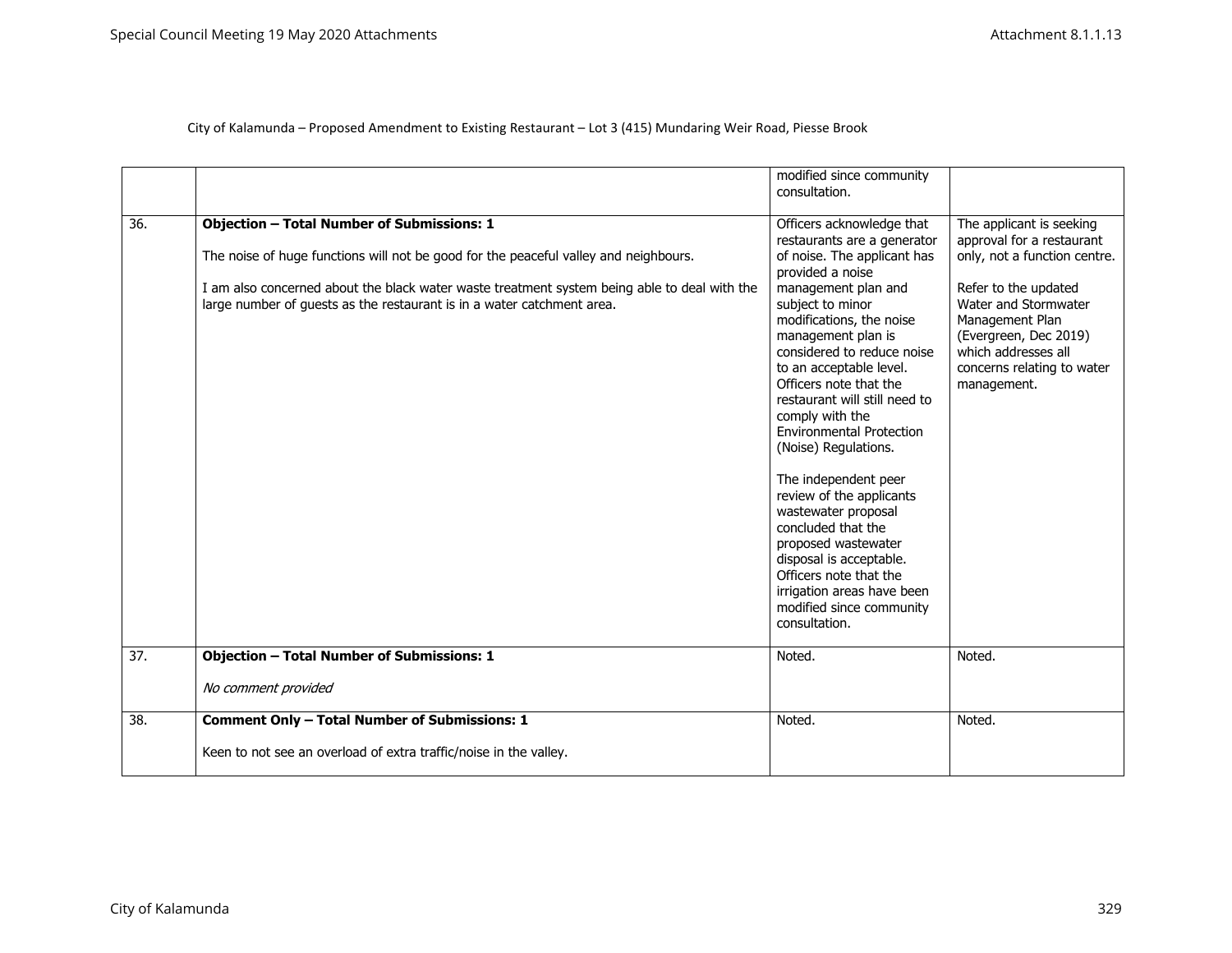City of Kalamunda – Proposed Amendment to Existing Restaurant – Lot 3 (415) Mundaring Weir Road, Piesse Brook

| | | | |
|---|---|---|---|
| | | modified since community consultation. | |
| 36. | **Objection – Total Number of Submissions: 1**<br><br>The noise of huge functions will not be good for the peaceful valley and neighbours.<br><br>I am also concerned about the black water waste treatment system being able to deal with the large number of guests as the restaurant is in a water catchment area. | Officers acknowledge that restaurants are a generator of noise. The applicant has provided a noise management plan and subject to minor modifications, the noise management plan is considered to reduce noise to an acceptable level. Officers note that the restaurant will still need to comply with the Environmental Protection (Noise) Regulations.<br><br>The independent peer review of the applicants wastewater proposal concluded that the proposed wastewater disposal is acceptable. Officers note that the irrigation areas have been modified since community consultation. | The applicant is seeking approval for a restaurant only, not a function centre.<br><br>Refer to the updated Water and Stormwater Management Plan (Evergreen, Dec 2019) which addresses all concerns relating to water management. |
| 37. | **Objection – Total Number of Submissions: 1**<br><br>*No comment provided* | Noted. | Noted. |
| 38. | **Comment Only – Total Number of Submissions: 1**<br><br>Keen to not see an overload of extra traffic/noise in the valley. | Noted. | Noted. |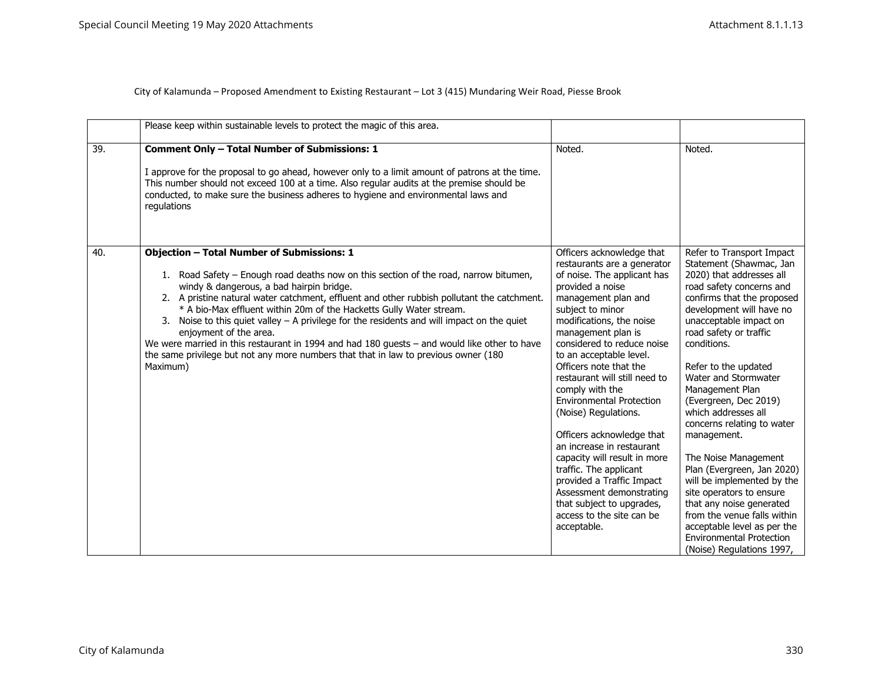City of Kalamunda – Proposed Amendment to Existing Restaurant – Lot 3 (415) Mundaring Weir Road, Piesse Brook

| | | | |
|---|---|---|---|
| | Please keep within sustainable levels to protect the magic of this area. | | |
| 39. | **Comment Only – Total Number of Submissions: 1**<br><br>I approve for the proposal to go ahead, however only to a limit amount of patrons at the time. This number should not exceed 100 at a time. Also regular audits at the premise should be conducted, to make sure the business adheres to hygiene and environmental laws and regulations | Noted. | Noted. |
| 40. | **Objection – Total Number of Submissions: 1**<br><br>1. Road Safety – Enough road deaths now on this section of the road, narrow bitumen, windy & dangerous, a bad hairpin bridge.<br>2. A pristine natural water catchment, effluent and other rubbish pollutant the catchment. * A bio-Max effluent within 20m of the Hacketts Gully Water stream.<br>3. Noise to this quiet valley – A privilege for the residents and will impact on the quiet enjoyment of the area.<br>We were married in this restaurant in 1994 and had 180 guests – and would like other to have the same privilege but not any more numbers that that in law to previous owner (180 Maximum) | Officers acknowledge that restaurants are a generator of noise. The applicant has provided a noise management plan and subject to minor modifications, the noise management plan is considered to reduce noise to an acceptable level. Officers note that the restaurant will still need to comply with the Environmental Protection (Noise) Regulations.<br><br>Officers acknowledge that an increase in restaurant capacity will result in more traffic. The applicant provided a Traffic Impact Assessment demonstrating that subject to upgrades, access to the site can be acceptable. | Refer to Transport Impact Statement (Shawmac, Jan 2020) that addresses all road safety concerns and confirms that the proposed development will have no unacceptable impact on road safety or traffic conditions.<br><br>Refer to the updated Water and Stormwater Management Plan (Evergreen, Dec 2019) which addresses all concerns relating to water management.<br><br>The Noise Management Plan (Evergreen, Jan 2020) will be implemented by the site operators to ensure that any noise generated from the venue falls within acceptable level as per the Environmental Protection (Noise) Regulations 1997, |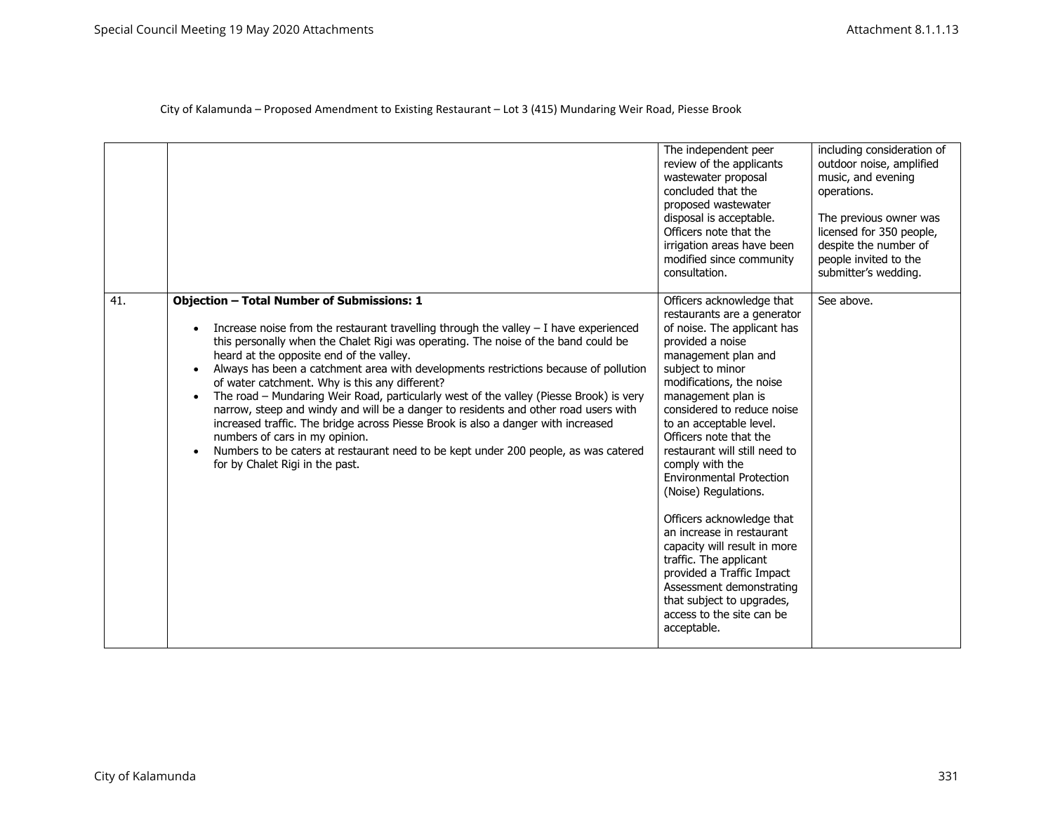City of Kalamunda – Proposed Amendment to Existing Restaurant – Lot 3 (415) Mundaring Weir Road, Piesse Brook

| | | | |
|---|---|---|---|
| | | The independent peer review of the applicants wastewater proposal concluded that the proposed wastewater disposal is acceptable. Officers note that the irrigation areas have been modified since community consultation. | including consideration of outdoor noise, amplified music, and evening operations.<br><br>The previous owner was licensed for 350 people, despite the number of people invited to the submitter's wedding. |
| 41. | **Objection – Total Number of Submissions: 1**<br><br>• Increase noise from the restaurant travelling through the valley – I have experienced this personally when the Chalet Rigi was operating. The noise of the band could be heard at the opposite end of the valley.<br>• Always has been a catchment area with developments restrictions because of pollution of water catchment. Why is this any different?<br>• The road – Mundaring Weir Road, particularly west of the valley (Piesse Brook) is very narrow, steep and windy and will be a danger to residents and other road users with increased traffic. The bridge across Piesse Brook is also a danger with increased numbers of cars in my opinion.<br>• Numbers to be caters at restaurant need to be kept under 200 people, as was catered for by Chalet Rigi in the past. | Officers acknowledge that restaurants are a generator of noise. The applicant has provided a noise management plan and subject to minor modifications, the noise management plan is considered to reduce noise to an acceptable level. Officers note that the restaurant will still need to comply with the Environmental Protection (Noise) Regulations.<br><br>Officers acknowledge that an increase in restaurant capacity will result in more traffic. The applicant provided a Traffic Impact Assessment demonstrating that subject to upgrades, access to the site can be acceptable. | See above. |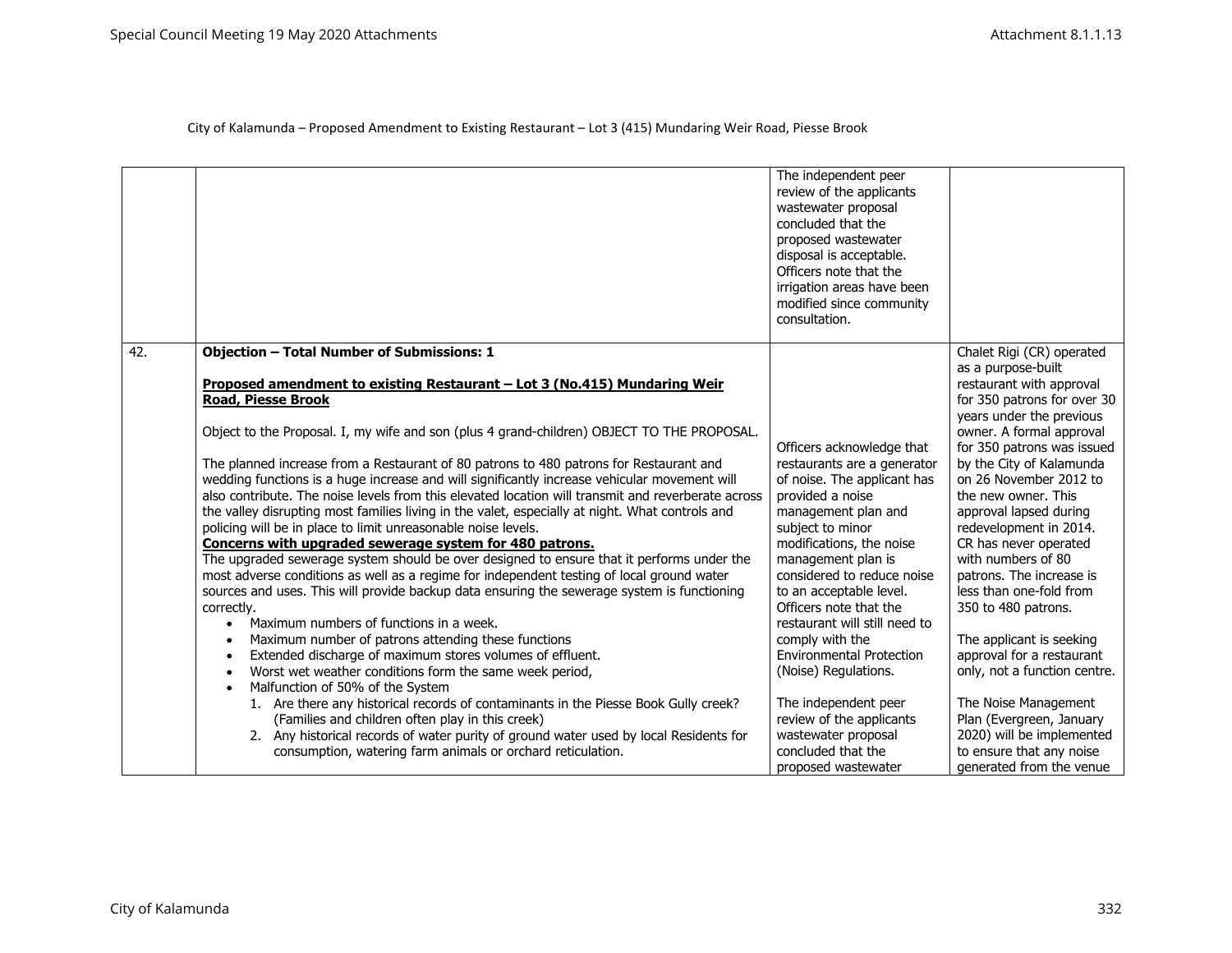City of Kalamunda – Proposed Amendment to Existing Restaurant – Lot 3 (415) Mundaring Weir Road, Piesse Brook

| | | | |
|---|---|---|---|
| | | The independent peer review of the applicants wastewater proposal concluded that the proposed wastewater disposal is acceptable. Officers note that the irrigation areas have been modified since community consultation. | |
| 42. | **Objection – Total Number of Submissions: 1**<br><br>**<u>Proposed amendment to existing Restaurant – Lot 3 (No.415) Mundaring Weir Road, Piesse Brook</u>**<br><br>Object to the Proposal. I, my wife and son (plus 4 grand-children) OBJECT TO THE PROPOSAL.<br><br>The planned increase from a Restaurant of 80 patrons to 480 patrons for Restaurant and wedding functions is a huge increase and will significantly increase vehicular movement will also contribute. The noise levels from this elevated location will transmit and reverberate across the valley disrupting most families living in the valet, especially at night. What controls and policing will be in place to limit unreasonable noise levels.<br>**<u>Concerns with upgraded sewerage system for 480 patrons.</u>**<br>The upgraded sewerage system should be over designed to ensure that it performs under the most adverse conditions as well as a regime for independent testing of local ground water sources and uses. This will provide backup data ensuring the sewerage system is functioning correctly.<br>• Maximum numbers of functions in a week.<br>• Maximum number of patrons attending these functions<br>• Extended discharge of maximum stores volumes of effluent.<br>• Worst wet weather conditions form the same week period,<br>• Malfunction of 50% of the System<br>1. Are there any historical records of contaminants in the Piesse Book Gully creek? (Families and children often play in this creek)<br>2. Any historical records of water purity of ground water used by local Residents for consumption, watering farm animals or orchard reticulation. | Officers acknowledge that restaurants are a generator of noise. The applicant has provided a noise management plan and subject to minor modifications, the noise management plan is considered to reduce noise to an acceptable level. Officers note that the restaurant will still need to comply with the Environmental Protection (Noise) Regulations.<br><br>The independent peer review of the applicants wastewater proposal concluded that the proposed wastewater | Chalet Rigi (CR) operated as a purpose-built restaurant with approval for 350 patrons for over 30 years under the previous owner. A formal approval for 350 patrons was issued by the City of Kalamunda on 26 November 2012 to the new owner. This approval lapsed during redevelopment in 2014. CR has never operated with numbers of 80 patrons. The increase is less than one-fold from 350 to 480 patrons.<br><br>The applicant is seeking approval for a restaurant only, not a function centre.<br><br>The Noise Management Plan (Evergreen, January 2020) will be implemented to ensure that any noise generated from the venue |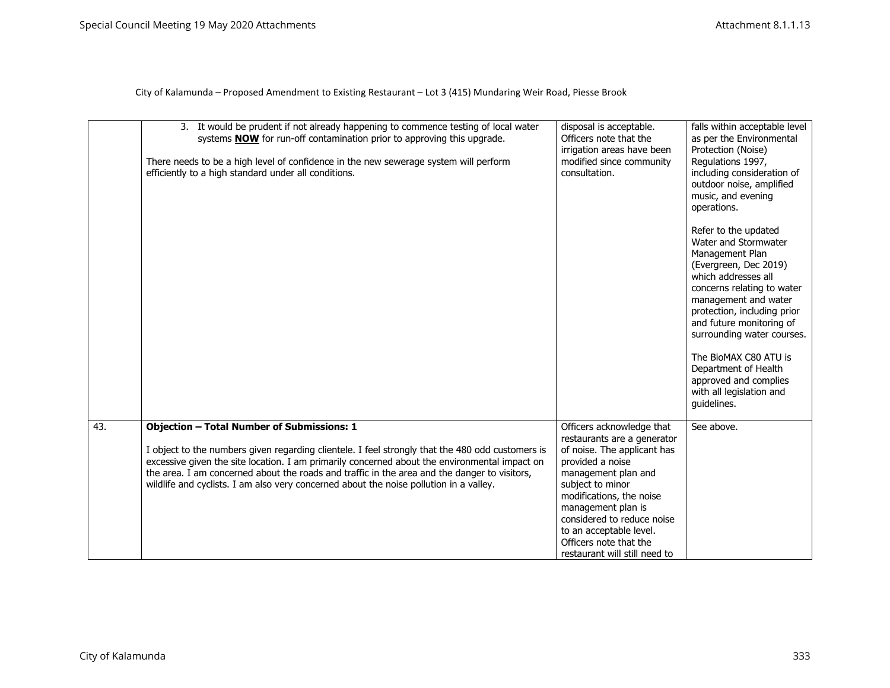City of Kalamunda – Proposed Amendment to Existing Restaurant – Lot 3 (415) Mundaring Weir Road, Piesse Brook

| | | | |
|---|---|---|---|
| | 3. It would be prudent if not already happening to commence testing of local water systems **NOW** for run-off contamination prior to approving this upgrade.<br><br>There needs to be a high level of confidence in the new sewerage system will perform efficiently to a high standard under all conditions. | disposal is acceptable. Officers note that the irrigation areas have been modified since community consultation. | falls within acceptable level as per the Environmental Protection (Noise) Regulations 1997, including consideration of outdoor noise, amplified music, and evening operations.<br><br>Refer to the updated Water and Stormwater Management Plan (Evergreen, Dec 2019) which addresses all concerns relating to water management and water protection, including prior and future monitoring of surrounding water courses.<br><br>The BioMAX C80 ATU is Department of Health approved and complies with all legislation and guidelines. |
| 43. | **Objection – Total Number of Submissions: 1**<br><br>I object to the numbers given regarding clientele. I feel strongly that the 480 odd customers is excessive given the site location. I am primarily concerned about the environmental impact on the area. I am concerned about the roads and traffic in the area and the danger to visitors, wildlife and cyclists. I am also very concerned about the noise pollution in a valley. | Officers acknowledge that restaurants are a generator of noise. The applicant has provided a noise management plan and subject to minor modifications, the noise management plan is considered to reduce noise to an acceptable level. Officers note that the restaurant will still need to | See above. |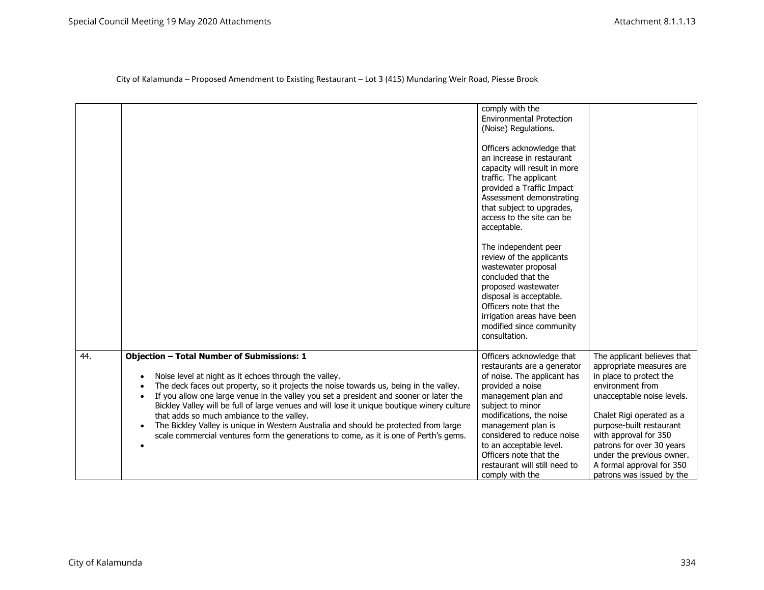City of Kalamunda – Proposed Amendment to Existing Restaurant – Lot 3 (415) Mundaring Weir Road, Piesse Brook

| | | | |
|---|---|---|---|
| | | comply with the Environmental Protection (Noise) Regulations.<br><br>Officers acknowledge that an increase in restaurant capacity will result in more traffic. The applicant provided a Traffic Impact Assessment demonstrating that subject to upgrades, access to the site can be acceptable.<br><br>The independent peer review of the applicants wastewater proposal concluded that the proposed wastewater disposal is acceptable. Officers note that the irrigation areas have been modified since community consultation. | |
| 44. | **Objection – Total Number of Submissions: 1**<br><br>• Noise level at night as it echoes through the valley.<br>• The deck faces out property, so it projects the noise towards us, being in the valley.<br>• If you allow one large venue in the valley you set a president and sooner or later the Bickley Valley will be full of large venues and will lose it unique boutique winery culture that adds so much ambiance to the valley.<br>• The Bickley Valley is unique in Western Australia and should be protected from large scale commercial ventures form the generations to come, as it is one of Perth's gems.<br>• | Officers acknowledge that restaurants are a generator of noise. The applicant has provided a noise management plan and subject to minor modifications, the noise management plan is considered to reduce noise to an acceptable level. Officers note that the restaurant will still need to comply with the | The applicant believes that appropriate measures are in place to protect the environment from unacceptable noise levels.<br><br>Chalet Rigi operated as a purpose-built restaurant with approval for 350 patrons for over 30 years under the previous owner. A formal approval for 350 patrons was issued by the |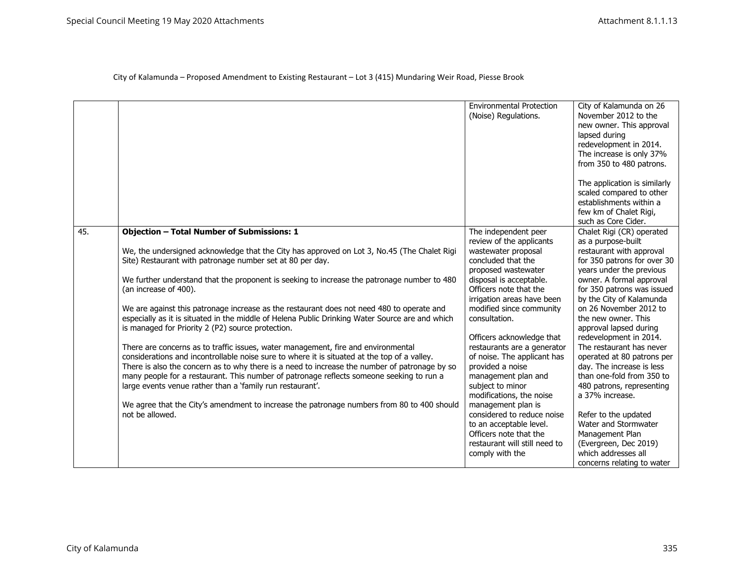City of Kalamunda – Proposed Amendment to Existing Restaurant – Lot 3 (415) Mundaring Weir Road, Piesse Brook

| | | | |
|---|---|---|---|
| | | Environmental Protection (Noise) Regulations. | City of Kalamunda on 26 November 2012 to the new owner. This approval lapsed during redevelopment in 2014. The increase is only 37% from 350 to 480 patrons.<br><br>The application is similarly scaled compared to other establishments within a few km of Chalet Rigi, such as Core Cider. |
| 45. | **Objection – Total Number of Submissions: 1**<br><br>We, the undersigned acknowledge that the City has approved on Lot 3, No.45 (The Chalet Rigi Site) Restaurant with patronage number set at 80 per day.<br><br>We further understand that the proponent is seeking to increase the patronage number to 480 (an increase of 400).<br><br>We are against this patronage increase as the restaurant does not need 480 to operate and especially as it is situated in the middle of Helena Public Drinking Water Source are and which is managed for Priority 2 (P2) source protection.<br><br>There are concerns as to traffic issues, water management, fire and environmental considerations and incontrollable noise sure to where it is situated at the top of a valley. There is also the concern as to why there is a need to increase the number of patronage by so many people for a restaurant. This number of patronage reflects someone seeking to run a large events venue rather than a 'family run restaurant'.<br><br>We agree that the City's amendment to increase the patronage numbers from 80 to 400 should not be allowed. | The independent peer review of the applicants wastewater proposal concluded that the proposed wastewater disposal is acceptable. Officers note that the irrigation areas have been modified since community consultation.<br><br>Officers acknowledge that restaurants are a generator of noise. The applicant has provided a noise management plan and subject to minor modifications, the noise management plan is considered to reduce noise to an acceptable level. Officers note that the restaurant will still need to comply with the | Chalet Rigi (CR) operated as a purpose-built restaurant with approval for 350 patrons for over 30 years under the previous owner. A formal approval for 350 patrons was issued by the City of Kalamunda on 26 November 2012 to the new owner. This approval lapsed during redevelopment in 2014. The restaurant has never operated at 80 patrons per day. The increase is less than one-fold from 350 to 480 patrons, representing a 37% increase.<br><br>Refer to the updated Water and Stormwater Management Plan (Evergreen, Dec 2019) which addresses all concerns relating to water |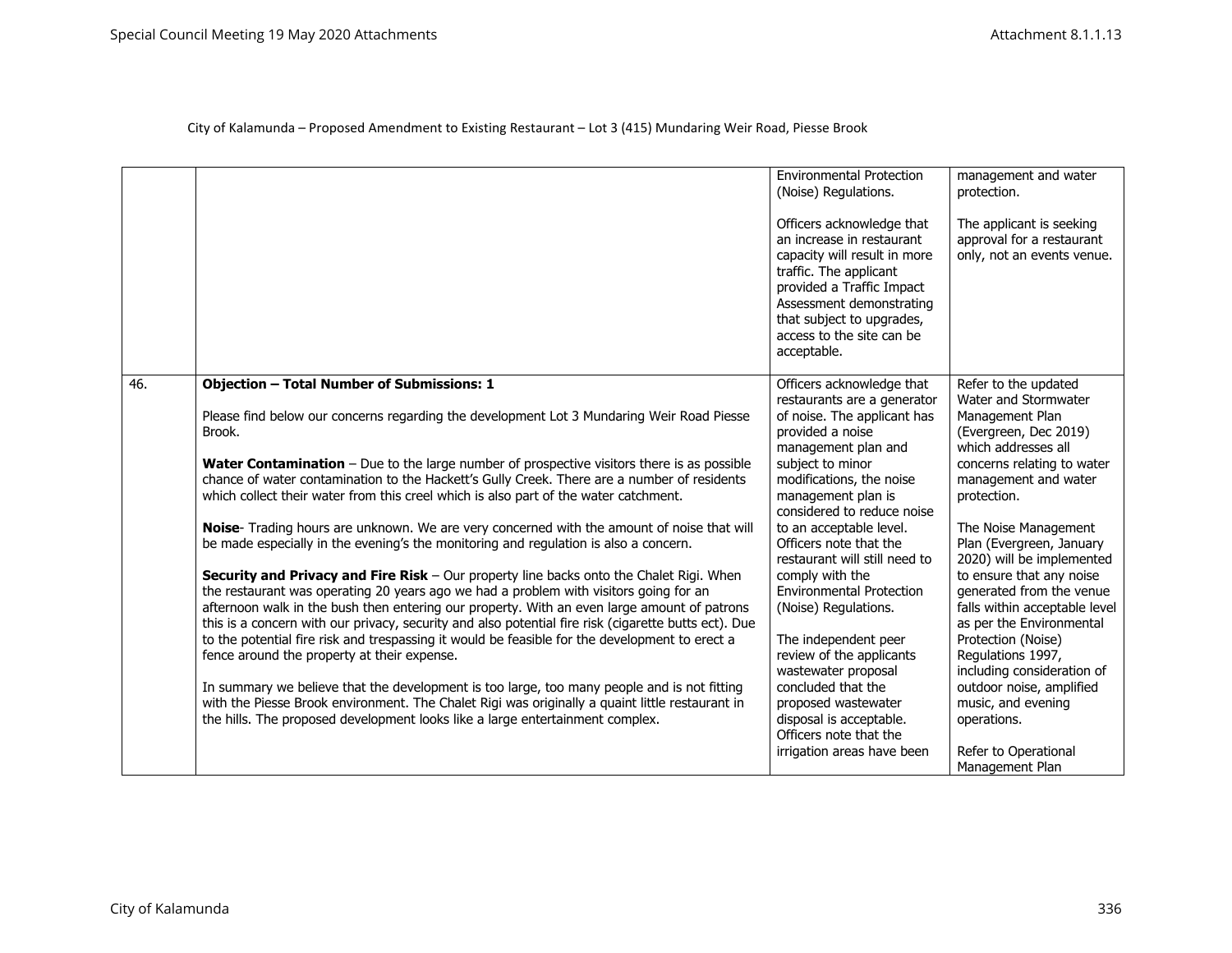City of Kalamunda – Proposed Amendment to Existing Restaurant – Lot 3 (415) Mundaring Weir Road, Piesse Brook

| | | | |
|---|---|---|---|
| | | Environmental Protection (Noise) Regulations.<br><br>Officers acknowledge that an increase in restaurant capacity will result in more traffic. The applicant provided a Traffic Impact Assessment demonstrating that subject to upgrades, access to the site can be acceptable. | management and water protection.<br><br>The applicant is seeking approval for a restaurant only, not an events venue. |
| 46. | **Objection – Total Number of Submissions: 1**<br><br>Please find below our concerns regarding the development Lot 3 Mundaring Weir Road Piesse Brook.<br><br>**Water Contamination** – Due to the large number of prospective visitors there is as possible chance of water contamination to the Hackett's Gully Creek. There are a number of residents which collect their water from this creel which is also part of the water catchment.<br><br>**Noise**- Trading hours are unknown. We are very concerned with the amount of noise that will be made especially in the evening's the monitoring and regulation is also a concern.<br><br>**Security and Privacy and Fire Risk** – Our property line backs onto the Chalet Rigi. When the restaurant was operating 20 years ago we had a problem with visitors going for an afternoon walk in the bush then entering our property. With an even large amount of patrons this is a concern with our privacy, security and also potential fire risk (cigarette butts ect). Due to the potential fire risk and trespassing it would be feasible for the development to erect a fence around the property at their expense.<br><br>In summary we believe that the development is too large, too many people and is not fitting with the Piesse Brook environment. The Chalet Rigi was originally a quaint little restaurant in the hills. The proposed development looks like a large entertainment complex. | Officers acknowledge that restaurants are a generator of noise. The applicant has provided a noise management plan and subject to minor modifications, the noise management plan is considered to reduce noise to an acceptable level. Officers note that the restaurant will still need to comply with the Environmental Protection (Noise) Regulations.<br><br>The independent peer review of the applicants wastewater proposal concluded that the proposed wastewater disposal is acceptable. Officers note that the irrigation areas have been | Refer to the updated Water and Stormwater Management Plan (Evergreen, Dec 2019) which addresses all concerns relating to water management and water protection.<br><br>The Noise Management Plan (Evergreen, January 2020) will be implemented to ensure that any noise generated from the venue falls within acceptable level as per the Environmental Protection (Noise) Regulations 1997, including consideration of outdoor noise, amplified music, and evening operations.<br><br>Refer to Operational Management Plan |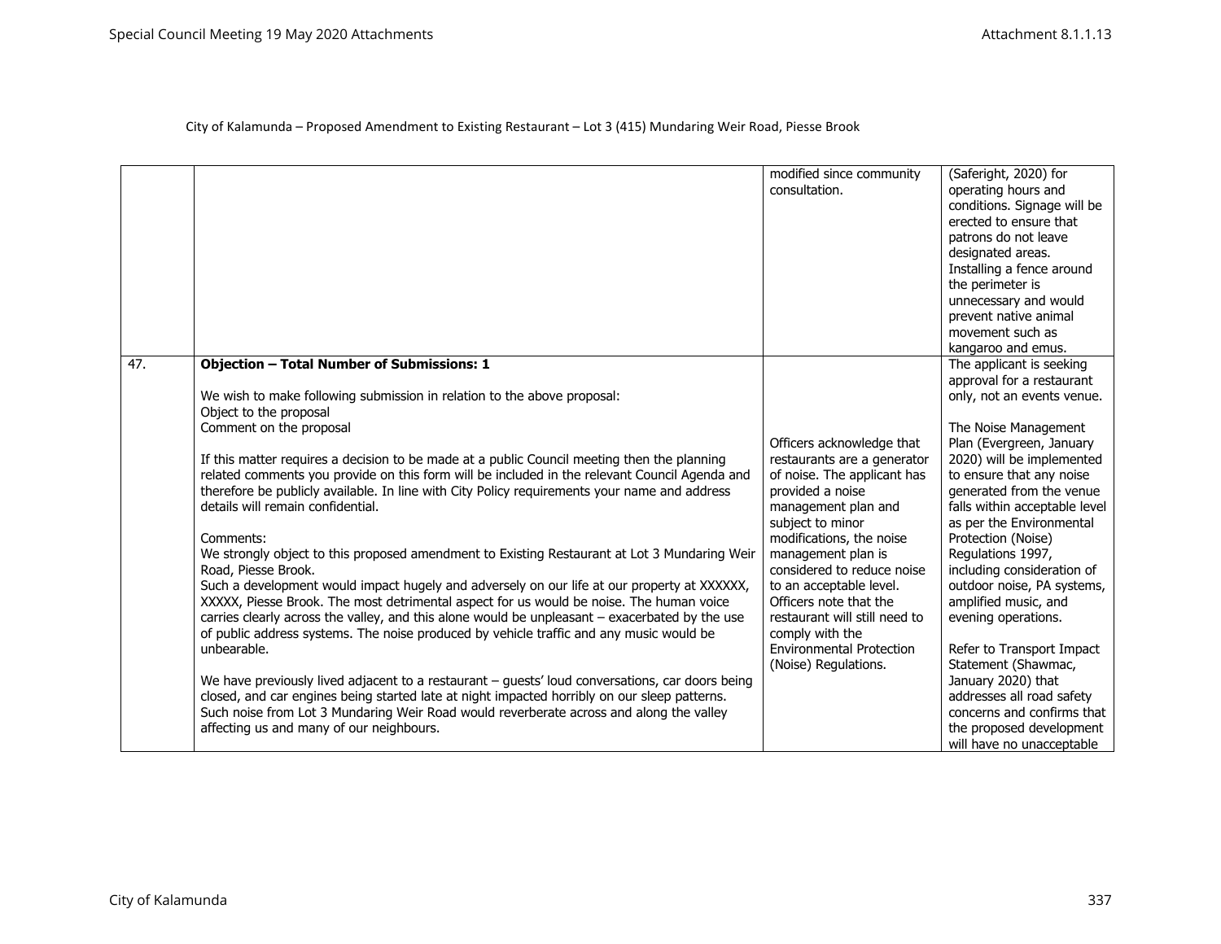City of Kalamunda – Proposed Amendment to Existing Restaurant – Lot 3 (415) Mundaring Weir Road, Piesse Brook

| | | | |
|---|---|---|---|
| | | modified since community consultation. | (Saferight, 2020) for operating hours and conditions. Signage will be erected to ensure that patrons do not leave designated areas. Installing a fence around the perimeter is unnecessary and would prevent native animal movement such as kangaroo and emus. |
| 47. | **Objection – Total Number of Submissions: 1**<br><br>We wish to make following submission in relation to the above proposal:<br>Object to the proposal<br>Comment on the proposal<br><br>If this matter requires a decision to be made at a public Council meeting then the planning related comments you provide on this form will be included in the relevant Council Agenda and therefore be publicly available. In line with City Policy requirements your name and address details will remain confidential.<br><br>Comments:<br>We strongly object to this proposed amendment to Existing Restaurant at Lot 3 Mundaring Weir Road, Piesse Brook.<br>Such a development would impact hugely and adversely on our life at our property at XXXXXX, XXXXX, Piesse Brook. The most detrimental aspect for us would be noise. The human voice carries clearly across the valley, and this alone would be unpleasant – exacerbated by the use of public address systems. The noise produced by vehicle traffic and any music would be unbearable.<br><br>We have previously lived adjacent to a restaurant – guests' loud conversations, car doors being closed, and car engines being started late at night impacted horribly on our sleep patterns. Such noise from Lot 3 Mundaring Weir Road would reverberate across and along the valley affecting us and many of our neighbours. | Officers acknowledge that restaurants are a generator of noise. The applicant has provided a noise management plan and subject to minor modifications, the noise management plan is considered to reduce noise to an acceptable level. Officers note that the restaurant will still need to comply with the Environmental Protection (Noise) Regulations. | The applicant is seeking approval for a restaurant only, not an events venue.<br><br>The Noise Management Plan (Evergreen, January 2020) will be implemented to ensure that any noise generated from the venue falls within acceptable level as per the Environmental Protection (Noise) Regulations 1997, including consideration of outdoor noise, PA systems, amplified music, and evening operations.<br><br>Refer to Transport Impact Statement (Shawmac, January 2020) that addresses all road safety concerns and confirms that the proposed development will have no unacceptable |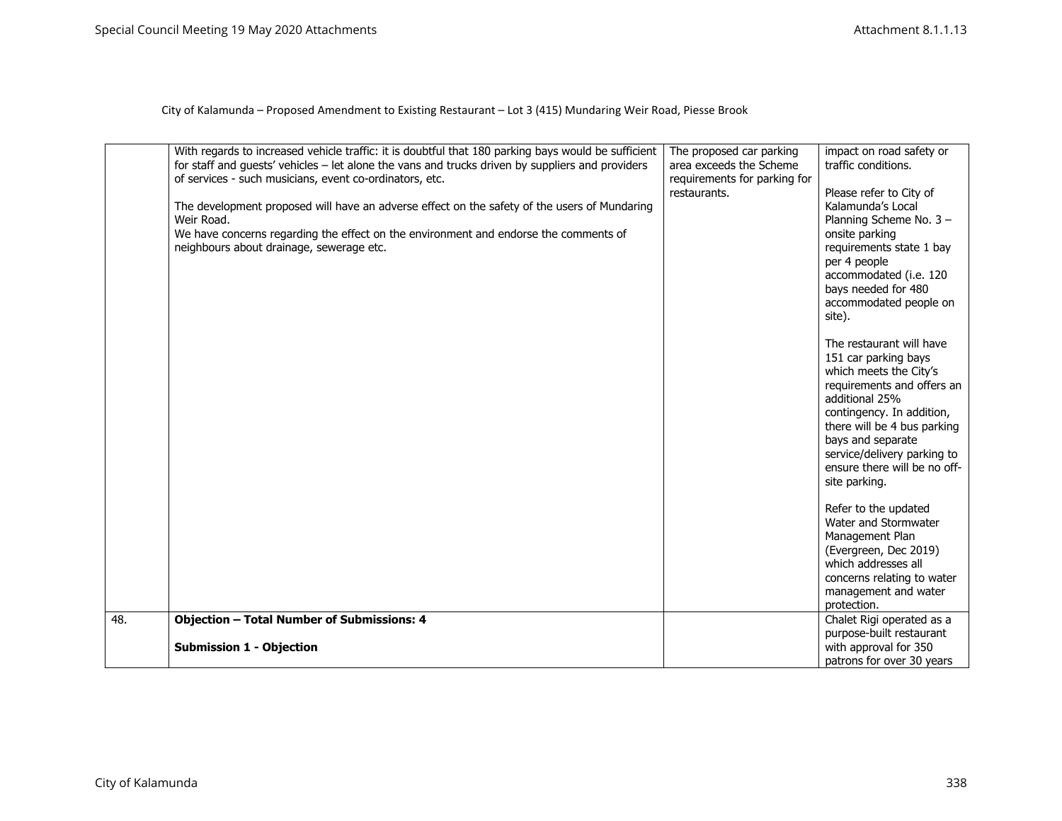City of Kalamunda – Proposed Amendment to Existing Restaurant – Lot 3 (415) Mundaring Weir Road, Piesse Brook

| | | | |
|---|---|---|---|
| | With regards to increased vehicle traffic: it is doubtful that 180 parking bays would be sufficient for staff and guests' vehicles – let alone the vans and trucks driven by suppliers and providers of services - such musicians, event co-ordinators, etc.<br><br>The development proposed will have an adverse effect on the safety of the users of Mundaring Weir Road.<br>We have concerns regarding the effect on the environment and endorse the comments of neighbours about drainage, sewerage etc. | The proposed car parking area exceeds the Scheme requirements for parking for restaurants. | impact on road safety or traffic conditions.<br><br>Please refer to City of Kalamunda's Local Planning Scheme No. 3 – onsite parking requirements state 1 bay per 4 people accommodated (i.e. 120 bays needed for 480 accommodated people on site).<br><br>The restaurant will have 151 car parking bays which meets the City's requirements and offers an additional 25% contingency. In addition, there will be 4 bus parking bays and separate service/delivery parking to ensure there will be no off-site parking.<br><br>Refer to the updated Water and Stormwater Management Plan (Evergreen, Dec 2019) which addresses all concerns relating to water management and water protection. |
| 48. | **Objection – Total Number of Submissions: 4**<br><br>**Submission 1 - Objection** | | Chalet Rigi operated as a purpose-built restaurant with approval for 350 patrons for over 30 years |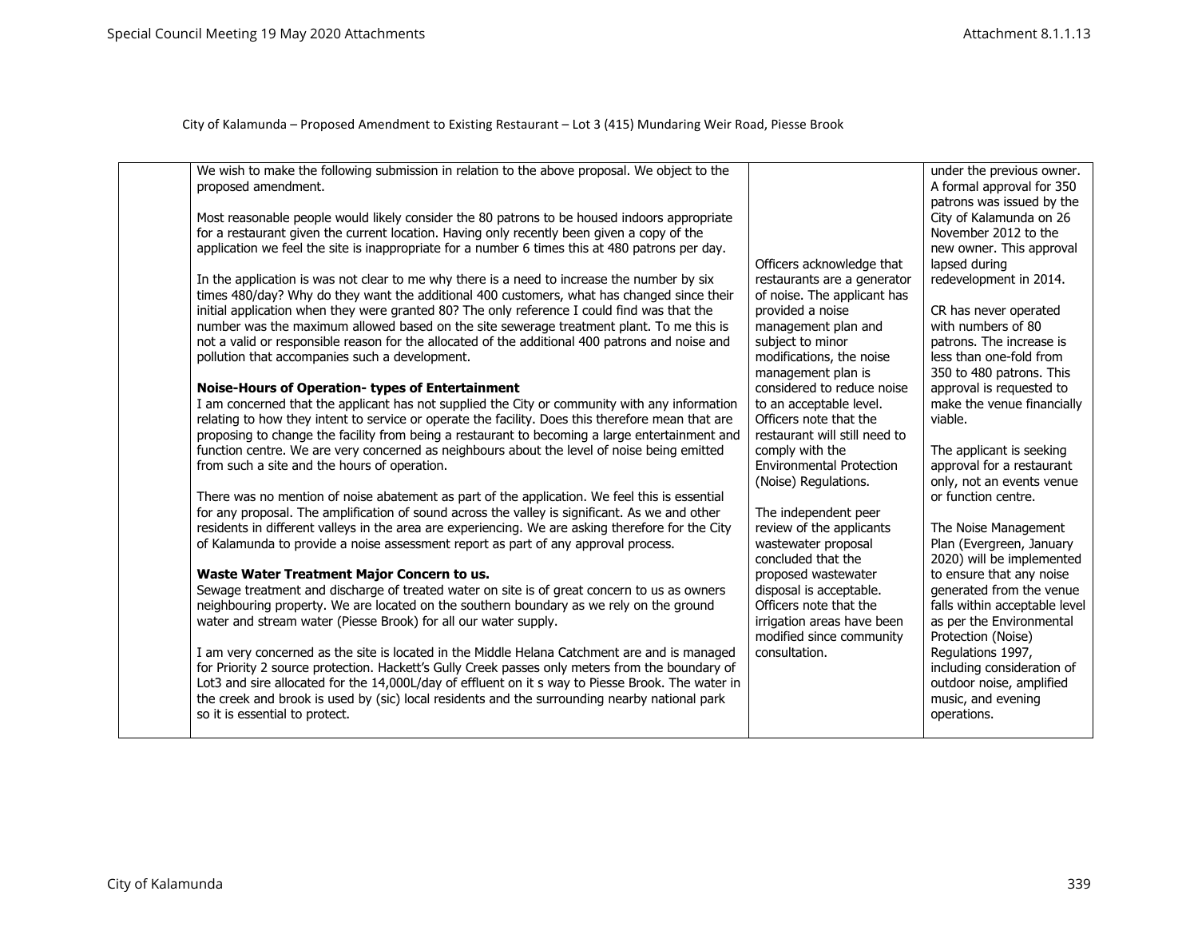City of Kalamunda – Proposed Amendment to Existing Restaurant – Lot 3 (415) Mundaring Weir Road, Piesse Brook

| | | | |
|---|---|---|---|
| | We wish to make the following submission in relation to the above proposal. We object to the proposed amendment.<br><br>Most reasonable people would likely consider the 80 patrons to be housed indoors appropriate for a restaurant given the current location. Having only recently been given a copy of the application we feel the site is inappropriate for a number 6 times this at 480 patrons per day.<br><br>In the application is was not clear to me why there is a need to increase the number by six times 480/day? Why do they want the additional 400 customers, what has changed since their initial application when they were granted 80? The only reference I could find was that the number was the maximum allowed based on the site sewerage treatment plant. To me this is not a valid or responsible reason for the allocated of the additional 400 patrons and noise and pollution that accompanies such a development.<br><br>**Noise-Hours of Operation- types of Entertainment**<br>I am concerned that the applicant has not supplied the City or community with any information relating to how they intent to service or operate the facility. Does this therefore mean that are proposing to change the facility from being a restaurant to becoming a large entertainment and function centre. We are very concerned as neighbours about the level of noise being emitted from such a site and the hours of operation.<br><br>There was no mention of noise abatement as part of the application. We feel this is essential for any proposal. The amplification of sound across the valley is significant. As we and other residents in different valleys in the area are experiencing. We are asking therefore for the City of Kalamunda to provide a noise assessment report as part of any approval process.<br><br>**Waste Water Treatment Major Concern to us.**<br>Sewage treatment and discharge of treated water on site is of great concern to us as owners neighbouring property. We are located on the southern boundary as we rely on the ground water and stream water (Piesse Brook) for all our water supply.<br><br>I am very concerned as the site is located in the Middle Helana Catchment are and is managed for Priority 2 source protection. Hackett's Gully Creek passes only meters from the boundary of Lot3 and sire allocated for the 14,000L/day of effluent on it s way to Piesse Brook. The water in the creek and brook is used by (sic) local residents and the surrounding nearby national park so it is essential to protect. | Officers acknowledge that restaurants are a generator of noise. The applicant has provided a noise management plan and subject to minor modifications, the noise management plan is considered to reduce noise to an acceptable level. Officers note that the restaurant will still need to comply with the Environmental Protection (Noise) Regulations.<br><br>The independent peer review of the applicants wastewater proposal concluded that the proposed wastewater disposal is acceptable. Officers note that the irrigation areas have been modified since community consultation. | under the previous owner. A formal approval for 350 patrons was issued by the City of Kalamunda on 26 November 2012 to the new owner. This approval lapsed during redevelopment in 2014.<br><br>CR has never operated with numbers of 80 patrons. The increase is less than one-fold from 350 to 480 patrons. This approval is requested to make the venue financially viable.<br><br>The applicant is seeking approval for a restaurant only, not an events venue or function centre.<br><br>The Noise Management Plan (Evergreen, January 2020) will be implemented to ensure that any noise generated from the venue falls within acceptable level as per the Environmental Protection (Noise) Regulations 1997, including consideration of outdoor noise, amplified music, and evening operations. |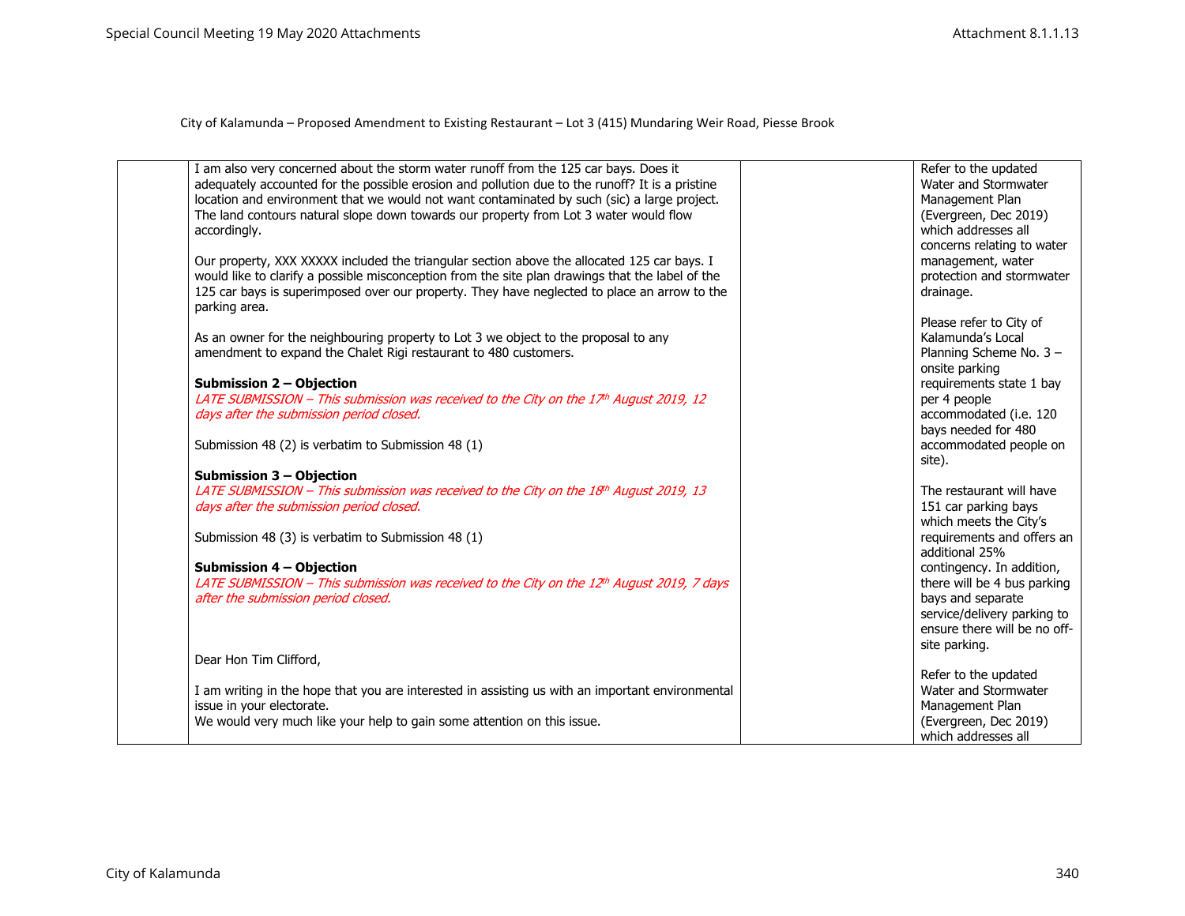City of Kalamunda – Proposed Amendment to Existing Restaurant – Lot 3 (415) Mundaring Weir Road, Piesse Brook

| | | | |
|---|---|---|---|
| | I am also very concerned about the storm water runoff from the 125 car bays. Does it adequately accounted for the possible erosion and pollution due to the runoff? It is a pristine location and environment that we would not want contaminated by such (sic) a large project. The land contours natural slope down towards our property from Lot 3 water would flow accordingly.<br><br>Our property, XXX XXXXX included the triangular section above the allocated 125 car bays. I would like to clarify a possible misconception from the site plan drawings that the label of the 125 car bays is superimposed over our property. They have neglected to place an arrow to the parking area.<br><br>As an owner for the neighbouring property to Lot 3 we object to the proposal to any amendment to expand the Chalet Rigi restaurant to 480 customers.<br><br>**Submission 2 – Objection**<br>*LATE SUBMISSION – This submission was received to the City on the 17th August 2019, 12 days after the submission period closed.*<br><br>Submission 48 (2) is verbatim to Submission 48 (1)<br><br>**Submission 3 – Objection**<br>*LATE SUBMISSION – This submission was received to the City on the 18th August 2019, 13 days after the submission period closed.*<br><br>Submission 48 (3) is verbatim to Submission 48 (1)<br><br>**Submission 4 – Objection**<br>*LATE SUBMISSION – This submission was received to the City on the 12th August 2019, 7 days after the submission period closed.*<br><br>Dear Hon Tim Clifford,<br><br>I am writing in the hope that you are interested in assisting us with an important environmental issue in your electorate.<br>We would very much like your help to gain some attention on this issue. | | Refer to the updated Water and Stormwater Management Plan (Evergreen, Dec 2019) which addresses all concerns relating to water management, water protection and stormwater drainage.<br><br>Please refer to City of Kalamunda's Local Planning Scheme No. 3 – onsite parking requirements state 1 bay per 4 people accommodated (i.e. 120 bays needed for 480 accommodated people on site).<br><br>The restaurant will have 151 car parking bays which meets the City's requirements and offers an additional 25% contingency. In addition, there will be 4 bus parking bays and separate service/delivery parking to ensure there will be no off-site parking.<br><br>Refer to the updated Water and Stormwater Management Plan (Evergreen, Dec 2019) which addresses all |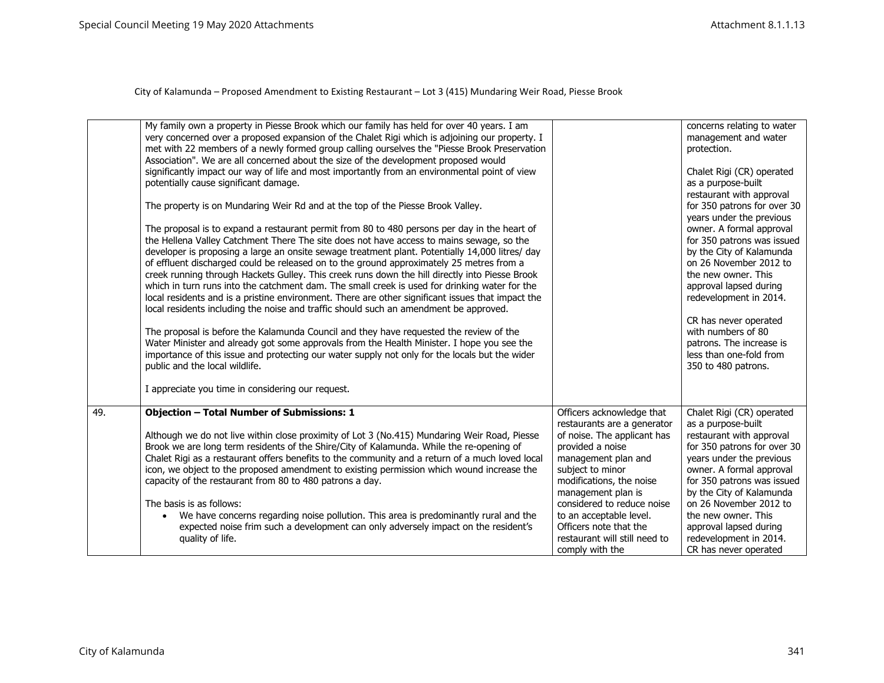City of Kalamunda – Proposed Amendment to Existing Restaurant – Lot 3 (415) Mundaring Weir Road, Piesse Brook

| | | | |
|---|---|---|---|
| | My family own a property in Piesse Brook which our family has held for over 40 years. I am very concerned over a proposed expansion of the Chalet Rigi which is adjoining our property. I met with 22 members of a newly formed group calling ourselves the "Piesse Brook Preservation Association". We are all concerned about the size of the development proposed would significantly impact our way of life and most importantly from an environmental point of view potentially cause significant damage.<br><br>The property is on Mundaring Weir Rd and at the top of the Piesse Brook Valley.<br><br>The proposal is to expand a restaurant permit from 80 to 480 persons per day in the heart of the Hellena Valley Catchment There The site does not have access to mains sewage, so the developer is proposing a large an onsite sewage treatment plant. Potentially 14,000 litres/ day of effluent discharged could be released on to the ground approximately 25 metres from a creek running through Hackets Gulley. This creek runs down the hill directly into Piesse Brook which in turn runs into the catchment dam. The small creek is used for drinking water for the local residents and is a pristine environment. There are other significant issues that impact the local residents including the noise and traffic should such an amendment be approved.<br><br>The proposal is before the Kalamunda Council and they have requested the review of the Water Minister and already got some approvals from the Health Minister. I hope you see the importance of this issue and protecting our water supply not only for the locals but the wider public and the local wildlife.<br><br>I appreciate you time in considering our request. | | concerns relating to water management and water protection.<br><br>Chalet Rigi (CR) operated as a purpose-built restaurant with approval for 350 patrons for over 30 years under the previous owner. A formal approval for 350 patrons was issued by the City of Kalamunda on 26 November 2012 to the new owner. This approval lapsed during redevelopment in 2014.<br><br>CR has never operated with numbers of 80 patrons. The increase is less than one-fold from 350 to 480 patrons. |
| 49. | **Objection – Total Number of Submissions: 1**<br><br>Although we do not live within close proximity of Lot 3 (No.415) Mundaring Weir Road, Piesse Brook we are long term residents of the Shire/City of Kalamunda. While the re-opening of Chalet Rigi as a restaurant offers benefits to the community and a return of a much loved local icon, we object to the proposed amendment to existing permission which wound increase the capacity of the restaurant from 80 to 480 patrons a day.<br><br>The basis is as follows:<br>• We have concerns regarding noise pollution. This area is predominantly rural and the expected noise frim such a development can only adversely impact on the resident's quality of life. | Officers acknowledge that restaurants are a generator of noise. The applicant has provided a noise management plan and subject to minor modifications, the noise management plan is considered to reduce noise to an acceptable level. Officers note that the restaurant will still need to comply with the | Chalet Rigi (CR) operated as a purpose-built restaurant with approval for 350 patrons for over 30 years under the previous owner. A formal approval for 350 patrons was issued by the City of Kalamunda on 26 November 2012 to the new owner. This approval lapsed during redevelopment in 2014.<br>CR has never operated |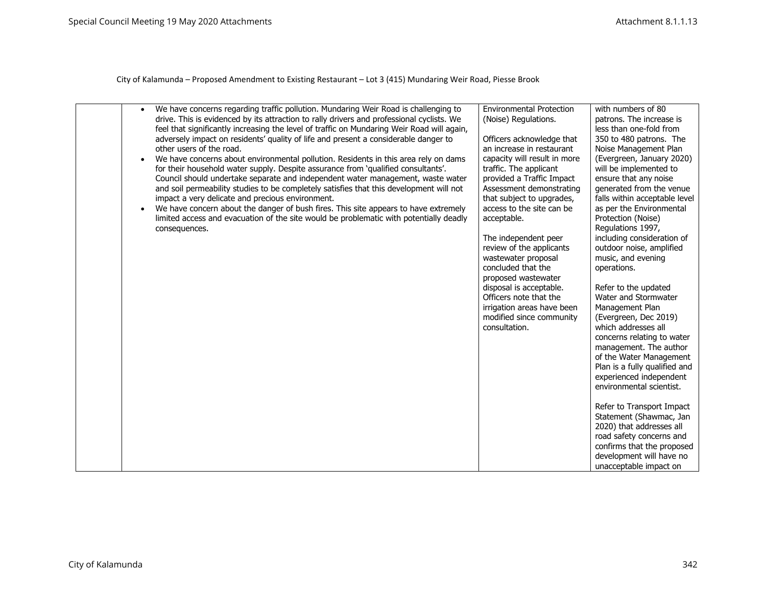City of Kalamunda – Proposed Amendment to Existing Restaurant – Lot 3 (415) Mundaring Weir Road, Piesse Brook

| | | | |
|---|---|---|---|
| | • We have concerns regarding traffic pollution. Mundaring Weir Road is challenging to drive. This is evidenced by its attraction to rally drivers and professional cyclists. We feel that significantly increasing the level of traffic on Mundaring Weir Road will again, adversely impact on residents' quality of life and present a considerable danger to other users of the road.<br>• We have concerns about environmental pollution. Residents in this area rely on dams for their household water supply. Despite assurance from 'qualified consultants'. Council should undertake separate and independent water management, waste water and soil permeability studies to be completely satisfies that this development will not impact a very delicate and precious environment.<br>• We have concern about the danger of bush fires. This site appears to have extremely limited access and evacuation of the site would be problematic with potentially deadly consequences. | Environmental Protection (Noise) Regulations.<br><br>Officers acknowledge that an increase in restaurant capacity will result in more traffic. The applicant provided a Traffic Impact Assessment demonstrating that subject to upgrades, access to the site can be acceptable.<br><br>The independent peer review of the applicants wastewater proposal concluded that the proposed wastewater disposal is acceptable. Officers note that the irrigation areas have been modified since community consultation. | with numbers of 80 patrons. The increase is less than one-fold from 350 to 480 patrons. The Noise Management Plan (Evergreen, January 2020) will be implemented to ensure that any noise generated from the venue falls within acceptable level as per the Environmental Protection (Noise) Regulations 1997, including consideration of outdoor noise, amplified music, and evening operations.<br><br>Refer to the updated Water and Stormwater Management Plan (Evergreen, Dec 2019) which addresses all concerns relating to water management. The author of the Water Management Plan is a fully qualified and experienced independent environmental scientist.<br><br>Refer to Transport Impact Statement (Shawmac, Jan 2020) that addresses all road safety concerns and confirms that the proposed development will have no unacceptable impact on |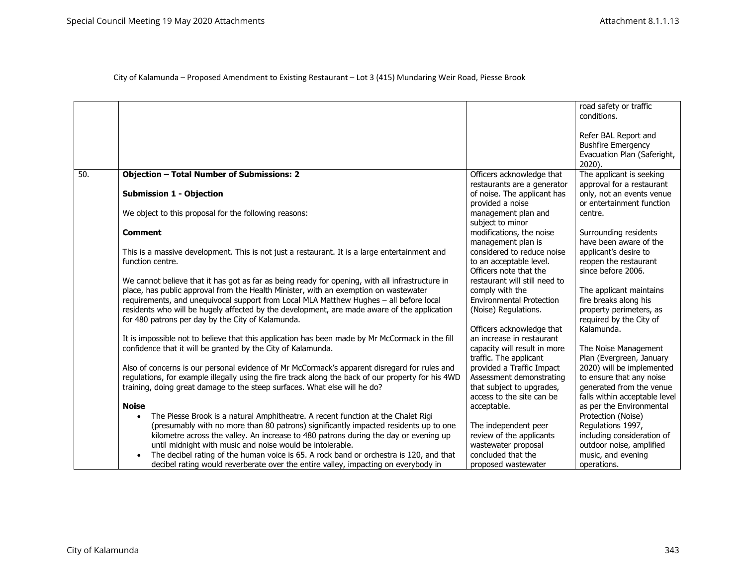City of Kalamunda – Proposed Amendment to Existing Restaurant – Lot 3 (415) Mundaring Weir Road, Piesse Brook

| | | | |
|---|---|---|---|
| | | | road safety or traffic conditions.<br><br>Refer BAL Report and Bushfire Emergency Evacuation Plan (Saferight, 2020). |
| 50. | **Objection – Total Number of Submissions: 2**<br><br>**Submission 1 - Objection**<br><br>We object to this proposal for the following reasons:<br><br>**Comment**<br><br>This is a massive development. This is not just a restaurant. It is a large entertainment and function centre.<br><br>We cannot believe that it has got as far as being ready for opening, with all infrastructure in place, has public approval from the Health Minister, with an exemption on wastewater requirements, and unequivocal support from Local MLA Matthew Hughes – all before local residents who will be hugely affected by the development, are made aware of the application for 480 patrons per day by the City of Kalamunda.<br><br>It is impossible not to believe that this application has been made by Mr McCormack in the fill confidence that it will be granted by the City of Kalamunda.<br><br>Also of concerns is our personal evidence of Mr McCormack's apparent disregard for rules and regulations, for example illegally using the fire track along the back of our property for his 4WD training, doing great damage to the steep surfaces. What else will he do?<br><br>**Noise**<br>• The Piesse Brook is a natural Amphitheatre. A recent function at the Chalet Rigi (presumably with no more than 80 patrons) significantly impacted residents up to one kilometre across the valley. An increase to 480 patrons during the day or evening up until midnight with music and noise would be intolerable.<br>• The decibel rating of the human voice is 65. A rock band or orchestra is 120, and that decibel rating would reverberate over the entire valley, impacting on everybody in | Officers acknowledge that restaurants are a generator of noise. The applicant has provided a noise management plan and subject to minor modifications, the noise management plan is considered to reduce noise to an acceptable level. Officers note that the restaurant will still need to comply with the Environmental Protection (Noise) Regulations.<br><br>Officers acknowledge that an increase in restaurant capacity will result in more traffic. The applicant provided a Traffic Impact Assessment demonstrating that subject to upgrades, access to the site can be acceptable.<br><br>The independent peer review of the applicants wastewater proposal concluded that the proposed wastewater | The applicant is seeking approval for a restaurant only, not an events venue or entertainment function centre.<br><br>Surrounding residents have been aware of the applicant's desire to reopen the restaurant since before 2006.<br><br>The applicant maintains fire breaks along his property perimeters, as required by the City of Kalamunda.<br><br>The Noise Management Plan (Evergreen, January 2020) will be implemented to ensure that any noise generated from the venue falls within acceptable level as per the Environmental Protection (Noise) Regulations 1997, including consideration of outdoor noise, amplified music, and evening operations. |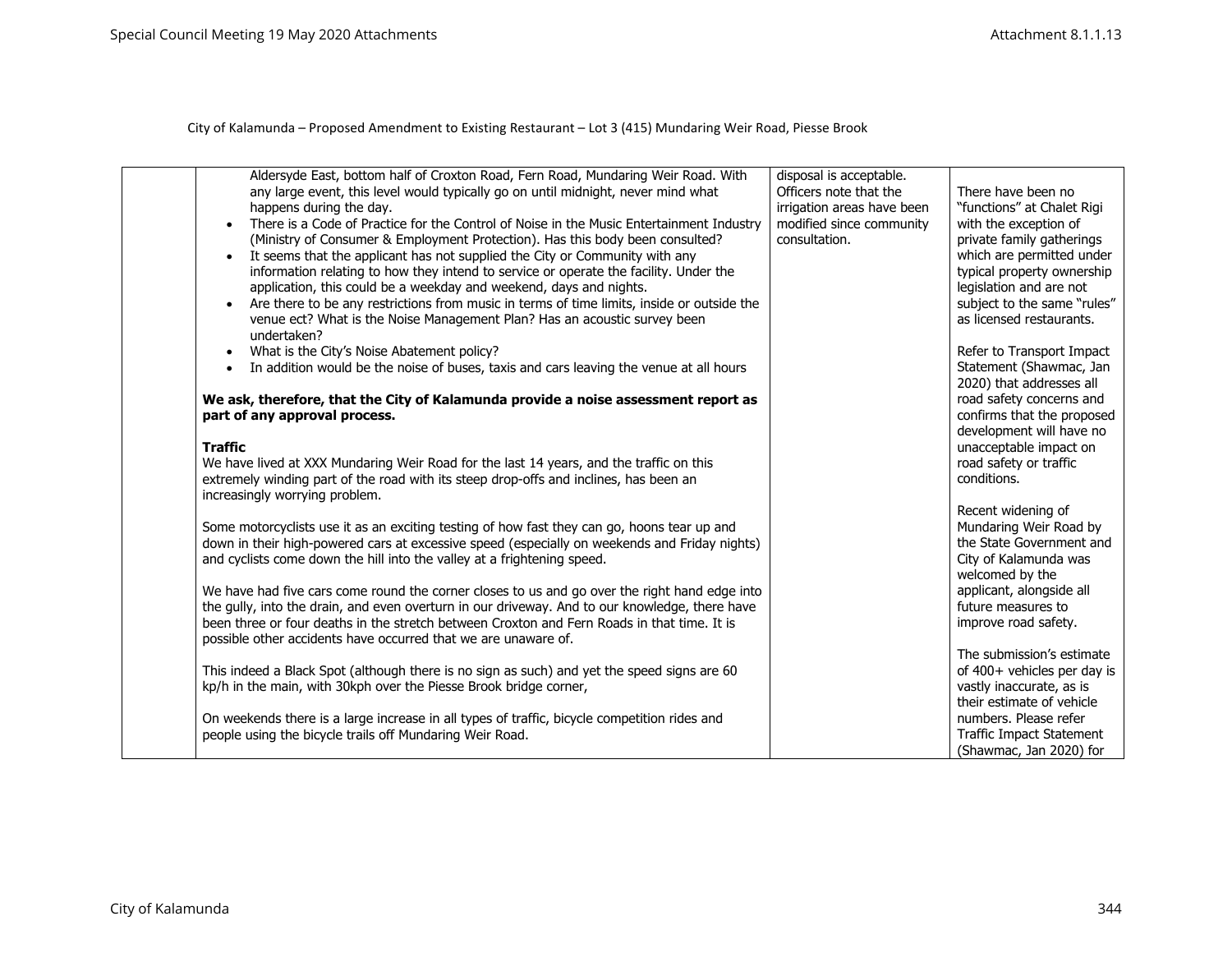City of Kalamunda – Proposed Amendment to Existing Restaurant – Lot 3 (415) Mundaring Weir Road, Piesse Brook

| | | | |
|---|---|---|---|
| | Aldersyde East, bottom half of Croxton Road, Fern Road, Mundaring Weir Road. With any large event, this level would typically go on until midnight, never mind what happens during the day.<br>• There is a Code of Practice for the Control of Noise in the Music Entertainment Industry (Ministry of Consumer & Employment Protection). Has this body been consulted?<br>• It seems that the applicant has not supplied the City or Community with any information relating to how they intend to service or operate the facility. Under the application, this could be a weekday and weekend, days and nights.<br>• Are there to be any restrictions from music in terms of time limits, inside or outside the venue ect? What is the Noise Management Plan? Has an acoustic survey been undertaken?<br>• What is the City's Noise Abatement policy?<br>• In addition would be the noise of buses, taxis and cars leaving the venue at all hours<br><br>**We ask, therefore, that the City of Kalamunda provide a noise assessment report as part of any approval process.**<br><br>**Traffic**<br>We have lived at XXX Mundaring Weir Road for the last 14 years, and the traffic on this extremely winding part of the road with its steep drop-offs and inclines, has been an increasingly worrying problem.<br><br>Some motorcyclists use it as an exciting testing of how fast they can go, hoons tear up and down in their high-powered cars at excessive speed (especially on weekends and Friday nights) and cyclists come down the hill into the valley at a frightening speed.<br><br>We have had five cars come round the corner closes to us and go over the right hand edge into the gully, into the drain, and even overturn in our driveway. And to our knowledge, there have been three or four deaths in the stretch between Croxton and Fern Roads in that time. It is possible other accidents have occurred that we are unaware of.<br><br>This indeed a Black Spot (although there is no sign as such) and yet the speed signs are 60 kp/h in the main, with 30kph over the Piesse Brook bridge corner,<br><br>On weekends there is a large increase in all types of traffic, bicycle competition rides and people using the bicycle trails off Mundaring Weir Road. | disposal is acceptable. Officers note that the irrigation areas have been modified since community consultation. | There have been no "functions" at Chalet Rigi with the exception of private family gatherings which are permitted under typical property ownership legislation and are not subject to the same "rules" as licensed restaurants.<br><br>Refer to Transport Impact Statement (Shawmac, Jan 2020) that addresses all road safety concerns and confirms that the proposed development will have no unacceptable impact on road safety or traffic conditions.<br><br>Recent widening of Mundaring Weir Road by the State Government and City of Kalamunda was welcomed by the applicant, alongside all future measures to improve road safety.<br><br>The submission's estimate of 400+ vehicles per day is vastly inaccurate, as is their estimate of vehicle numbers. Please refer Traffic Impact Statement (Shawmac, Jan 2020) for |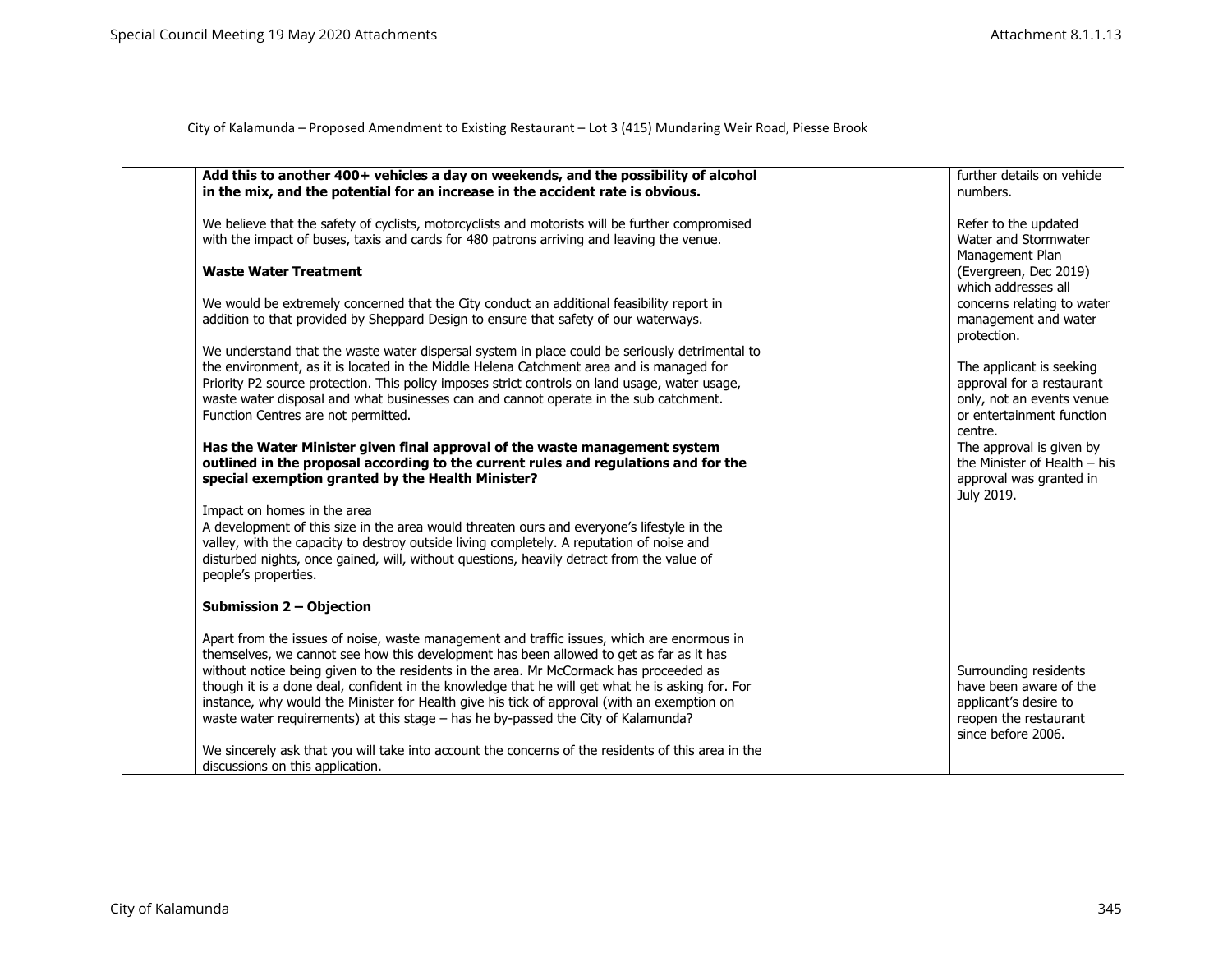City of Kalamunda – Proposed Amendment to Existing Restaurant – Lot 3 (415) Mundaring Weir Road, Piesse Brook

| | | | |
|---|---|---|---|
| | **Add this to another 400+ vehicles a day on weekends, and the possibility of alcohol in the mix, and the potential for an increase in the accident rate is obvious.**<br><br>We believe that the safety of cyclists, motorcyclists and motorists will be further compromised with the impact of buses, taxis and cards for 480 patrons arriving and leaving the venue.<br><br>**Waste Water Treatment**<br><br>We would be extremely concerned that the City conduct an additional feasibility report in addition to that provided by Sheppard Design to ensure that safety of our waterways.<br><br>We understand that the waste water dispersal system in place could be seriously detrimental to the environment, as it is located in the Middle Helena Catchment area and is managed for Priority P2 source protection. This policy imposes strict controls on land usage, water usage, waste water disposal and what businesses can and cannot operate in the sub catchment. Function Centres are not permitted.<br><br>**Has the Water Minister given final approval of the waste management system outlined in the proposal according to the current rules and regulations and for the special exemption granted by the Health Minister?**<br><br>Impact on homes in the area<br>A development of this size in the area would threaten ours and everyone's lifestyle in the valley, with the capacity to destroy outside living completely. A reputation of noise and disturbed nights, once gained, will, without questions, heavily detract from the value of people's properties.<br><br>**Submission 2 – Objection**<br><br>Apart from the issues of noise, waste management and traffic issues, which are enormous in themselves, we cannot see how this development has been allowed to get as far as it has without notice being given to the residents in the area. Mr McCormack has proceeded as though it is a done deal, confident in the knowledge that he will get what he is asking for. For instance, why would the Minister for Health give his tick of approval (with an exemption on waste water requirements) at this stage – has he by-passed the City of Kalamunda?<br><br>We sincerely ask that you will take into account the concerns of the residents of this area in the discussions on this application. | | further details on vehicle numbers.<br><br>Refer to the updated Water and Stormwater Management Plan (Evergreen, Dec 2019) which addresses all concerns relating to water management and water protection.<br><br>The applicant is seeking approval for a restaurant only, not an events venue or entertainment function centre.<br>The approval is given by the Minister of Health – his approval was granted in July 2019.<br><br>Surrounding residents have been aware of the applicant's desire to reopen the restaurant since before 2006. |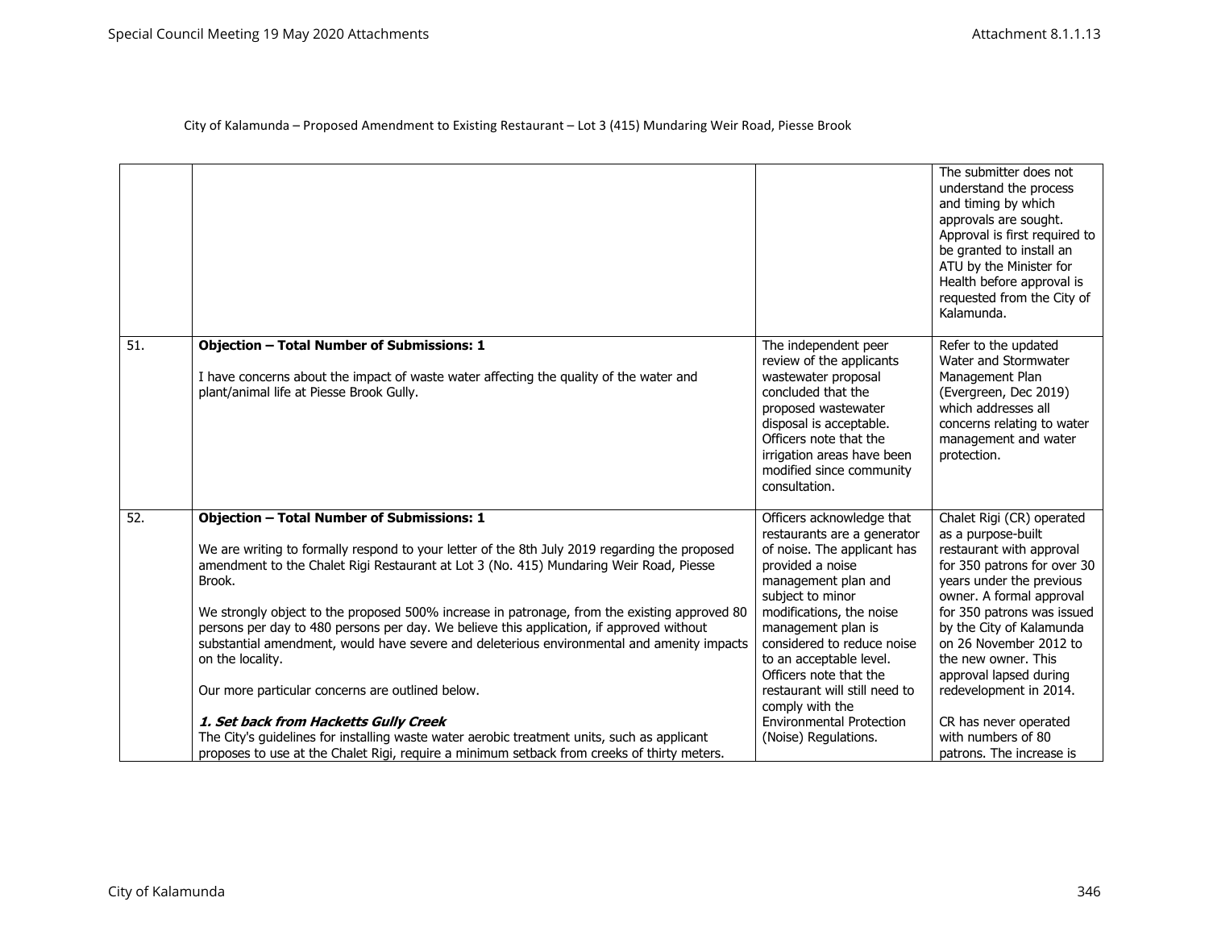City of Kalamunda – Proposed Amendment to Existing Restaurant – Lot 3 (415) Mundaring Weir Road, Piesse Brook

| | | | |
|---|---|---|---|
| | | | The submitter does not understand the process and timing by which approvals are sought. Approval is first required to be granted to install an ATU by the Minister for Health before approval is requested from the City of Kalamunda. |
| 51. | **Objection – Total Number of Submissions: 1**<br><br>I have concerns about the impact of waste water affecting the quality of the water and plant/animal life at Piesse Brook Gully. | The independent peer review of the applicants wastewater proposal concluded that the proposed wastewater disposal is acceptable. Officers note that the irrigation areas have been modified since community consultation. | Refer to the updated Water and Stormwater Management Plan (Evergreen, Dec 2019) which addresses all concerns relating to water management and water protection. |
| 52. | **Objection – Total Number of Submissions: 1**<br><br>We are writing to formally respond to your letter of the 8th July 2019 regarding the proposed amendment to the Chalet Rigi Restaurant at Lot 3 (No. 415) Mundaring Weir Road, Piesse Brook.<br><br>We strongly object to the proposed 500% increase in patronage, from the existing approved 80 persons per day to 480 persons per day. We believe this application, if approved without substantial amendment, would have severe and deleterious environmental and amenity impacts on the locality.<br><br>Our more particular concerns are outlined below.<br><br>***1. Set back from Hacketts Gully Creek***<br>The City's guidelines for installing waste water aerobic treatment units, such as applicant proposes to use at the Chalet Rigi, require a minimum setback from creeks of thirty meters. | Officers acknowledge that restaurants are a generator of noise. The applicant has provided a noise management plan and subject to minor modifications, the noise management plan is considered to reduce noise to an acceptable level. Officers note that the restaurant will still need to comply with the Environmental Protection (Noise) Regulations. | Chalet Rigi (CR) operated as a purpose-built restaurant with approval for 350 patrons for over 30 years under the previous owner. A formal approval for 350 patrons was issued by the City of Kalamunda on 26 November 2012 to the new owner. This approval lapsed during redevelopment in 2014.<br><br>CR has never operated with numbers of 80 patrons. The increase is |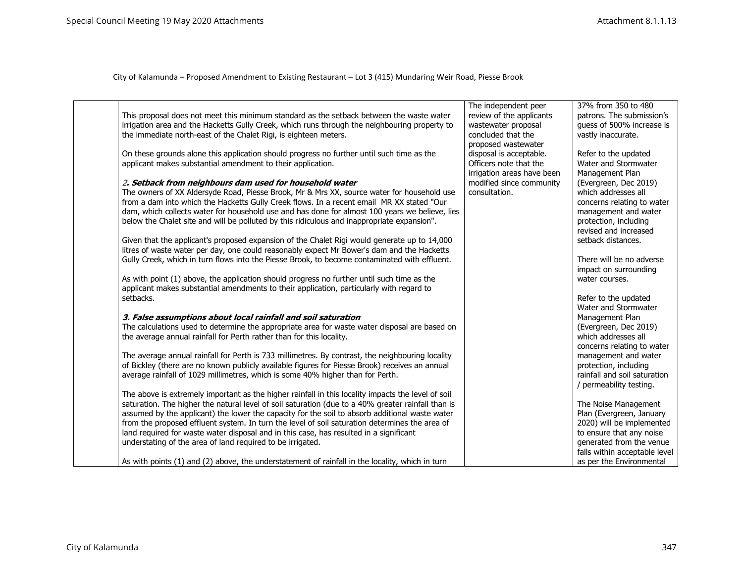City of Kalamunda – Proposed Amendment to Existing Restaurant – Lot 3 (415) Mundaring Weir Road, Piesse Brook

| | | | |
|---|---|---|---|
| | This proposal does not meet this minimum standard as the setback between the waste water irrigation area and the Hacketts Gully Creek, which runs through the neighbouring property to the immediate north-east of the Chalet Rigi, is eighteen meters.<br><br>On these grounds alone this application should progress no further until such time as the applicant makes substantial amendment to their application.<br><br>***2. Setback from neighbours dam used for household water***<br>The owners of XX Aldersyde Road, Piesse Brook, Mr & Mrs XX, source water for household use from a dam into which the Hacketts Gully Creek flows. In a recent email MR XX stated "Our dam, which collects water for household use and has done for almost 100 years we believe, lies below the Chalet site and will be polluted by this ridiculous and inappropriate expansion".<br><br>Given that the applicant's proposed expansion of the Chalet Rigi would generate up to 14,000 litres of waste water per day, one could reasonably expect Mr Bower's dam and the Hacketts Gully Creek, which in turn flows into the Piesse Brook, to become contaminated with effluent.<br><br>As with point (1) above, the application should progress no further until such time as the applicant makes substantial amendments to their application, particularly with regard to setbacks.<br><br>***3. False assumptions about local rainfall and soil saturation***<br>The calculations used to determine the appropriate area for waste water disposal are based on the average annual rainfall for Perth rather than for this locality.<br><br>The average annual rainfall for Perth is 733 millimetres. By contrast, the neighbouring locality of Bickley (there are no known publicly available figures for Piesse Brook) receives an annual average rainfall of 1029 millimetres, which is some 40% higher than for Perth.<br><br>The above is extremely important as the higher rainfall in this locality impacts the level of soil saturation. The higher the natural level of soil saturation (due to a 40% greater rainfall than is assumed by the applicant) the lower the capacity for the soil to absorb additional waste water from the proposed effluent system. In turn the level of soil saturation determines the area of land required for waste water disposal and in this case, has resulted in a significant understating of the area of land required to be irrigated.<br><br>As with points (1) and (2) above, the understatement of rainfall in the locality, which in turn | The independent peer review of the applicants wastewater proposal concluded that the proposed wastewater disposal is acceptable. Officers note that the irrigation areas have been modified since community consultation. | 37% from 350 to 480 patrons. The submission's guess of 500% increase is vastly inaccurate.<br><br>Refer to the updated Water and Stormwater Management Plan (Evergreen, Dec 2019) which addresses all concerns relating to water management and water protection, including revised and increased setback distances.<br><br>There will be no adverse impact on surrounding water courses.<br><br>Refer to the updated Water and Stormwater Management Plan (Evergreen, Dec 2019) which addresses all concerns relating to water management and water protection, including rainfall and soil saturation / permeability testing.<br><br>The Noise Management Plan (Evergreen, January 2020) will be implemented to ensure that any noise generated from the venue falls within acceptable level as per the Environmental |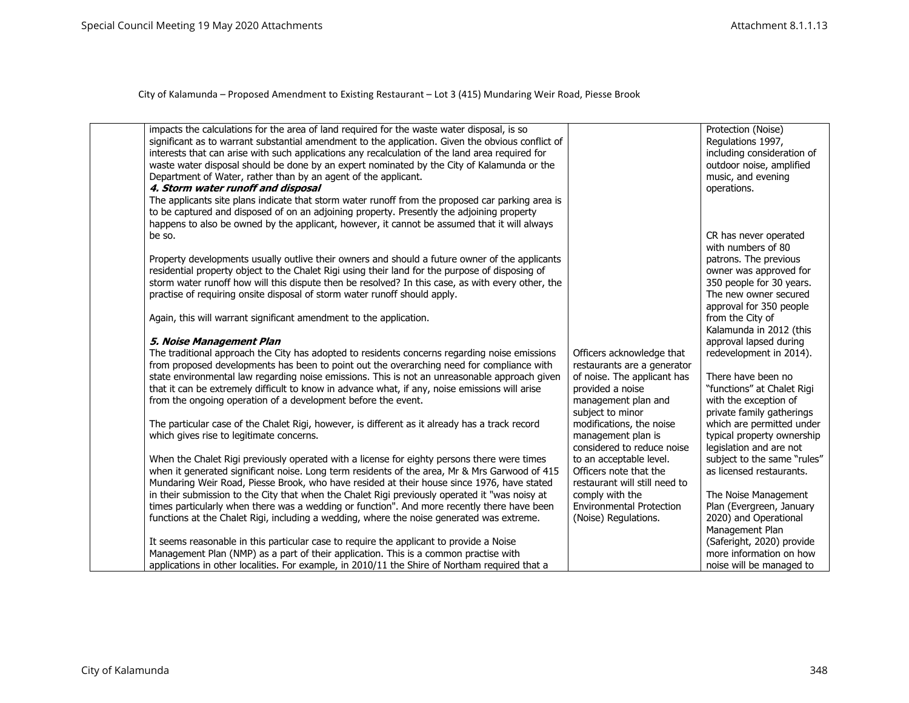City of Kalamunda – Proposed Amendment to Existing Restaurant – Lot 3 (415) Mundaring Weir Road, Piesse Brook

| | | | |
|---|---|---|---|
| | impacts the calculations for the area of land required for the waste water disposal, is so significant as to warrant substantial amendment to the application. Given the obvious conflict of interests that can arise with such applications any recalculation of the land area required for waste water disposal should be done by an expert nominated by the City of Kalamunda or the Department of Water, rather than by an agent of the applicant.<br>***4. Storm water runoff and disposal***<br>The applicants site plans indicate that storm water runoff from the proposed car parking area is to be captured and disposed of on an adjoining property. Presently the adjoining property happens to also be owned by the applicant, however, it cannot be assumed that it will always be so.<br><br>Property developments usually outlive their owners and should a future owner of the applicants residential property object to the Chalet Rigi using their land for the purpose of disposing of storm water runoff how will this dispute then be resolved? In this case, as with every other, the practise of requiring onsite disposal of storm water runoff should apply.<br><br>Again, this will warrant significant amendment to the application.<br><br>***5. Noise Management Plan***<br>The traditional approach the City has adopted to residents concerns regarding noise emissions from proposed developments has been to point out the overarching need for compliance with state environmental law regarding noise emissions. This is not an unreasonable approach given that it can be extremely difficult to know in advance what, if any, noise emissions will arise from the ongoing operation of a development before the event.<br><br>The particular case of the Chalet Rigi, however, is different as it already has a track record which gives rise to legitimate concerns.<br><br>When the Chalet Rigi previously operated with a license for eighty persons there were times when it generated significant noise. Long term residents of the area, Mr & Mrs Garwood of 415 Mundaring Weir Road, Piesse Brook, who have resided at their house since 1976, have stated in their submission to the City that when the Chalet Rigi previously operated it "was noisy at times particularly when there was a wedding or function". And more recently there have been functions at the Chalet Rigi, including a wedding, where the noise generated was extreme.<br><br>It seems reasonable in this particular case to require the applicant to provide a Noise Management Plan (NMP) as a part of their application. This is a common practise with applications in other localities. For example, in 2010/11 the Shire of Northam required that a | Officers acknowledge that restaurants are a generator of noise. The applicant has provided a noise management plan and subject to minor modifications, the noise management plan is considered to reduce noise to an acceptable level. Officers note that the restaurant will still need to comply with the Environmental Protection (Noise) Regulations. | Protection (Noise) Regulations 1997, including consideration of outdoor noise, amplified music, and evening operations.<br><br>CR has never operated with numbers of 80 patrons. The previous owner was approved for 350 people for 30 years. The new owner secured approval for 350 people from the City of Kalamunda in 2012 (this approval lapsed during redevelopment in 2014).<br><br>There have been no "functions" at Chalet Rigi with the exception of private family gatherings which are permitted under typical property ownership legislation and are not subject to the same "rules" as licensed restaurants.<br><br>The Noise Management Plan (Evergreen, January 2020) and Operational Management Plan (Saferight, 2020) provide more information on how noise will be managed to |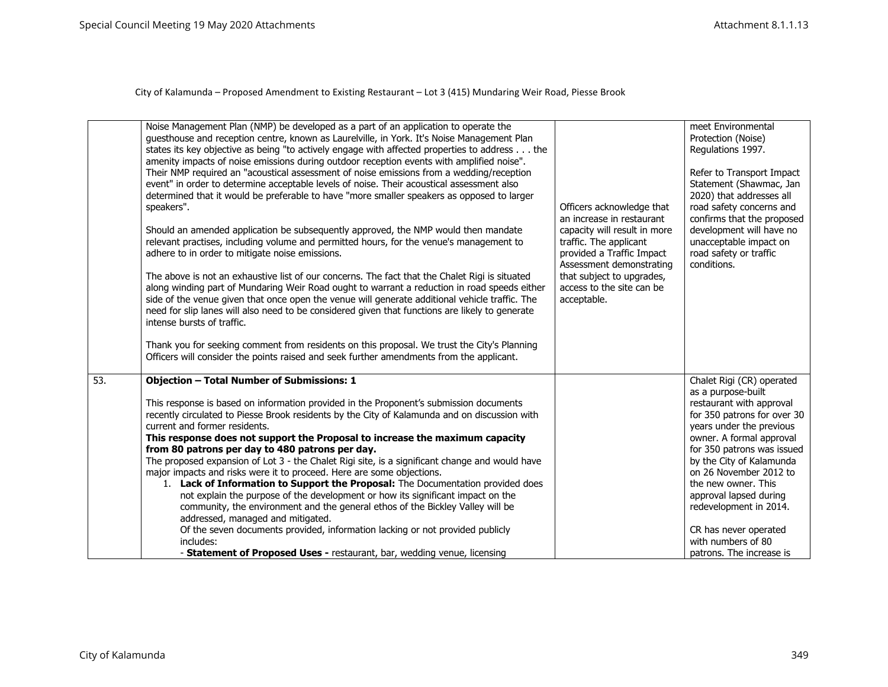City of Kalamunda – Proposed Amendment to Existing Restaurant – Lot 3 (415) Mundaring Weir Road, Piesse Brook

| | | | |
|---|---|---|---|
| | Noise Management Plan (NMP) be developed as a part of an application to operate the guesthouse and reception centre, known as Laurelville, in York. It's Noise Management Plan states its key objective as being "to actively engage with affected properties to address . . . the amenity impacts of noise emissions during outdoor reception events with amplified noise". Their NMP required an "acoustical assessment of noise emissions from a wedding/reception event" in order to determine acceptable levels of noise. Their acoustical assessment also determined that it would be preferable to have "more smaller speakers as opposed to larger speakers".<br><br>Should an amended application be subsequently approved, the NMP would then mandate relevant practises, including volume and permitted hours, for the venue's management to adhere to in order to mitigate noise emissions.<br><br>The above is not an exhaustive list of our concerns. The fact that the Chalet Rigi is situated along winding part of Mundaring Weir Road ought to warrant a reduction in road speeds either side of the venue given that once open the venue will generate additional vehicle traffic. The need for slip lanes will also need to be considered given that functions are likely to generate intense bursts of traffic.<br><br>Thank you for seeking comment from residents on this proposal. We trust the City's Planning Officers will consider the points raised and seek further amendments from the applicant. | Officers acknowledge that an increase in restaurant capacity will result in more traffic. The applicant provided a Traffic Impact Assessment demonstrating that subject to upgrades, access to the site can be acceptable. | meet Environmental Protection (Noise) Regulations 1997.<br><br>Refer to Transport Impact Statement (Shawmac, Jan 2020) that addresses all road safety concerns and confirms that the proposed development will have no unacceptable impact on road safety or traffic conditions. |
| 53. | **Objection – Total Number of Submissions: 1**<br><br>This response is based on information provided in the Proponent's submission documents recently circulated to Piesse Brook residents by the City of Kalamunda and on discussion with current and former residents.<br>**This response does not support the Proposal to increase the maximum capacity from 80 patrons per day to 480 patrons per day.**<br>The proposed expansion of Lot 3 - the Chalet Rigi site, is a significant change and would have major impacts and risks were it to proceed. Here are some objections.<br>1. **Lack of Information to Support the Proposal:** The Documentation provided does not explain the purpose of the development or how its significant impact on the community, the environment and the general ethos of the Bickley Valley will be addressed, managed and mitigated.<br>Of the seven documents provided, information lacking or not provided publicly includes:<br>- **Statement of Proposed Uses -** restaurant, bar, wedding venue, licensing | | Chalet Rigi (CR) operated as a purpose-built restaurant with approval for 350 patrons for over 30 years under the previous owner. A formal approval for 350 patrons was issued by the City of Kalamunda on 26 November 2012 to the new owner. This approval lapsed during redevelopment in 2014.<br><br>CR has never operated with numbers of 80 patrons. The increase is |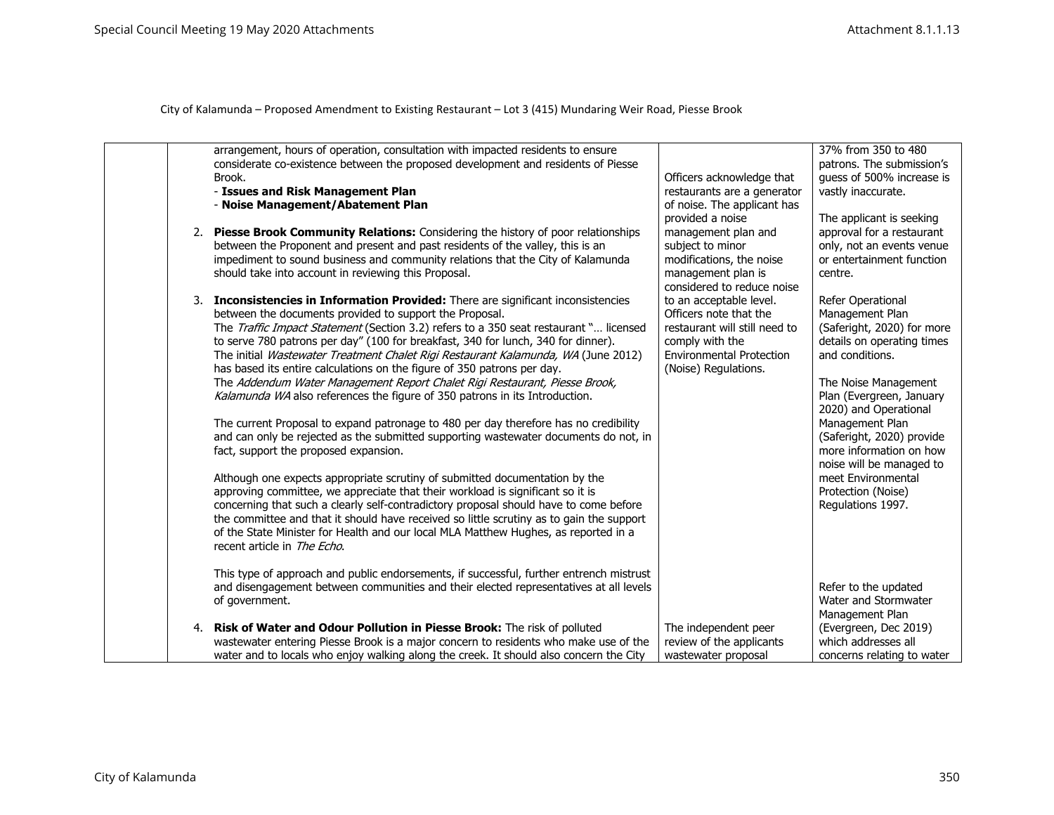City of Kalamunda – Proposed Amendment to Existing Restaurant – Lot 3 (415) Mundaring Weir Road, Piesse Brook

| | | | |
|---|---|---|---|
| | arrangement, hours of operation, consultation with impacted residents to ensure considerate co-existence between the proposed development and residents of Piesse Brook.<br>- **Issues and Risk Management Plan**<br>- **Noise Management/Abatement Plan**<br><br>2. **Piesse Brook Community Relations:** Considering the history of poor relationships between the Proponent and present and past residents of the valley, this is an impediment to sound business and community relations that the City of Kalamunda should take into account in reviewing this Proposal.<br><br>3. **Inconsistencies in Information Provided:** There are significant inconsistencies between the documents provided to support the Proposal.<br>The *Traffic Impact Statement* (Section 3.2) refers to a 350 seat restaurant "… licensed to serve 780 patrons per day" (100 for breakfast, 340 for lunch, 340 for dinner).<br>The initial *Wastewater Treatment Chalet Rigi Restaurant Kalamunda, WA* (June 2012) has based its entire calculations on the figure of 350 patrons per day.<br>The *Addendum Water Management Report Chalet Rigi Restaurant, Piesse Brook, Kalamunda WA* also references the figure of 350 patrons in its Introduction.<br><br>The current Proposal to expand patronage to 480 per day therefore has no credibility and can only be rejected as the submitted supporting wastewater documents do not, in fact, support the proposed expansion.<br><br>Although one expects appropriate scrutiny of submitted documentation by the approving committee, we appreciate that their workload is significant so it is concerning that such a clearly self-contradictory proposal should have to come before the committee and that it should have received so little scrutiny as to gain the support of the State Minister for Health and our local MLA Matthew Hughes, as reported in a recent article in *The Echo*.<br><br>This type of approach and public endorsements, if successful, further entrench mistrust and disengagement between communities and their elected representatives at all levels of government.<br><br>4. **Risk of Water and Odour Pollution in Piesse Brook:** The risk of polluted wastewater entering Piesse Brook is a major concern to residents who make use of the water and to locals who enjoy walking along the creek. It should also concern the City | Officers acknowledge that restaurants are a generator of noise. The applicant has provided a noise management plan and subject to minor modifications, the noise management plan is considered to reduce noise to an acceptable level. Officers note that the restaurant will still need to comply with the Environmental Protection (Noise) Regulations.<br><br>The independent peer review of the applicants wastewater proposal | 37% from 350 to 480 patrons. The submission's guess of 500% increase is vastly inaccurate.<br><br>The applicant is seeking approval for a restaurant only, not an events venue or entertainment function centre.<br><br>Refer Operational Management Plan (Saferight, 2020) for more details on operating times and conditions.<br><br>The Noise Management Plan (Evergreen, January 2020) and Operational Management Plan (Saferight, 2020) provide more information on how noise will be managed to meet Environmental Protection (Noise) Regulations 1997.<br><br>Refer to the updated Water and Stormwater Management Plan (Evergreen, Dec 2019) which addresses all concerns relating to water |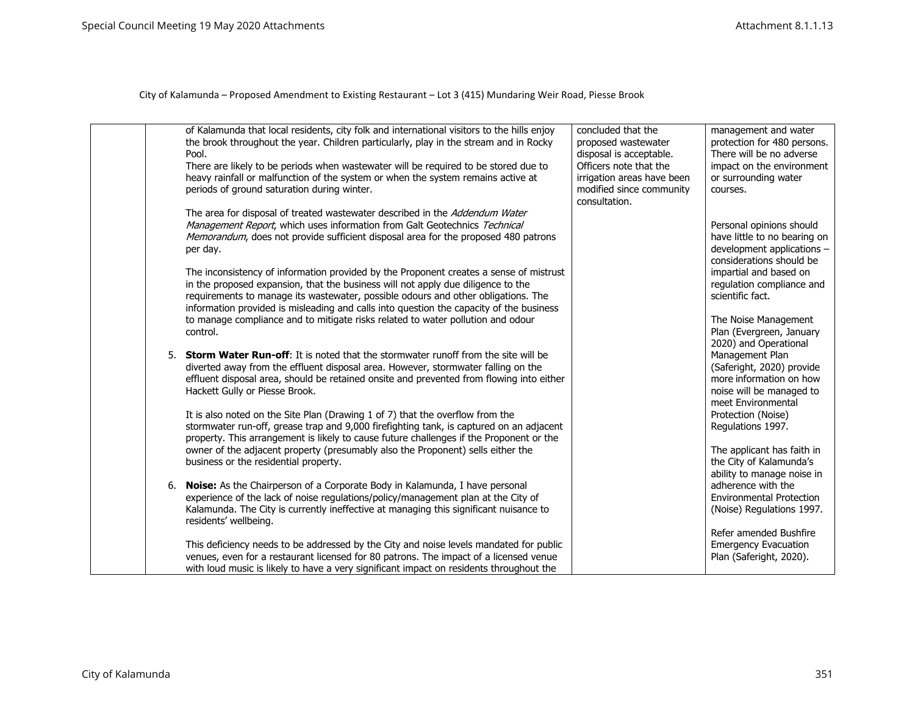City of Kalamunda – Proposed Amendment to Existing Restaurant – Lot 3 (415) Mundaring Weir Road, Piesse Brook

| | | | | |
|---|---|---|---|---|
| | | of Kalamunda that local residents, city folk and international visitors to the hills enjoy the brook throughout the year. Children particularly, play in the stream and in Rocky Pool.<br>There are likely to be periods when wastewater will be required to be stored due to heavy rainfall or malfunction of the system or when the system remains active at periods of ground saturation during winter.<br><br>The area for disposal of treated wastewater described in the *Addendum Water Management Report*, which uses information from Galt Geotechnics *Technical Memorandum*, does not provide sufficient disposal area for the proposed 480 patrons per day.<br><br>The inconsistency of information provided by the Proponent creates a sense of mistrust in the proposed expansion, that the business will not apply due diligence to the requirements to manage its wastewater, possible odours and other obligations. The information provided is misleading and calls into question the capacity of the business to manage compliance and to mitigate risks related to water pollution and odour control.<br><br>5. **Storm Water Run-off**: It is noted that the stormwater runoff from the site will be diverted away from the effluent disposal area. However, stormwater falling on the effluent disposal area, should be retained onsite and prevented from flowing into either Hackett Gully or Piesse Brook.<br><br>It is also noted on the Site Plan (Drawing 1 of 7) that the overflow from the stormwater run-off, grease trap and 9,000 firefighting tank, is captured on an adjacent property. This arrangement is likely to cause future challenges if the Proponent or the owner of the adjacent property (presumably also the Proponent) sells either the business or the residential property.<br><br>6. **Noise:** As the Chairperson of a Corporate Body in Kalamunda, I have personal experience of the lack of noise regulations/policy/management plan at the City of Kalamunda. The City is currently ineffective at managing this significant nuisance to residents' wellbeing.<br><br>This deficiency needs to be addressed by the City and noise levels mandated for public venues, even for a restaurant licensed for 80 patrons. The impact of a licensed venue with loud music is likely to have a very significant impact on residents throughout the | concluded that the proposed wastewater disposal is acceptable. Officers note that the irrigation areas have been modified since community consultation. | management and water protection for 480 persons. There will be no adverse impact on the environment or surrounding water courses.<br><br>Personal opinions should have little to no bearing on development applications – considerations should be impartial and based on regulation compliance and scientific fact.<br><br>The Noise Management Plan (Evergreen, January 2020) and Operational Management Plan (Saferight, 2020) provide more information on how noise will be managed to meet Environmental Protection (Noise) Regulations 1997.<br><br>The applicant has faith in the City of Kalamunda's ability to manage noise in adherence with the Environmental Protection (Noise) Regulations 1997.<br><br>Refer amended Bushfire Emergency Evacuation Plan (Saferight, 2020). |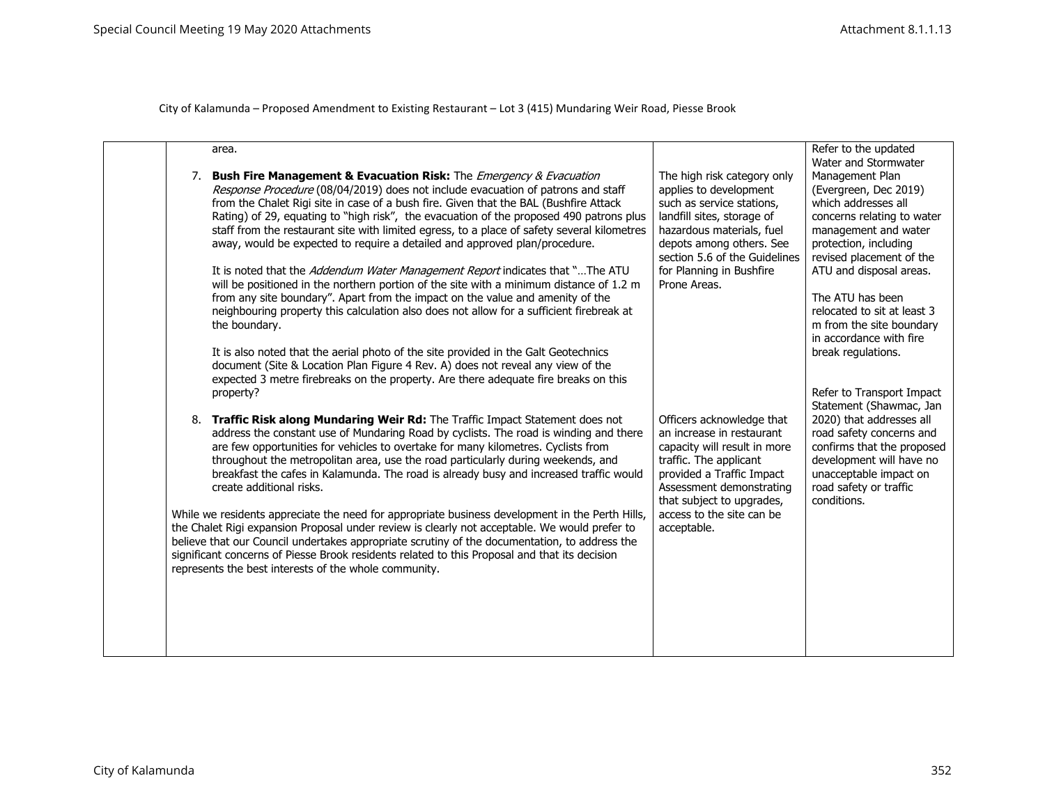City of Kalamunda – Proposed Amendment to Existing Restaurant – Lot 3 (415) Mundaring Weir Road, Piesse Brook

| | | | |
|---|---|---|---|
| | area.<br><br>7. **Bush Fire Management & Evacuation Risk:** The *Emergency & Evacuation Response Procedure* (08/04/2019) does not include evacuation of patrons and staff from the Chalet Rigi site in case of a bush fire. Given that the BAL (Bushfire Attack Rating) of 29, equating to "high risk", the evacuation of the proposed 490 patrons plus staff from the restaurant site with limited egress, to a place of safety several kilometres away, would be expected to require a detailed and approved plan/procedure.<br><br>It is noted that the *Addendum Water Management Report* indicates that "…The ATU will be positioned in the northern portion of the site with a minimum distance of 1.2 m from any site boundary". Apart from the impact on the value and amenity of the neighbouring property this calculation also does not allow for a sufficient firebreak at the boundary.<br><br>It is also noted that the aerial photo of the site provided in the Galt Geotechnics document (Site & Location Plan Figure 4 Rev. A) does not reveal any view of the expected 3 metre firebreaks on the property. Are there adequate fire breaks on this property?<br><br>8. **Traffic Risk along Mundaring Weir Rd:** The Traffic Impact Statement does not address the constant use of Mundaring Road by cyclists. The road is winding and there are few opportunities for vehicles to overtake for many kilometres. Cyclists from throughout the metropolitan area, use the road particularly during weekends, and breakfast the cafes in Kalamunda. The road is already busy and increased traffic would create additional risks.<br><br>While we residents appreciate the need for appropriate business development in the Perth Hills, the Chalet Rigi expansion Proposal under review is clearly not acceptable. We would prefer to believe that our Council undertakes appropriate scrutiny of the documentation, to address the significant concerns of Piesse Brook residents related to this Proposal and that its decision represents the best interests of the whole community. | The high risk category only applies to development such as service stations, landfill sites, storage of hazardous materials, fuel depots among others. See section 5.6 of the Guidelines for Planning in Bushfire Prone Areas.<br><br>Officers acknowledge that an increase in restaurant capacity will result in more traffic. The applicant provided a Traffic Impact Assessment demonstrating that subject to upgrades, access to the site can be acceptable. | Refer to the updated Water and Stormwater Management Plan (Evergreen, Dec 2019) which addresses all concerns relating to water management and water protection, including revised placement of the ATU and disposal areas.<br><br>The ATU has been relocated to sit at least 3 m from the site boundary in accordance with fire break regulations.<br><br>Refer to Transport Impact Statement (Shawmac, Jan 2020) that addresses all road safety concerns and confirms that the proposed development will have no unacceptable impact on road safety or traffic conditions. |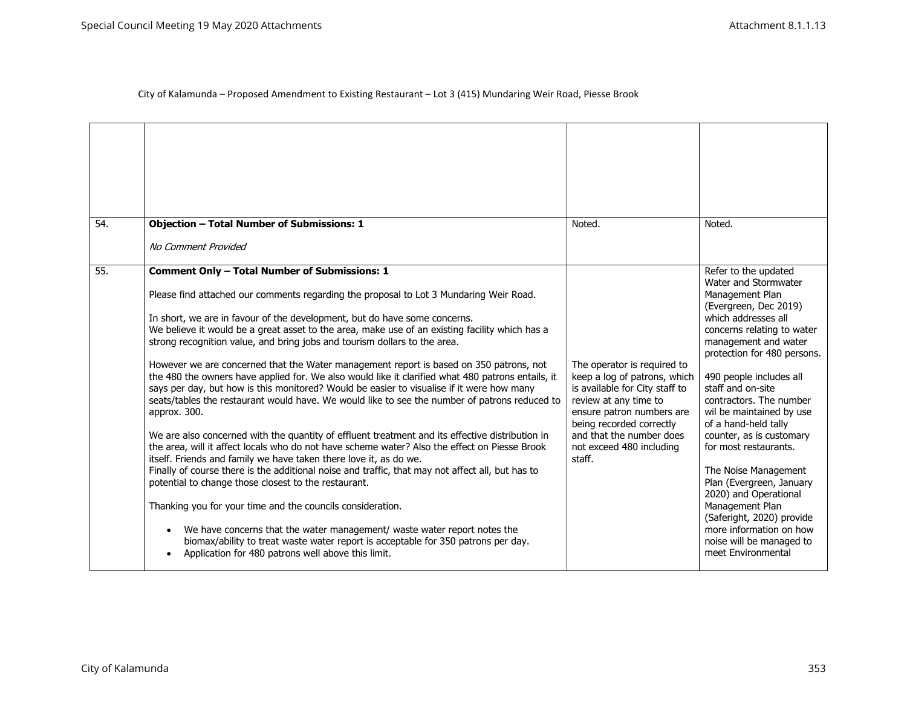City of Kalamunda – Proposed Amendment to Existing Restaurant – Lot 3 (415) Mundaring Weir Road, Piesse Brook

| | | | |
|---|---|---|---|
| | | | |
| 54. | **Objection – Total Number of Submissions: 1**<br><br>*No Comment Provided* | Noted. | Noted. |
| 55. | **Comment Only – Total Number of Submissions: 1**<br><br>Please find attached our comments regarding the proposal to Lot 3 Mundaring Weir Road.<br><br>In short, we are in favour of the development, but do have some concerns.<br>We believe it would be a great asset to the area, make use of an existing facility which has a strong recognition value, and bring jobs and tourism dollars to the area.<br><br>However we are concerned that the Water management report is based on 350 patrons, not the 480 the owners have applied for. We also would like it clarified what 480 patrons entails, it says per day, but how is this monitored? Would be easier to visualise if it were how many seats/tables the restaurant would have. We would like to see the number of patrons reduced to approx. 300.<br><br>We are also concerned with the quantity of effluent treatment and its effective distribution in the area, will it affect locals who do not have scheme water? Also the effect on Piesse Brook itself. Friends and family we have taken there love it, as do we.<br>Finally of course there is the additional noise and traffic, that may not affect all, but has to potential to change those closest to the restaurant.<br><br>Thanking you for your time and the councils consideration.<br><br>• We have concerns that the water management/ waste water report notes the biomax/ability to treat waste water report is acceptable for 350 patrons per day.<br>• Application for 480 patrons well above this limit. | The operator is required to keep a log of patrons, which is available for City staff to review at any time to ensure patron numbers are being recorded correctly and that the number does not exceed 480 including staff. | Refer to the updated Water and Stormwater Management Plan (Evergreen, Dec 2019) which addresses all concerns relating to water management and water protection for 480 persons.<br><br>490 people includes all staff and on-site contractors. The number wil be maintained by use of a hand-held tally counter, as is customary for most restaurants.<br><br>The Noise Management Plan (Evergreen, January 2020) and Operational Management Plan (Saferight, 2020) provide more information on how noise will be managed to meet Environmental |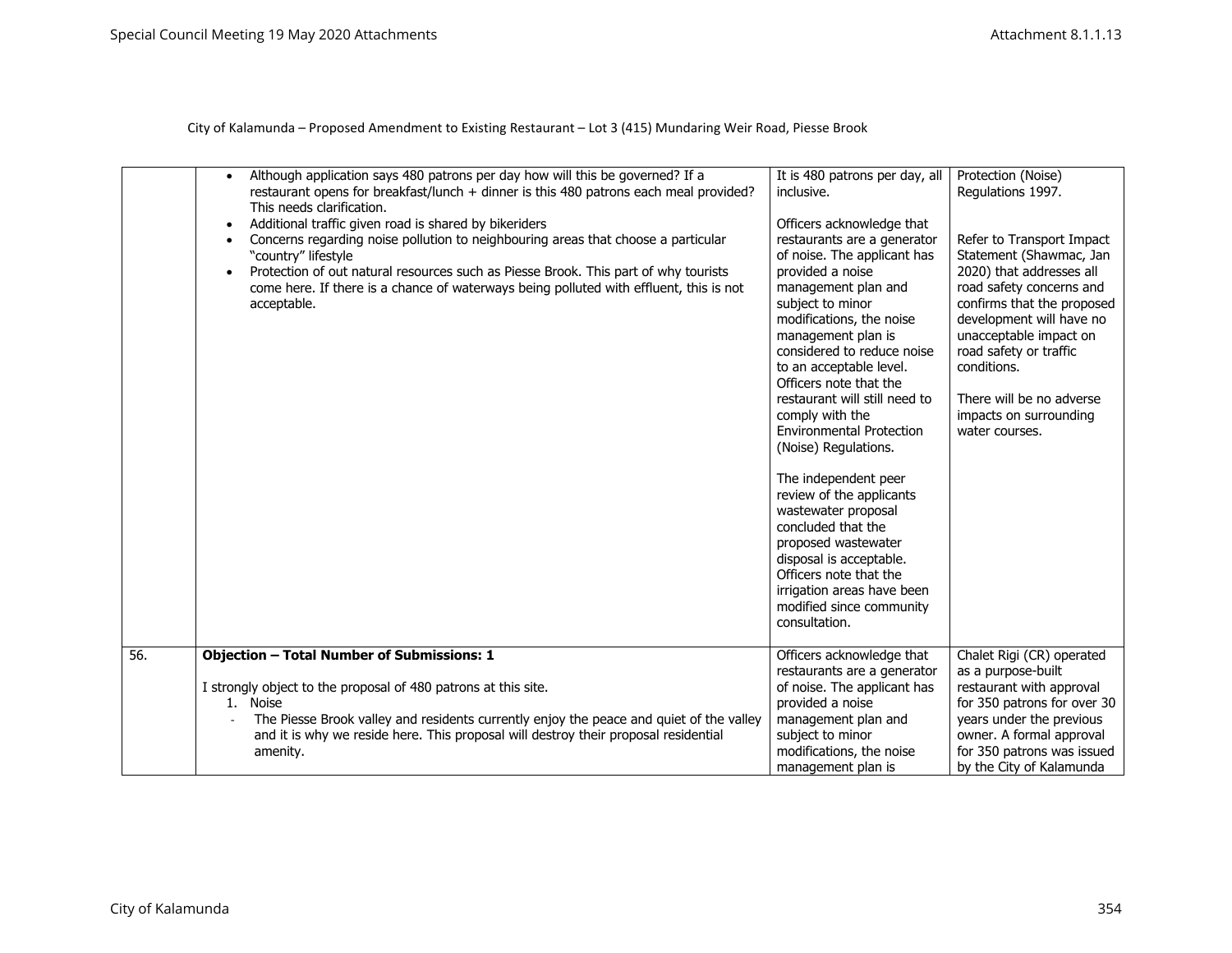City of Kalamunda – Proposed Amendment to Existing Restaurant – Lot 3 (415) Mundaring Weir Road, Piesse Brook

| | | | |
|---|---|---|---|
| | • Although application says 480 patrons per day how will this be governed? If a restaurant opens for breakfast/lunch + dinner is this 480 patrons each meal provided? This needs clarification.<br>• Additional traffic given road is shared by bikeriders<br>• Concerns regarding noise pollution to neighbouring areas that choose a particular "country" lifestyle<br>• Protection of out natural resources such as Piesse Brook. This part of why tourists come here. If there is a chance of waterways being polluted with effluent, this is not acceptable. | It is 480 patrons per day, all inclusive.<br><br>Officers acknowledge that restaurants are a generator of noise. The applicant has provided a noise management plan and subject to minor modifications, the noise management plan is considered to reduce noise to an acceptable level. Officers note that the restaurant will still need to comply with the Environmental Protection (Noise) Regulations.<br><br>The independent peer review of the applicants wastewater proposal concluded that the proposed wastewater disposal is acceptable. Officers note that the irrigation areas have been modified since community consultation. | Protection (Noise) Regulations 1997.<br><br>Refer to Transport Impact Statement (Shawmac, Jan 2020) that addresses all road safety concerns and confirms that the proposed development will have no unacceptable impact on road safety or traffic conditions.<br><br>There will be no adverse impacts on surrounding water courses. |
| 56. | **Objection – Total Number of Submissions: 1**<br><br>I strongly object to the proposal of 480 patrons at this site.<br>1. Noise<br>- The Piesse Brook valley and residents currently enjoy the peace and quiet of the valley and it is why we reside here. This proposal will destroy their proposal residential amenity. | Officers acknowledge that restaurants are a generator of noise. The applicant has provided a noise management plan and subject to minor modifications, the noise management plan is | Chalet Rigi (CR) operated as a purpose-built restaurant with approval for 350 patrons for over 30 years under the previous owner. A formal approval for 350 patrons was issued by the City of Kalamunda |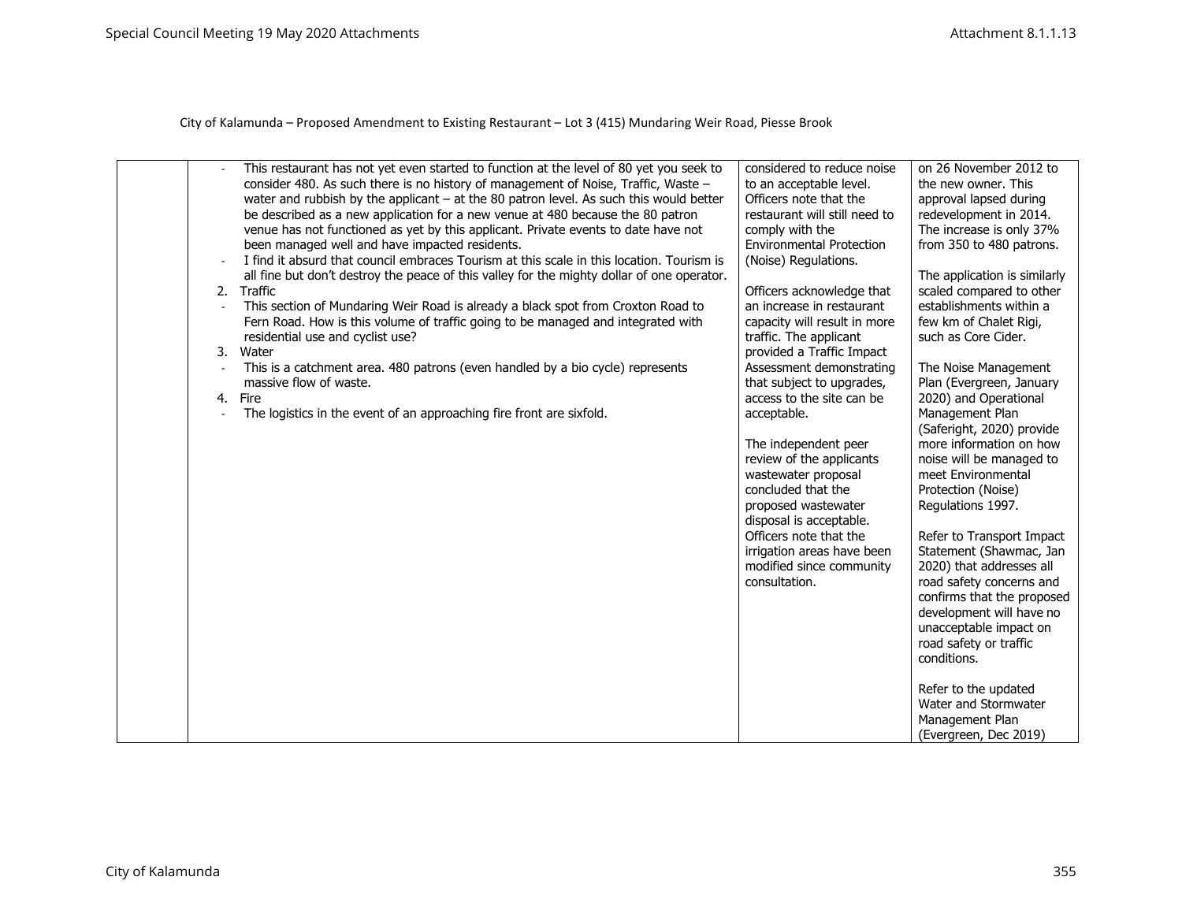City of Kalamunda – Proposed Amendment to Existing Restaurant – Lot 3 (415) Mundaring Weir Road, Piesse Brook

| | | | |
|---|---|---|---|
| | - This restaurant has not yet even started to function at the level of 80 yet you seek to consider 480. As such there is no history of management of Noise, Traffic, Waste – water and rubbish by the applicant – at the 80 patron level. As such this would better be described as a new application for a new venue at 480 because the 80 patron venue has not functioned as yet by this applicant. Private events to date have not been managed well and have impacted residents.<br>- I find it absurd that council embraces Tourism at this scale in this location. Tourism is all fine but don't destroy the peace of this valley for the mighty dollar of one operator.<br>2. Traffic<br>- This section of Mundaring Weir Road is already a black spot from Croxton Road to Fern Road. How is this volume of traffic going to be managed and integrated with residential use and cyclist use?<br>3. Water<br>- This is a catchment area. 480 patrons (even handled by a bio cycle) represents massive flow of waste.<br>4. Fire<br>- The logistics in the event of an approaching fire front are sixfold. | considered to reduce noise to an acceptable level. Officers note that the restaurant will still need to comply with the Environmental Protection (Noise) Regulations.<br><br>Officers acknowledge that an increase in restaurant capacity will result in more traffic. The applicant provided a Traffic Impact Assessment demonstrating that subject to upgrades, access to the site can be acceptable.<br><br>The independent peer review of the applicants wastewater proposal concluded that the proposed wastewater disposal is acceptable. Officers note that the irrigation areas have been modified since community consultation. | on 26 November 2012 to the new owner. This approval lapsed during redevelopment in 2014. The increase is only 37% from 350 to 480 patrons.<br><br>The application is similarly scaled compared to other establishments within a few km of Chalet Rigi, such as Core Cider.<br><br>The Noise Management Plan (Evergreen, January 2020) and Operational Management Plan (Saferight, 2020) provide more information on how noise will be managed to meet Environmental Protection (Noise) Regulations 1997.<br><br>Refer to Transport Impact Statement (Shawmac, Jan 2020) that addresses all road safety concerns and confirms that the proposed development will have no unacceptable impact on road safety or traffic conditions.<br><br>Refer to the updated Water and Stormwater Management Plan (Evergreen, Dec 2019) |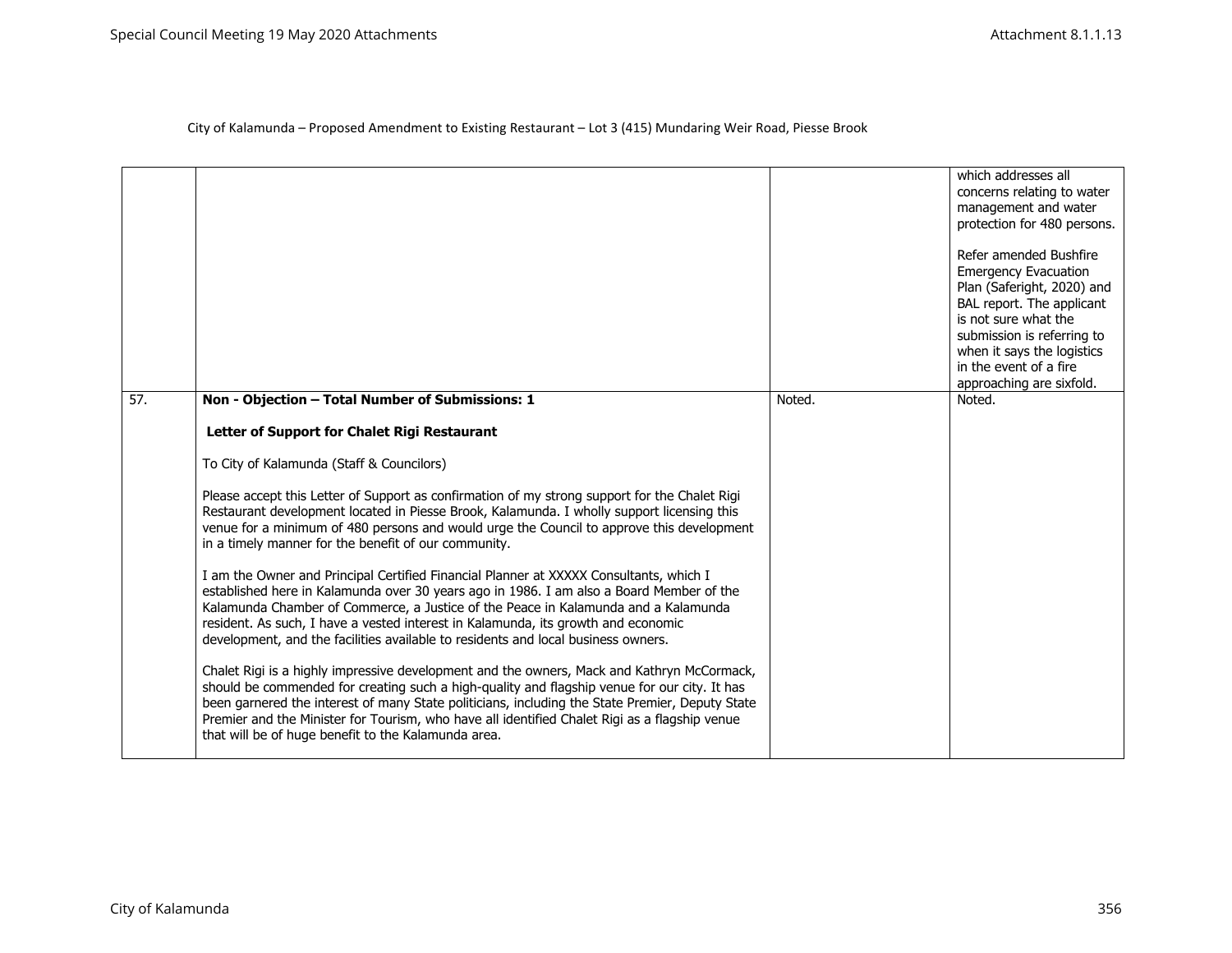City of Kalamunda – Proposed Amendment to Existing Restaurant – Lot 3 (415) Mundaring Weir Road, Piesse Brook

| | | | |
|---|---|---|---|
| | | | which addresses all concerns relating to water management and water protection for 480 persons.<br><br>Refer amended Bushfire Emergency Evacuation Plan (Saferight, 2020) and BAL report. The applicant is not sure what the submission is referring to when it says the logistics in the event of a fire approaching are sixfold. |
| 57. | **Non - Objection – Total Number of Submissions: 1**<br><br>**Letter of Support for Chalet Rigi Restaurant**<br><br>To City of Kalamunda (Staff & Councilors)<br><br>Please accept this Letter of Support as confirmation of my strong support for the Chalet Rigi Restaurant development located in Piesse Brook, Kalamunda. I wholly support licensing this venue for a minimum of 480 persons and would urge the Council to approve this development in a timely manner for the benefit of our community.<br><br>I am the Owner and Principal Certified Financial Planner at XXXXX Consultants, which I established here in Kalamunda over 30 years ago in 1986. I am also a Board Member of the Kalamunda Chamber of Commerce, a Justice of the Peace in Kalamunda and a Kalamunda resident. As such, I have a vested interest in Kalamunda, its growth and economic development, and the facilities available to residents and local business owners.<br><br>Chalet Rigi is a highly impressive development and the owners, Mack and Kathryn McCormack, should be commended for creating such a high-quality and flagship venue for our city. It has been garnered the interest of many State politicians, including the State Premier, Deputy State Premier and the Minister for Tourism, who have all identified Chalet Rigi as a flagship venue that will be of huge benefit to the Kalamunda area. | Noted. | Noted. |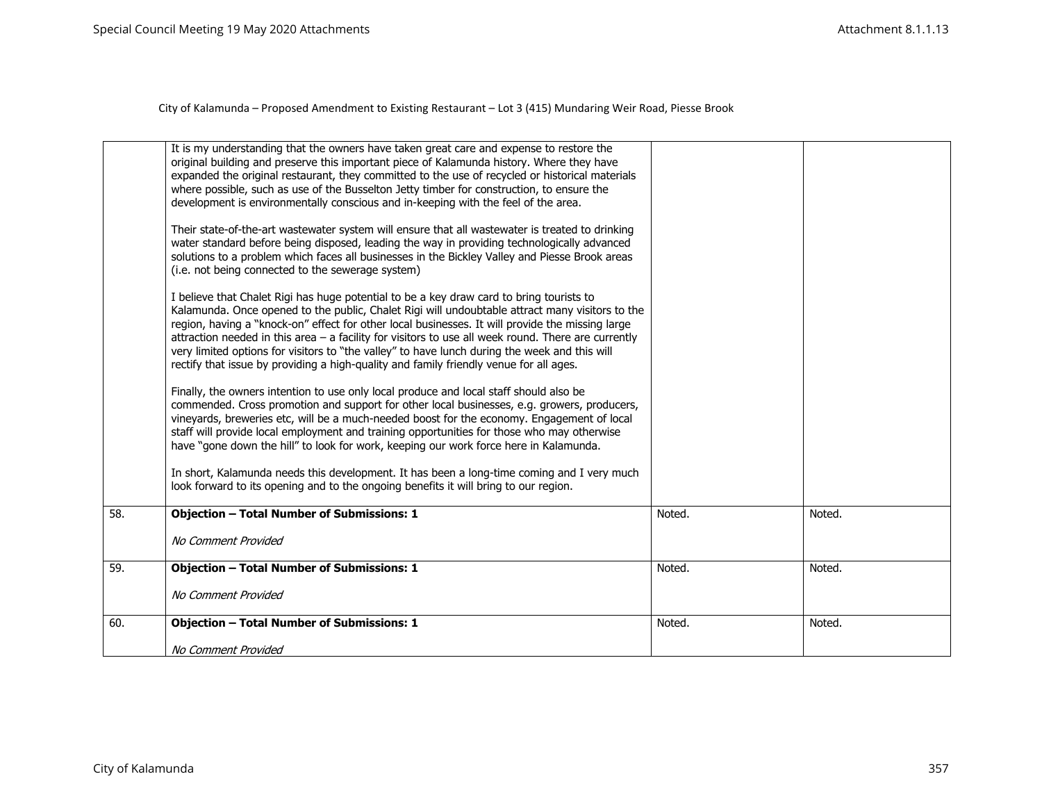City of Kalamunda – Proposed Amendment to Existing Restaurant – Lot 3 (415) Mundaring Weir Road, Piesse Brook

| | | | |
|---|---|---|---|
| | It is my understanding that the owners have taken great care and expense to restore the original building and preserve this important piece of Kalamunda history. Where they have expanded the original restaurant, they committed to the use of recycled or historical materials where possible, such as use of the Busselton Jetty timber for construction, to ensure the development is environmentally conscious and in-keeping with the feel of the area.<br><br>Their state-of-the-art wastewater system will ensure that all wastewater is treated to drinking water standard before being disposed, leading the way in providing technologically advanced solutions to a problem which faces all businesses in the Bickley Valley and Piesse Brook areas (i.e. not being connected to the sewerage system)<br><br>I believe that Chalet Rigi has huge potential to be a key draw card to bring tourists to Kalamunda. Once opened to the public, Chalet Rigi will undoubtable attract many visitors to the region, having a "knock-on" effect for other local businesses. It will provide the missing large attraction needed in this area – a facility for visitors to use all week round. There are currently very limited options for visitors to "the valley" to have lunch during the week and this will rectify that issue by providing a high-quality and family friendly venue for all ages.<br><br>Finally, the owners intention to use only local produce and local staff should also be commended. Cross promotion and support for other local businesses, e.g. growers, producers, vineyards, breweries etc, will be a much-needed boost for the economy. Engagement of local staff will provide local employment and training opportunities for those who may otherwise have "gone down the hill" to look for work, keeping our work force here in Kalamunda.<br><br>In short, Kalamunda needs this development. It has been a long-time coming and I very much look forward to its opening and to the ongoing benefits it will bring to our region. | | |
| 58. | **Objection – Total Number of Submissions: 1**<br><br>*No Comment Provided* | Noted. | Noted. |
| 59. | **Objection – Total Number of Submissions: 1**<br><br>*No Comment Provided* | Noted. | Noted. |
| 60. | **Objection – Total Number of Submissions: 1**<br><br>*No Comment Provided* | Noted. | Noted. |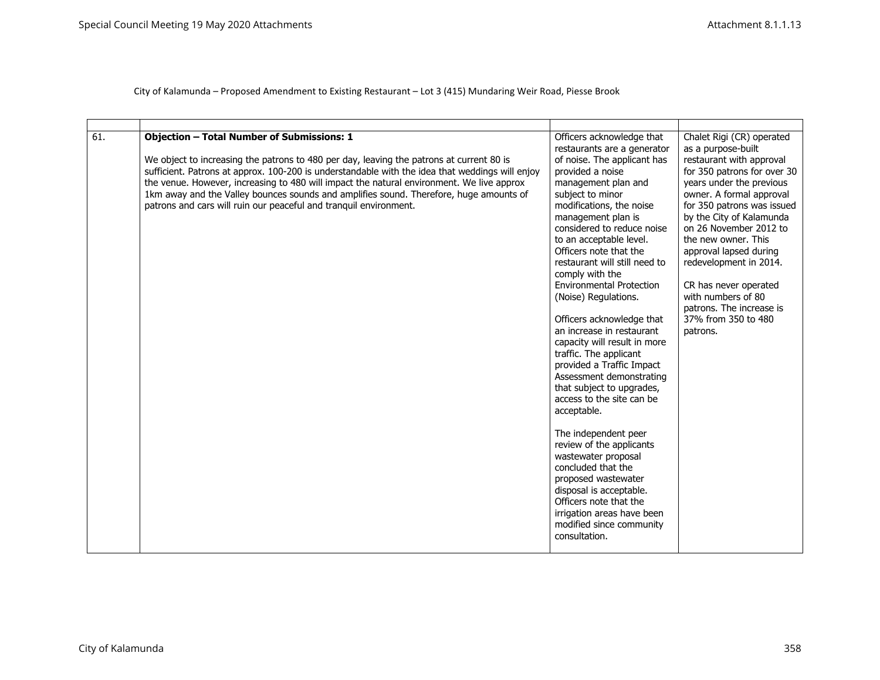City of Kalamunda – Proposed Amendment to Existing Restaurant – Lot 3 (415) Mundaring Weir Road, Piesse Brook

| | | | |
|---|---|---|---|
| 61. | **Objection – Total Number of Submissions: 1**<br><br>We object to increasing the patrons to 480 per day, leaving the patrons at current 80 is sufficient. Patrons at approx. 100-200 is understandable with the idea that weddings will enjoy the venue. However, increasing to 480 will impact the natural environment. We live approx 1km away and the Valley bounces sounds and amplifies sound. Therefore, huge amounts of patrons and cars will ruin our peaceful and tranquil environment. | Officers acknowledge that restaurants are a generator of noise. The applicant has provided a noise management plan and subject to minor modifications, the noise management plan is considered to reduce noise to an acceptable level. Officers note that the restaurant will still need to comply with the Environmental Protection (Noise) Regulations.<br><br>Officers acknowledge that an increase in restaurant capacity will result in more traffic. The applicant provided a Traffic Impact Assessment demonstrating that subject to upgrades, access to the site can be acceptable.<br><br>The independent peer review of the applicants wastewater proposal concluded that the proposed wastewater disposal is acceptable. Officers note that the irrigation areas have been modified since community consultation. | Chalet Rigi (CR) operated as a purpose-built restaurant with approval for 350 patrons for over 30 years under the previous owner. A formal approval for 350 patrons was issued by the City of Kalamunda on 26 November 2012 to the new owner. This approval lapsed during redevelopment in 2014.<br><br>CR has never operated with numbers of 80 patrons. The increase is 37% from 350 to 480 patrons. |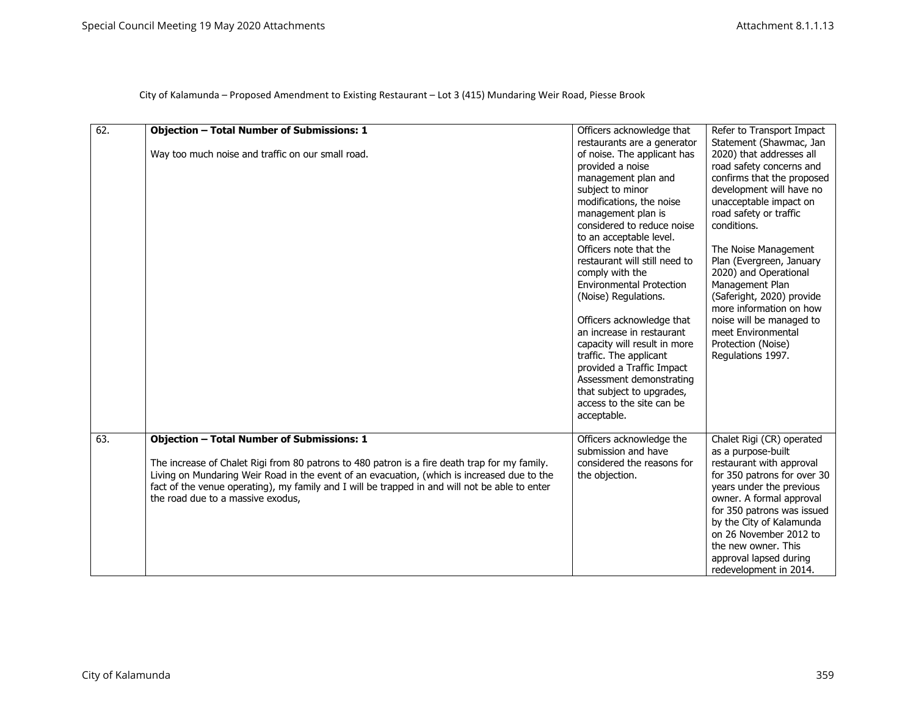City of Kalamunda – Proposed Amendment to Existing Restaurant – Lot 3 (415) Mundaring Weir Road, Piesse Brook

| | | | |
|---|---|---|---|
| 62. | **Objection – Total Number of Submissions: 1**<br><br>Way too much noise and traffic on our small road. | Officers acknowledge that restaurants are a generator of noise. The applicant has provided a noise management plan and subject to minor modifications, the noise management plan is considered to reduce noise to an acceptable level. Officers note that the restaurant will still need to comply with the Environmental Protection (Noise) Regulations.<br><br>Officers acknowledge that an increase in restaurant capacity will result in more traffic. The applicant provided a Traffic Impact Assessment demonstrating that subject to upgrades, access to the site can be acceptable. | Refer to Transport Impact Statement (Shawmac, Jan 2020) that addresses all road safety concerns and confirms that the proposed development will have no unacceptable impact on road safety or traffic conditions.<br><br>The Noise Management Plan (Evergreen, January 2020) and Operational Management Plan (Saferight, 2020) provide more information on how noise will be managed to meet Environmental Protection (Noise) Regulations 1997. |
| 63. | **Objection – Total Number of Submissions: 1**<br><br>The increase of Chalet Rigi from 80 patrons to 480 patron is a fire death trap for my family. Living on Mundaring Weir Road in the event of an evacuation, (which is increased due to the fact of the venue operating), my family and I will be trapped in and will not be able to enter the road due to a massive exodus, | Officers acknowledge the submission and have considered the reasons for the objection. | Chalet Rigi (CR) operated as a purpose-built restaurant with approval for 350 patrons for over 30 years under the previous owner. A formal approval for 350 patrons was issued by the City of Kalamunda on 26 November 2012 to the new owner. This approval lapsed during redevelopment in 2014. |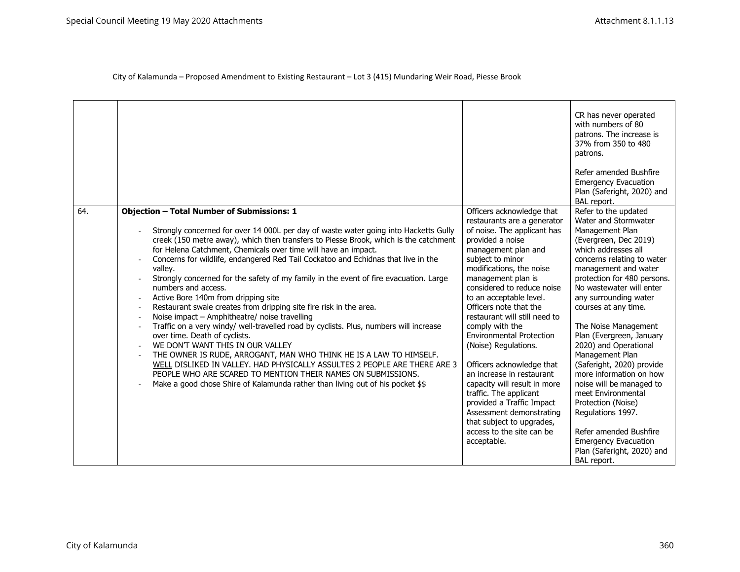City of Kalamunda – Proposed Amendment to Existing Restaurant – Lot 3 (415) Mundaring Weir Road, Piesse Brook

| | | | |
|---|---|---|---|
| | | | CR has never operated with numbers of 80 patrons. The increase is 37% from 350 to 480 patrons.<br><br>Refer amended Bushfire Emergency Evacuation Plan (Saferight, 2020) and BAL report. |
| 64. | **Objection – Total Number of Submissions: 1**<br><br>- Strongly concerned for over 14 000L per day of waste water going into Hacketts Gully creek (150 metre away), which then transfers to Piesse Brook, which is the catchment for Helena Catchment, Chemicals over time will have an impact.<br>- Concerns for wildlife, endangered Red Tail Cockatoo and Echidnas that live in the valley.<br>- Strongly concerned for the safety of my family in the event of fire evacuation. Large numbers and access.<br>- Active Bore 140m from dripping site<br>- Restaurant swale creates from dripping site fire risk in the area.<br>- Noise impact – Amphitheatre/ noise travelling<br>- Traffic on a very windy/ well-travelled road by cyclists. Plus, numbers will increase over time. Death of cyclists.<br>- WE DON'T WANT THIS IN OUR VALLEY<br>- THE OWNER IS RUDE, ARROGANT, MAN WHO THINK HE IS A LAW TO HIMSELF. <u>WELL</u> DISLIKED IN VALLEY. HAD PHYSICALLY ASSULTES 2 PEOPLE ARE THERE ARE 3 PEOPLE WHO ARE SCARED TO MENTION THEIR NAMES ON SUBMISSIONS.<br>- Make a good chose Shire of Kalamunda rather than living out of his pocket $$ | Officers acknowledge that restaurants are a generator of noise. The applicant has provided a noise management plan and subject to minor modifications, the noise management plan is considered to reduce noise to an acceptable level. Officers note that the restaurant will still need to comply with the Environmental Protection (Noise) Regulations.<br><br>Officers acknowledge that an increase in restaurant capacity will result in more traffic. The applicant provided a Traffic Impact Assessment demonstrating that subject to upgrades, access to the site can be acceptable. | Refer to the updated Water and Stormwater Management Plan (Evergreen, Dec 2019) which addresses all concerns relating to water management and water protection for 480 persons. No wastewater will enter any surrounding water courses at any time.<br><br>The Noise Management Plan (Evergreen, January 2020) and Operational Management Plan (Saferight, 2020) provide more information on how noise will be managed to meet Environmental Protection (Noise) Regulations 1997.<br><br>Refer amended Bushfire Emergency Evacuation Plan (Saferight, 2020) and BAL report. |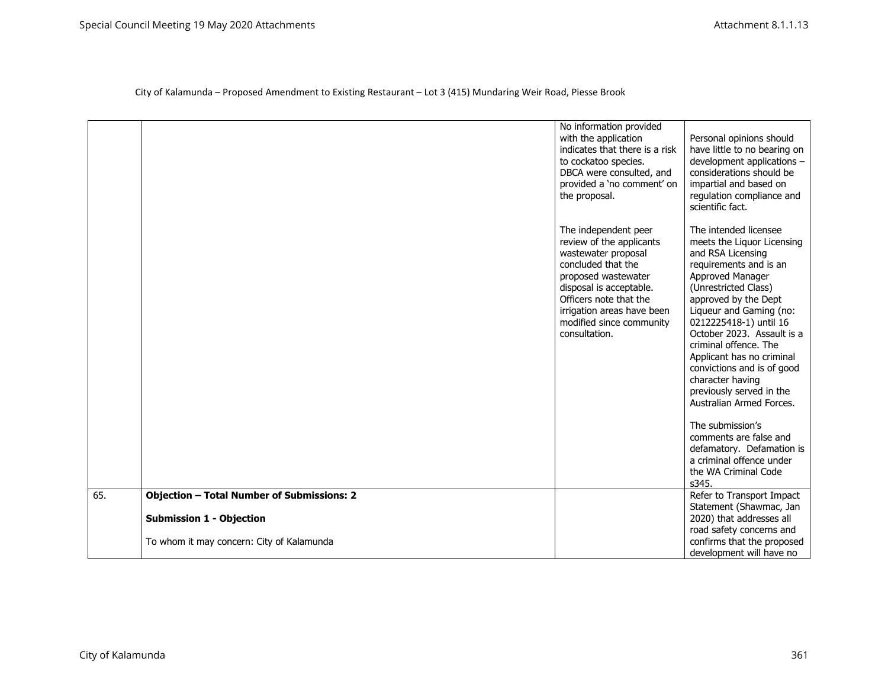City of Kalamunda – Proposed Amendment to Existing Restaurant – Lot 3 (415) Mundaring Weir Road, Piesse Brook

| | | | |
|---|---|---|---|
| | | No information provided with the application indicates that there is a risk to cockatoo species. DBCA were consulted, and provided a 'no comment' on the proposal.<br><br>The independent peer review of the applicants wastewater proposal concluded that the proposed wastewater disposal is acceptable. Officers note that the irrigation areas have been modified since community consultation. | Personal opinions should have little to no bearing on development applications – considerations should be impartial and based on regulation compliance and scientific fact.<br><br>The intended licensee meets the Liquor Licensing and RSA Licensing requirements and is an Approved Manager (Unrestricted Class) approved by the Dept Liqueur and Gaming (no: 0212225418-1) until 16 October 2023. Assault is a criminal offence. The Applicant has no criminal convictions and is of good character having previously served in the Australian Armed Forces.<br><br>The submission's comments are false and defamatory. Defamation is a criminal offence under the WA Criminal Code s345. |
| 65. | **Objection – Total Number of Submissions: 2**<br><br>**Submission 1 - Objection**<br><br>To whom it may concern: City of Kalamunda | | Refer to Transport Impact Statement (Shawmac, Jan 2020) that addresses all road safety concerns and confirms that the proposed development will have no |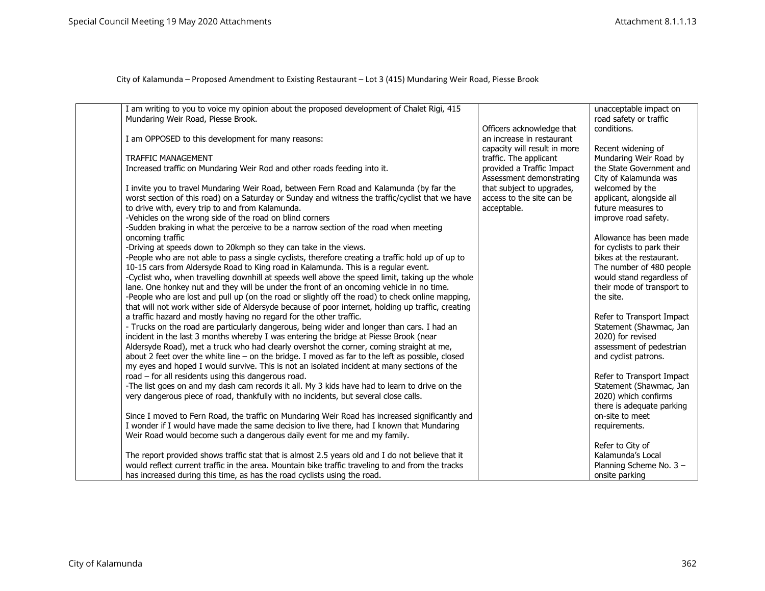City of Kalamunda – Proposed Amendment to Existing Restaurant – Lot 3 (415) Mundaring Weir Road, Piesse Brook

| | | | |
|---|---|---|---|
| | I am writing to you to voice my opinion about the proposed development of Chalet Rigi, 415 Mundaring Weir Road, Piesse Brook.<br><br>I am OPPOSED to this development for many reasons:<br><br>TRAFFIC MANAGEMENT<br>Increased traffic on Mundaring Weir Rod and other roads feeding into it.<br><br>I invite you to travel Mundaring Weir Road, between Fern Road and Kalamunda (by far the worst section of this road) on a Saturday or Sunday and witness the traffic/cyclist that we have to drive with, every trip to and from Kalamunda.<br>-Vehicles on the wrong side of the road on blind corners<br>-Sudden braking in what the perceive to be a narrow section of the road when meeting oncoming traffic<br>-Driving at speeds down to 20kmph so they can take in the views.<br>-People who are not able to pass a single cyclists, therefore creating a traffic hold up of up to 10-15 cars from Aldersyde Road to King road in Kalamunda. This is a regular event.<br>-Cyclist who, when travelling downhill at speeds well above the speed limit, taking up the whole lane. One honkey nut and they will be under the front of an oncoming vehicle in no time.<br>-People who are lost and pull up (on the road or slightly off the road) to check online mapping, that will not work wither side of Aldersyde because of poor internet, holding up traffic, creating a traffic hazard and mostly having no regard for the other traffic.<br>- Trucks on the road are particularly dangerous, being wider and longer than cars. I had an incident in the last 3 months whereby I was entering the bridge at Piesse Brook (near Aldersyde Road), met a truck who had clearly overshot the corner, coming straight at me, about 2 feet over the white line – on the bridge. I moved as far to the left as possible, closed my eyes and hoped I would survive. This is not an isolated incident at many sections of the road – for all residents using this dangerous road.<br>-The list goes on and my dash cam records it all. My 3 kids have had to learn to drive on the very dangerous piece of road, thankfully with no incidents, but several close calls.<br><br>Since I moved to Fern Road, the traffic on Mundaring Weir Road has increased significantly and I wonder if I would have made the same decision to live there, had I known that Mundaring Weir Road would become such a dangerous daily event for me and my family.<br><br>The report provided shows traffic stat that is almost 2.5 years old and I do not believe that it would reflect current traffic in the area. Mountain bike traffic traveling to and from the tracks has increased during this time, as has the road cyclists using the road. | Officers acknowledge that an increase in restaurant capacity will result in more traffic. The applicant provided a Traffic Impact Assessment demonstrating that subject to upgrades, access to the site can be acceptable. | unacceptable impact on road safety or traffic conditions.<br><br>Recent widening of Mundaring Weir Road by the State Government and City of Kalamunda was welcomed by the applicant, alongside all future measures to improve road safety.<br><br>Allowance has been made for cyclists to park their bikes at the restaurant. The number of 480 people would stand regardless of their mode of transport to the site.<br><br>Refer to Transport Impact Statement (Shawmac, Jan 2020) for revised assessment of pedestrian and cyclist patrons.<br><br>Refer to Transport Impact Statement (Shawmac, Jan 2020) which confirms there is adequate parking on-site to meet requirements.<br><br>Refer to City of Kalamunda's Local Planning Scheme No. 3 – onsite parking |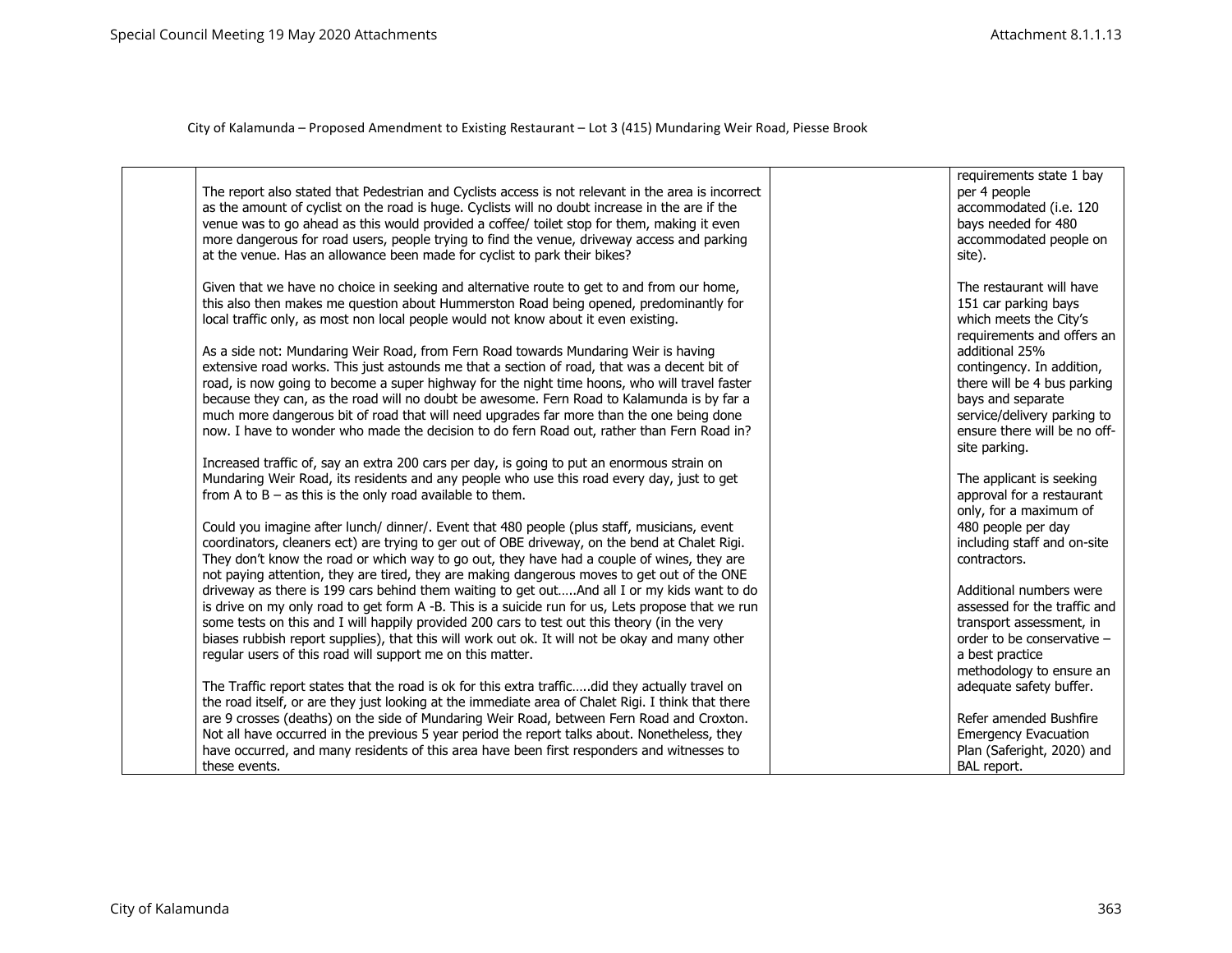City of Kalamunda – Proposed Amendment to Existing Restaurant – Lot 3 (415) Mundaring Weir Road, Piesse Brook

| | | | |
|---|---|---|---|
| | The report also stated that Pedestrian and Cyclists access is not relevant in the area is incorrect as the amount of cyclist on the road is huge. Cyclists will no doubt increase in the are if the venue was to go ahead as this would provided a coffee/ toilet stop for them, making it even more dangerous for road users, people trying to find the venue, driveway access and parking at the venue. Has an allowance been made for cyclist to park their bikes?<br><br>Given that we have no choice in seeking and alternative route to get to and from our home, this also then makes me question about Hummerston Road being opened, predominantly for local traffic only, as most non local people would not know about it even existing.<br><br>As a side not: Mundaring Weir Road, from Fern Road towards Mundaring Weir is having extensive road works. This just astounds me that a section of road, that was a decent bit of road, is now going to become a super highway for the night time hoons, who will travel faster because they can, as the road will no doubt be awesome. Fern Road to Kalamunda is by far a much more dangerous bit of road that will need upgrades far more than the one being done now. I have to wonder who made the decision to do fern Road out, rather than Fern Road in?<br><br>Increased traffic of, say an extra 200 cars per day, is going to put an enormous strain on Mundaring Weir Road, its residents and any people who use this road every day, just to get from A to B – as this is the only road available to them.<br><br>Could you imagine after lunch/ dinner/. Event that 480 people (plus staff, musicians, event coordinators, cleaners ect) are trying to ger out of OBE driveway, on the bend at Chalet Rigi. They don't know the road or which way to go out, they have had a couple of wines, they are not paying attention, they are tired, they are making dangerous moves to get out of the ONE driveway as there is 199 cars behind them waiting to get out…..And all I or my kids want to do is drive on my only road to get form A -B. This is a suicide run for us, Lets propose that we run some tests on this and I will happily provided 200 cars to test out this theory (in the very biases rubbish report supplies), that this will work out ok. It will not be okay and many other regular users of this road will support me on this matter.<br><br>The Traffic report states that the road is ok for this extra traffic…..did they actually travel on the road itself, or are they just looking at the immediate area of Chalet Rigi. I think that there are 9 crosses (deaths) on the side of Mundaring Weir Road, between Fern Road and Croxton. Not all have occurred in the previous 5 year period the report talks about. Nonetheless, they have occurred, and many residents of this area have been first responders and witnesses to these events. | | requirements state 1 bay per 4 people accommodated (i.e. 120 bays needed for 480 accommodated people on site).<br><br>The restaurant will have 151 car parking bays which meets the City's requirements and offers an additional 25% contingency. In addition, there will be 4 bus parking bays and separate service/delivery parking to ensure there will be no off-site parking.<br><br>The applicant is seeking approval for a restaurant only, for a maximum of 480 people per day including staff and on-site contractors.<br><br>Additional numbers were assessed for the traffic and transport assessment, in order to be conservative – a best practice methodology to ensure an adequate safety buffer.<br><br>Refer amended Bushfire Emergency Evacuation Plan (Saferight, 2020) and BAL report. |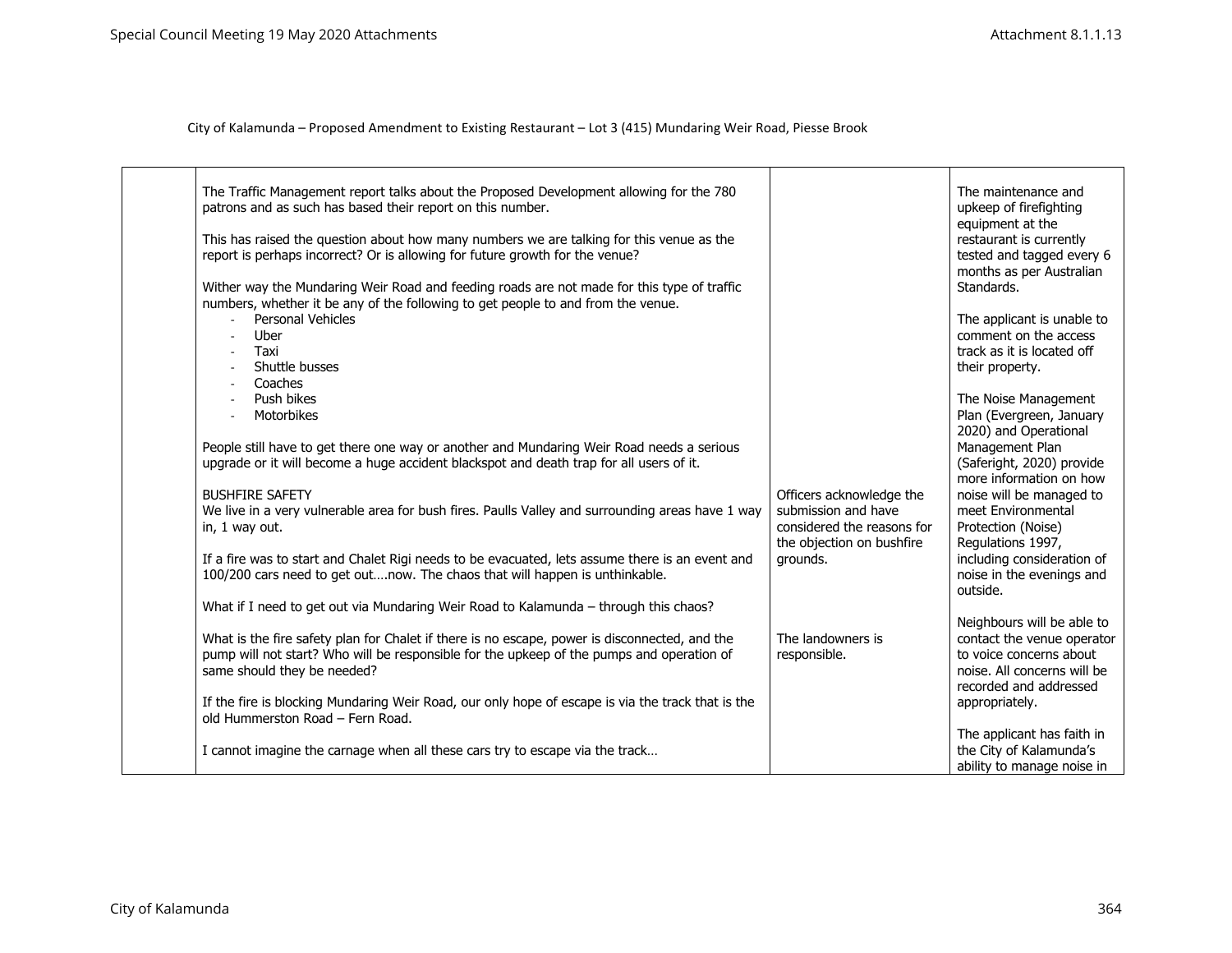City of Kalamunda – Proposed Amendment to Existing Restaurant – Lot 3 (415) Mundaring Weir Road, Piesse Brook

| | | | |
|---|---|---|---|
| | The Traffic Management report talks about the Proposed Development allowing for the 780 patrons and as such has based their report on this number.<br><br>This has raised the question about how many numbers we are talking for this venue as the report is perhaps incorrect? Or is allowing for future growth for the venue?<br><br>Wither way the Mundaring Weir Road and feeding roads are not made for this type of traffic numbers, whether it be any of the following to get people to and from the venue.<br>- Personal Vehicles<br>- Uber<br>- Taxi<br>- Shuttle busses<br>- Coaches<br>- Push bikes<br>- Motorbikes<br><br>People still have to get there one way or another and Mundaring Weir Road needs a serious upgrade or it will become a huge accident blackspot and death trap for all users of it.<br><br>BUSHFIRE SAFETY<br>We live in a very vulnerable area for bush fires. Paulls Valley and surrounding areas have 1 way in, 1 way out.<br><br>If a fire was to start and Chalet Rigi needs to be evacuated, lets assume there is an event and 100/200 cars need to get out….now. The chaos that will happen is unthinkable.<br><br>What if I need to get out via Mundaring Weir Road to Kalamunda – through this chaos?<br><br>What is the fire safety plan for Chalet if there is no escape, power is disconnected, and the pump will not start? Who will be responsible for the upkeep of the pumps and operation of same should they be needed?<br><br>If the fire is blocking Mundaring Weir Road, our only hope of escape is via the track that is the old Hummerston Road – Fern Road.<br><br>I cannot imagine the carnage when all these cars try to escape via the track… | Officers acknowledge the submission and have considered the reasons for the objection on bushfire grounds.<br><br>The landowners is responsible. | The maintenance and upkeep of firefighting equipment at the restaurant is currently tested and tagged every 6 months as per Australian Standards.<br><br>The applicant is unable to comment on the access track as it is located off their property.<br><br>The Noise Management Plan (Evergreen, January 2020) and Operational Management Plan (Saferight, 2020) provide more information on how noise will be managed to meet Environmental Protection (Noise) Regulations 1997, including consideration of noise in the evenings and outside.<br><br>Neighbours will be able to contact the venue operator to voice concerns about noise. All concerns will be recorded and addressed appropriately.<br><br>The applicant has faith in the City of Kalamunda's ability to manage noise in |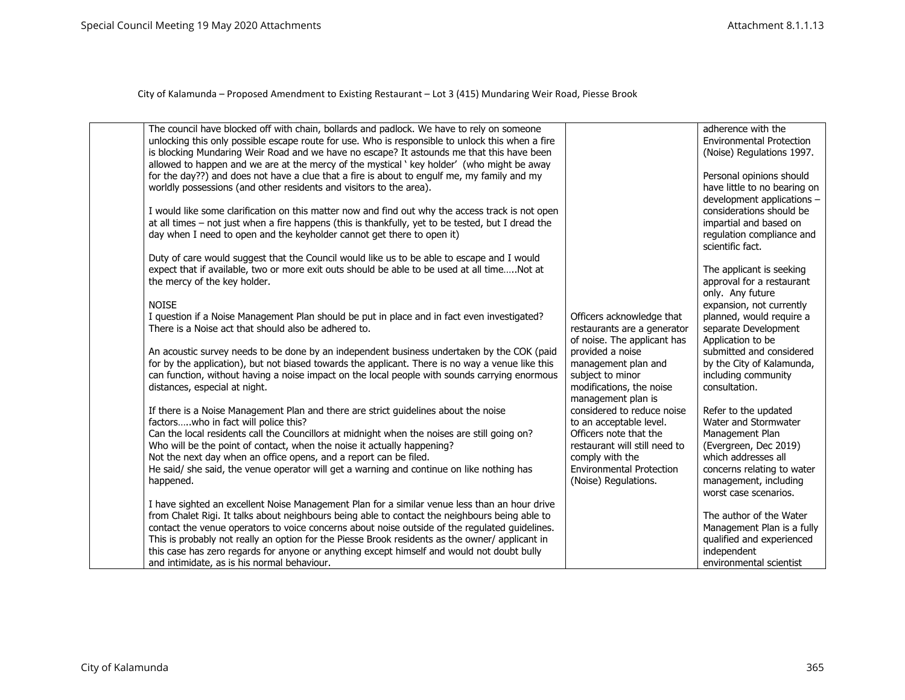City of Kalamunda – Proposed Amendment to Existing Restaurant – Lot 3 (415) Mundaring Weir Road, Piesse Brook

| | | | |
|---|---|---|---|
| | The council have blocked off with chain, bollards and padlock. We have to rely on someone unlocking this only possible escape route for use. Who is responsible to unlock this when a fire is blocking Mundaring Weir Road and we have no escape? It astounds me that this have been allowed to happen and we are at the mercy of the mystical ' key holder' (who might be away for the day??) and does not have a clue that a fire is about to engulf me, my family and my worldly possessions (and other residents and visitors to the area).<br><br>I would like some clarification on this matter now and find out why the access track is not open at all times – not just when a fire happens (this is thankfully, yet to be tested, but I dread the day when I need to open and the keyholder cannot get there to open it)<br><br>Duty of care would suggest that the Council would like us to be able to escape and I would expect that if available, two or more exit outs should be able to be used at all time…..Not at the mercy of the key holder.<br><br>NOISE<br>I question if a Noise Management Plan should be put in place and in fact even investigated? There is a Noise act that should also be adhered to.<br><br>An acoustic survey needs to be done by an independent business undertaken by the COK (paid for by the application), but not biased towards the applicant. There is no way a venue like this can function, without having a noise impact on the local people with sounds carrying enormous distances, especial at night.<br><br>If there is a Noise Management Plan and there are strict guidelines about the noise factors…..who in fact will police this?<br>Can the local residents call the Councillors at midnight when the noises are still going on?<br>Who will be the point of contact, when the noise it actually happening?<br>Not the next day when an office opens, and a report can be filed.<br>He said/ she said, the venue operator will get a warning and continue on like nothing has happened.<br><br>I have sighted an excellent Noise Management Plan for a similar venue less than an hour drive from Chalet Rigi. It talks about neighbours being able to contact the neighbours being able to contact the venue operators to voice concerns about noise outside of the regulated guidelines. This is probably not really an option for the Piesse Brook residents as the owner/ applicant in this case has zero regards for anyone or anything except himself and would not doubt bully and intimidate, as is his normal behaviour. | Officers acknowledge that restaurants are a generator of noise. The applicant has provided a noise management plan and subject to minor modifications, the noise management plan is considered to reduce noise to an acceptable level. Officers note that the restaurant will still need to comply with the Environmental Protection (Noise) Regulations. | adherence with the Environmental Protection (Noise) Regulations 1997.<br><br>Personal opinions should have little to no bearing on development applications – considerations should be impartial and based on regulation compliance and scientific fact.<br><br>The applicant is seeking approval for a restaurant only. Any future expansion, not currently planned, would require a separate Development Application to be submitted and considered by the City of Kalamunda, including community consultation.<br><br>Refer to the updated Water and Stormwater Management Plan (Evergreen, Dec 2019) which addresses all concerns relating to water management, including worst case scenarios.<br><br>The author of the Water Management Plan is a fully qualified and experienced independent environmental scientist |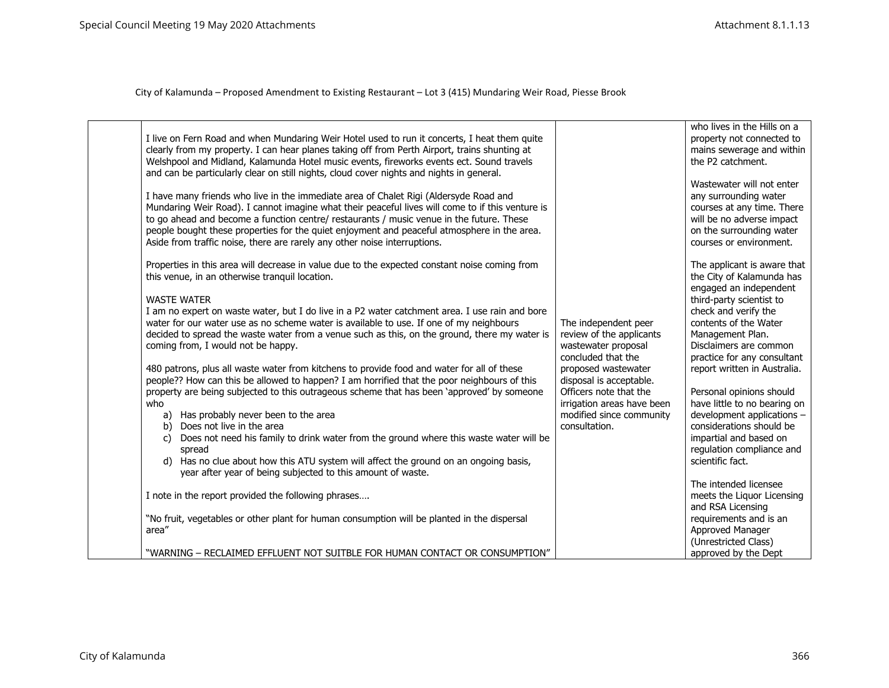City of Kalamunda – Proposed Amendment to Existing Restaurant – Lot 3 (415) Mundaring Weir Road, Piesse Brook

| | | | |
|---|---|---|---|
| | I live on Fern Road and when Mundaring Weir Hotel used to run it concerts, I heat them quite clearly from my property. I can hear planes taking off from Perth Airport, trains shunting at Welshpool and Midland, Kalamunda Hotel music events, fireworks events ect. Sound travels and can be particularly clear on still nights, cloud cover nights and nights in general.<br><br>I have many friends who live in the immediate area of Chalet Rigi (Aldersyde Road and Mundaring Weir Road). I cannot imagine what their peaceful lives will come to if this venture is to go ahead and become a function centre/ restaurants / music venue in the future. These people bought these properties for the quiet enjoyment and peaceful atmosphere in the area. Aside from traffic noise, there are rarely any other noise interruptions.<br><br>Properties in this area will decrease in value due to the expected constant noise coming from this venue, in an otherwise tranquil location.<br><br>WASTE WATER<br>I am no expert on waste water, but I do live in a P2 water catchment area. I use rain and bore water for our water use as no scheme water is available to use. If one of my neighbours decided to spread the waste water from a venue such as this, on the ground, there my water is coming from, I would not be happy.<br><br>480 patrons, plus all waste water from kitchens to provide food and water for all of these people?? How can this be allowed to happen? I am horrified that the poor neighbours of this property are being subjected to this outrageous scheme that has been 'approved' by someone who<br>a) Has probably never been to the area<br>b) Does not live in the area<br>c) Does not need his family to drink water from the ground where this waste water will be spread<br>d) Has no clue about how this ATU system will affect the ground on an ongoing basis, year after year of being subjected to this amount of waste.<br><br>I note in the report provided the following phrases….<br><br>"No fruit, vegetables or other plant for human consumption will be planted in the dispersal area"<br><br>"WARNING – RECLAIMED EFFLUENT NOT SUITBLE FOR HUMAN CONTACT OR CONSUMPTION" | The independent peer review of the applicants wastewater proposal concluded that the proposed wastewater disposal is acceptable. Officers note that the irrigation areas have been modified since community consultation. | who lives in the Hills on a property not connected to mains sewerage and within the P2 catchment.<br><br>Wastewater will not enter any surrounding water courses at any time. There will be no adverse impact on the surrounding water courses or environment.<br><br>The applicant is aware that the City of Kalamunda has engaged an independent third-party scientist to check and verify the contents of the Water Management Plan. Disclaimers are common practice for any consultant report written in Australia.<br><br>Personal opinions should have little to no bearing on development applications – considerations should be impartial and based on regulation compliance and scientific fact.<br><br>The intended licensee meets the Liquor Licensing and RSA Licensing requirements and is an Approved Manager (Unrestricted Class) approved by the Dept |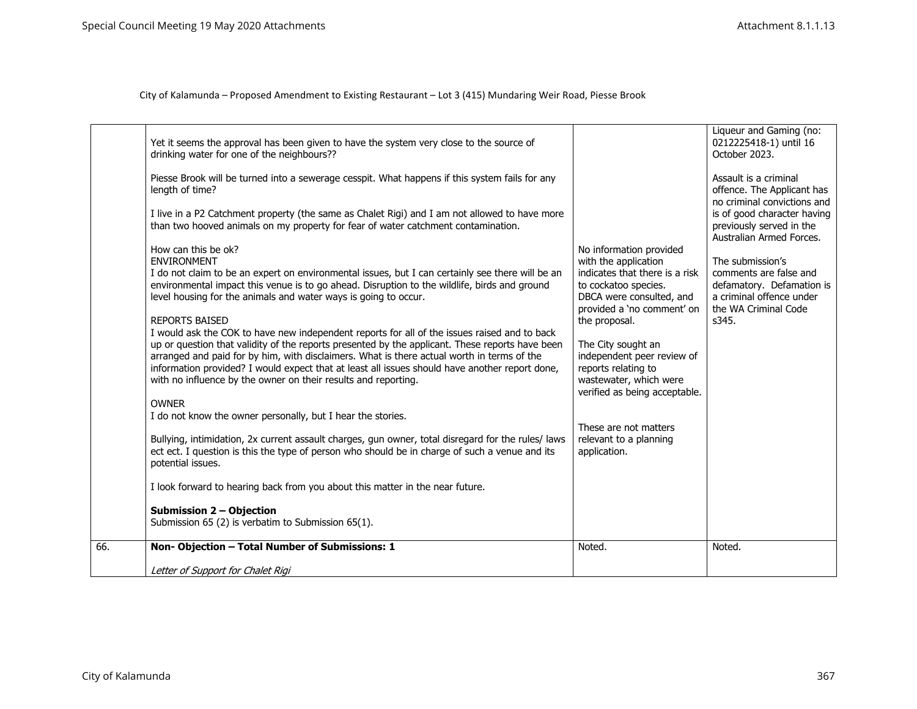City of Kalamunda – Proposed Amendment to Existing Restaurant – Lot 3 (415) Mundaring Weir Road, Piesse Brook

| | | | |
|---|---|---|---|
| | Yet it seems the approval has been given to have the system very close to the source of drinking water for one of the neighbours??<br><br>Piesse Brook will be turned into a sewerage cesspit. What happens if this system fails for any length of time?<br><br>I live in a P2 Catchment property (the same as Chalet Rigi) and I am not allowed to have more than two hooved animals on my property for fear of water catchment contamination.<br><br>How can this be ok?<br>ENVIRONMENT<br>I do not claim to be an expert on environmental issues, but I can certainly see there will be an environmental impact this venue is to go ahead. Disruption to the wildlife, birds and ground level housing for the animals and water ways is going to occur.<br><br>REPORTS BAISED<br>I would ask the COK to have new independent reports for all of the issues raised and to back up or question that validity of the reports presented by the applicant. These reports have been arranged and paid for by him, with disclaimers. What is there actual worth in terms of the information provided? I would expect that at least all issues should have another report done, with no influence by the owner on their results and reporting.<br><br>OWNER<br>I do not know the owner personally, but I hear the stories.<br><br>Bullying, intimidation, 2x current assault charges, gun owner, total disregard for the rules/ laws ect ect. I question is this the type of person who should be in charge of such a venue and its potential issues.<br><br>I look forward to hearing back from you about this matter in the near future.<br><br>**Submission 2 – Objection**<br>Submission 65 (2) is verbatim to Submission 65(1). | No information provided with the application indicates that there is a risk to cockatoo species. DBCA were consulted, and provided a 'no comment' on the proposal.<br><br>The City sought an independent peer review of reports relating to wastewater, which were verified as being acceptable.<br><br>These are not matters relevant to a planning application. | Liqueur and Gaming (no: 0212225418-1) until 16 October 2023.<br><br>Assault is a criminal offence. The Applicant has no criminal convictions and is of good character having previously served in the Australian Armed Forces.<br><br>The submission's comments are false and defamatory. Defamation is a criminal offence under the WA Criminal Code s345. |
| 66. | **Non- Objection – Total Number of Submissions: 1**<br><br>*Letter of Support for Chalet Rigi* | Noted. | Noted. |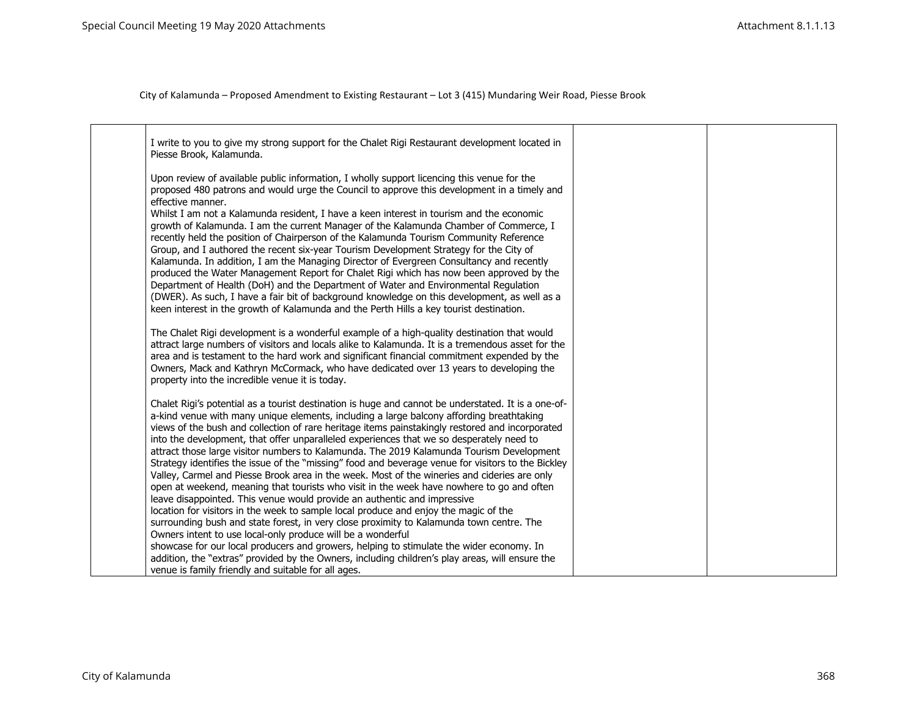City of Kalamunda – Proposed Amendment to Existing Restaurant – Lot 3 (415) Mundaring Weir Road, Piesse Brook

| | | | |
|---|---|---|---|
| | I write to you to give my strong support for the Chalet Rigi Restaurant development located in Piesse Brook, Kalamunda.<br><br>Upon review of available public information, I wholly support licencing this venue for the proposed 480 patrons and would urge the Council to approve this development in a timely and effective manner.<br>Whilst I am not a Kalamunda resident, I have a keen interest in tourism and the economic growth of Kalamunda. I am the current Manager of the Kalamunda Chamber of Commerce, I recently held the position of Chairperson of the Kalamunda Tourism Community Reference Group, and I authored the recent six-year Tourism Development Strategy for the City of Kalamunda. In addition, I am the Managing Director of Evergreen Consultancy and recently produced the Water Management Report for Chalet Rigi which has now been approved by the Department of Health (DoH) and the Department of Water and Environmental Regulation (DWER). As such, I have a fair bit of background knowledge on this development, as well as a keen interest in the growth of Kalamunda and the Perth Hills a key tourist destination.<br><br>The Chalet Rigi development is a wonderful example of a high-quality destination that would attract large numbers of visitors and locals alike to Kalamunda. It is a tremendous asset for the area and is testament to the hard work and significant financial commitment expended by the Owners, Mack and Kathryn McCormack, who have dedicated over 13 years to developing the property into the incredible venue it is today.<br><br>Chalet Rigi's potential as a tourist destination is huge and cannot be understated. It is a one-of-a-kind venue with many unique elements, including a large balcony affording breathtaking views of the bush and collection of rare heritage items painstakingly restored and incorporated into the development, that offer unparalleled experiences that we so desperately need to attract those large visitor numbers to Kalamunda. The 2019 Kalamunda Tourism Development Strategy identifies the issue of the "missing" food and beverage venue for visitors to the Bickley Valley, Carmel and Piesse Brook area in the week. Most of the wineries and cideries are only open at weekend, meaning that tourists who visit in the week have nowhere to go and often leave disappointed. This venue would provide an authentic and impressive location for visitors in the week to sample local produce and enjoy the magic of the surrounding bush and state forest, in very close proximity to Kalamunda town centre. The Owners intent to use local-only produce will be a wonderful showcase for our local producers and growers, helping to stimulate the wider economy. In addition, the "extras" provided by the Owners, including children's play areas, will ensure the venue is family friendly and suitable for all ages. | | |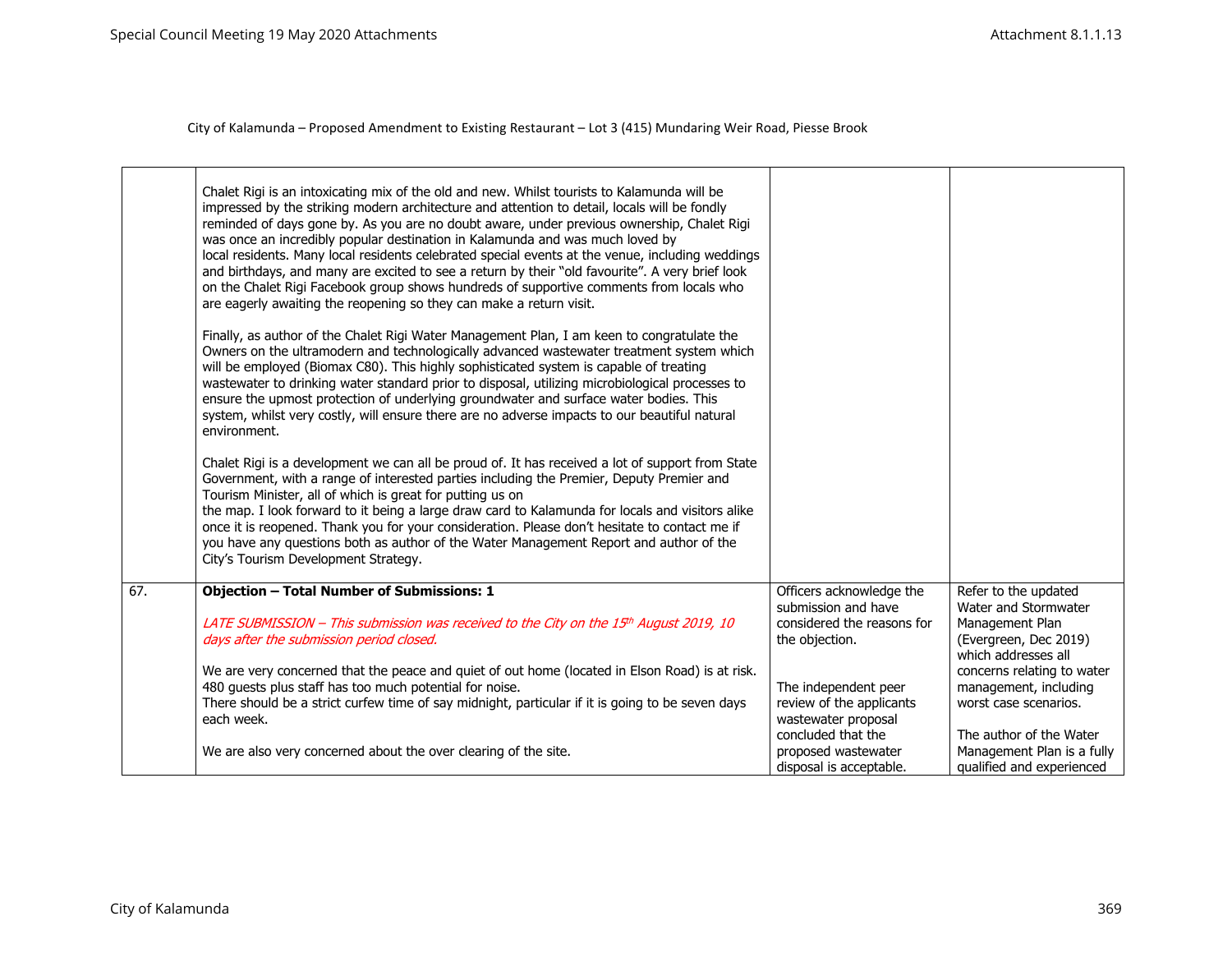City of Kalamunda – Proposed Amendment to Existing Restaurant – Lot 3 (415) Mundaring Weir Road, Piesse Brook

| | | | |
|---|---|---|---|
| | Chalet Rigi is an intoxicating mix of the old and new. Whilst tourists to Kalamunda will be impressed by the striking modern architecture and attention to detail, locals will be fondly reminded of days gone by. As you are no doubt aware, under previous ownership, Chalet Rigi was once an incredibly popular destination in Kalamunda and was much loved by local residents. Many local residents celebrated special events at the venue, including weddings and birthdays, and many are excited to see a return by their "old favourite". A very brief look on the Chalet Rigi Facebook group shows hundreds of supportive comments from locals who are eagerly awaiting the reopening so they can make a return visit.<br><br>Finally, as author of the Chalet Rigi Water Management Plan, I am keen to congratulate the Owners on the ultramodern and technologically advanced wastewater treatment system which will be employed (Biomax C80). This highly sophisticated system is capable of treating wastewater to drinking water standard prior to disposal, utilizing microbiological processes to ensure the upmost protection of underlying groundwater and surface water bodies. This system, whilst very costly, will ensure there are no adverse impacts to our beautiful natural environment.<br><br>Chalet Rigi is a development we can all be proud of. It has received a lot of support from State Government, with a range of interested parties including the Premier, Deputy Premier and Tourism Minister, all of which is great for putting us on the map. I look forward to it being a large draw card to Kalamunda for locals and visitors alike once it is reopened. Thank you for your consideration. Please don't hesitate to contact me if you have any questions both as author of the Water Management Report and author of the City's Tourism Development Strategy. | | |
| 67. | **Objection – Total Number of Submissions: 1**<br><br>*LATE SUBMISSION – This submission was received to the City on the 15th August 2019, 10 days after the submission period closed.*<br><br>We are very concerned that the peace and quiet of out home (located in Elson Road) is at risk. 480 guests plus staff has too much potential for noise.<br>There should be a strict curfew time of say midnight, particular if it is going to be seven days each week.<br><br>We are also very concerned about the over clearing of the site. | Officers acknowledge the submission and have considered the reasons for the objection.<br><br>The independent peer review of the applicants wastewater proposal concluded that the proposed wastewater disposal is acceptable. | Refer to the updated Water and Stormwater Management Plan (Evergreen, Dec 2019) which addresses all concerns relating to water management, including worst case scenarios.<br><br>The author of the Water Management Plan is a fully qualified and experienced |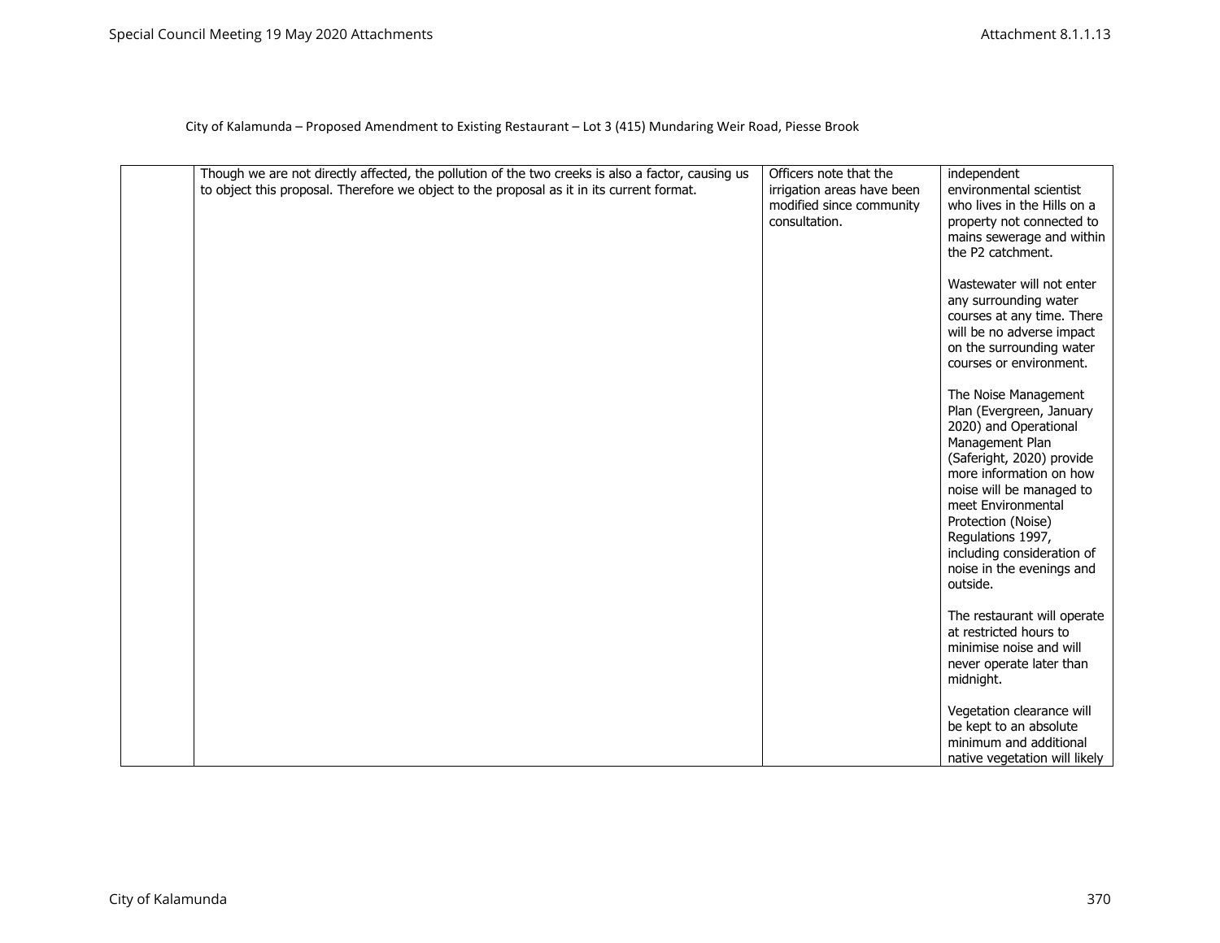City of Kalamunda – Proposed Amendment to Existing Restaurant – Lot 3 (415) Mundaring Weir Road, Piesse Brook

| | | | |
|---|---|---|---|
| | Though we are not directly affected, the pollution of the two creeks is also a factor, causing us to object this proposal. Therefore we object to the proposal as it in its current format. | Officers note that the irrigation areas have been modified since community consultation. | independent environmental scientist who lives in the Hills on a property not connected to mains sewerage and within the P2 catchment.<br><br>Wastewater will not enter any surrounding water courses at any time. There will be no adverse impact on the surrounding water courses or environment.<br><br>The Noise Management Plan (Evergreen, January 2020) and Operational Management Plan (Saferight, 2020) provide more information on how noise will be managed to meet Environmental Protection (Noise) Regulations 1997, including consideration of noise in the evenings and outside.<br><br>The restaurant will operate at restricted hours to minimise noise and will never operate later than midnight.<br><br>Vegetation clearance will be kept to an absolute minimum and additional native vegetation will likely |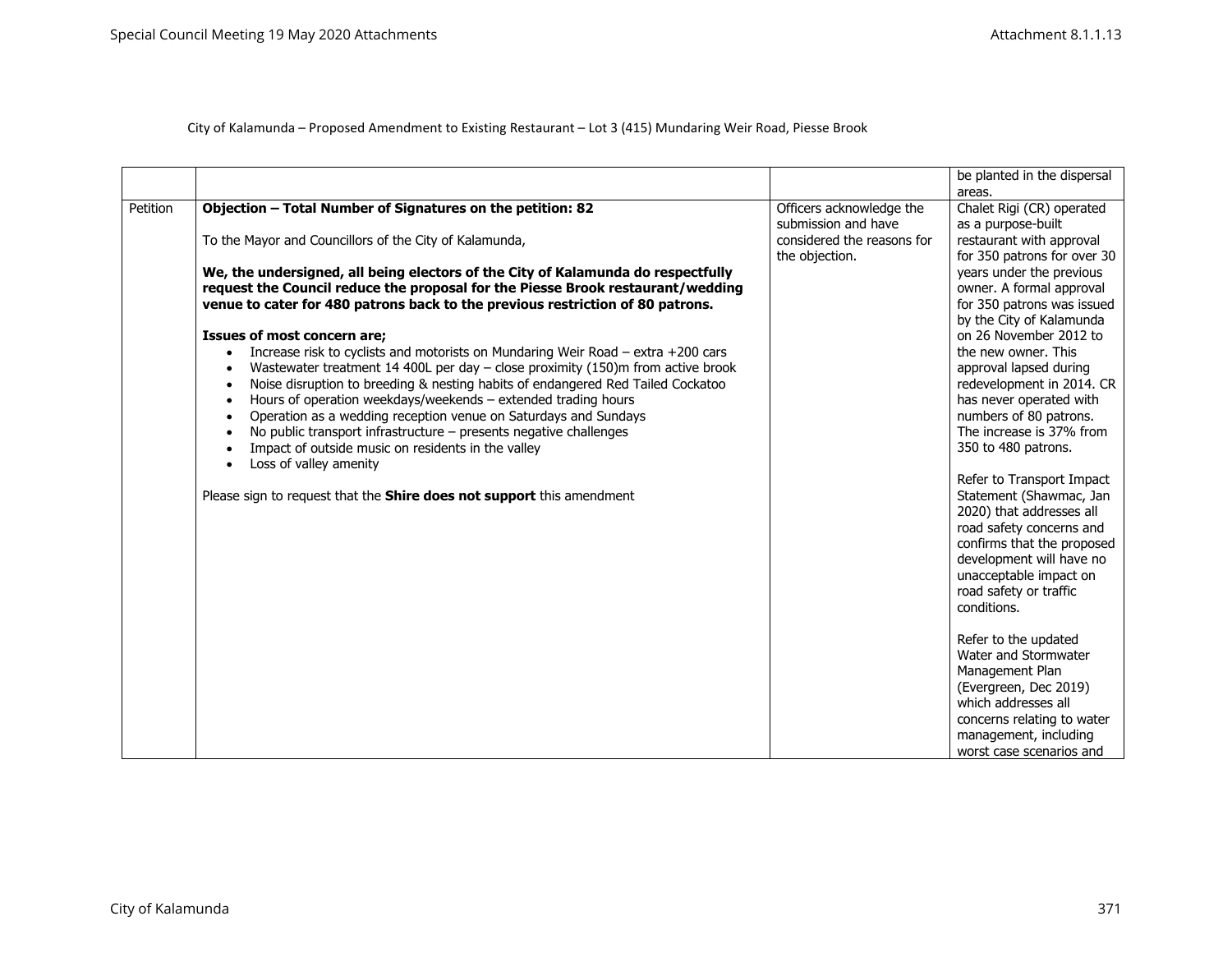City of Kalamunda – Proposed Amendment to Existing Restaurant – Lot 3 (415) Mundaring Weir Road, Piesse Brook

| | | | |
|---|---|---|---|
| | | | be planted in the dispersal areas. |
| Petition | **Objection – Total Number of Signatures on the petition: 82**<br><br>To the Mayor and Councillors of the City of Kalamunda,<br><br>**We, the undersigned, all being electors of the City of Kalamunda do respectfully request the Council reduce the proposal for the Piesse Brook restaurant/wedding venue to cater for 480 patrons back to the previous restriction of 80 patrons.**<br><br>**Issues of most concern are;**<br>• Increase risk to cyclists and motorists on Mundaring Weir Road – extra +200 cars<br>• Wastewater treatment 14 400L per day – close proximity (150)m from active brook<br>• Noise disruption to breeding & nesting habits of endangered Red Tailed Cockatoo<br>• Hours of operation weekdays/weekends – extended trading hours<br>• Operation as a wedding reception venue on Saturdays and Sundays<br>• No public transport infrastructure – presents negative challenges<br>• Impact of outside music on residents in the valley<br>• Loss of valley amenity<br><br>Please sign to request that the **Shire does not support** this amendment | Officers acknowledge the submission and have considered the reasons for the objection. | Chalet Rigi (CR) operated as a purpose-built restaurant with approval for 350 patrons for over 30 years under the previous owner. A formal approval for 350 patrons was issued by the City of Kalamunda on 26 November 2012 to the new owner. This approval lapsed during redevelopment in 2014. CR has never operated with numbers of 80 patrons. The increase is 37% from 350 to 480 patrons.<br><br>Refer to Transport Impact Statement (Shawmac, Jan 2020) that addresses all road safety concerns and confirms that the proposed development will have no unacceptable impact on road safety or traffic conditions.<br><br>Refer to the updated Water and Stormwater Management Plan (Evergreen, Dec 2019) which addresses all concerns relating to water management, including worst case scenarios and |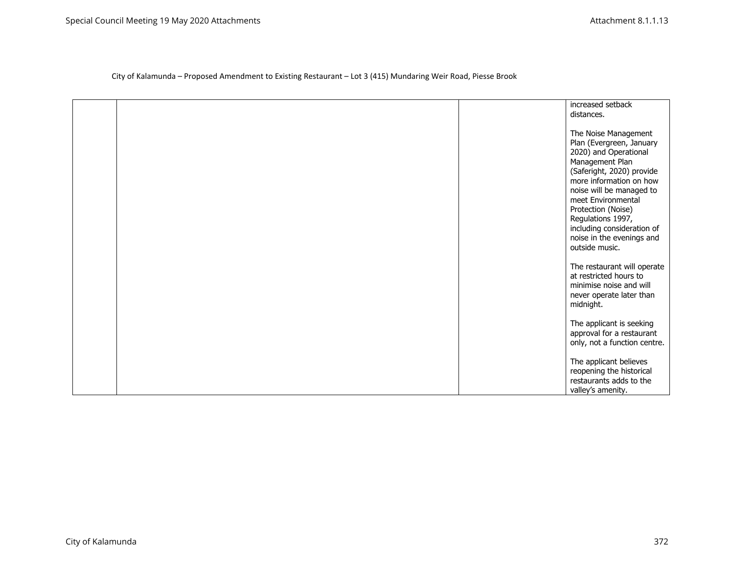City of Kalamunda – Proposed Amendment to Existing Restaurant – Lot 3 (415) Mundaring Weir Road, Piesse Brook

| | | | |
|---|---|---|---|
| | | | increased setback distances.<br><br>The Noise Management Plan (Evergreen, January 2020) and Operational Management Plan (Saferight, 2020) provide more information on how noise will be managed to meet Environmental Protection (Noise) Regulations 1997, including consideration of noise in the evenings and outside music.<br><br>The restaurant will operate at restricted hours to minimise noise and will never operate later than midnight.<br><br>The applicant is seeking approval for a restaurant only, not a function centre.<br><br>The applicant believes reopening the historical restaurants adds to the valley's amenity. |